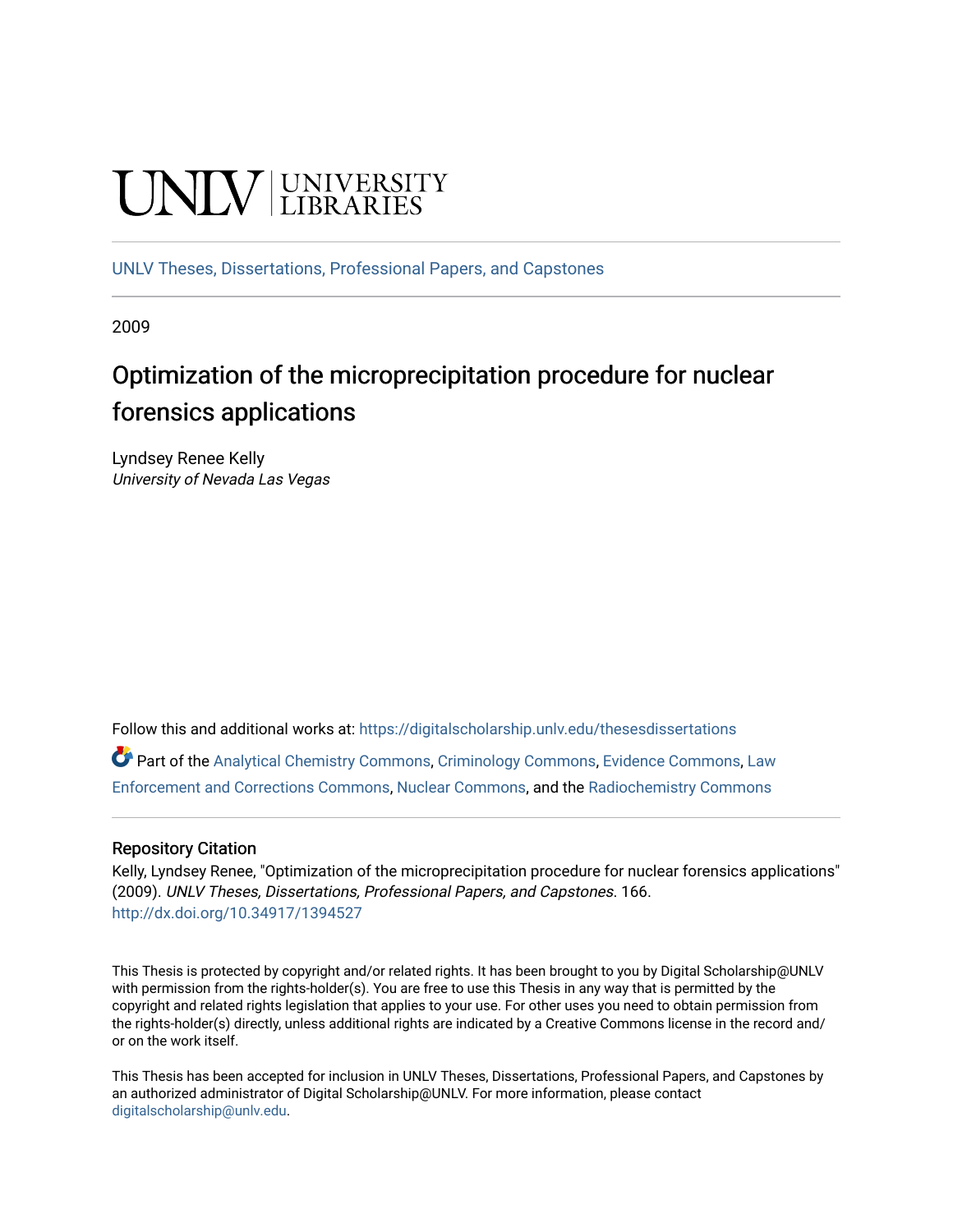UNLV | UNIVERSITY LIBRARIES

UNLV Theses, Dissertations, Professional Papers, and Capstones

2009

# Optimization of the microprecipitation procedure for nuclear forensics applications

Lyndsey Renee Kelly
*University of Nevada Las Vegas*

Follow this and additional works at: https://digitalscholarship.unlv.edu/thesesdissertations

Part of the Analytical Chemistry Commons, Criminology Commons, Evidence Commons, Law Enforcement and Corrections Commons, Nuclear Commons, and the Radiochemistry Commons

## Repository Citation

Kelly, Lyndsey Renee, "Optimization of the microprecipitation procedure for nuclear forensics applications" (2009). *UNLV Theses, Dissertations, Professional Papers, and Capstones*. 166.
http://dx.doi.org/10.34917/1394527

This Thesis is protected by copyright and/or related rights. It has been brought to you by Digital Scholarship@UNLV with permission from the rights-holder(s). You are free to use this Thesis in any way that is permitted by the copyright and related rights legislation that applies to your use. For other uses you need to obtain permission from the rights-holder(s) directly, unless additional rights are indicated by a Creative Commons license in the record and/or on the work itself.

This Thesis has been accepted for inclusion in UNLV Theses, Dissertations, Professional Papers, and Capstones by an authorized administrator of Digital Scholarship@UNLV. For more information, please contact digitalscholarship@unlv.edu.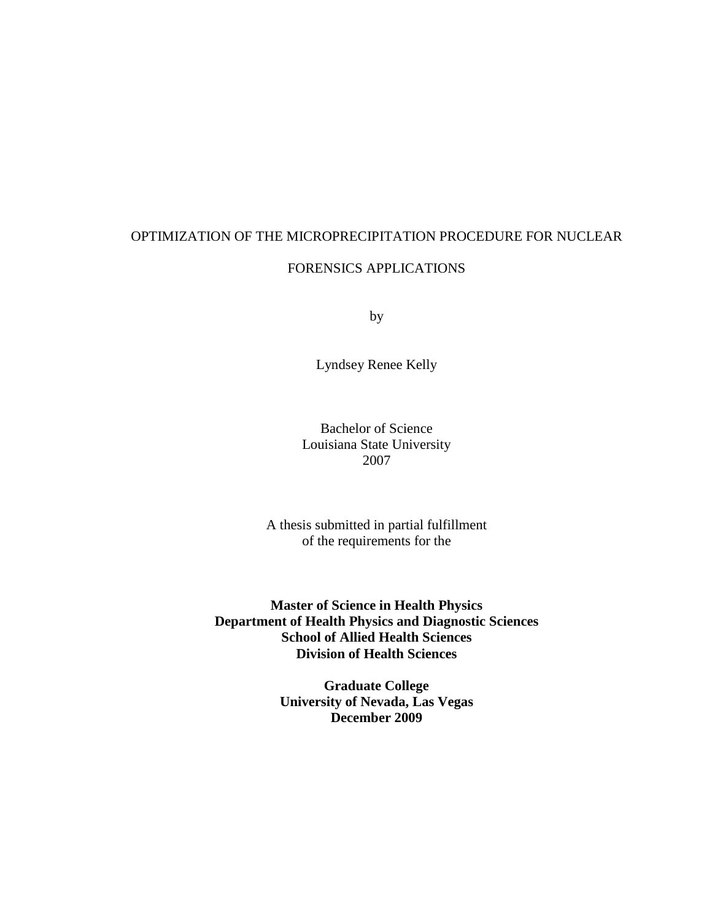# OPTIMIZATION OF THE MICROPRECIPITATION PROCEDURE FOR NUCLEAR FORENSICS APPLICATIONS

by

Lyndsey Renee Kelly

Bachelor of Science
Louisiana State University
2007

A thesis submitted in partial fulfillment
of the requirements for the

**Master of Science in Health Physics**
**Department of Health Physics and Diagnostic Sciences**
**School of Allied Health Sciences**
**Division of Health Sciences**

**Graduate College**
**University of Nevada, Las Vegas**
**December 2009**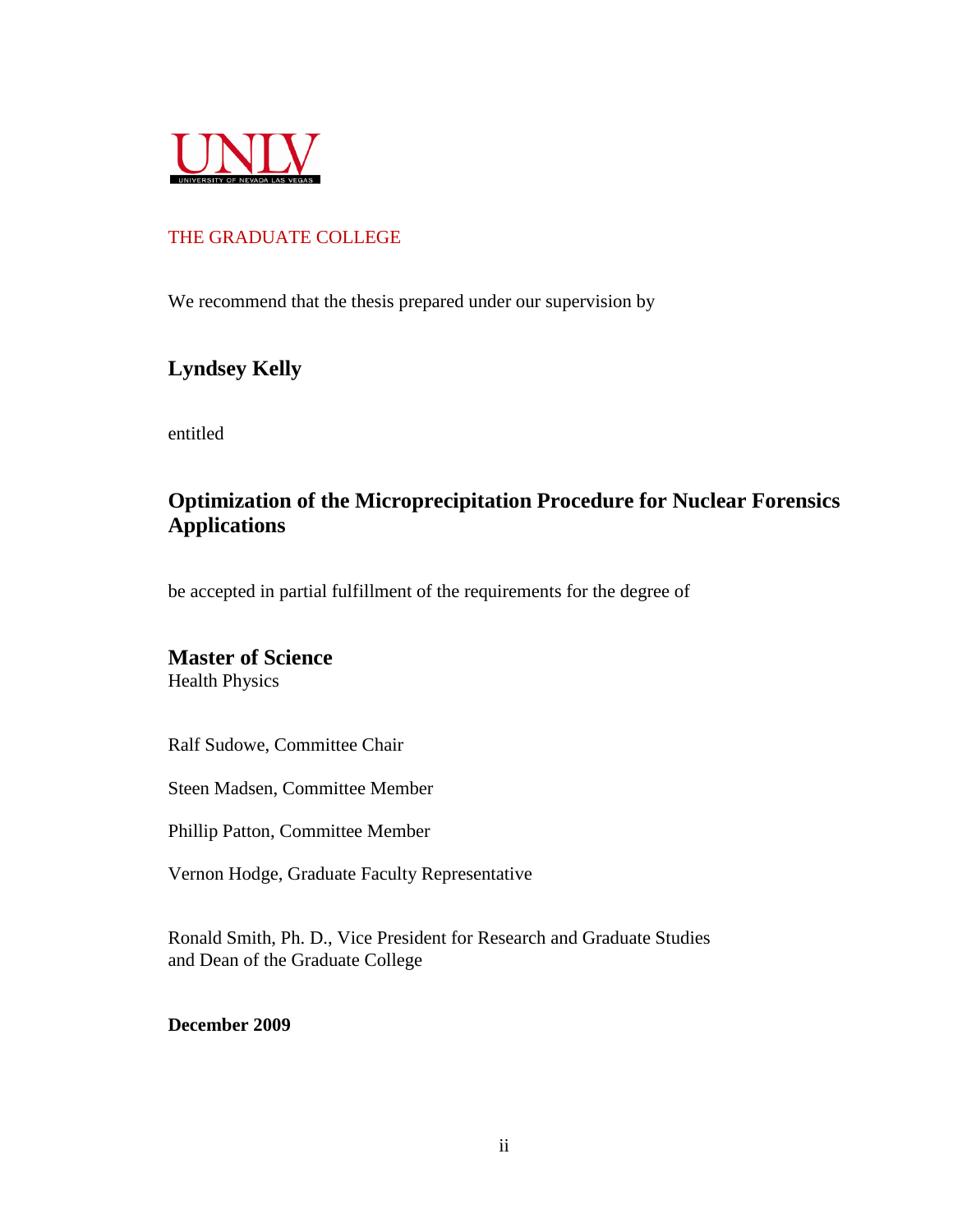UNLV

UNIVERSITY OF NEVADA LAS VEGAS

THE GRADUATE COLLEGE

We recommend that the thesis prepared under our supervision by

**Lyndsey Kelly**

entitled

**Optimization of the Microprecipitation Procedure for Nuclear Forensics Applications**

be accepted in partial fulfillment of the requirements for the degree of

**Master of Science**
Health Physics

Ralf Sudowe, Committee Chair

Steen Madsen, Committee Member

Phillip Patton, Committee Member

Vernon Hodge, Graduate Faculty Representative

Ronald Smith, Ph. D., Vice President for Research and Graduate Studies
and Dean of the Graduate College

**December 2009**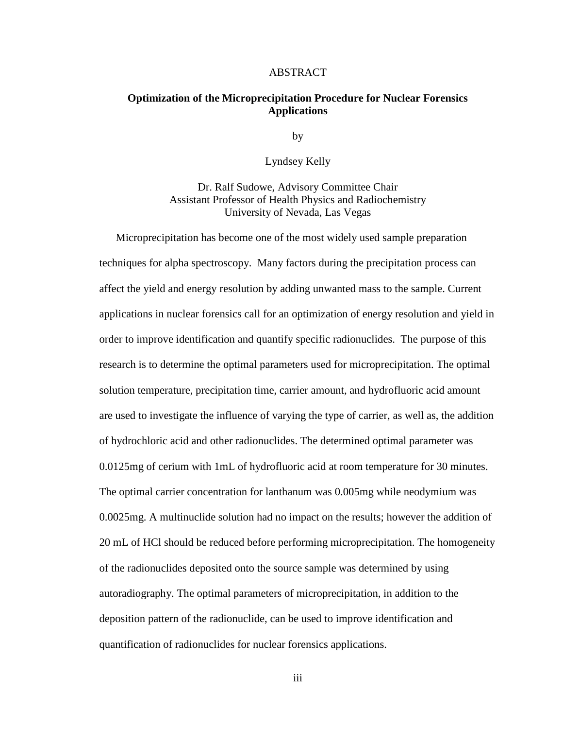# ABSTRACT

## Optimization of the Microprecipitation Procedure for Nuclear Forensics Applications

by

Lyndsey Kelly

Dr. Ralf Sudowe, Advisory Committee Chair
Assistant Professor of Health Physics and Radiochemistry
University of Nevada, Las Vegas

Microprecipitation has become one of the most widely used sample preparation techniques for alpha spectroscopy. Many factors during the precipitation process can affect the yield and energy resolution by adding unwanted mass to the sample. Current applications in nuclear forensics call for an optimization of energy resolution and yield in order to improve identification and quantify specific radionuclides. The purpose of this research is to determine the optimal parameters used for microprecipitation. The optimal solution temperature, precipitation time, carrier amount, and hydrofluoric acid amount are used to investigate the influence of varying the type of carrier, as well as, the addition of hydrochloric acid and other radionuclides. The determined optimal parameter was 0.0125mg of cerium with 1mL of hydrofluoric acid at room temperature for 30 minutes. The optimal carrier concentration for lanthanum was 0.005mg while neodymium was 0.0025mg. A multinuclide solution had no impact on the results; however the addition of 20 mL of HCl should be reduced before performing microprecipitation. The homogeneity of the radionuclides deposited onto the source sample was determined by using autoradiography. The optimal parameters of microprecipitation, in addition to the deposition pattern of the radionuclide, can be used to improve identification and quantification of radionuclides for nuclear forensics applications.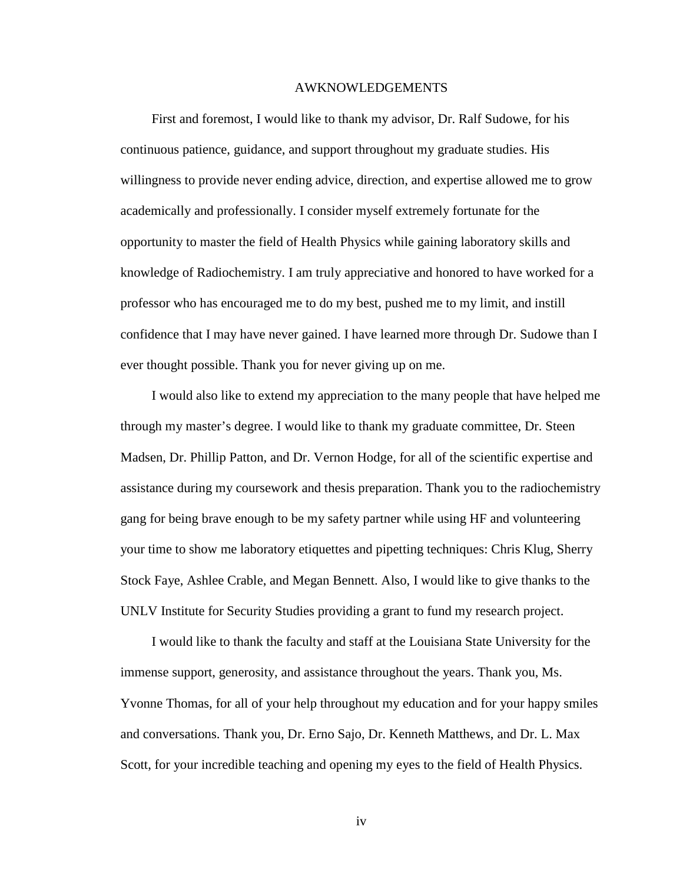# AWKNOWLEDGEMENTS

First and foremost, I would like to thank my advisor, Dr. Ralf Sudowe, for his continuous patience, guidance, and support throughout my graduate studies. His willingness to provide never ending advice, direction, and expertise allowed me to grow academically and professionally. I consider myself extremely fortunate for the opportunity to master the field of Health Physics while gaining laboratory skills and knowledge of Radiochemistry. I am truly appreciative and honored to have worked for a professor who has encouraged me to do my best, pushed me to my limit, and instill confidence that I may have never gained. I have learned more through Dr. Sudowe than I ever thought possible. Thank you for never giving up on me.

I would also like to extend my appreciation to the many people that have helped me through my master's degree. I would like to thank my graduate committee, Dr. Steen Madsen, Dr. Phillip Patton, and Dr. Vernon Hodge, for all of the scientific expertise and assistance during my coursework and thesis preparation. Thank you to the radiochemistry gang for being brave enough to be my safety partner while using HF and volunteering your time to show me laboratory etiquettes and pipetting techniques: Chris Klug, Sherry Stock Faye, Ashlee Crable, and Megan Bennett. Also, I would like to give thanks to the UNLV Institute for Security Studies providing a grant to fund my research project.

I would like to thank the faculty and staff at the Louisiana State University for the immense support, generosity, and assistance throughout the years. Thank you, Ms. Yvonne Thomas, for all of your help throughout my education and for your happy smiles and conversations. Thank you, Dr. Erno Sajo, Dr. Kenneth Matthews, and Dr. L. Max Scott, for your incredible teaching and opening my eyes to the field of Health Physics.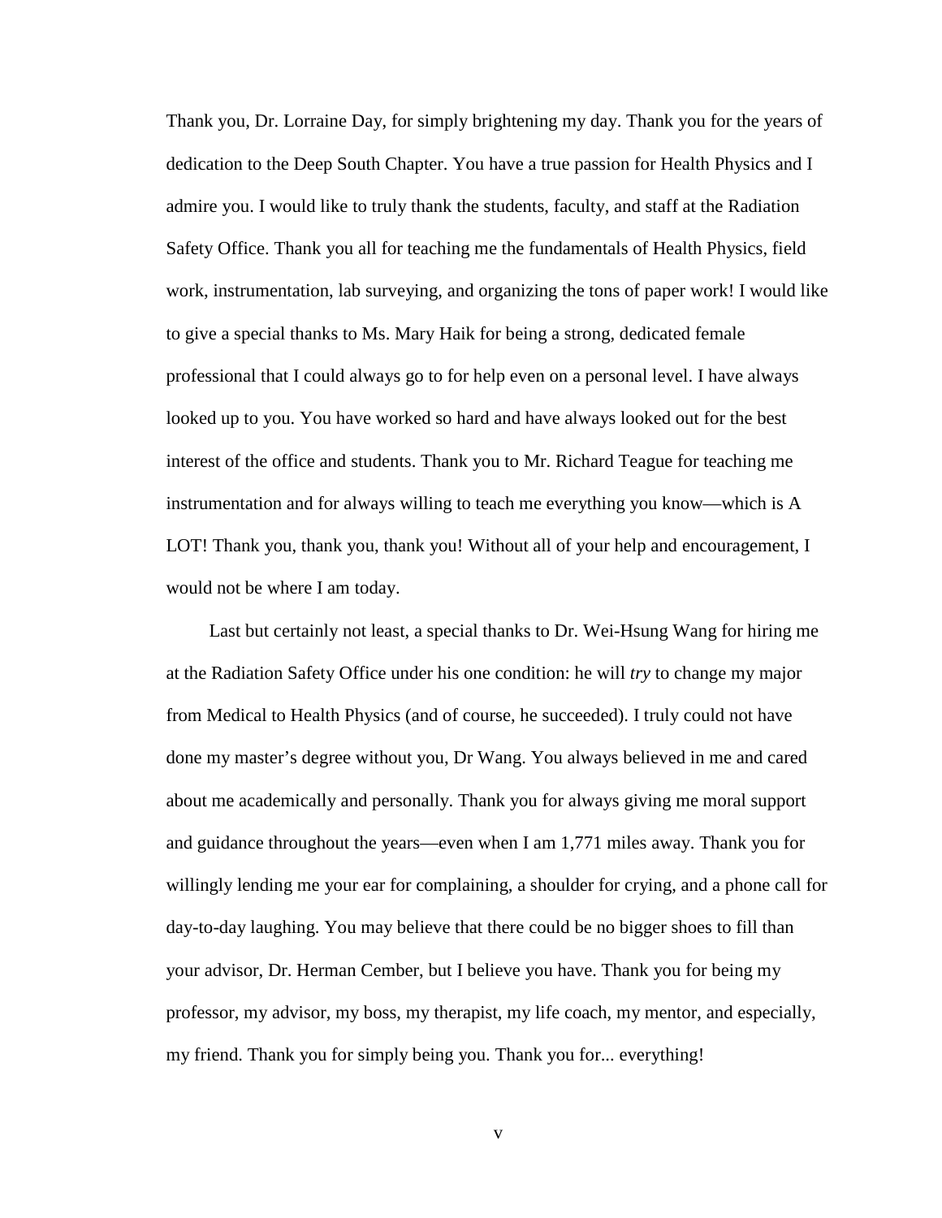Thank you, Dr. Lorraine Day, for simply brightening my day. Thank you for the years of dedication to the Deep South Chapter. You have a true passion for Health Physics and I admire you. I would like to truly thank the students, faculty, and staff at the Radiation Safety Office. Thank you all for teaching me the fundamentals of Health Physics, field work, instrumentation, lab surveying, and organizing the tons of paper work! I would like to give a special thanks to Ms. Mary Haik for being a strong, dedicated female professional that I could always go to for help even on a personal level. I have always looked up to you. You have worked so hard and have always looked out for the best interest of the office and students. Thank you to Mr. Richard Teague for teaching me instrumentation and for always willing to teach me everything you know—which is A LOT! Thank you, thank you, thank you! Without all of your help and encouragement, I would not be where I am today.

Last but certainly not least, a special thanks to Dr. Wei-Hsung Wang for hiring me at the Radiation Safety Office under his one condition: he will *try* to change my major from Medical to Health Physics (and of course, he succeeded). I truly could not have done my master's degree without you, Dr Wang. You always believed in me and cared about me academically and personally. Thank you for always giving me moral support and guidance throughout the years—even when I am 1,771 miles away. Thank you for willingly lending me your ear for complaining, a shoulder for crying, and a phone call for day-to-day laughing. You may believe that there could be no bigger shoes to fill than your advisor, Dr. Herman Cember, but I believe you have. Thank you for being my professor, my advisor, my boss, my therapist, my life coach, my mentor, and especially, my friend. Thank you for simply being you. Thank you for... everything!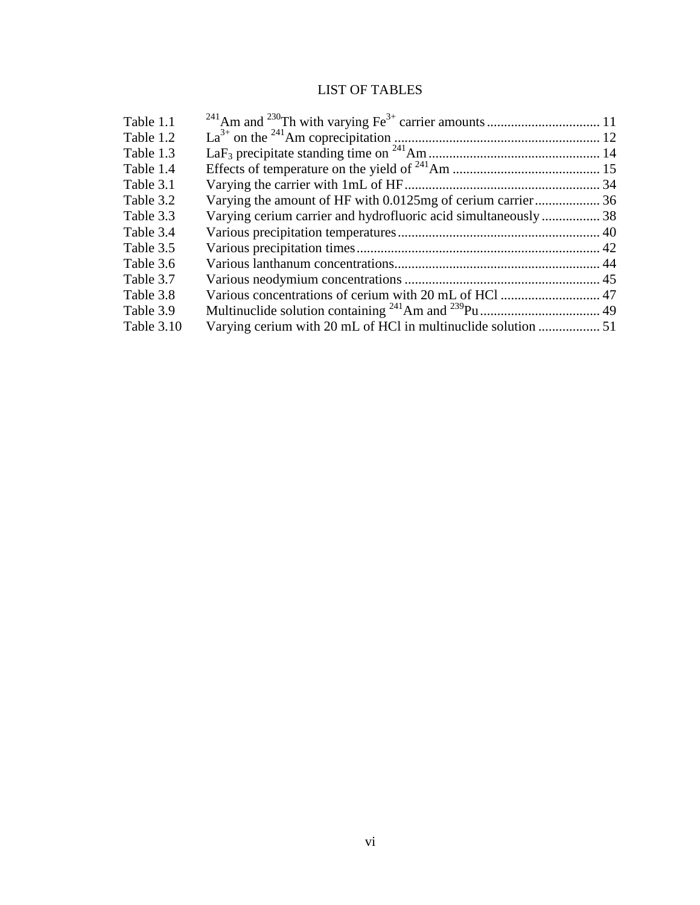# LIST OF TABLES

| | | |
|---|---|---|
| Table 1.1 | $^{241}Am$ and $^{230}Th$ with varying $Fe^{3+}$ carrier amounts | 11 |
| Table 1.2 | $La^{3+}$ on the $^{241}Am$ coprecipitation | 12 |
| Table 1.3 | $LaF_3$ precipitate standing time on $^{241}Am$ | 14 |
| Table 1.4 | Effects of temperature on the yield of $^{241}Am$ | 15 |
| Table 3.1 | Varying the carrier with 1mL of HF | 34 |
| Table 3.2 | Varying the amount of HF with 0.0125mg of cerium carrier | 36 |
| Table 3.3 | Varying cerium carrier and hydrofluoric acid simultaneously | 38 |
| Table 3.4 | Various precipitation temperatures | 40 |
| Table 3.5 | Various precipitation times | 42 |
| Table 3.6 | Various lanthanum concentrations | 44 |
| Table 3.7 | Various neodymium concentrations | 45 |
| Table 3.8 | Various concentrations of cerium with 20 mL of HCl | 47 |
| Table 3.9 | Multinuclide solution containing $^{241}Am$ and $^{239}Pu$ | 49 |
| Table 3.10 | Varying cerium with 20 mL of HCl in multinuclide solution | 51 |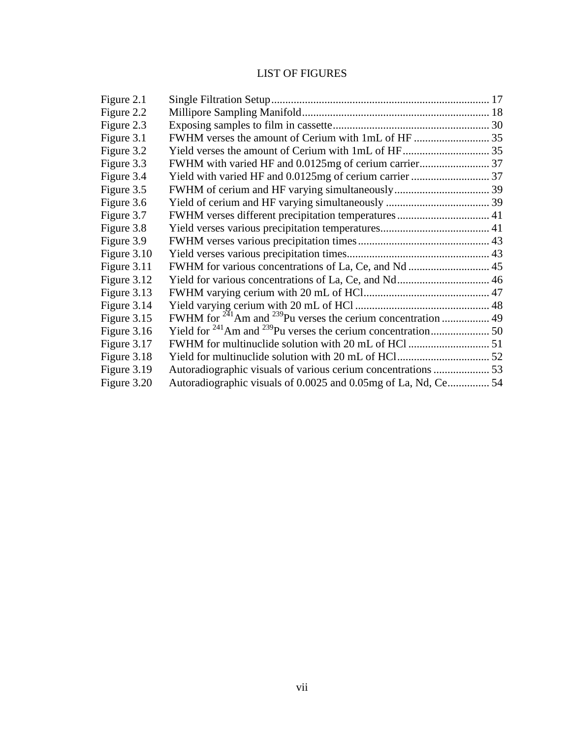# LIST OF FIGURES

| | | |
|---|---|---|
| Figure 2.1 | Single Filtration Setup | 17 |
| Figure 2.2 | Millipore Sampling Manifold | 18 |
| Figure 2.3 | Exposing samples to film in cassette | 30 |
| Figure 3.1 | FWHM verses the amount of Cerium with 1mL of HF | 35 |
| Figure 3.2 | Yield verses the amount of Cerium with 1mL of HF | 35 |
| Figure 3.3 | FWHM with varied HF and 0.0125mg of cerium carrier | 37 |
| Figure 3.4 | Yield with varied HF and 0.0125mg of cerium carrier | 37 |
| Figure 3.5 | FWHM of cerium and HF varying simultaneously | 39 |
| Figure 3.6 | Yield of cerium and HF varying simultaneously | 39 |
| Figure 3.7 | FWHM verses different precipitation temperatures | 41 |
| Figure 3.8 | Yield verses various precipitation temperatures | 41 |
| Figure 3.9 | FWHM verses various precipitation times | 43 |
| Figure 3.10 | Yield verses various precipitation times | 43 |
| Figure 3.11 | FWHM for various concentrations of La, Ce, and Nd | 45 |
| Figure 3.12 | Yield for various concentrations of La, Ce, and Nd | 46 |
| Figure 3.13 | FWHM varying cerium with 20 mL of HCl | 47 |
| Figure 3.14 | Yield varying cerium with 20 mL of HCl | 48 |
| Figure 3.15 | FWHM for $^{241}$Am and $^{239}$Pu verses the cerium concentration | 49 |
| Figure 3.16 | Yield for $^{241}$Am and $^{239}$Pu verses the cerium concentration | 50 |
| Figure 3.17 | FWHM for multinuclide solution with 20 mL of HCl | 51 |
| Figure 3.18 | Yield for multinuclide solution with 20 mL of HCl | 52 |
| Figure 3.19 | Autoradiographic visuals of various cerium concentrations | 53 |
| Figure 3.20 | Autoradiographic visuals of 0.0025 and 0.05mg of La, Nd, Ce | 54 |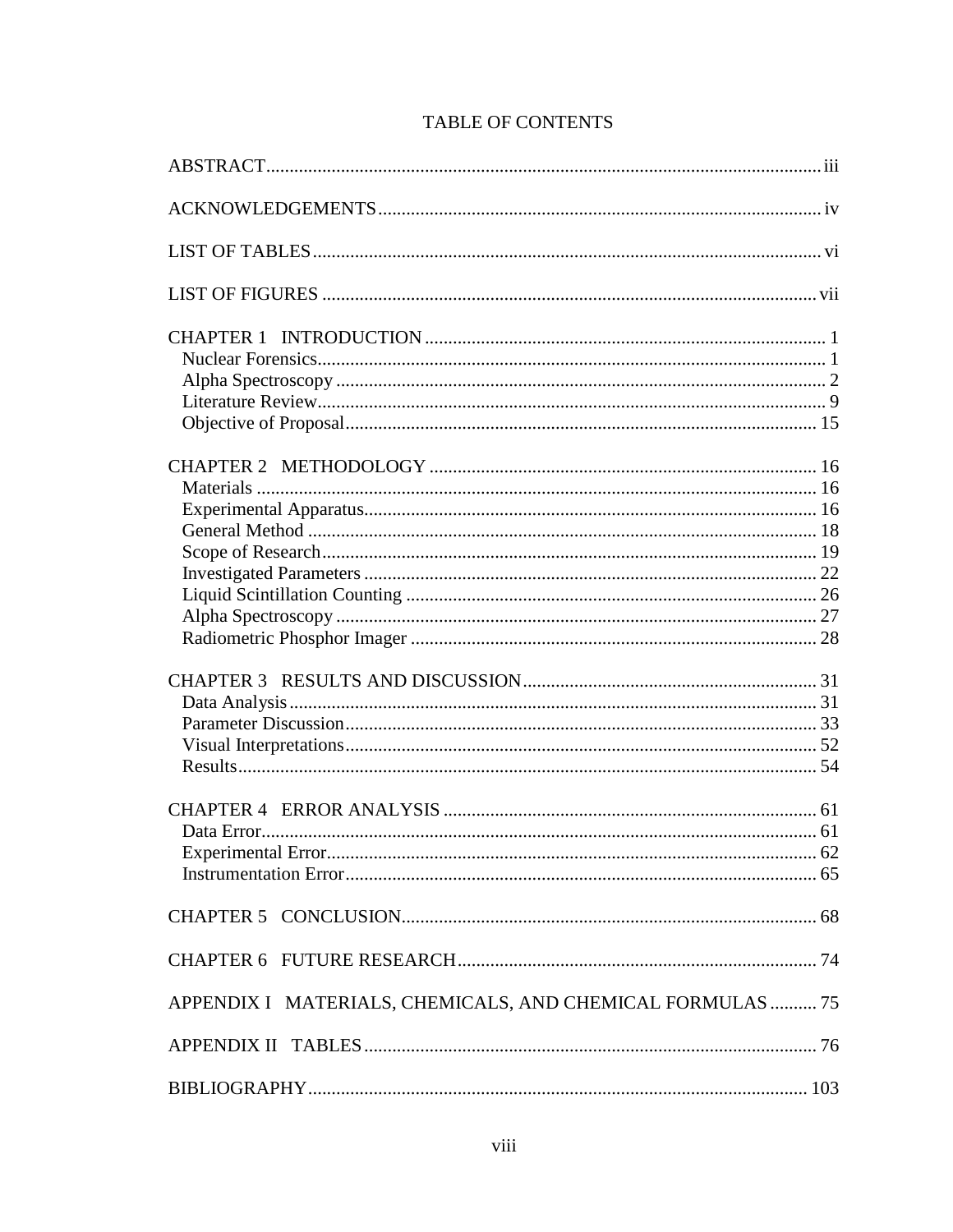# TABLE OF CONTENTS

ABSTRACT .......... iii

ACKNOWLEDGEMENTS .......... iv

LIST OF TABLES .......... vi

LIST OF FIGURES .......... vii

CHAPTER 1 INTRODUCTION .......... 1
- Nuclear Forensics .......... 1
- Alpha Spectroscopy .......... 2
- Literature Review .......... 9
- Objective of Proposal .......... 15

CHAPTER 2 METHODOLOGY .......... 16
- Materials .......... 16
- Experimental Apparatus .......... 16
- General Method .......... 18
- Scope of Research .......... 19
- Investigated Parameters .......... 22
- Liquid Scintillation Counting .......... 26
- Alpha Spectroscopy .......... 27
- Radiometric Phosphor Imager .......... 28

CHAPTER 3 RESULTS AND DISCUSSION .......... 31
- Data Analysis .......... 31
- Parameter Discussion .......... 33
- Visual Interpretations .......... 52
- Results .......... 54

CHAPTER 4 ERROR ANALYSIS .......... 61
- Data Error .......... 61
- Experimental Error .......... 62
- Instrumentation Error .......... 65

CHAPTER 5 CONCLUSION .......... 68

CHAPTER 6 FUTURE RESEARCH .......... 74

APPENDIX I MATERIALS, CHEMICALS, AND CHEMICAL FORMULAS .......... 75

APPENDIX II TABLES .......... 76

BIBLIOGRAPHY .......... 103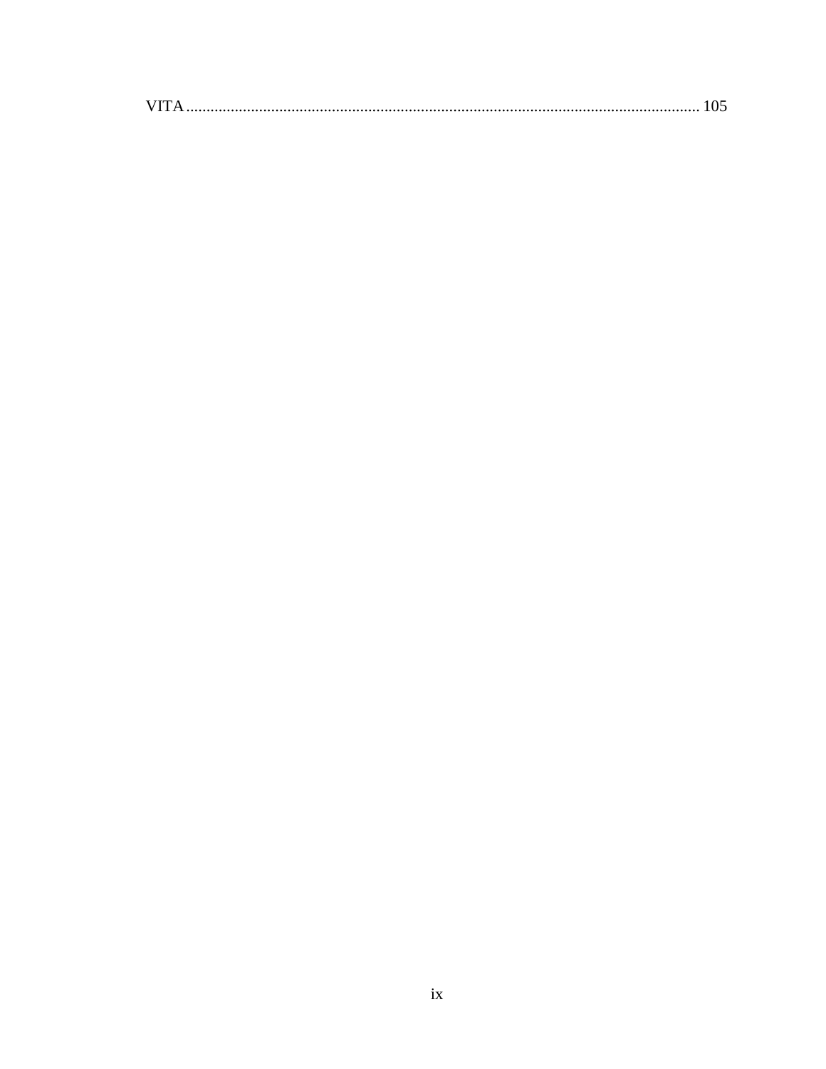VITA ............................................................................................................................. 105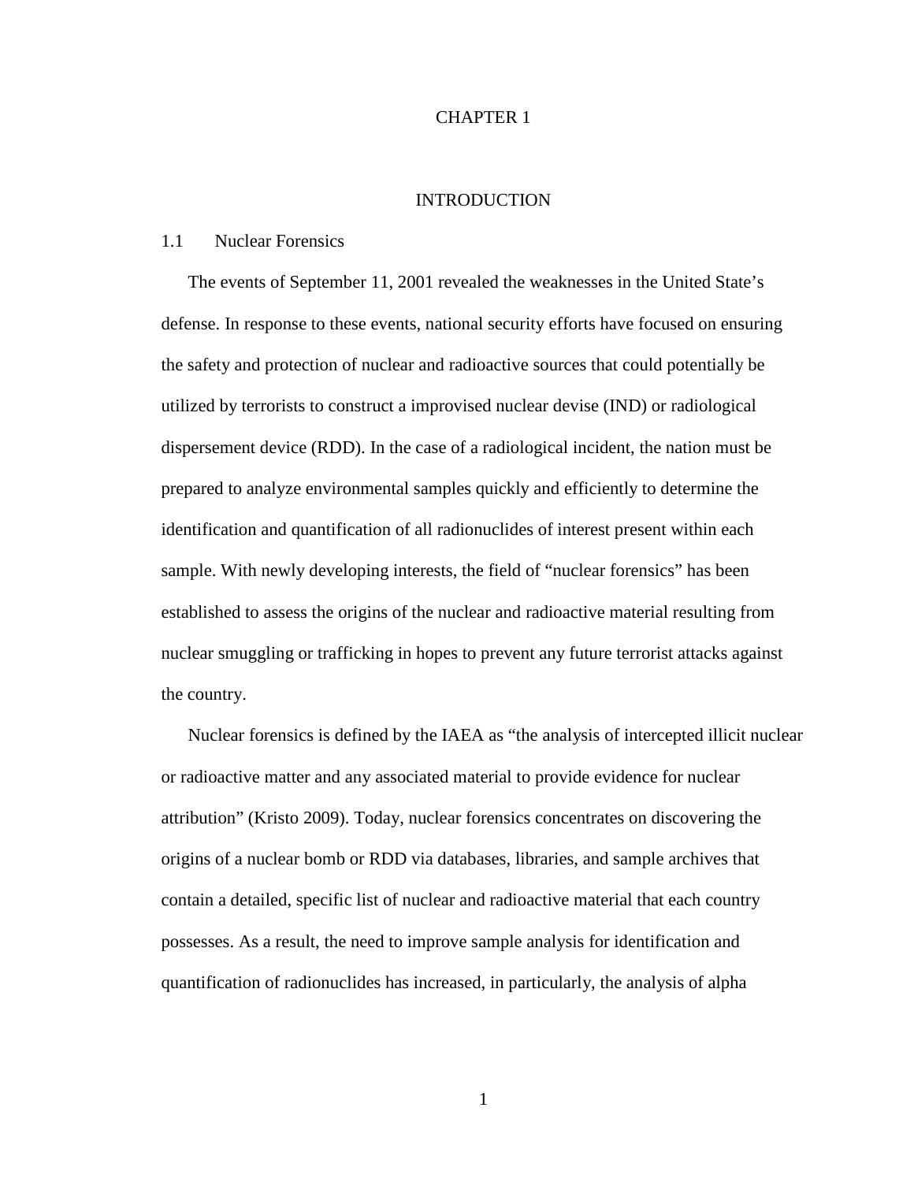# CHAPTER 1

# INTRODUCTION

## 1.1 Nuclear Forensics

The events of September 11, 2001 revealed the weaknesses in the United State's defense. In response to these events, national security efforts have focused on ensuring the safety and protection of nuclear and radioactive sources that could potentially be utilized by terrorists to construct a improvised nuclear devise (IND) or radiological dispersement device (RDD). In the case of a radiological incident, the nation must be prepared to analyze environmental samples quickly and efficiently to determine the identification and quantification of all radionuclides of interest present within each sample. With newly developing interests, the field of "nuclear forensics" has been established to assess the origins of the nuclear and radioactive material resulting from nuclear smuggling or trafficking in hopes to prevent any future terrorist attacks against the country.

Nuclear forensics is defined by the IAEA as "the analysis of intercepted illicit nuclear or radioactive matter and any associated material to provide evidence for nuclear attribution" (Kristo 2009). Today, nuclear forensics concentrates on discovering the origins of a nuclear bomb or RDD via databases, libraries, and sample archives that contain a detailed, specific list of nuclear and radioactive material that each country possesses. As a result, the need to improve sample analysis for identification and quantification of radionuclides has increased, in particularly, the analysis of alpha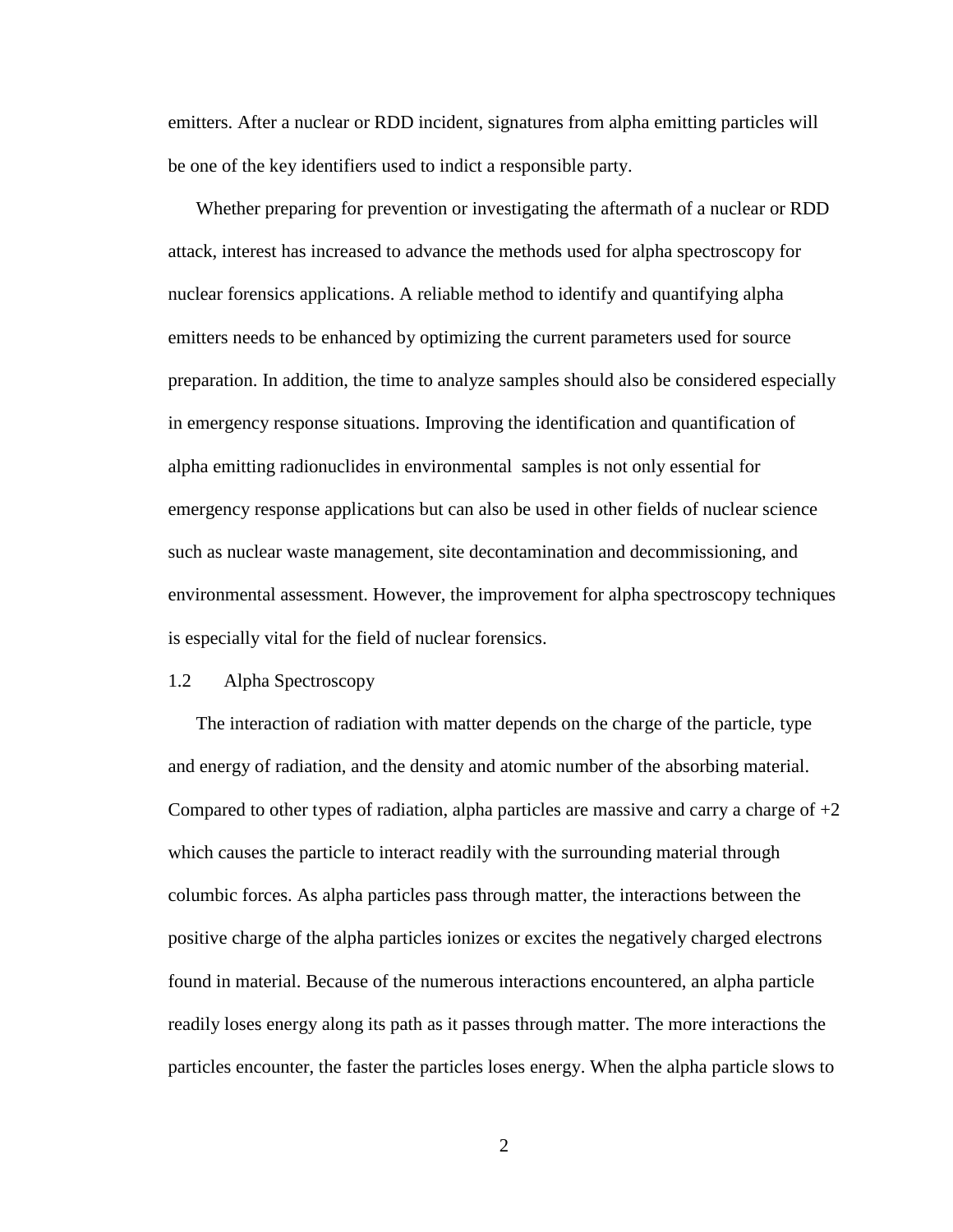emitters. After a nuclear or RDD incident, signatures from alpha emitting particles will be one of the key identifiers used to indict a responsible party.

Whether preparing for prevention or investigating the aftermath of a nuclear or RDD attack, interest has increased to advance the methods used for alpha spectroscopy for nuclear forensics applications. A reliable method to identify and quantifying alpha emitters needs to be enhanced by optimizing the current parameters used for source preparation. In addition, the time to analyze samples should also be considered especially in emergency response situations. Improving the identification and quantification of alpha emitting radionuclides in environmental samples is not only essential for emergency response applications but can also be used in other fields of nuclear science such as nuclear waste management, site decontamination and decommissioning, and environmental assessment. However, the improvement for alpha spectroscopy techniques is especially vital for the field of nuclear forensics.

## 1.2 Alpha Spectroscopy

The interaction of radiation with matter depends on the charge of the particle, type and energy of radiation, and the density and atomic number of the absorbing material. Compared to other types of radiation, alpha particles are massive and carry a charge of +2 which causes the particle to interact readily with the surrounding material through columbic forces. As alpha particles pass through matter, the interactions between the positive charge of the alpha particles ionizes or excites the negatively charged electrons found in material. Because of the numerous interactions encountered, an alpha particle readily loses energy along its path as it passes through matter. The more interactions the particles encounter, the faster the particles loses energy. When the alpha particle slows to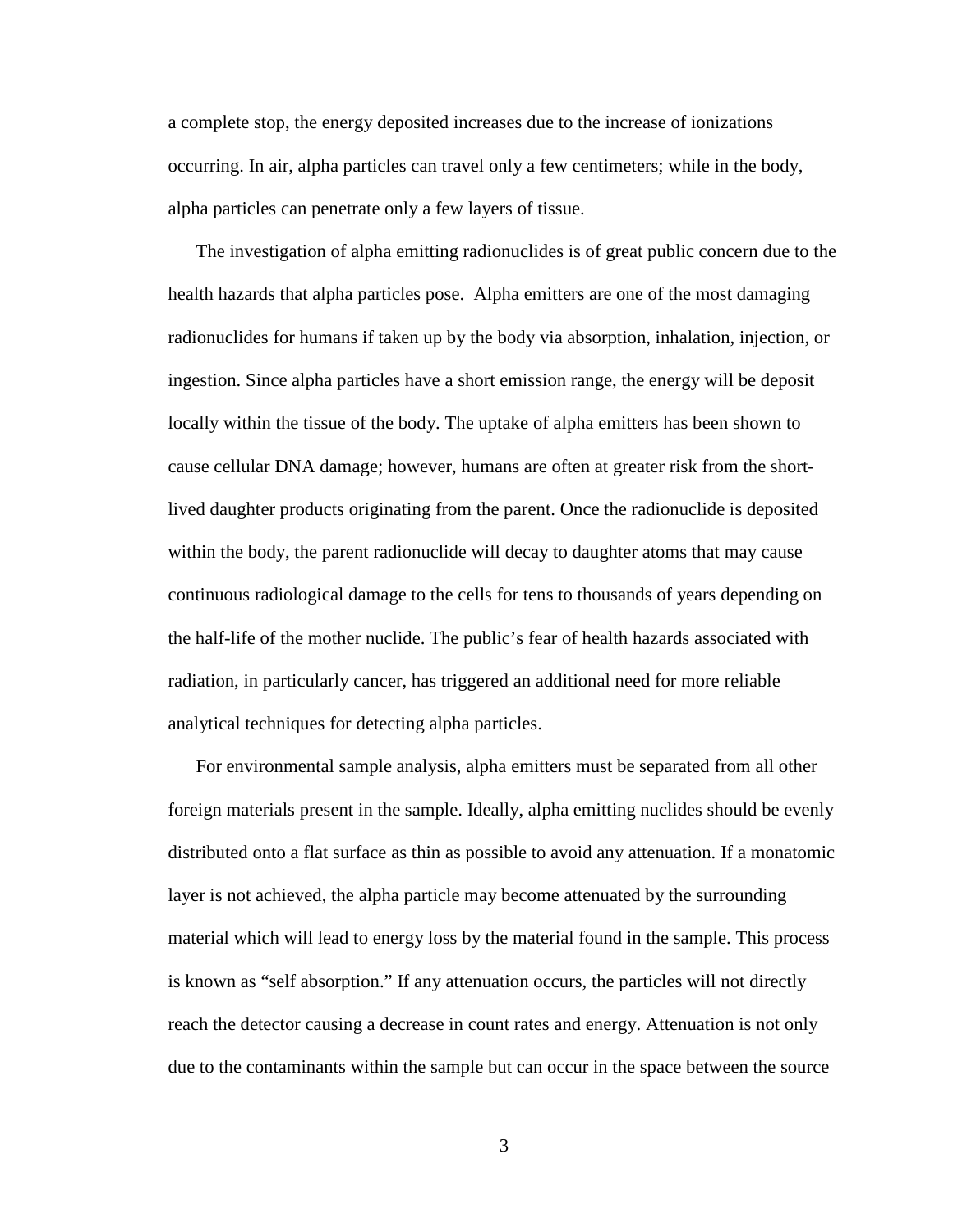a complete stop, the energy deposited increases due to the increase of ionizations occurring. In air, alpha particles can travel only a few centimeters; while in the body, alpha particles can penetrate only a few layers of tissue.

The investigation of alpha emitting radionuclides is of great public concern due to the health hazards that alpha particles pose. Alpha emitters are one of the most damaging radionuclides for humans if taken up by the body via absorption, inhalation, injection, or ingestion. Since alpha particles have a short emission range, the energy will be deposit locally within the tissue of the body. The uptake of alpha emitters has been shown to cause cellular DNA damage; however, humans are often at greater risk from the short-lived daughter products originating from the parent. Once the radionuclide is deposited within the body, the parent radionuclide will decay to daughter atoms that may cause continuous radiological damage to the cells for tens to thousands of years depending on the half-life of the mother nuclide. The public's fear of health hazards associated with radiation, in particularly cancer, has triggered an additional need for more reliable analytical techniques for detecting alpha particles.

For environmental sample analysis, alpha emitters must be separated from all other foreign materials present in the sample. Ideally, alpha emitting nuclides should be evenly distributed onto a flat surface as thin as possible to avoid any attenuation. If a monatomic layer is not achieved, the alpha particle may become attenuated by the surrounding material which will lead to energy loss by the material found in the sample. This process is known as "self absorption." If any attenuation occurs, the particles will not directly reach the detector causing a decrease in count rates and energy. Attenuation is not only due to the contaminants within the sample but can occur in the space between the source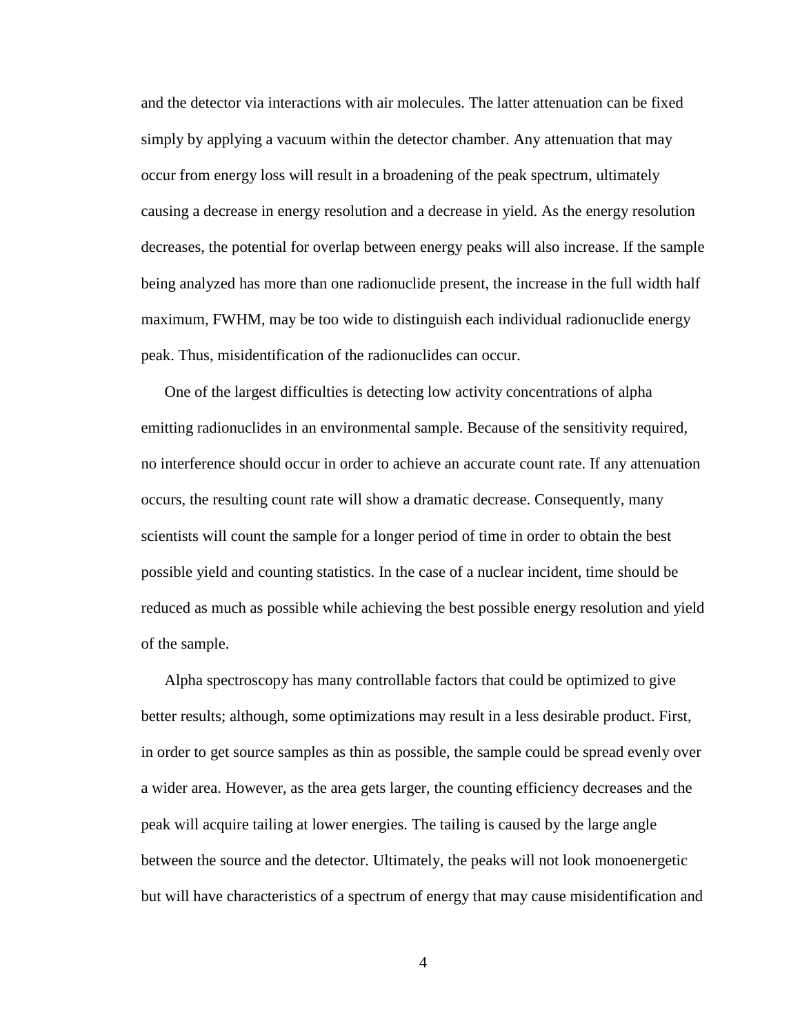and the detector via interactions with air molecules. The latter attenuation can be fixed simply by applying a vacuum within the detector chamber. Any attenuation that may occur from energy loss will result in a broadening of the peak spectrum, ultimately causing a decrease in energy resolution and a decrease in yield. As the energy resolution decreases, the potential for overlap between energy peaks will also increase. If the sample being analyzed has more than one radionuclide present, the increase in the full width half maximum, FWHM, may be too wide to distinguish each individual radionuclide energy peak. Thus, misidentification of the radionuclides can occur.

One of the largest difficulties is detecting low activity concentrations of alpha emitting radionuclides in an environmental sample. Because of the sensitivity required, no interference should occur in order to achieve an accurate count rate. If any attenuation occurs, the resulting count rate will show a dramatic decrease. Consequently, many scientists will count the sample for a longer period of time in order to obtain the best possible yield and counting statistics. In the case of a nuclear incident, time should be reduced as much as possible while achieving the best possible energy resolution and yield of the sample.

Alpha spectroscopy has many controllable factors that could be optimized to give better results; although, some optimizations may result in a less desirable product. First, in order to get source samples as thin as possible, the sample could be spread evenly over a wider area. However, as the area gets larger, the counting efficiency decreases and the peak will acquire tailing at lower energies. The tailing is caused by the large angle between the source and the detector. Ultimately, the peaks will not look monoenergetic but will have characteristics of a spectrum of energy that may cause misidentification and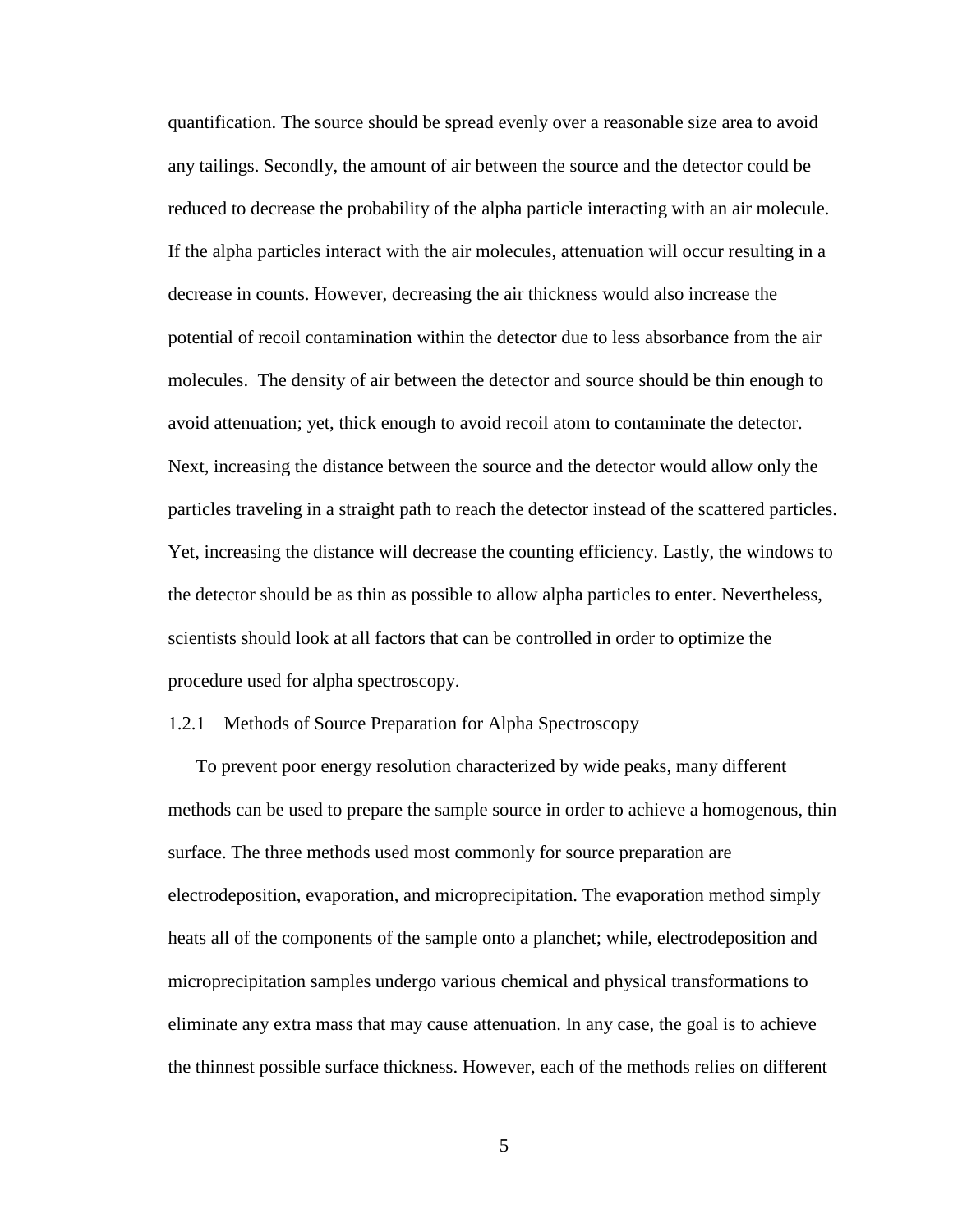quantification. The source should be spread evenly over a reasonable size area to avoid any tailings. Secondly, the amount of air between the source and the detector could be reduced to decrease the probability of the alpha particle interacting with an air molecule. If the alpha particles interact with the air molecules, attenuation will occur resulting in a decrease in counts. However, decreasing the air thickness would also increase the potential of recoil contamination within the detector due to less absorbance from the air molecules. The density of air between the detector and source should be thin enough to avoid attenuation; yet, thick enough to avoid recoil atom to contaminate the detector. Next, increasing the distance between the source and the detector would allow only the particles traveling in a straight path to reach the detector instead of the scattered particles. Yet, increasing the distance will decrease the counting efficiency. Lastly, the windows to the detector should be as thin as possible to allow alpha particles to enter. Nevertheless, scientists should look at all factors that can be controlled in order to optimize the procedure used for alpha spectroscopy.

### 1.2.1 Methods of Source Preparation for Alpha Spectroscopy

To prevent poor energy resolution characterized by wide peaks, many different methods can be used to prepare the sample source in order to achieve a homogenous, thin surface. The three methods used most commonly for source preparation are electrodeposition, evaporation, and microprecipitation. The evaporation method simply heats all of the components of the sample onto a planchet; while, electrodeposition and microprecipitation samples undergo various chemical and physical transformations to eliminate any extra mass that may cause attenuation. In any case, the goal is to achieve the thinnest possible surface thickness. However, each of the methods relies on different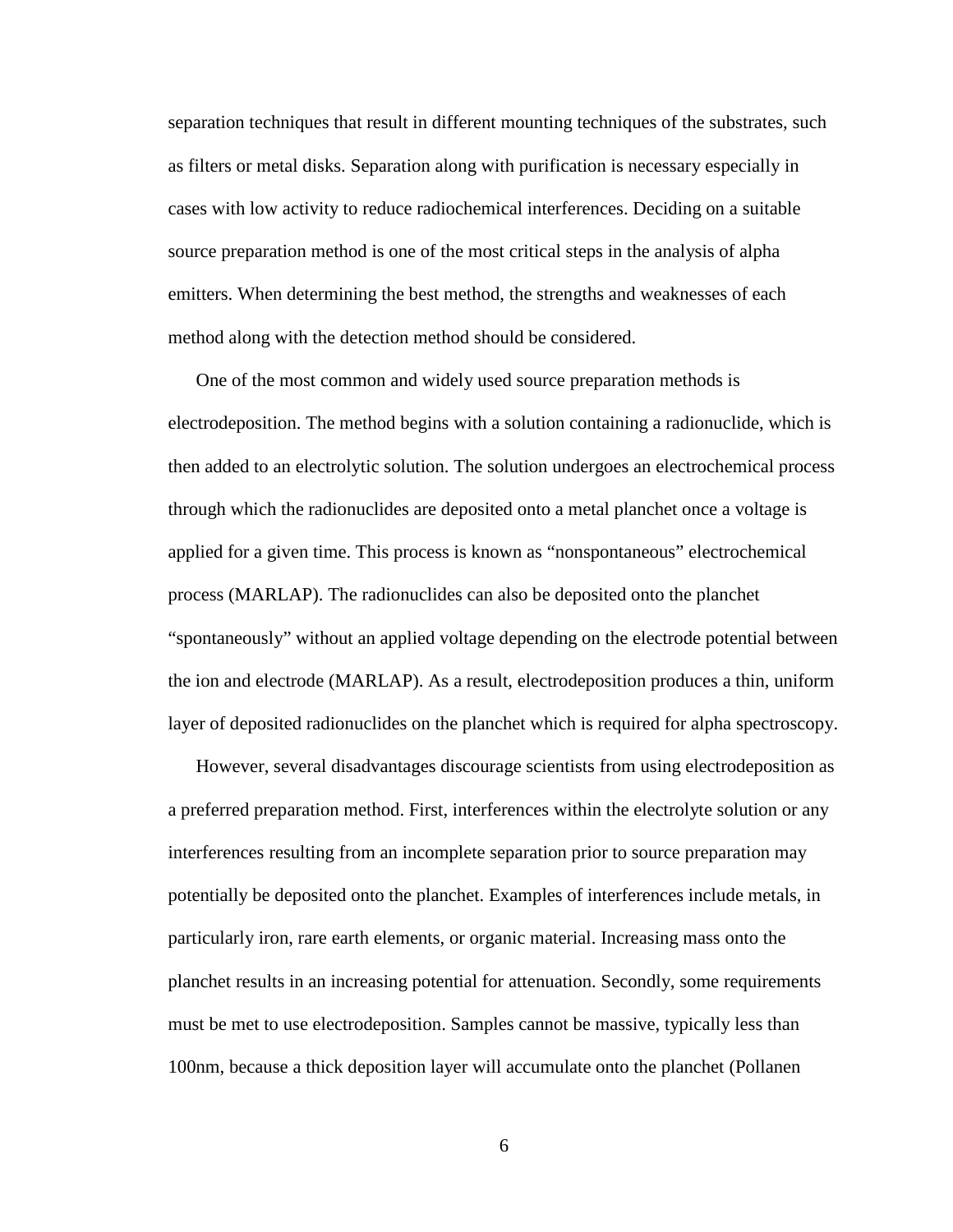separation techniques that result in different mounting techniques of the substrates, such as filters or metal disks. Separation along with purification is necessary especially in cases with low activity to reduce radiochemical interferences. Deciding on a suitable source preparation method is one of the most critical steps in the analysis of alpha emitters. When determining the best method, the strengths and weaknesses of each method along with the detection method should be considered.

One of the most common and widely used source preparation methods is electrodeposition. The method begins with a solution containing a radionuclide, which is then added to an electrolytic solution. The solution undergoes an electrochemical process through which the radionuclides are deposited onto a metal planchet once a voltage is applied for a given time. This process is known as "nonspontaneous" electrochemical process (MARLAP). The radionuclides can also be deposited onto the planchet "spontaneously" without an applied voltage depending on the electrode potential between the ion and electrode (MARLAP). As a result, electrodeposition produces a thin, uniform layer of deposited radionuclides on the planchet which is required for alpha spectroscopy.

However, several disadvantages discourage scientists from using electrodeposition as a preferred preparation method. First, interferences within the electrolyte solution or any interferences resulting from an incomplete separation prior to source preparation may potentially be deposited onto the planchet. Examples of interferences include metals, in particularly iron, rare earth elements, or organic material. Increasing mass onto the planchet results in an increasing potential for attenuation. Secondly, some requirements must be met to use electrodeposition. Samples cannot be massive, typically less than 100nm, because a thick deposition layer will accumulate onto the planchet (Pollanen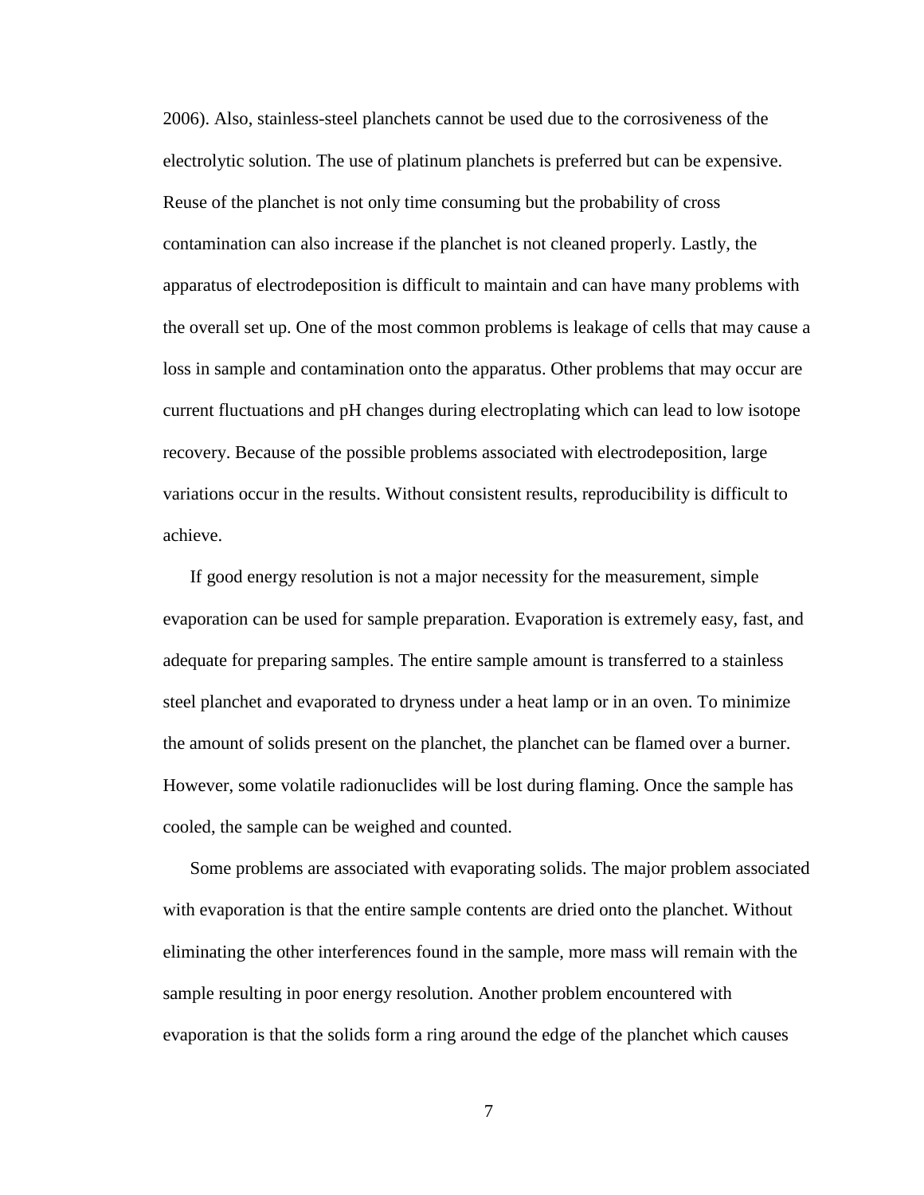2006). Also, stainless-steel planchets cannot be used due to the corrosiveness of the electrolytic solution. The use of platinum planchets is preferred but can be expensive. Reuse of the planchet is not only time consuming but the probability of cross contamination can also increase if the planchet is not cleaned properly. Lastly, the apparatus of electrodeposition is difficult to maintain and can have many problems with the overall set up. One of the most common problems is leakage of cells that may cause a loss in sample and contamination onto the apparatus. Other problems that may occur are current fluctuations and pH changes during electroplating which can lead to low isotope recovery. Because of the possible problems associated with electrodeposition, large variations occur in the results. Without consistent results, reproducibility is difficult to achieve.

If good energy resolution is not a major necessity for the measurement, simple evaporation can be used for sample preparation. Evaporation is extremely easy, fast, and adequate for preparing samples. The entire sample amount is transferred to a stainless steel planchet and evaporated to dryness under a heat lamp or in an oven. To minimize the amount of solids present on the planchet, the planchet can be flamed over a burner. However, some volatile radionuclides will be lost during flaming. Once the sample has cooled, the sample can be weighed and counted.

Some problems are associated with evaporating solids. The major problem associated with evaporation is that the entire sample contents are dried onto the planchet. Without eliminating the other interferences found in the sample, more mass will remain with the sample resulting in poor energy resolution. Another problem encountered with evaporation is that the solids form a ring around the edge of the planchet which causes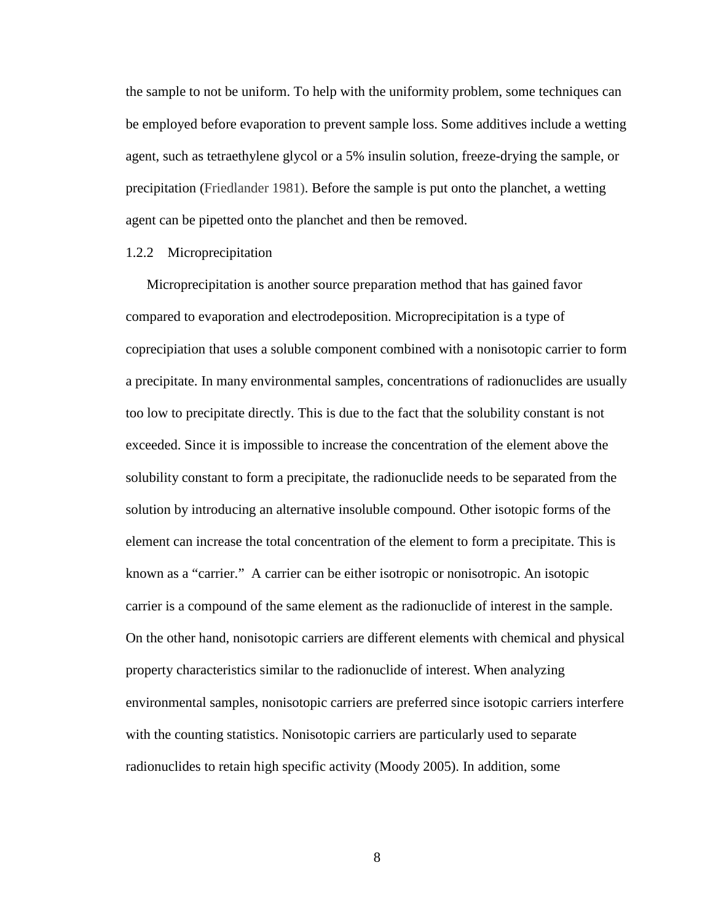the sample to not be uniform. To help with the uniformity problem, some techniques can be employed before evaporation to prevent sample loss. Some additives include a wetting agent, such as tetraethylene glycol or a 5% insulin solution, freeze-drying the sample, or precipitation (Friedlander 1981). Before the sample is put onto the planchet, a wetting agent can be pipetted onto the planchet and then be removed.

### 1.2.2 Microprecipitation

Microprecipitation is another source preparation method that has gained favor compared to evaporation and electrodeposition. Microprecipitation is a type of coprecipiation that uses a soluble component combined with a nonisotopic carrier to form a precipitate. In many environmental samples, concentrations of radionuclides are usually too low to precipitate directly. This is due to the fact that the solubility constant is not exceeded. Since it is impossible to increase the concentration of the element above the solubility constant to form a precipitate, the radionuclide needs to be separated from the solution by introducing an alternative insoluble compound. Other isotopic forms of the element can increase the total concentration of the element to form a precipitate. This is known as a "carrier." A carrier can be either isotropic or nonisotropic. An isotopic carrier is a compound of the same element as the radionuclide of interest in the sample. On the other hand, nonisotopic carriers are different elements with chemical and physical property characteristics similar to the radionuclide of interest. When analyzing environmental samples, nonisotopic carriers are preferred since isotopic carriers interfere with the counting statistics. Nonisotopic carriers are particularly used to separate radionuclides to retain high specific activity (Moody 2005). In addition, some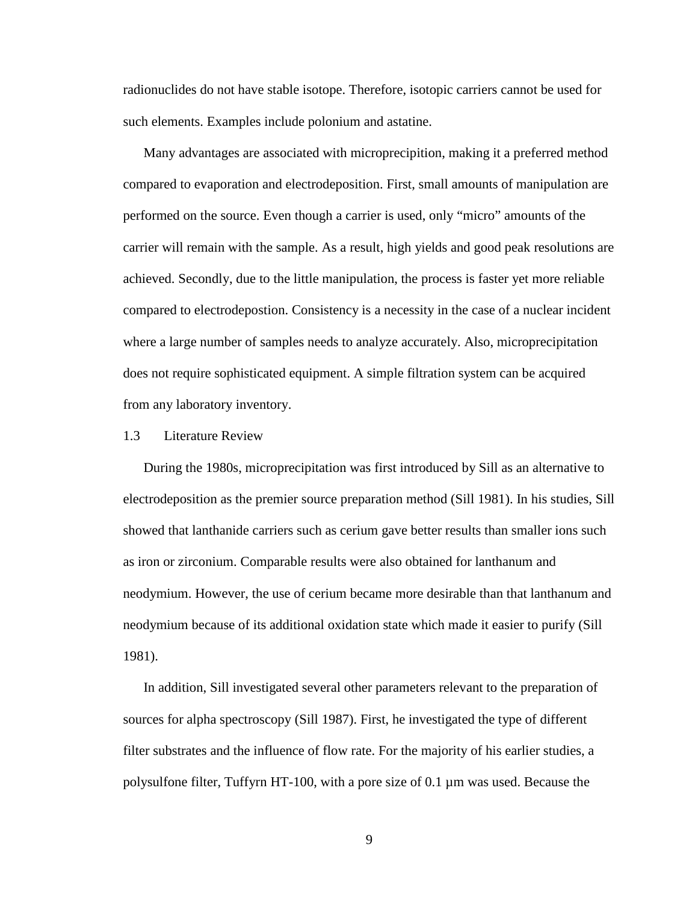radionuclides do not have stable isotope. Therefore, isotopic carriers cannot be used for such elements. Examples include polonium and astatine.

Many advantages are associated with microprecipition, making it a preferred method compared to evaporation and electrodeposition. First, small amounts of manipulation are performed on the source. Even though a carrier is used, only "micro" amounts of the carrier will remain with the sample. As a result, high yields and good peak resolutions are achieved. Secondly, due to the little manipulation, the process is faster yet more reliable compared to electrodepostion. Consistency is a necessity in the case of a nuclear incident where a large number of samples needs to analyze accurately. Also, microprecipitation does not require sophisticated equipment. A simple filtration system can be acquired from any laboratory inventory.

## 1.3 Literature Review

During the 1980s, microprecipitation was first introduced by Sill as an alternative to electrodeposition as the premier source preparation method (Sill 1981). In his studies, Sill showed that lanthanide carriers such as cerium gave better results than smaller ions such as iron or zirconium. Comparable results were also obtained for lanthanum and neodymium. However, the use of cerium became more desirable than that lanthanum and neodymium because of its additional oxidation state which made it easier to purify (Sill 1981).

In addition, Sill investigated several other parameters relevant to the preparation of sources for alpha spectroscopy (Sill 1987). First, he investigated the type of different filter substrates and the influence of flow rate. For the majority of his earlier studies, a polysulfone filter, Tuffyrn HT-100, with a pore size of 0.1 µm was used. Because the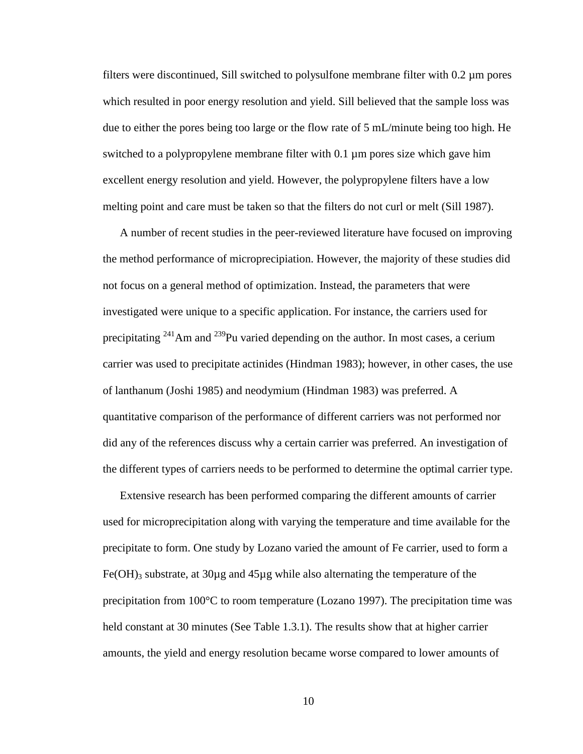filters were discontinued, Sill switched to polysulfone membrane filter with 0.2 µm pores which resulted in poor energy resolution and yield. Sill believed that the sample loss was due to either the pores being too large or the flow rate of 5 mL/minute being too high. He switched to a polypropylene membrane filter with 0.1 µm pores size which gave him excellent energy resolution and yield. However, the polypropylene filters have a low melting point and care must be taken so that the filters do not curl or melt (Sill 1987).

A number of recent studies in the peer-reviewed literature have focused on improving the method performance of microprecipiation. However, the majority of these studies did not focus on a general method of optimization. Instead, the parameters that were investigated were unique to a specific application. For instance, the carriers used for precipitating $^{241}$Am and $^{239}$Pu varied depending on the author. In most cases, a cerium carrier was used to precipitate actinides (Hindman 1983); however, in other cases, the use of lanthanum (Joshi 1985) and neodymium (Hindman 1983) was preferred. A quantitative comparison of the performance of different carriers was not performed nor did any of the references discuss why a certain carrier was preferred. An investigation of the different types of carriers needs to be performed to determine the optimal carrier type.

Extensive research has been performed comparing the different amounts of carrier used for microprecipitation along with varying the temperature and time available for the precipitate to form. One study by Lozano varied the amount of Fe carrier, used to form a $Fe(OH)_3$ substrate, at 30µg and 45µg while also alternating the temperature of the precipitation from 100°C to room temperature (Lozano 1997). The precipitation time was held constant at 30 minutes (See Table 1.3.1). The results show that at higher carrier amounts, the yield and energy resolution became worse compared to lower amounts of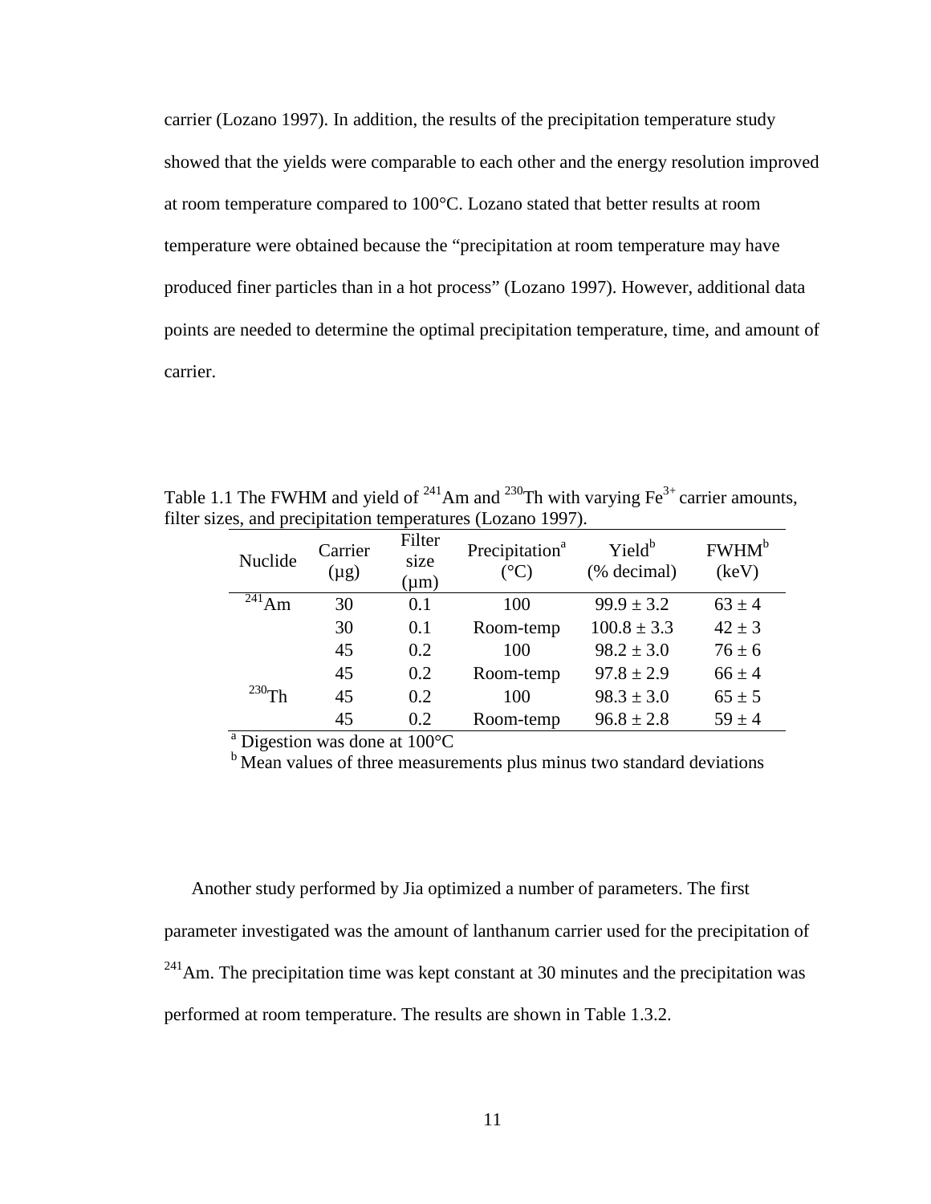carrier (Lozano 1997). In addition, the results of the precipitation temperature study showed that the yields were comparable to each other and the energy resolution improved at room temperature compared to 100°C. Lozano stated that better results at room temperature were obtained because the "precipitation at room temperature may have produced finer particles than in a hot process" (Lozano 1997). However, additional data points are needed to determine the optimal precipitation temperature, time, and amount of carrier.

Table 1.1 The FWHM and yield of $^{241}Am$ and $^{230}Th$ with varying $Fe^{3+}$ carrier amounts, filter sizes, and precipitation temperatures (Lozano 1997).

| Nuclide | Carrier (μg) | Filter size (μm) | Precipitation[a] (°C) | Yield[b] (% decimal) | FWHM[b] (keV) |
|---|---|---|---|---|---|
| $^{241}Am$ | 30 | 0.1 | 100 | 99.9 ± 3.2 | 63 ± 4 |
| | 30 | 0.1 | Room-temp | 100.8 ± 3.3 | 42 ± 3 |
| | 45 | 0.2 | 100 | 98.2 ± 3.0 | 76 ± 6 |
| | 45 | 0.2 | Room-temp | 97.8 ± 2.9 | 66 ± 4 |
| $^{230}Th$ | 45 | 0.2 | 100 | 98.3 ± 3.0 | 65 ± 5 |
| | 45 | 0.2 | Room-temp | 96.8 ± 2.8 | 59 ± 4 |

[a] Digestion was done at 100°C
[b] Mean values of three measurements plus minus two standard deviations

Another study performed by Jia optimized a number of parameters. The first parameter investigated was the amount of lanthanum carrier used for the precipitation of $^{241}Am$. The precipitation time was kept constant at 30 minutes and the precipitation was performed at room temperature. The results are shown in Table 1.3.2.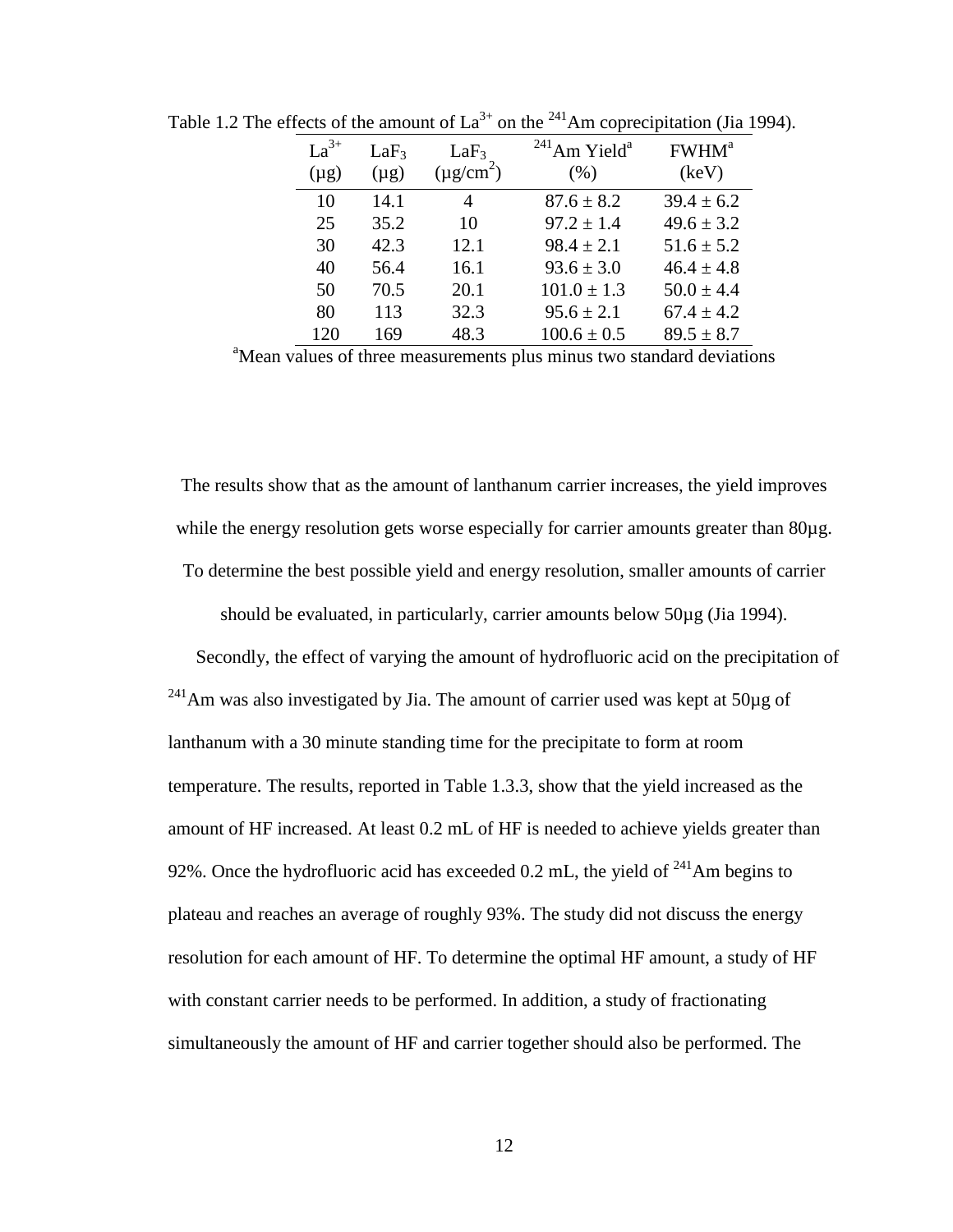Table 1.2 The effects of the amount of $La^{3+}$ on the $^{241}Am$ coprecipitation (Jia 1994).

| $La^{3+}$ (μg) | $LaF_3$ (μg) | $LaF_3$ (μg/cm$^2$) | $^{241}Am$ Yield[a] (%) | FWHM[a] (keV) |
|---|---|---|---|---|
| 10 | 14.1 | 4 | 87.6 ± 8.2 | 39.4 ± 6.2 |
| 25 | 35.2 | 10 | 97.2 ± 1.4 | 49.6 ± 3.2 |
| 30 | 42.3 | 12.1 | 98.4 ± 2.1 | 51.6 ± 5.2 |
| 40 | 56.4 | 16.1 | 93.6 ± 3.0 | 46.4 ± 4.8 |
| 50 | 70.5 | 20.1 | 101.0 ± 1.3 | 50.0 ± 4.4 |
| 80 | 113 | 32.3 | 95.6 ± 2.1 | 67.4 ± 4.2 |
| 120 | 169 | 48.3 | 100.6 ± 0.5 | 89.5 ± 8.7 |

[a]Mean values of three measurements plus minus two standard deviations

The results show that as the amount of lanthanum carrier increases, the yield improves while the energy resolution gets worse especially for carrier amounts greater than 80μg. To determine the best possible yield and energy resolution, smaller amounts of carrier should be evaluated, in particularly, carrier amounts below 50μg (Jia 1994).

Secondly, the effect of varying the amount of hydrofluoric acid on the precipitation of $^{241}Am$ was also investigated by Jia. The amount of carrier used was kept at 50μg of lanthanum with a 30 minute standing time for the precipitate to form at room temperature. The results, reported in Table 1.3.3, show that the yield increased as the amount of HF increased. At least 0.2 mL of HF is needed to achieve yields greater than 92%. Once the hydrofluoric acid has exceeded 0.2 mL, the yield of $^{241}Am$ begins to plateau and reaches an average of roughly 93%. The study did not discuss the energy resolution for each amount of HF. To determine the optimal HF amount, a study of HF with constant carrier needs to be performed. In addition, a study of fractionating simultaneously the amount of HF and carrier together should also be performed. The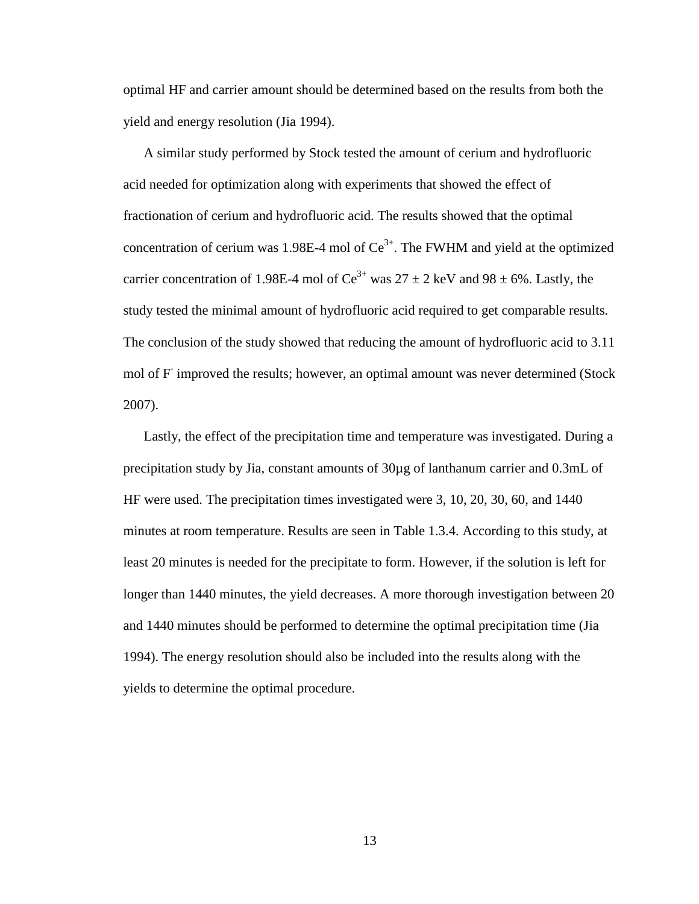optimal HF and carrier amount should be determined based on the results from both the yield and energy resolution (Jia 1994).

A similar study performed by Stock tested the amount of cerium and hydrofluoric acid needed for optimization along with experiments that showed the effect of fractionation of cerium and hydrofluoric acid. The results showed that the optimal concentration of cerium was 1.98E-4 mol of $Ce^{3+}$. The FWHM and yield at the optimized carrier concentration of 1.98E-4 mol of $Ce^{3+}$ was $27 \pm 2$ keV and $98 \pm 6\%$. Lastly, the study tested the minimal amount of hydrofluoric acid required to get comparable results. The conclusion of the study showed that reducing the amount of hydrofluoric acid to 3.11 mol of $F^{-}$ improved the results; however, an optimal amount was never determined (Stock 2007).

Lastly, the effect of the precipitation time and temperature was investigated. During a precipitation study by Jia, constant amounts of 30µg of lanthanum carrier and 0.3mL of HF were used. The precipitation times investigated were 3, 10, 20, 30, 60, and 1440 minutes at room temperature. Results are seen in Table 1.3.4. According to this study, at least 20 minutes is needed for the precipitate to form. However, if the solution is left for longer than 1440 minutes, the yield decreases. A more thorough investigation between 20 and 1440 minutes should be performed to determine the optimal precipitation time (Jia 1994). The energy resolution should also be included into the results along with the yields to determine the optimal procedure.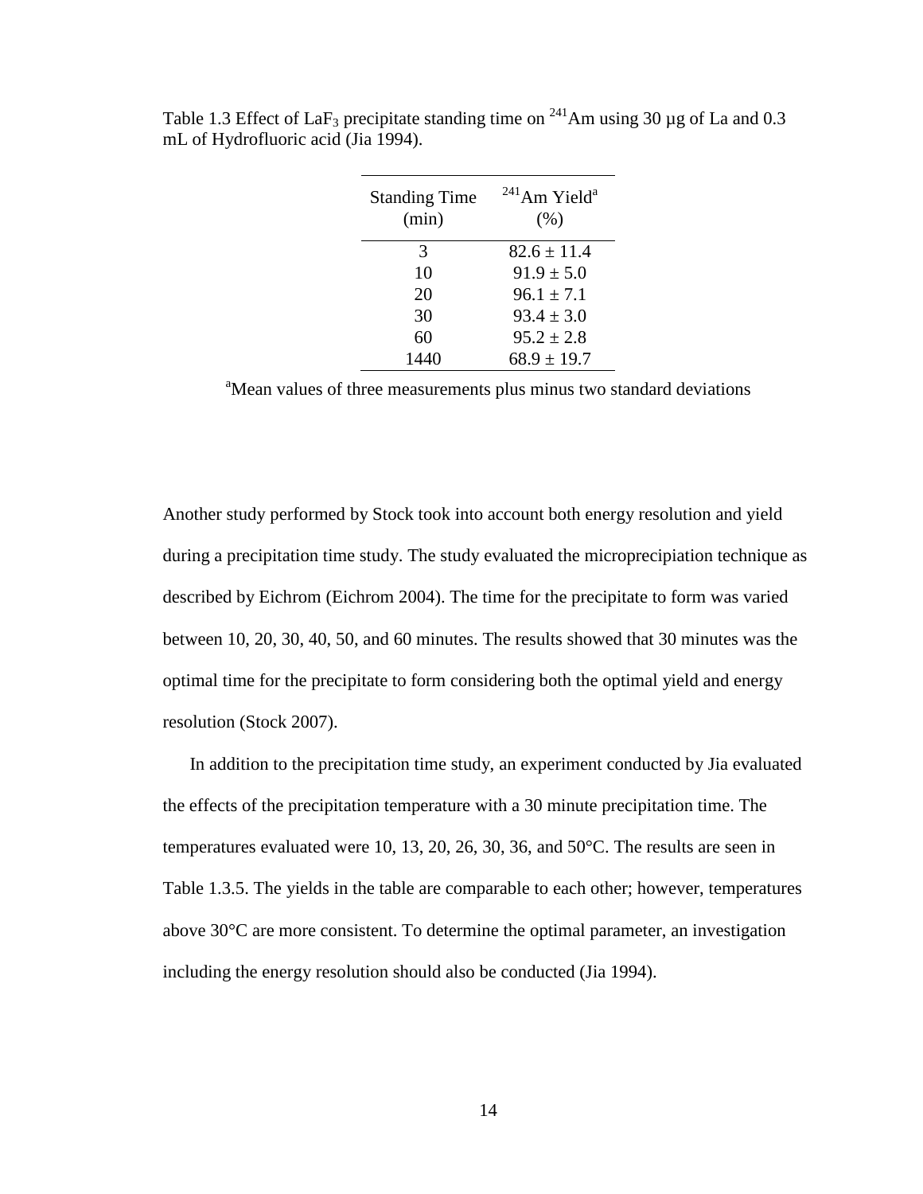Table 1.3 Effect of $LaF_3$ precipitate standing time on $^{241}Am$ using 30 µg of La and 0.3 mL of Hydrofluoric acid (Jia 1994).

| Standing Time (min) | $^{241}Am$ Yield[a] (%) |
|---|---|
| 3 | 82.6 ± 11.4 |
| 10 | 91.9 ± 5.0 |
| 20 | 96.1 ± 7.1 |
| 30 | 93.4 ± 3.0 |
| 60 | 95.2 ± 2.8 |
| 1440 | 68.9 ± 19.7 |

[a]Mean values of three measurements plus minus two standard deviations

Another study performed by Stock took into account both energy resolution and yield during a precipitation time study. The study evaluated the microprecipiation technique as described by Eichrom (Eichrom 2004). The time for the precipitate to form was varied between 10, 20, 30, 40, 50, and 60 minutes. The results showed that 30 minutes was the optimal time for the precipitate to form considering both the optimal yield and energy resolution (Stock 2007).

In addition to the precipitation time study, an experiment conducted by Jia evaluated the effects of the precipitation temperature with a 30 minute precipitation time. The temperatures evaluated were 10, 13, 20, 26, 30, 36, and 50°C. The results are seen in Table 1.3.5. The yields in the table are comparable to each other; however, temperatures above 30°C are more consistent. To determine the optimal parameter, an investigation including the energy resolution should also be conducted (Jia 1994).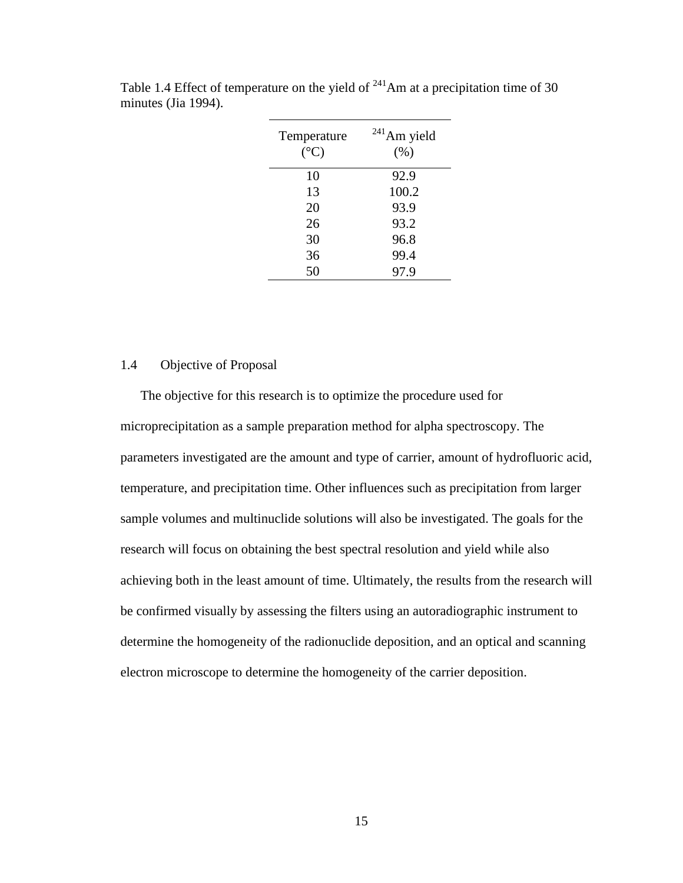Table 1.4 Effect of temperature on the yield of $^{241}$Am at a precipitation time of 30 minutes (Jia 1994).

| Temperature (°C) | $^{241}$Am yield (%) |
|---|---|
| 10 | 92.9 |
| 13 | 100.2 |
| 20 | 93.9 |
| 26 | 93.2 |
| 30 | 96.8 |
| 36 | 99.4 |
| 50 | 97.9 |

## 1.4 Objective of Proposal

The objective for this research is to optimize the procedure used for microprecipitation as a sample preparation method for alpha spectroscopy. The parameters investigated are the amount and type of carrier, amount of hydrofluoric acid, temperature, and precipitation time. Other influences such as precipitation from larger sample volumes and multinuclide solutions will also be investigated. The goals for the research will focus on obtaining the best spectral resolution and yield while also achieving both in the least amount of time. Ultimately, the results from the research will be confirmed visually by assessing the filters using an autoradiographic instrument to determine the homogeneity of the radionuclide deposition, and an optical and scanning electron microscope to determine the homogeneity of the carrier deposition.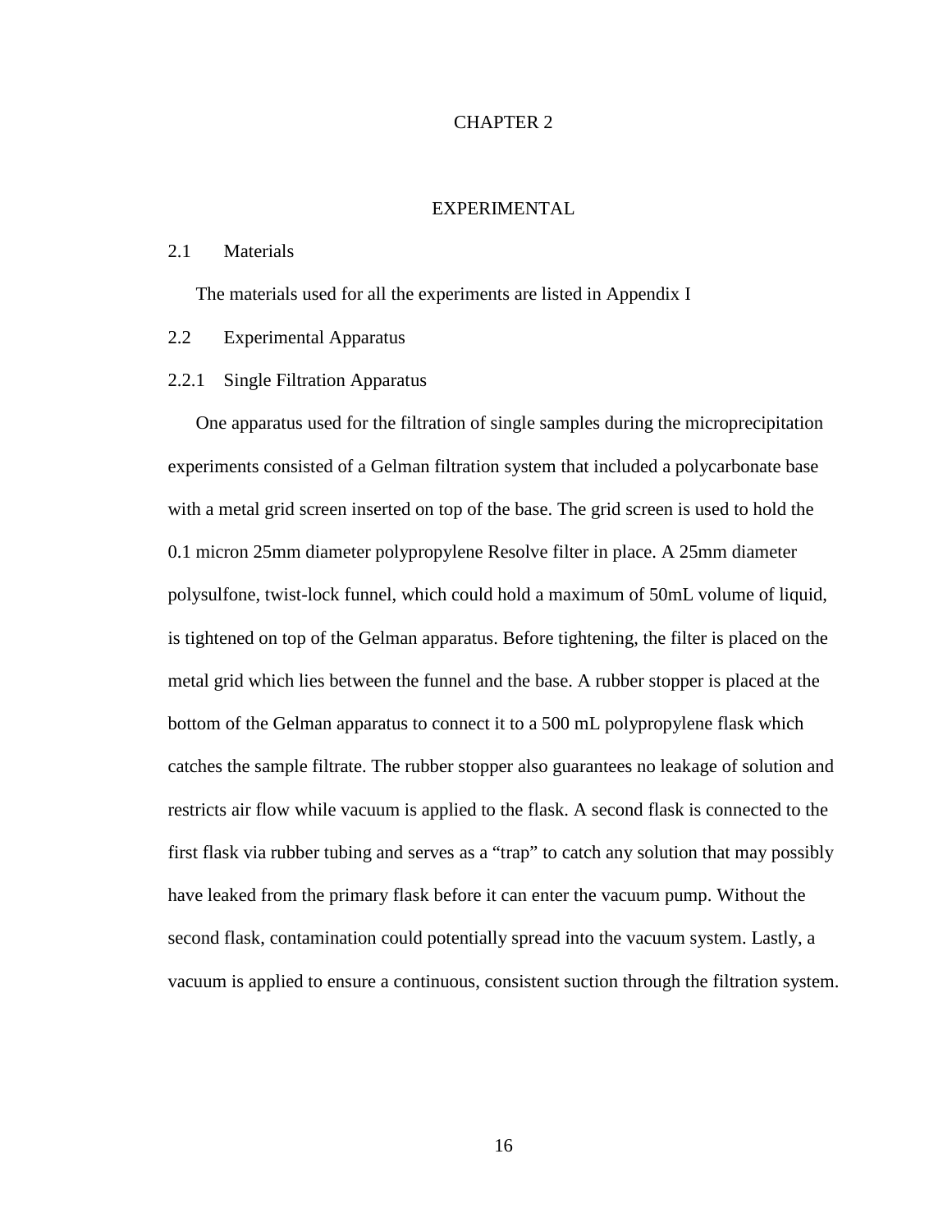# CHAPTER 2

# EXPERIMENTAL

## 2.1 Materials

The materials used for all the experiments are listed in Appendix I

## 2.2 Experimental Apparatus

### 2.2.1 Single Filtration Apparatus

One apparatus used for the filtration of single samples during the microprecipitation experiments consisted of a Gelman filtration system that included a polycarbonate base with a metal grid screen inserted on top of the base. The grid screen is used to hold the 0.1 micron 25mm diameter polypropylene Resolve filter in place. A 25mm diameter polysulfone, twist-lock funnel, which could hold a maximum of 50mL volume of liquid, is tightened on top of the Gelman apparatus. Before tightening, the filter is placed on the metal grid which lies between the funnel and the base. A rubber stopper is placed at the bottom of the Gelman apparatus to connect it to a 500 mL polypropylene flask which catches the sample filtrate. The rubber stopper also guarantees no leakage of solution and restricts air flow while vacuum is applied to the flask. A second flask is connected to the first flask via rubber tubing and serves as a "trap" to catch any solution that may possibly have leaked from the primary flask before it can enter the vacuum pump. Without the second flask, contamination could potentially spread into the vacuum system. Lastly, a vacuum is applied to ensure a continuous, consistent suction through the filtration system.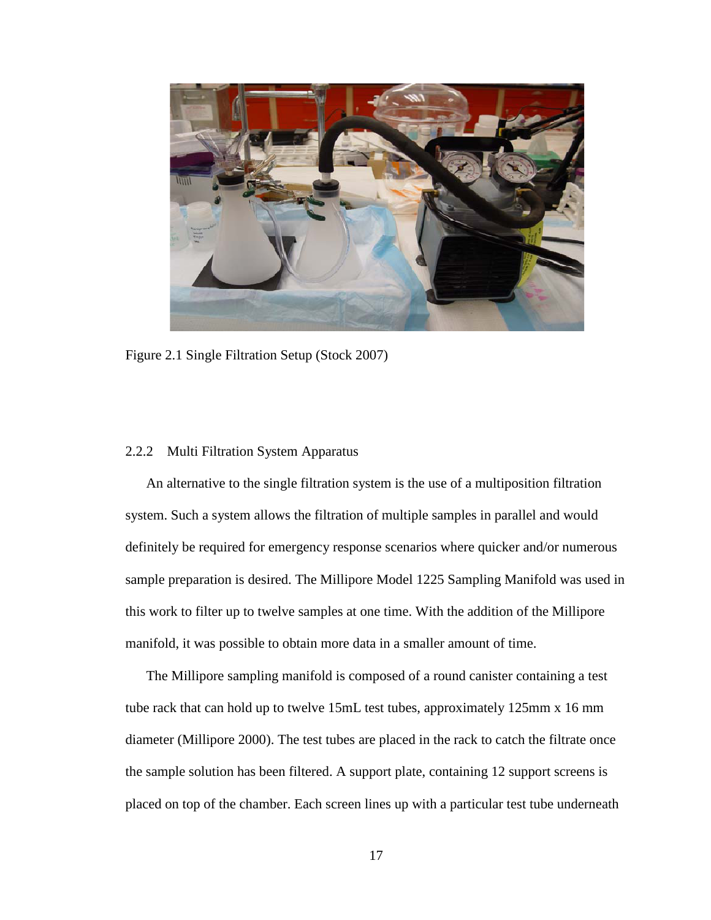Figure 2.1 Single Filtration Setup (Stock 2007)

### 2.2.2 Multi Filtration System Apparatus

An alternative to the single filtration system is the use of a multiposition filtration system. Such a system allows the filtration of multiple samples in parallel and would definitely be required for emergency response scenarios where quicker and/or numerous sample preparation is desired. The Millipore Model 1225 Sampling Manifold was used in this work to filter up to twelve samples at one time. With the addition of the Millipore manifold, it was possible to obtain more data in a smaller amount of time.

The Millipore sampling manifold is composed of a round canister containing a test tube rack that can hold up to twelve 15mL test tubes, approximately 125mm x 16 mm diameter (Millipore 2000). The test tubes are placed in the rack to catch the filtrate once the sample solution has been filtered. A support plate, containing 12 support screens is placed on top of the chamber. Each screen lines up with a particular test tube underneath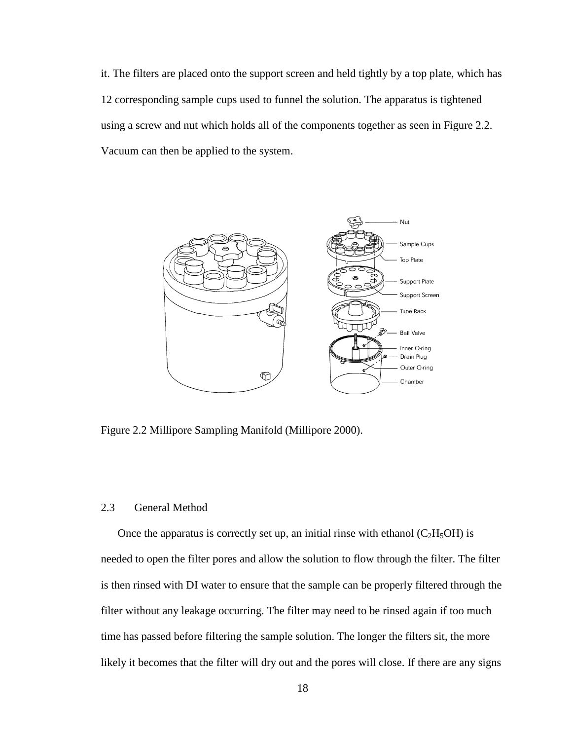it. The filters are placed onto the support screen and held tightly by a top plate, which has 12 corresponding sample cups used to funnel the solution. The apparatus is tightened using a screw and nut which holds all of the components together as seen in Figure 2.2. Vacuum can then be applied to the system.

Figure 2.2 Millipore Sampling Manifold (Millipore 2000).

## 2.3 General Method

Once the apparatus is correctly set up, an initial rinse with ethanol ($C_2H_5OH$) is needed to open the filter pores and allow the solution to flow through the filter. The filter is then rinsed with DI water to ensure that the sample can be properly filtered through the filter without any leakage occurring. The filter may need to be rinsed again if too much time has passed before filtering the sample solution. The longer the filters sit, the more likely it becomes that the filter will dry out and the pores will close. If there are any signs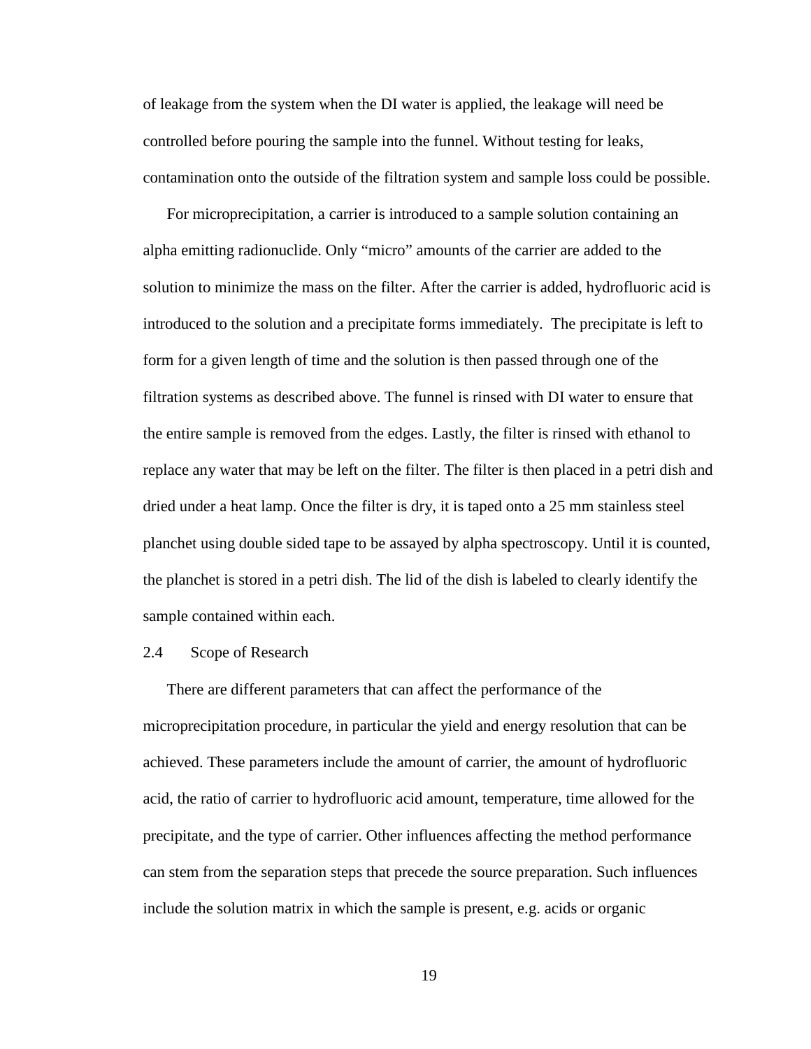of leakage from the system when the DI water is applied, the leakage will need be controlled before pouring the sample into the funnel. Without testing for leaks, contamination onto the outside of the filtration system and sample loss could be possible.

For microprecipitation, a carrier is introduced to a sample solution containing an alpha emitting radionuclide. Only “micro” amounts of the carrier are added to the solution to minimize the mass on the filter. After the carrier is added, hydrofluoric acid is introduced to the solution and a precipitate forms immediately. The precipitate is left to form for a given length of time and the solution is then passed through one of the filtration systems as described above. The funnel is rinsed with DI water to ensure that the entire sample is removed from the edges. Lastly, the filter is rinsed with ethanol to replace any water that may be left on the filter. The filter is then placed in a petri dish and dried under a heat lamp. Once the filter is dry, it is taped onto a 25 mm stainless steel planchet using double sided tape to be assayed by alpha spectroscopy. Until it is counted, the planchet is stored in a petri dish. The lid of the dish is labeled to clearly identify the sample contained within each.

## 2.4 Scope of Research

There are different parameters that can affect the performance of the microprecipitation procedure, in particular the yield and energy resolution that can be achieved. These parameters include the amount of carrier, the amount of hydrofluoric acid, the ratio of carrier to hydrofluoric acid amount, temperature, time allowed for the precipitate, and the type of carrier. Other influences affecting the method performance can stem from the separation steps that precede the source preparation. Such influences include the solution matrix in which the sample is present, e.g. acids or organic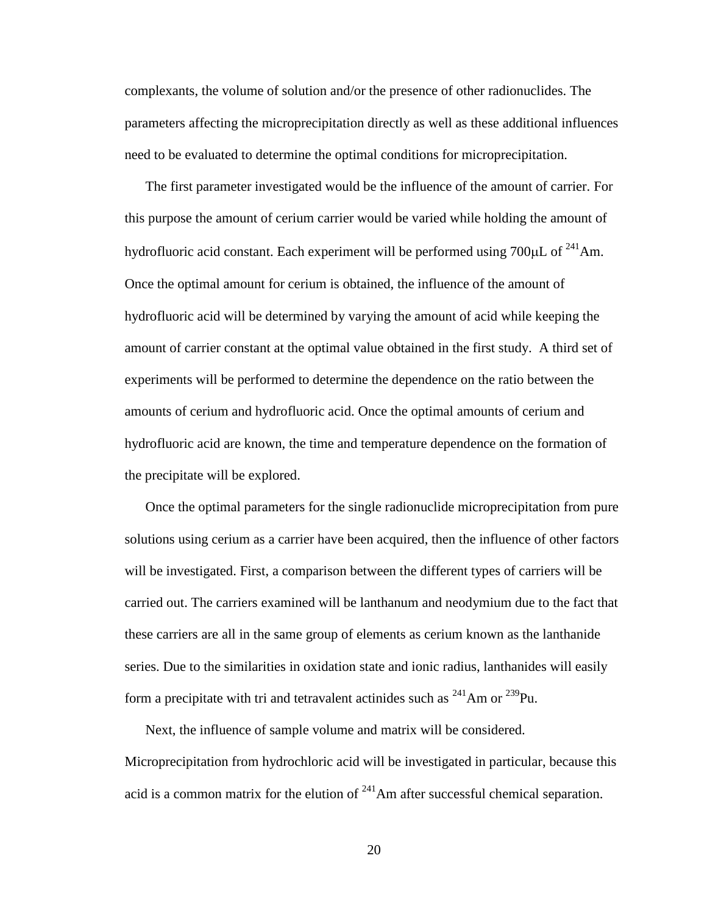complexants, the volume of solution and/or the presence of other radionuclides. The parameters affecting the microprecipitation directly as well as these additional influences need to be evaluated to determine the optimal conditions for microprecipitation.

The first parameter investigated would be the influence of the amount of carrier. For this purpose the amount of cerium carrier would be varied while holding the amount of hydrofluoric acid constant. Each experiment will be performed using 700μL of $^{241}$Am. Once the optimal amount for cerium is obtained, the influence of the amount of hydrofluoric acid will be determined by varying the amount of acid while keeping the amount of carrier constant at the optimal value obtained in the first study. A third set of experiments will be performed to determine the dependence on the ratio between the amounts of cerium and hydrofluoric acid. Once the optimal amounts of cerium and hydrofluoric acid are known, the time and temperature dependence on the formation of the precipitate will be explored.

Once the optimal parameters for the single radionuclide microprecipitation from pure solutions using cerium as a carrier have been acquired, then the influence of other factors will be investigated. First, a comparison between the different types of carriers will be carried out. The carriers examined will be lanthanum and neodymium due to the fact that these carriers are all in the same group of elements as cerium known as the lanthanide series. Due to the similarities in oxidation state and ionic radius, lanthanides will easily form a precipitate with tri and tetravalent actinides such as $^{241}$Am or $^{239}$Pu.

Next, the influence of sample volume and matrix will be considered. Microprecipitation from hydrochloric acid will be investigated in particular, because this acid is a common matrix for the elution of $^{241}$Am after successful chemical separation.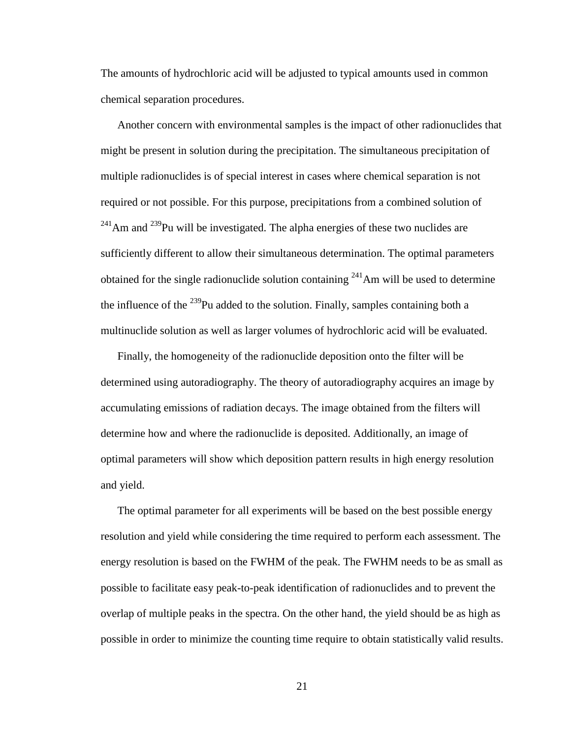The amounts of hydrochloric acid will be adjusted to typical amounts used in common chemical separation procedures.

Another concern with environmental samples is the impact of other radionuclides that might be present in solution during the precipitation. The simultaneous precipitation of multiple radionuclides is of special interest in cases where chemical separation is not required or not possible. For this purpose, precipitations from a combined solution of $^{241}$Am and $^{239}$Pu will be investigated. The alpha energies of these two nuclides are sufficiently different to allow their simultaneous determination. The optimal parameters obtained for the single radionuclide solution containing $^{241}$Am will be used to determine the influence of the $^{239}$Pu added to the solution. Finally, samples containing both a multinuclide solution as well as larger volumes of hydrochloric acid will be evaluated.

Finally, the homogeneity of the radionuclide deposition onto the filter will be determined using autoradiography. The theory of autoradiography acquires an image by accumulating emissions of radiation decays. The image obtained from the filters will determine how and where the radionuclide is deposited. Additionally, an image of optimal parameters will show which deposition pattern results in high energy resolution and yield.

The optimal parameter for all experiments will be based on the best possible energy resolution and yield while considering the time required to perform each assessment. The energy resolution is based on the FWHM of the peak. The FWHM needs to be as small as possible to facilitate easy peak-to-peak identification of radionuclides and to prevent the overlap of multiple peaks in the spectra. On the other hand, the yield should be as high as possible in order to minimize the counting time require to obtain statistically valid results.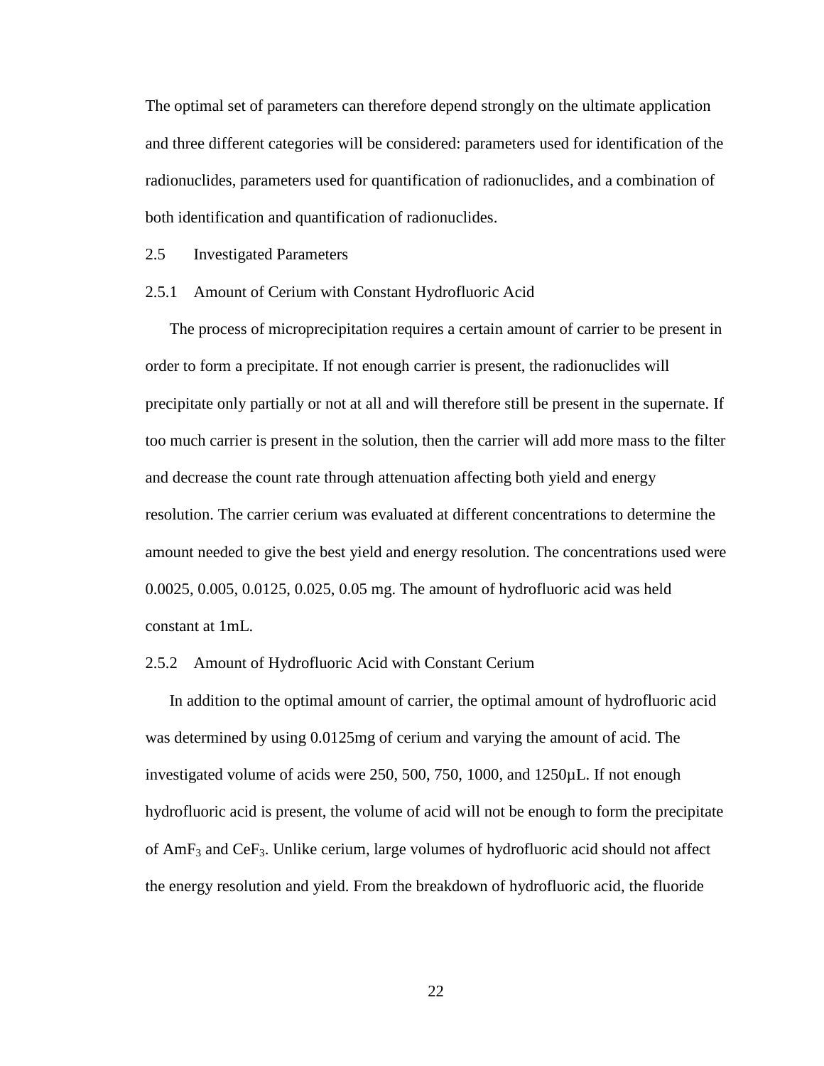The optimal set of parameters can therefore depend strongly on the ultimate application and three different categories will be considered: parameters used for identification of the radionuclides, parameters used for quantification of radionuclides, and a combination of both identification and quantification of radionuclides.

## 2.5 Investigated Parameters

### 2.5.1 Amount of Cerium with Constant Hydrofluoric Acid

The process of microprecipitation requires a certain amount of carrier to be present in order to form a precipitate. If not enough carrier is present, the radionuclides will precipitate only partially or not at all and will therefore still be present in the supernate. If too much carrier is present in the solution, then the carrier will add more mass to the filter and decrease the count rate through attenuation affecting both yield and energy resolution. The carrier cerium was evaluated at different concentrations to determine the amount needed to give the best yield and energy resolution. The concentrations used were 0.0025, 0.005, 0.0125, 0.025, 0.05 mg. The amount of hydrofluoric acid was held constant at 1mL.

### 2.5.2 Amount of Hydrofluoric Acid with Constant Cerium

In addition to the optimal amount of carrier, the optimal amount of hydrofluoric acid was determined by using 0.0125mg of cerium and varying the amount of acid. The investigated volume of acids were 250, 500, 750, 1000, and 1250µL. If not enough hydrofluoric acid is present, the volume of acid will not be enough to form the precipitate of $AmF_3$ and $CeF_3$. Unlike cerium, large volumes of hydrofluoric acid should not affect the energy resolution and yield. From the breakdown of hydrofluoric acid, the fluoride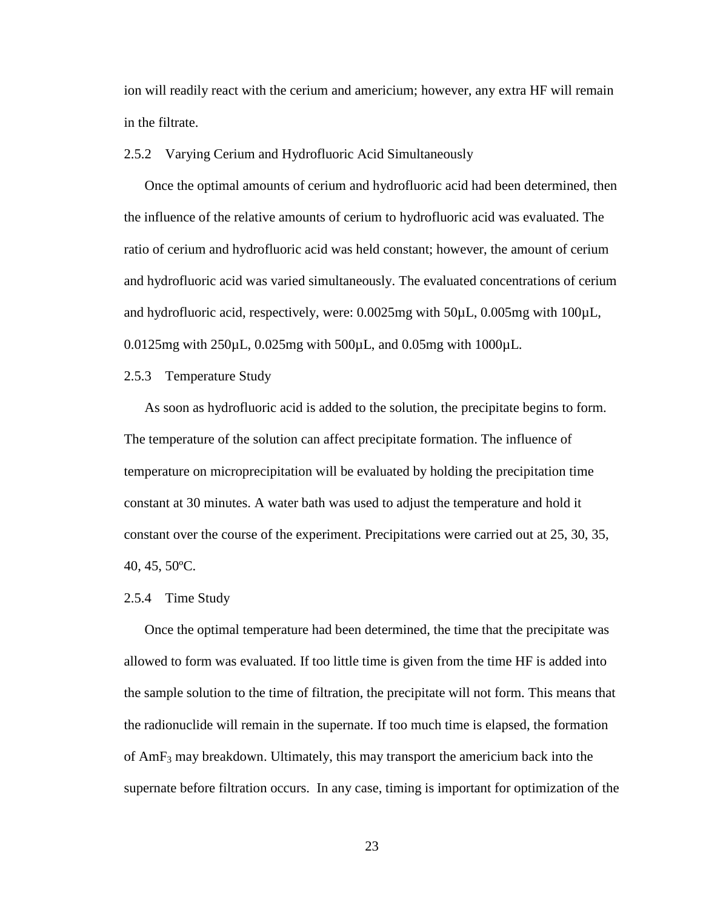ion will readily react with the cerium and americium; however, any extra HF will remain in the filtrate.

### 2.5.2 Varying Cerium and Hydrofluoric Acid Simultaneously

Once the optimal amounts of cerium and hydrofluoric acid had been determined, then the influence of the relative amounts of cerium to hydrofluoric acid was evaluated. The ratio of cerium and hydrofluoric acid was held constant; however, the amount of cerium and hydrofluoric acid was varied simultaneously. The evaluated concentrations of cerium and hydrofluoric acid, respectively, were: 0.0025mg with 50µL, 0.005mg with 100µL, 0.0125mg with 250µL, 0.025mg with 500µL, and 0.05mg with 1000µL.

### 2.5.3 Temperature Study

As soon as hydrofluoric acid is added to the solution, the precipitate begins to form. The temperature of the solution can affect precipitate formation. The influence of temperature on microprecipitation will be evaluated by holding the precipitation time constant at 30 minutes. A water bath was used to adjust the temperature and hold it constant over the course of the experiment. Precipitations were carried out at 25, 30, 35, 40, 45, 50ºC.

### 2.5.4 Time Study

Once the optimal temperature had been determined, the time that the precipitate was allowed to form was evaluated. If too little time is given from the time HF is added into the sample solution to the time of filtration, the precipitate will not form. This means that the radionuclide will remain in the supernate. If too much time is elapsed, the formation of $AmF_3$ may breakdown. Ultimately, this may transport the americium back into the supernate before filtration occurs. In any case, timing is important for optimization of the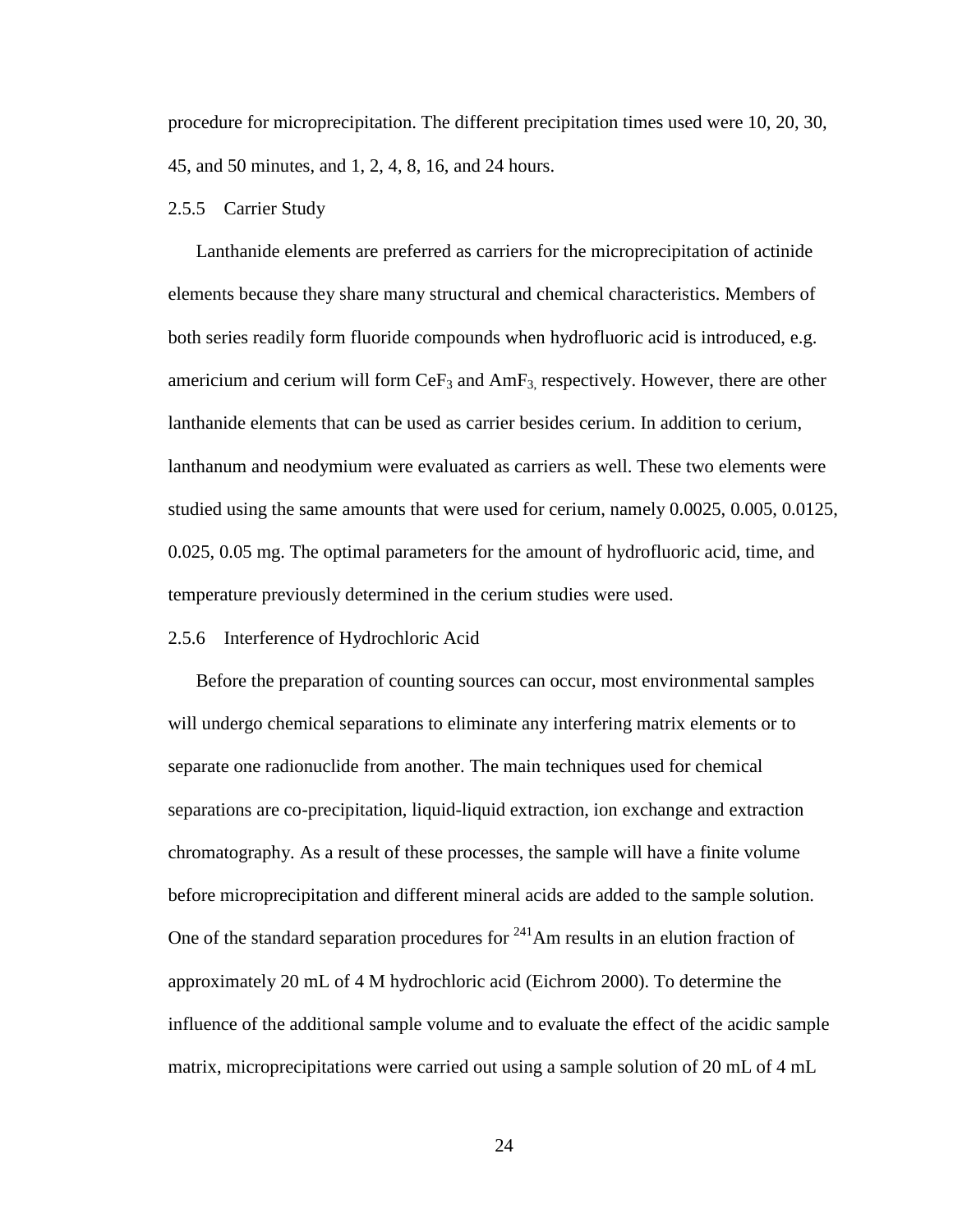procedure for microprecipitation. The different precipitation times used were 10, 20, 30, 45, and 50 minutes, and 1, 2, 4, 8, 16, and 24 hours.

### 2.5.5 Carrier Study

Lanthanide elements are preferred as carriers for the microprecipitation of actinide elements because they share many structural and chemical characteristics. Members of both series readily form fluoride compounds when hydrofluoric acid is introduced, e.g. americium and cerium will form $CeF_3$ and $AmF_3$, respectively. However, there are other lanthanide elements that can be used as carrier besides cerium. In addition to cerium, lanthanum and neodymium were evaluated as carriers as well. These two elements were studied using the same amounts that were used for cerium, namely 0.0025, 0.005, 0.0125, 0.025, 0.05 mg. The optimal parameters for the amount of hydrofluoric acid, time, and temperature previously determined in the cerium studies were used.

### 2.5.6 Interference of Hydrochloric Acid

Before the preparation of counting sources can occur, most environmental samples will undergo chemical separations to eliminate any interfering matrix elements or to separate one radionuclide from another. The main techniques used for chemical separations are co-precipitation, liquid-liquid extraction, ion exchange and extraction chromatography. As a result of these processes, the sample will have a finite volume before microprecipitation and different mineral acids are added to the sample solution. One of the standard separation procedures for $^{241}$Am results in an elution fraction of approximately 20 mL of 4 M hydrochloric acid (Eichrom 2000). To determine the influence of the additional sample volume and to evaluate the effect of the acidic sample matrix, microprecipitations were carried out using a sample solution of 20 mL of 4 mL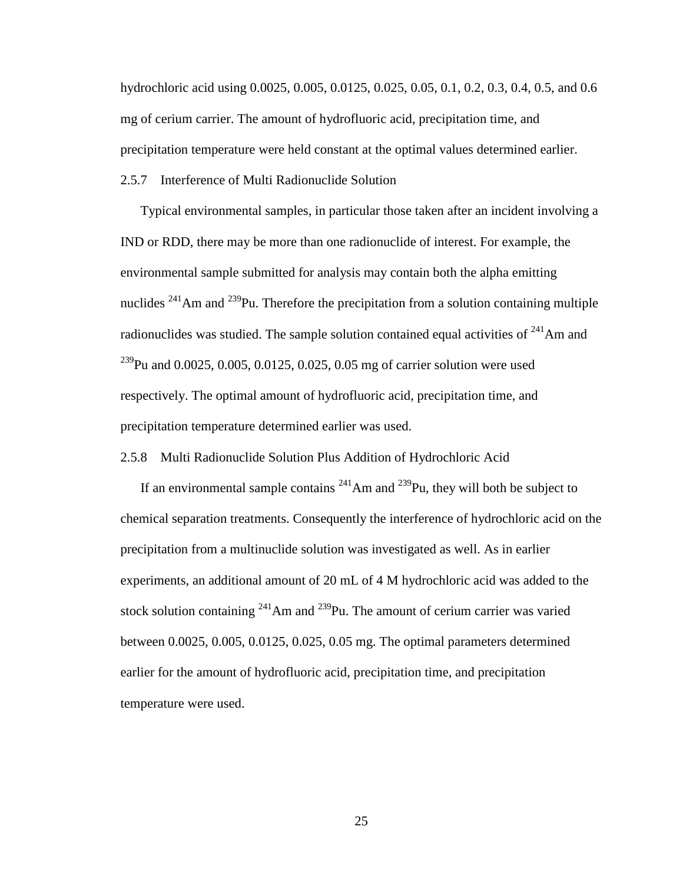hydrochloric acid using 0.0025, 0.005, 0.0125, 0.025, 0.05, 0.1, 0.2, 0.3, 0.4, 0.5, and 0.6 mg of cerium carrier. The amount of hydrofluoric acid, precipitation time, and precipitation temperature were held constant at the optimal values determined earlier.

### 2.5.7 Interference of Multi Radionuclide Solution

Typical environmental samples, in particular those taken after an incident involving a IND or RDD, there may be more than one radionuclide of interest. For example, the environmental sample submitted for analysis may contain both the alpha emitting nuclides $^{241}$Am and $^{239}$Pu. Therefore the precipitation from a solution containing multiple radionuclides was studied. The sample solution contained equal activities of $^{241}$Am and $^{239}$Pu and 0.0025, 0.005, 0.0125, 0.025, 0.05 mg of carrier solution were used respectively. The optimal amount of hydrofluoric acid, precipitation time, and precipitation temperature determined earlier was used.

### 2.5.8 Multi Radionuclide Solution Plus Addition of Hydrochloric Acid

If an environmental sample contains $^{241}$Am and $^{239}$Pu, they will both be subject to chemical separation treatments. Consequently the interference of hydrochloric acid on the precipitation from a multinuclide solution was investigated as well. As in earlier experiments, an additional amount of 20 mL of 4 M hydrochloric acid was added to the stock solution containing $^{241}$Am and $^{239}$Pu. The amount of cerium carrier was varied between 0.0025, 0.005, 0.0125, 0.025, 0.05 mg. The optimal parameters determined earlier for the amount of hydrofluoric acid, precipitation time, and precipitation temperature were used.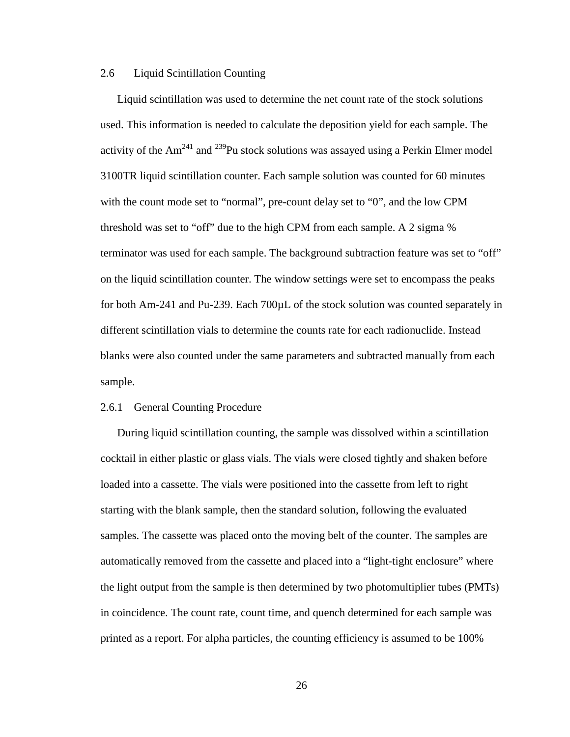## 2.6 Liquid Scintillation Counting

Liquid scintillation was used to determine the net count rate of the stock solutions used. This information is needed to calculate the deposition yield for each sample. The activity of the $Am^{241}$ and $^{239}Pu$ stock solutions was assayed using a Perkin Elmer model 3100TR liquid scintillation counter. Each sample solution was counted for 60 minutes with the count mode set to "normal", pre-count delay set to "0", and the low CPM threshold was set to "off" due to the high CPM from each sample. A 2 sigma % terminator was used for each sample. The background subtraction feature was set to "off" on the liquid scintillation counter. The window settings were set to encompass the peaks for both Am-241 and Pu-239. Each 700μL of the stock solution was counted separately in different scintillation vials to determine the counts rate for each radionuclide. Instead blanks were also counted under the same parameters and subtracted manually from each sample.

### 2.6.1 General Counting Procedure

During liquid scintillation counting, the sample was dissolved within a scintillation cocktail in either plastic or glass vials. The vials were closed tightly and shaken before loaded into a cassette. The vials were positioned into the cassette from left to right starting with the blank sample, then the standard solution, following the evaluated samples. The cassette was placed onto the moving belt of the counter. The samples are automatically removed from the cassette and placed into a "light-tight enclosure" where the light output from the sample is then determined by two photomultiplier tubes (PMTs) in coincidence. The count rate, count time, and quench determined for each sample was printed as a report. For alpha particles, the counting efficiency is assumed to be 100%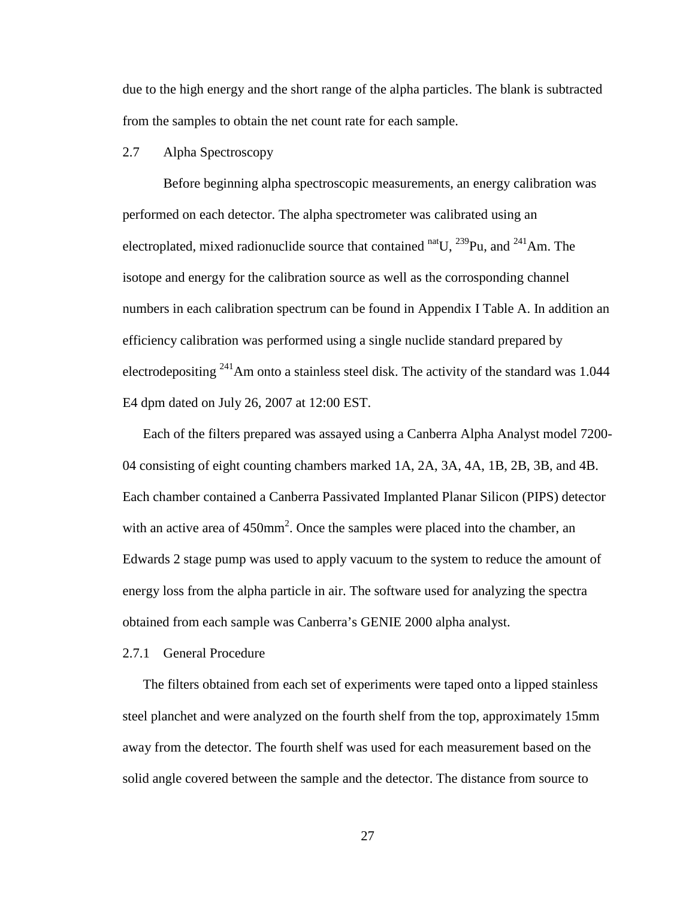due to the high energy and the short range of the alpha particles. The blank is subtracted from the samples to obtain the net count rate for each sample.

## 2.7 Alpha Spectroscopy

Before beginning alpha spectroscopic measurements, an energy calibration was performed on each detector. The alpha spectrometer was calibrated using an electroplated, mixed radionuclide source that contained $^{nat}U$, $^{239}Pu$, and $^{241}Am$. The isotope and energy for the calibration source as well as the corrosponding channel numbers in each calibration spectrum can be found in Appendix I Table A. In addition an efficiency calibration was performed using a single nuclide standard prepared by electrodepositing $^{241}Am$ onto a stainless steel disk. The activity of the standard was 1.044 E4 dpm dated on July 26, 2007 at 12:00 EST.

Each of the filters prepared was assayed using a Canberra Alpha Analyst model 7200-04 consisting of eight counting chambers marked 1A, 2A, 3A, 4A, 1B, 2B, 3B, and 4B. Each chamber contained a Canberra Passivated Implanted Planar Silicon (PIPS) detector with an active area of 450mm$^2$. Once the samples were placed into the chamber, an Edwards 2 stage pump was used to apply vacuum to the system to reduce the amount of energy loss from the alpha particle in air. The software used for analyzing the spectra obtained from each sample was Canberra's GENIE 2000 alpha analyst.

### 2.7.1 General Procedure

The filters obtained from each set of experiments were taped onto a lipped stainless steel planchet and were analyzed on the fourth shelf from the top, approximately 15mm away from the detector. The fourth shelf was used for each measurement based on the solid angle covered between the sample and the detector. The distance from source to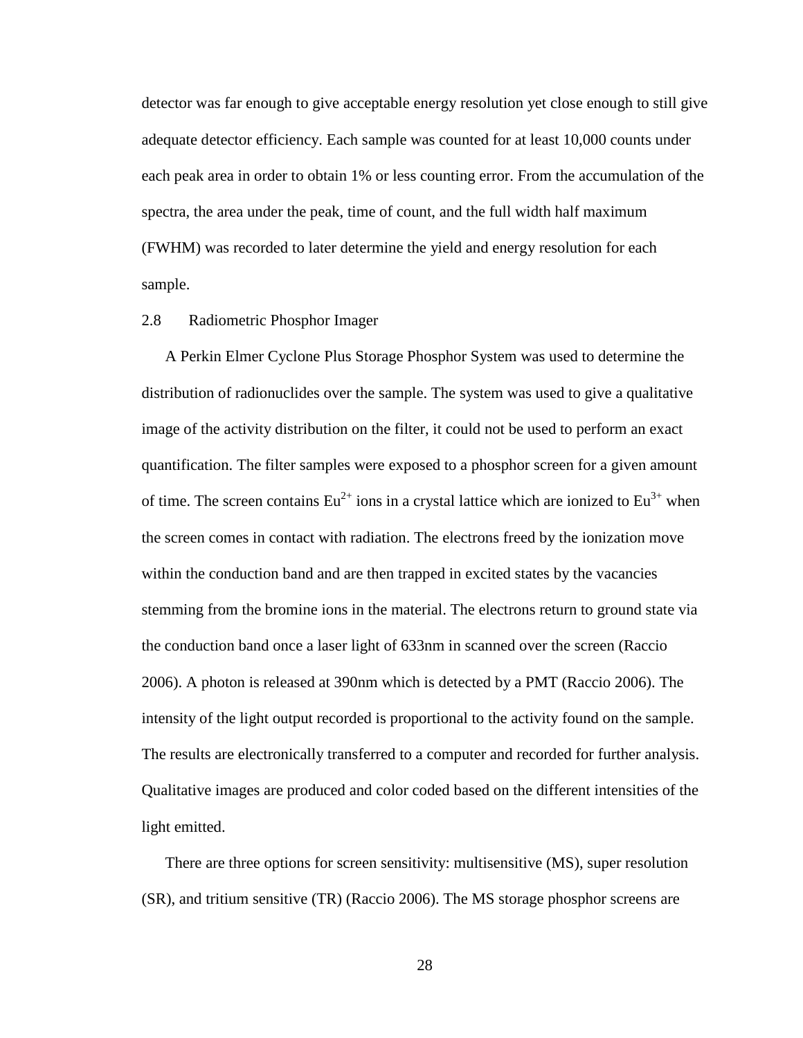detector was far enough to give acceptable energy resolution yet close enough to still give adequate detector efficiency. Each sample was counted for at least 10,000 counts under each peak area in order to obtain 1% or less counting error. From the accumulation of the spectra, the area under the peak, time of count, and the full width half maximum (FWHM) was recorded to later determine the yield and energy resolution for each sample.

## 2.8 Radiometric Phosphor Imager

A Perkin Elmer Cyclone Plus Storage Phosphor System was used to determine the distribution of radionuclides over the sample. The system was used to give a qualitative image of the activity distribution on the filter, it could not be used to perform an exact quantification. The filter samples were exposed to a phosphor screen for a given amount of time. The screen contains $Eu^{2+}$ ions in a crystal lattice which are ionized to $Eu^{3+}$ when the screen comes in contact with radiation. The electrons freed by the ionization move within the conduction band and are then trapped in excited states by the vacancies stemming from the bromine ions in the material. The electrons return to ground state via the conduction band once a laser light of 633nm in scanned over the screen (Raccio 2006). A photon is released at 390nm which is detected by a PMT (Raccio 2006). The intensity of the light output recorded is proportional to the activity found on the sample. The results are electronically transferred to a computer and recorded for further analysis. Qualitative images are produced and color coded based on the different intensities of the light emitted.

There are three options for screen sensitivity: multisensitive (MS), super resolution (SR), and tritium sensitive (TR) (Raccio 2006). The MS storage phosphor screens are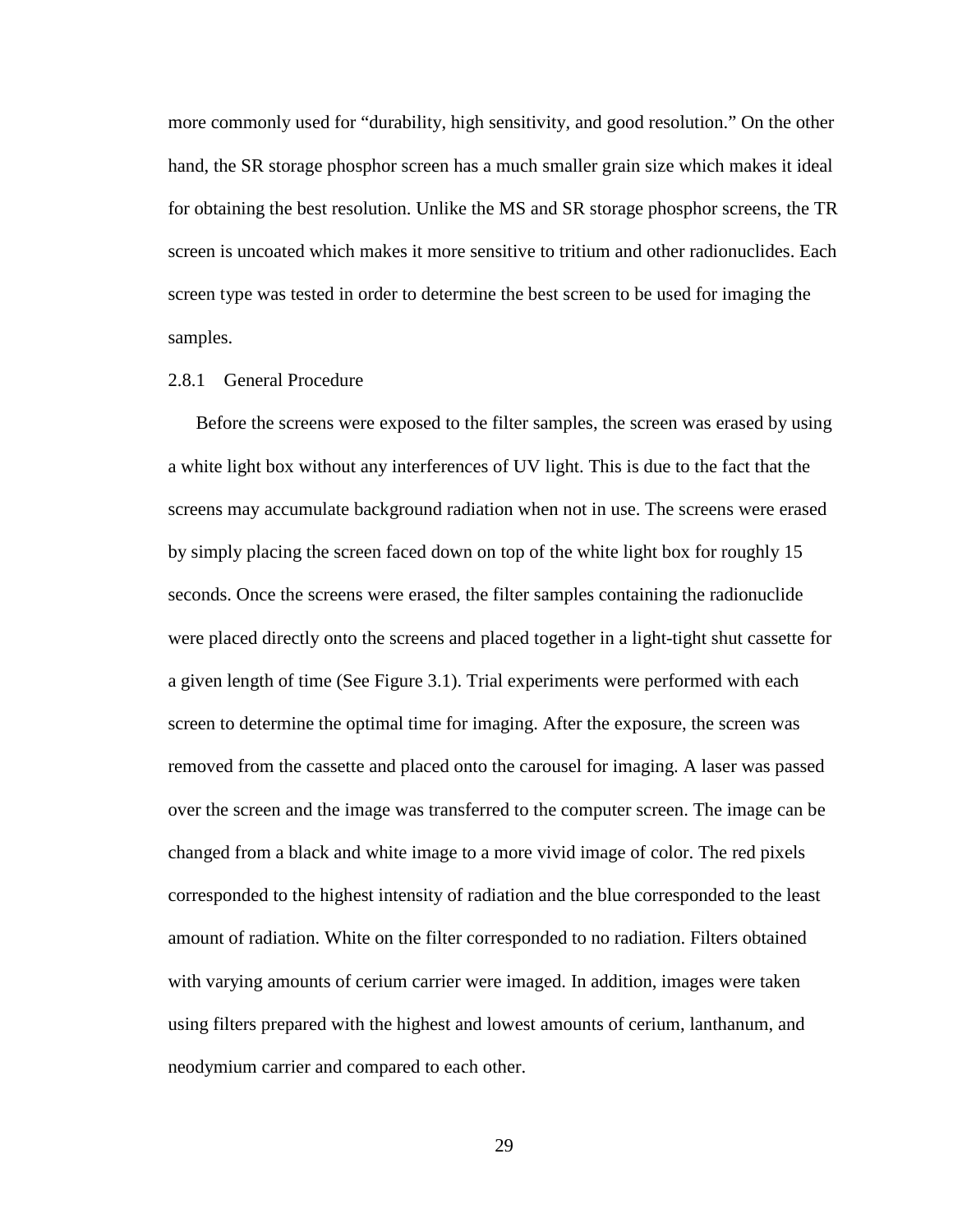more commonly used for "durability, high sensitivity, and good resolution." On the other hand, the SR storage phosphor screen has a much smaller grain size which makes it ideal for obtaining the best resolution. Unlike the MS and SR storage phosphor screens, the TR screen is uncoated which makes it more sensitive to tritium and other radionuclides. Each screen type was tested in order to determine the best screen to be used for imaging the samples.

### 2.8.1 General Procedure

Before the screens were exposed to the filter samples, the screen was erased by using a white light box without any interferences of UV light. This is due to the fact that the screens may accumulate background radiation when not in use. The screens were erased by simply placing the screen faced down on top of the white light box for roughly 15 seconds. Once the screens were erased, the filter samples containing the radionuclide were placed directly onto the screens and placed together in a light-tight shut cassette for a given length of time (See Figure 3.1). Trial experiments were performed with each screen to determine the optimal time for imaging. After the exposure, the screen was removed from the cassette and placed onto the carousel for imaging. A laser was passed over the screen and the image was transferred to the computer screen. The image can be changed from a black and white image to a more vivid image of color. The red pixels corresponded to the highest intensity of radiation and the blue corresponded to the least amount of radiation. White on the filter corresponded to no radiation. Filters obtained with varying amounts of cerium carrier were imaged. In addition, images were taken using filters prepared with the highest and lowest amounts of cerium, lanthanum, and neodymium carrier and compared to each other.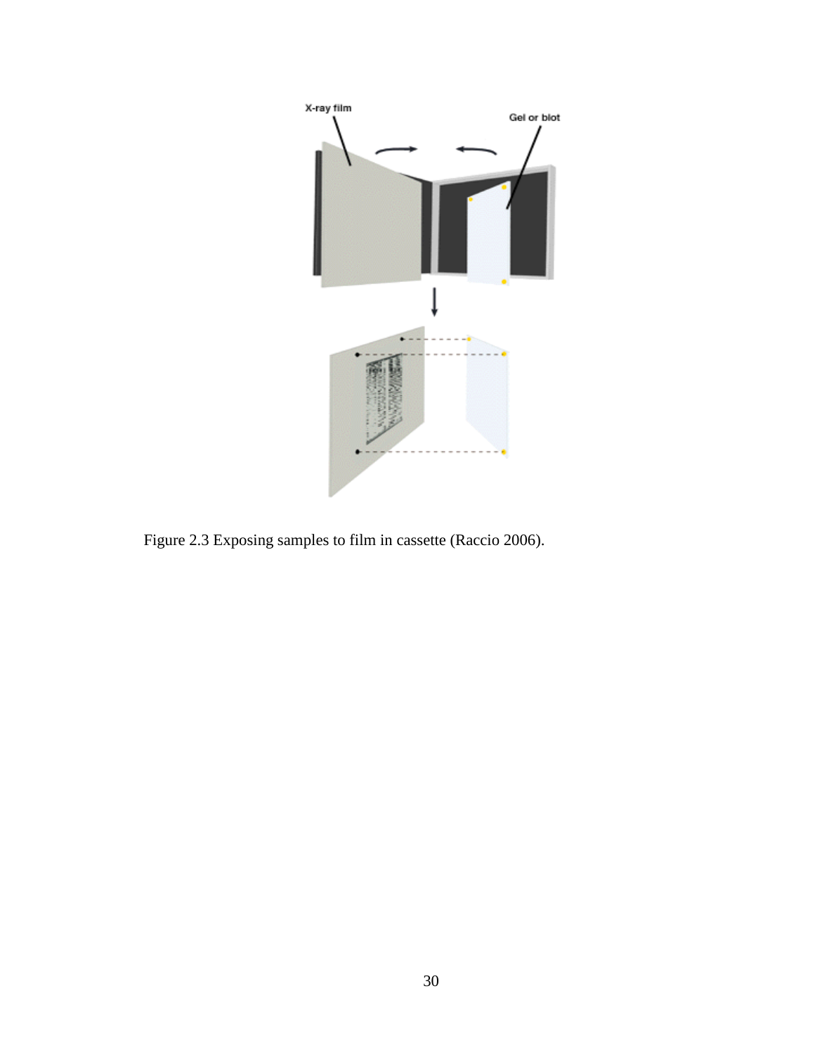Figure 2.3 Exposing samples to film in cassette (Raccio 2006).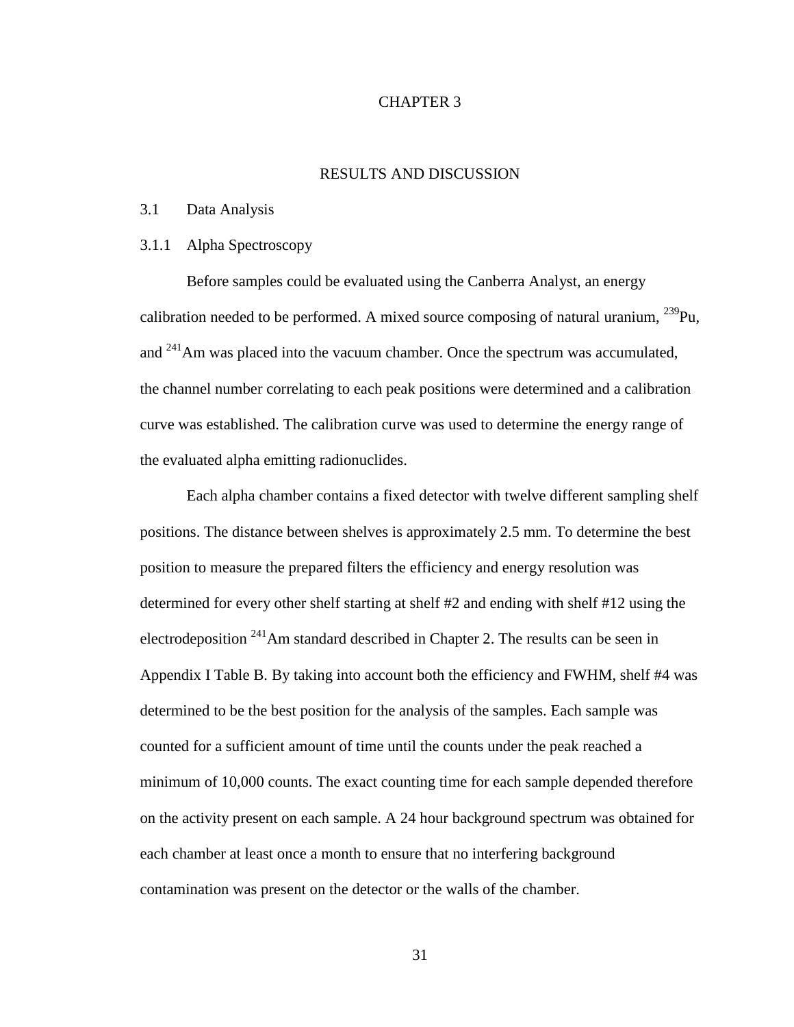# CHAPTER 3

# RESULTS AND DISCUSSION

## 3.1 Data Analysis

### 3.1.1 Alpha Spectroscopy

Before samples could be evaluated using the Canberra Analyst, an energy calibration needed to be performed. A mixed source composing of natural uranium, $^{239}$Pu, and $^{241}$Am was placed into the vacuum chamber. Once the spectrum was accumulated, the channel number correlating to each peak positions were determined and a calibration curve was established. The calibration curve was used to determine the energy range of the evaluated alpha emitting radionuclides.

Each alpha chamber contains a fixed detector with twelve different sampling shelf positions. The distance between shelves is approximately 2.5 mm. To determine the best position to measure the prepared filters the efficiency and energy resolution was determined for every other shelf starting at shelf #2 and ending with shelf #12 using the electrodeposition $^{241}$Am standard described in Chapter 2. The results can be seen in Appendix I Table B. By taking into account both the efficiency and FWHM, shelf #4 was determined to be the best position for the analysis of the samples. Each sample was counted for a sufficient amount of time until the counts under the peak reached a minimum of 10,000 counts. The exact counting time for each sample depended therefore on the activity present on each sample. A 24 hour background spectrum was obtained for each chamber at least once a month to ensure that no interfering background contamination was present on the detector or the walls of the chamber.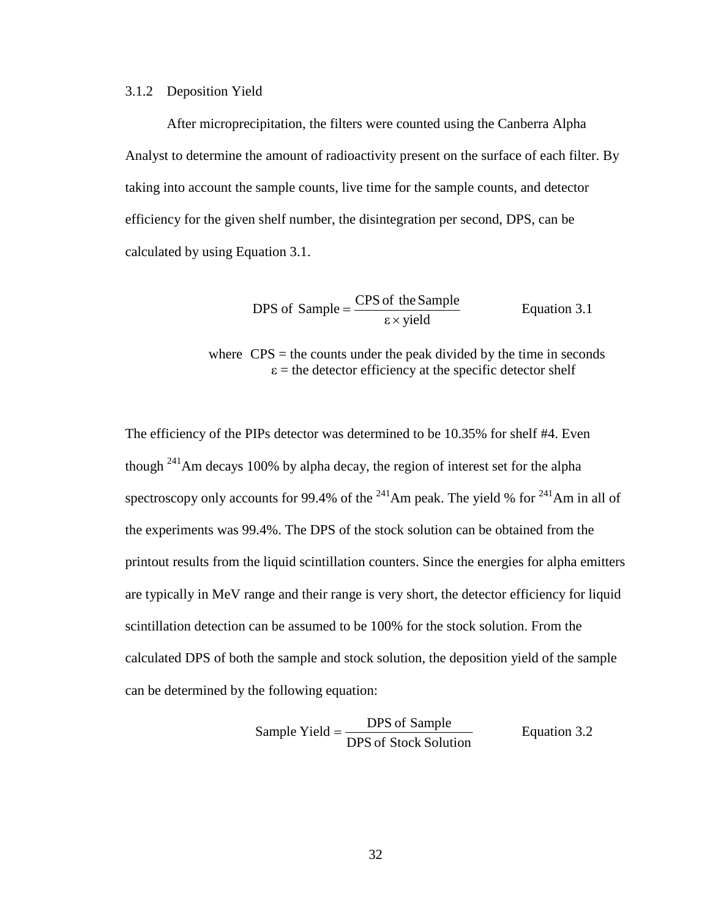### 3.1.2 Deposition Yield

After microprecipitation, the filters were counted using the Canberra Alpha Analyst to determine the amount of radioactivity present on the surface of each filter. By taking into account the sample counts, live time for the sample counts, and detector efficiency for the given shelf number, the disintegration per second, DPS, can be calculated by using Equation 3.1.

$$\text{DPS of Sample} = \frac{\text{CPS of the Sample}}{\varepsilon \times \text{yield}} \qquad \text{Equation 3.1}$$

where CPS = the counts under the peak divided by the time in seconds
$\varepsilon$ = the detector efficiency at the specific detector shelf

The efficiency of the PIPs detector was determined to be 10.35% for shelf #4. Even though $^{241}$Am decays 100% by alpha decay, the region of interest set for the alpha spectroscopy only accounts for 99.4% of the $^{241}$Am peak. The yield % for $^{241}$Am in all of the experiments was 99.4%. The DPS of the stock solution can be obtained from the printout results from the liquid scintillation counters. Since the energies for alpha emitters are typically in MeV range and their range is very short, the detector efficiency for liquid scintillation detection can be assumed to be 100% for the stock solution. From the calculated DPS of both the sample and stock solution, the deposition yield of the sample can be determined by the following equation:

$$\text{Sample Yield} = \frac{\text{DPS of Sample}}{\text{DPS of Stock Solution}} \qquad \text{Equation 3.2}$$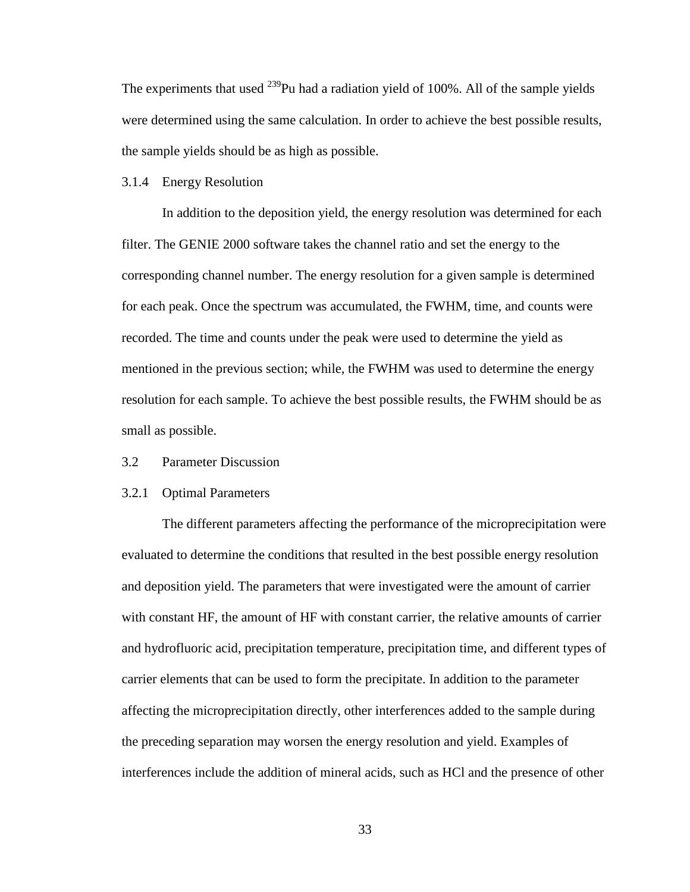The experiments that used $^{239}$Pu had a radiation yield of 100%. All of the sample yields were determined using the same calculation. In order to achieve the best possible results, the sample yields should be as high as possible.

### 3.1.4 Energy Resolution

In addition to the deposition yield, the energy resolution was determined for each filter. The GENIE 2000 software takes the channel ratio and set the energy to the corresponding channel number. The energy resolution for a given sample is determined for each peak. Once the spectrum was accumulated, the FWHM, time, and counts were recorded. The time and counts under the peak were used to determine the yield as mentioned in the previous section; while, the FWHM was used to determine the energy resolution for each sample. To achieve the best possible results, the FWHM should be as small as possible.

## 3.2 Parameter Discussion

### 3.2.1 Optimal Parameters

The different parameters affecting the performance of the microprecipitation were evaluated to determine the conditions that resulted in the best possible energy resolution and deposition yield. The parameters that were investigated were the amount of carrier with constant HF, the amount of HF with constant carrier, the relative amounts of carrier and hydrofluoric acid, precipitation temperature, precipitation time, and different types of carrier elements that can be used to form the precipitate. In addition to the parameter affecting the microprecipitation directly, other interferences added to the sample during the preceding separation may worsen the energy resolution and yield. Examples of interferences include the addition of mineral acids, such as HCl and the presence of other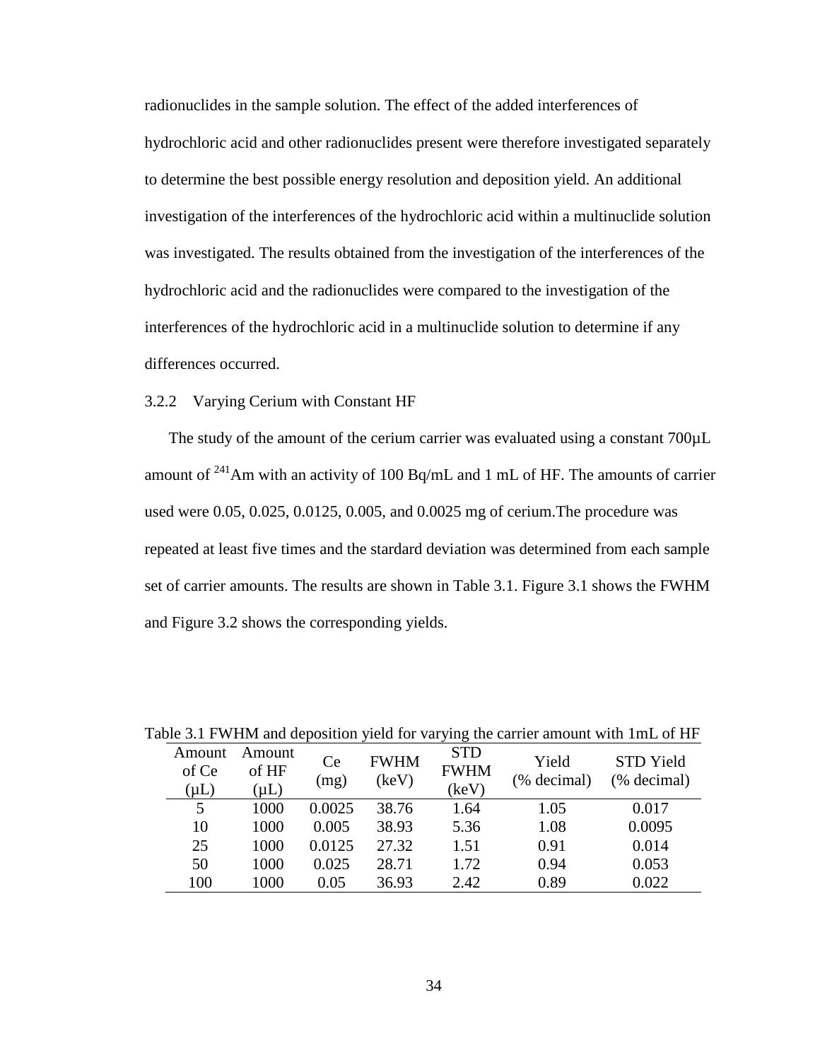radionuclides in the sample solution. The effect of the added interferences of hydrochloric acid and other radionuclides present were therefore investigated separately to determine the best possible energy resolution and deposition yield. An additional investigation of the interferences of the hydrochloric acid within a multinuclide solution was investigated. The results obtained from the investigation of the interferences of the hydrochloric acid and the radionuclides were compared to the investigation of the interferences of the hydrochloric acid in a multinuclide solution to determine if any differences occurred.

### 3.2.2 Varying Cerium with Constant HF

The study of the amount of the cerium carrier was evaluated using a constant 700µL amount of $^{241}$Am with an activity of 100 Bq/mL and 1 mL of HF. The amounts of carrier used were 0.05, 0.025, 0.0125, 0.005, and 0.0025 mg of cerium.The procedure was repeated at least five times and the stardard deviation was determined from each sample set of carrier amounts. The results are shown in Table 3.1. Figure 3.1 shows the FWHM and Figure 3.2 shows the corresponding yields.

Table 3.1 FWHM and deposition yield for varying the carrier amount with 1mL of HF

| Amount of Ce (µL) | Amount of HF (µL) | Ce (mg) | FWHM (keV) | STD FWHM (keV) | Yield (% decimal) | STD Yield (% decimal) |
|---|---|---|---|---|---|---|
| 5 | 1000 | 0.0025 | 38.76 | 1.64 | 1.05 | 0.017 |
| 10 | 1000 | 0.005 | 38.93 | 5.36 | 1.08 | 0.0095 |
| 25 | 1000 | 0.0125 | 27.32 | 1.51 | 0.91 | 0.014 |
| 50 | 1000 | 0.025 | 28.71 | 1.72 | 0.94 | 0.053 |
| 100 | 1000 | 0.05 | 36.93 | 2.42 | 0.89 | 0.022 |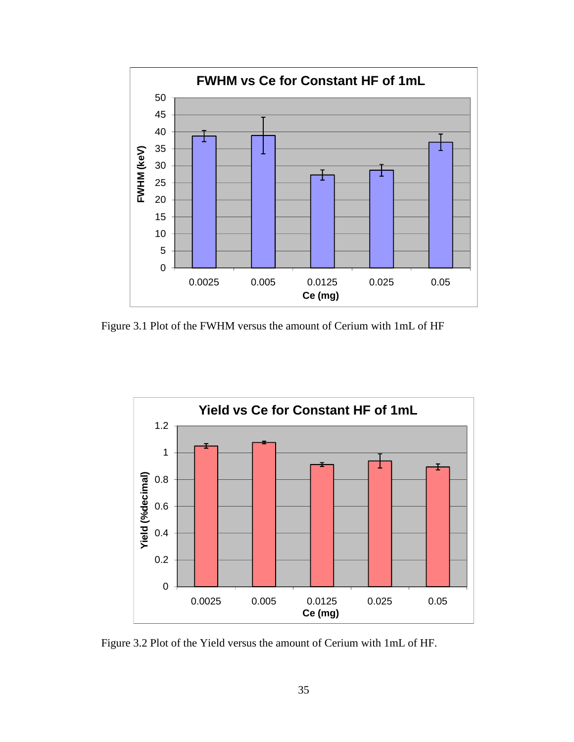Figure 3.1 Plot of the FWHM versus the amount of Cerium with 1mL of HF

Figure 3.2 Plot of the Yield versus the amount of Cerium with 1mL of HF.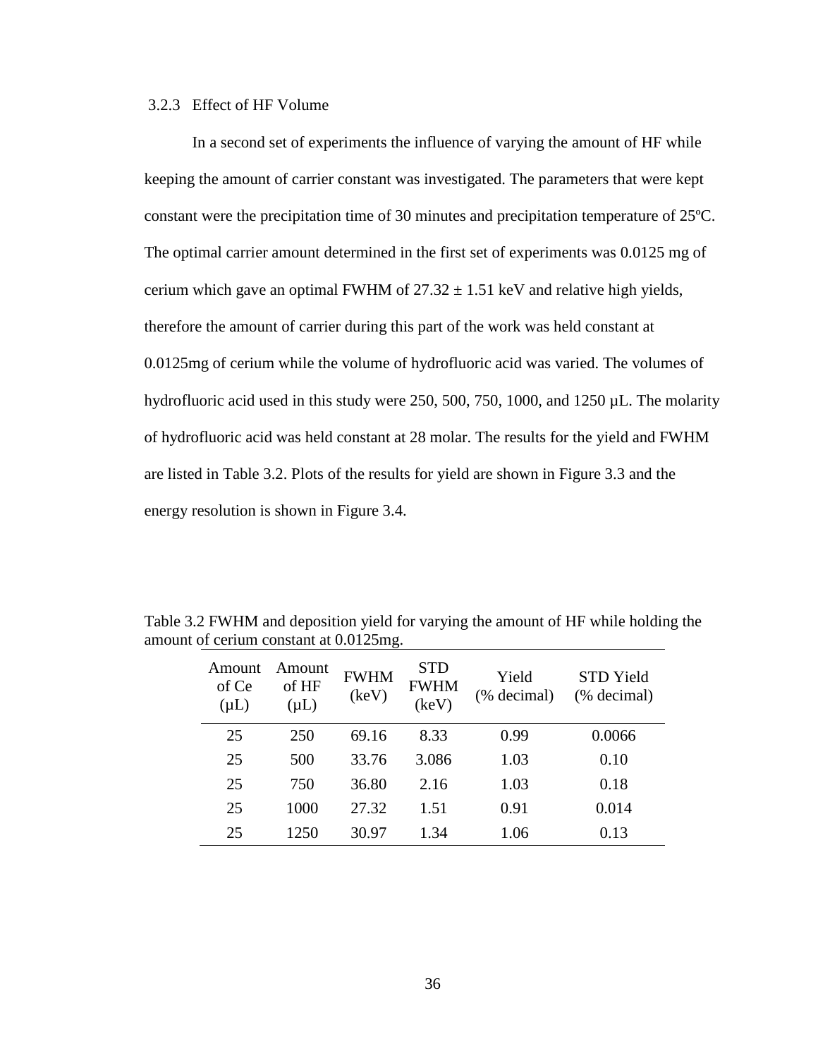### 3.2.3 Effect of HF Volume

In a second set of experiments the influence of varying the amount of HF while keeping the amount of carrier constant was investigated. The parameters that were kept constant were the precipitation time of 30 minutes and precipitation temperature of 25ºC. The optimal carrier amount determined in the first set of experiments was 0.0125 mg of cerium which gave an optimal FWHM of $27.32 \pm 1.51$ keV and relative high yields, therefore the amount of carrier during this part of the work was held constant at 0.0125mg of cerium while the volume of hydrofluoric acid was varied. The volumes of hydrofluoric acid used in this study were 250, 500, 750, 1000, and 1250 µL. The molarity of hydrofluoric acid was held constant at 28 molar. The results for the yield and FWHM are listed in Table 3.2. Plots of the results for yield are shown in Figure 3.3 and the energy resolution is shown in Figure 3.4.

Table 3.2 FWHM and deposition yield for varying the amount of HF while holding the amount of cerium constant at 0.0125mg.

| Amount of Ce (µL) | Amount of HF (µL) | FWHM (keV) | STD FWHM (keV) | Yield (% decimal) | STD Yield (% decimal) |
|---|---|---|---|---|---|
| 25 | 250 | 69.16 | 8.33 | 0.99 | 0.0066 |
| 25 | 500 | 33.76 | 3.086 | 1.03 | 0.10 |
| 25 | 750 | 36.80 | 2.16 | 1.03 | 0.18 |
| 25 | 1000 | 27.32 | 1.51 | 0.91 | 0.014 |
| 25 | 1250 | 30.97 | 1.34 | 1.06 | 0.13 |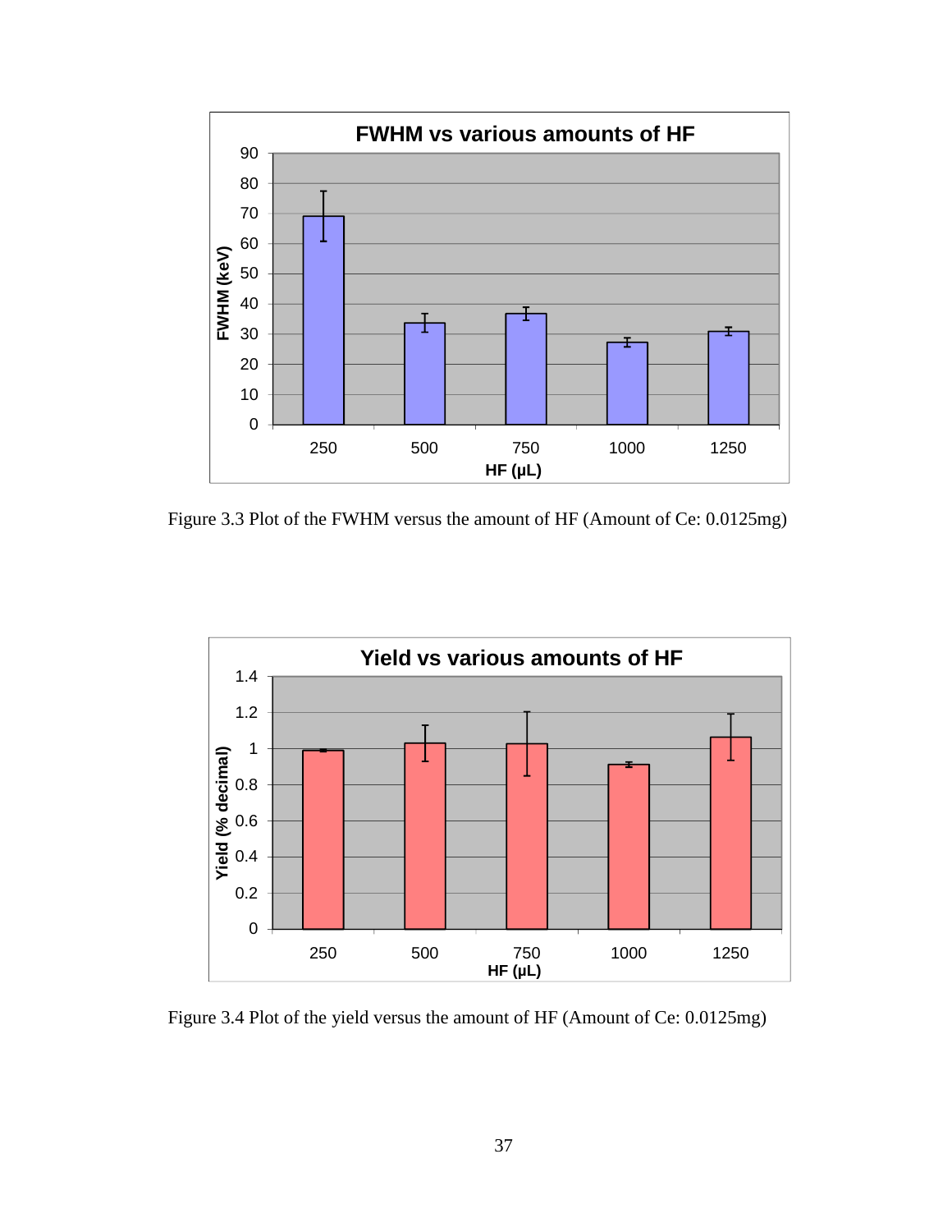Figure 3.3 Plot of the FWHM versus the amount of HF (Amount of Ce: 0.0125mg)

Figure 3.4 Plot of the yield versus the amount of HF (Amount of Ce: 0.0125mg)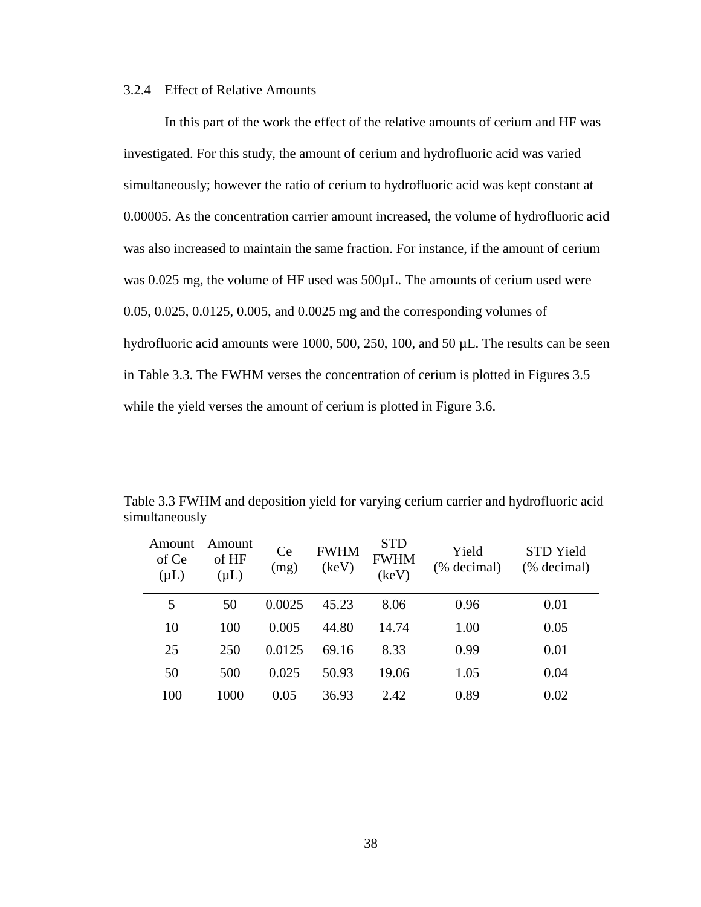### 3.2.4 Effect of Relative Amounts

In this part of the work the effect of the relative amounts of cerium and HF was investigated. For this study, the amount of cerium and hydrofluoric acid was varied simultaneously; however the ratio of cerium to hydrofluoric acid was kept constant at 0.00005. As the concentration carrier amount increased, the volume of hydrofluoric acid was also increased to maintain the same fraction. For instance, if the amount of cerium was 0.025 mg, the volume of HF used was 500µL. The amounts of cerium used were 0.05, 0.025, 0.0125, 0.005, and 0.0025 mg and the corresponding volumes of hydrofluoric acid amounts were 1000, 500, 250, 100, and 50 µL. The results can be seen in Table 3.3. The FWHM verses the concentration of cerium is plotted in Figures 3.5 while the yield verses the amount of cerium is plotted in Figure 3.6.

Table 3.3 FWHM and deposition yield for varying cerium carrier and hydrofluoric acid simultaneously

| Amount of Ce (µL) | Amount of HF (µL) | Ce (mg) | FWHM (keV) | STD FWHM (keV) | Yield (% decimal) | STD Yield (% decimal) |
|---|---|---|---|---|---|---|
| 5 | 50 | 0.0025 | 45.23 | 8.06 | 0.96 | 0.01 |
| 10 | 100 | 0.005 | 44.80 | 14.74 | 1.00 | 0.05 |
| 25 | 250 | 0.0125 | 69.16 | 8.33 | 0.99 | 0.01 |
| 50 | 500 | 0.025 | 50.93 | 19.06 | 1.05 | 0.04 |
| 100 | 1000 | 0.05 | 36.93 | 2.42 | 0.89 | 0.02 |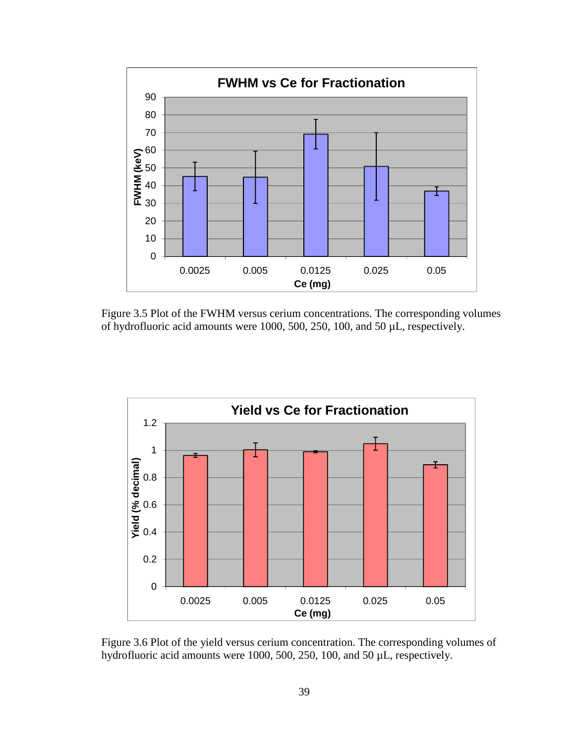Figure 3.5 Plot of the FWHM versus cerium concentrations. The corresponding volumes of hydrofluoric acid amounts were 1000, 500, 250, 100, and 50 µL, respectively.

Figure 3.6 Plot of the yield versus cerium concentration. The corresponding volumes of hydrofluoric acid amounts were 1000, 500, 250, 100, and 50 µL, respectively.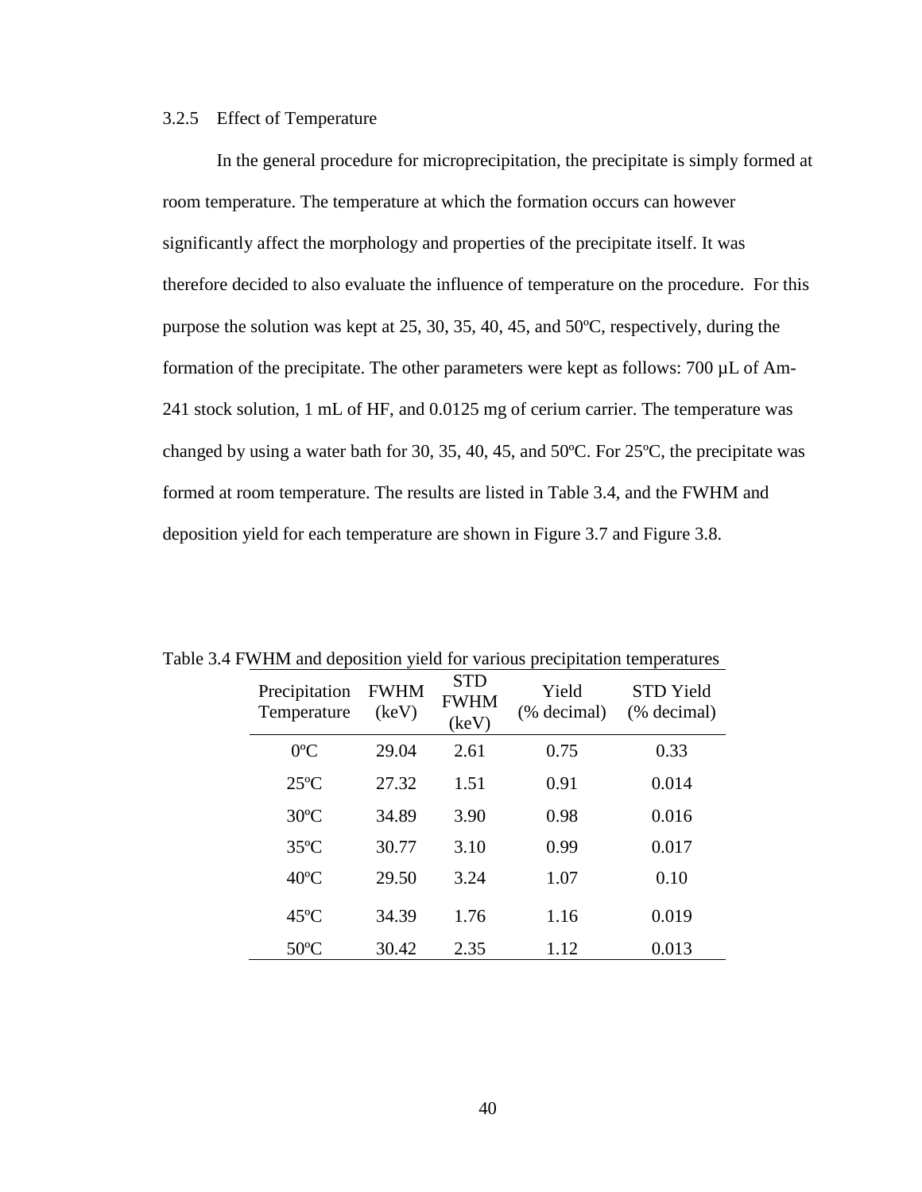### 3.2.5 Effect of Temperature

In the general procedure for microprecipitation, the precipitate is simply formed at room temperature. The temperature at which the formation occurs can however significantly affect the morphology and properties of the precipitate itself. It was therefore decided to also evaluate the influence of temperature on the procedure. For this purpose the solution was kept at 25, 30, 35, 40, 45, and 50ºC, respectively, during the formation of the precipitate. The other parameters were kept as follows: 700 µL of Am-241 stock solution, 1 mL of HF, and 0.0125 mg of cerium carrier. The temperature was changed by using a water bath for 30, 35, 40, 45, and 50ºC. For 25ºC, the precipitate was formed at room temperature. The results are listed in Table 3.4, and the FWHM and deposition yield for each temperature are shown in Figure 3.7 and Figure 3.8.

Table 3.4 FWHM and deposition yield for various precipitation temperatures

| Precipitation Temperature | FWHM (keV) | STD FWHM (keV) | Yield (% decimal) | STD Yield (% decimal) |
|---|---|---|---|---|
| 0ºC | 29.04 | 2.61 | 0.75 | 0.33 |
| 25ºC | 27.32 | 1.51 | 0.91 | 0.014 |
| 30ºC | 34.89 | 3.90 | 0.98 | 0.016 |
| 35ºC | 30.77 | 3.10 | 0.99 | 0.017 |
| 40ºC | 29.50 | 3.24 | 1.07 | 0.10 |
| 45ºC | 34.39 | 1.76 | 1.16 | 0.019 |
| 50ºC | 30.42 | 2.35 | 1.12 | 0.013 |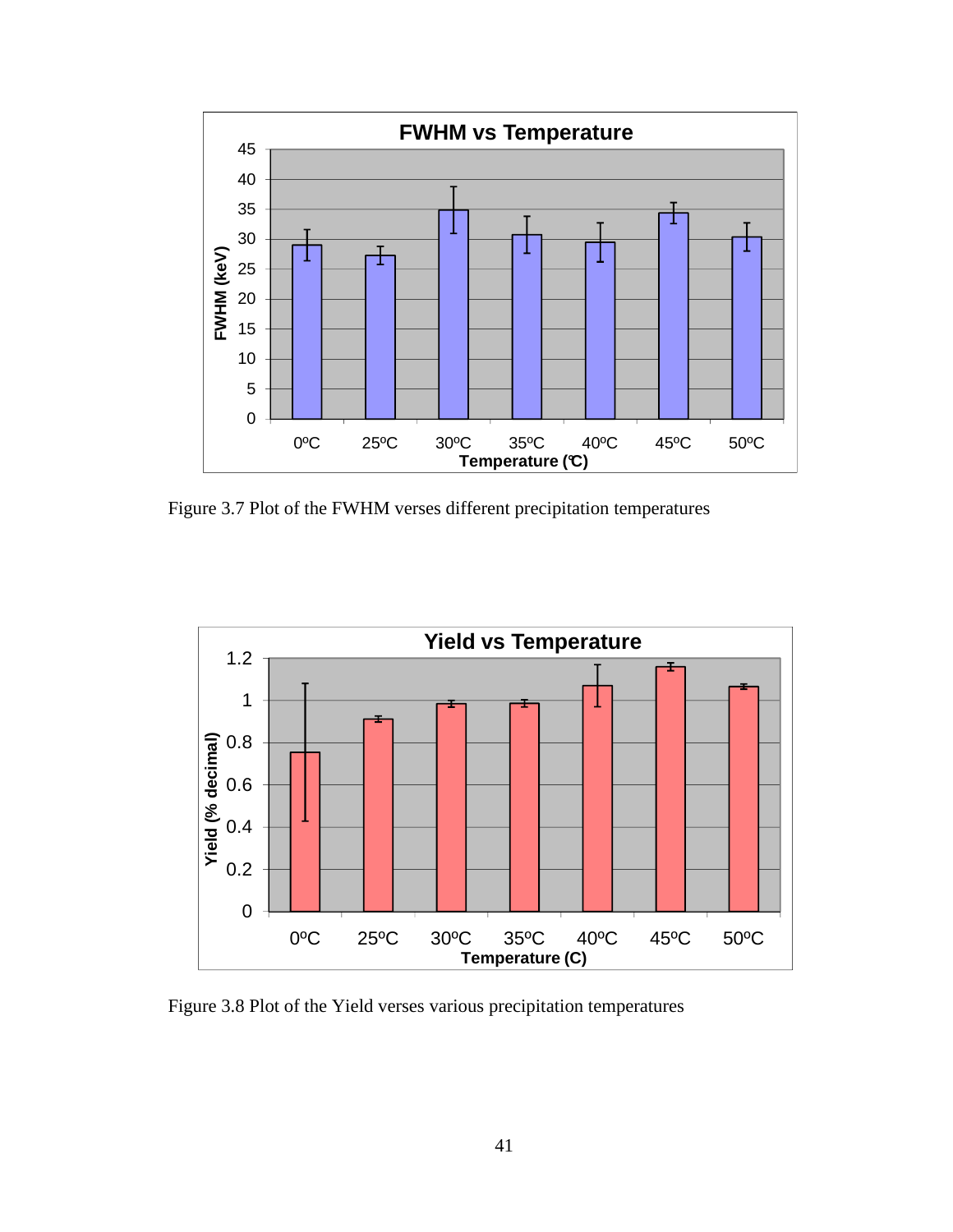Figure 3.7 Plot of the FWHM verses different precipitation temperatures

Figure 3.8 Plot of the Yield verses various precipitation temperatures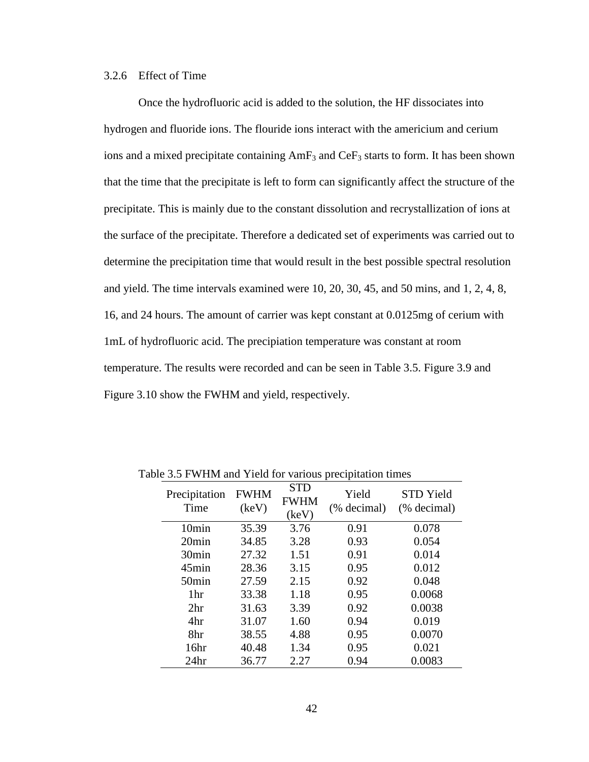### 3.2.6 Effect of Time

Once the hydrofluoric acid is added to the solution, the HF dissociates into hydrogen and fluoride ions. The flouride ions interact with the americium and cerium ions and a mixed precipitate containing $AmF_3$ and $CeF_3$ starts to form. It has been shown that the time that the precipitate is left to form can significantly affect the structure of the precipitate. This is mainly due to the constant dissolution and recrystallization of ions at the surface of the precipitate. Therefore a dedicated set of experiments was carried out to determine the precipitation time that would result in the best possible spectral resolution and yield. The time intervals examined were 10, 20, 30, 45, and 50 mins, and 1, 2, 4, 8, 16, and 24 hours. The amount of carrier was kept constant at 0.0125mg of cerium with 1mL of hydrofluoric acid. The precipiation temperature was constant at room temperature. The results were recorded and can be seen in Table 3.5. Figure 3.9 and Figure 3.10 show the FWHM and yield, respectively.

Table 3.5 FWHM and Yield for various precipitation times

| Precipitation Time | FWHM (keV) | STD FWHM (keV) | Yield (% decimal) | STD Yield (% decimal) |
|---|---|---|---|---|
| 10min | 35.39 | 3.76 | 0.91 | 0.078 |
| 20min | 34.85 | 3.28 | 0.93 | 0.054 |
| 30min | 27.32 | 1.51 | 0.91 | 0.014 |
| 45min | 28.36 | 3.15 | 0.95 | 0.012 |
| 50min | 27.59 | 2.15 | 0.92 | 0.048 |
| 1hr | 33.38 | 1.18 | 0.95 | 0.0068 |
| 2hr | 31.63 | 3.39 | 0.92 | 0.0038 |
| 4hr | 31.07 | 1.60 | 0.94 | 0.019 |
| 8hr | 38.55 | 4.88 | 0.95 | 0.0070 |
| 16hr | 40.48 | 1.34 | 0.95 | 0.021 |
| 24hr | 36.77 | 2.27 | 0.94 | 0.0083 |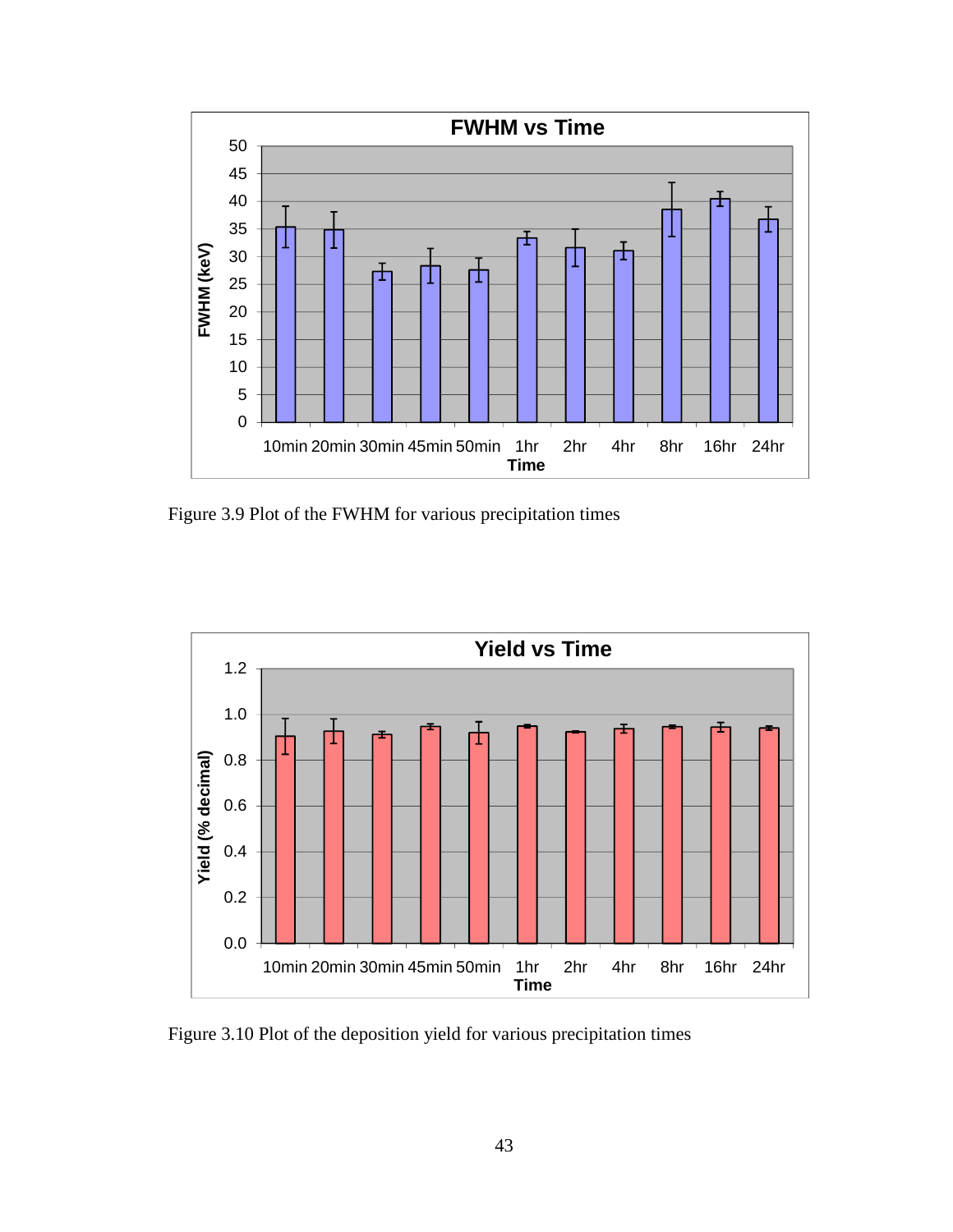Figure 3.9 Plot of the FWHM for various precipitation times

Figure 3.10 Plot of the deposition yield for various precipitation times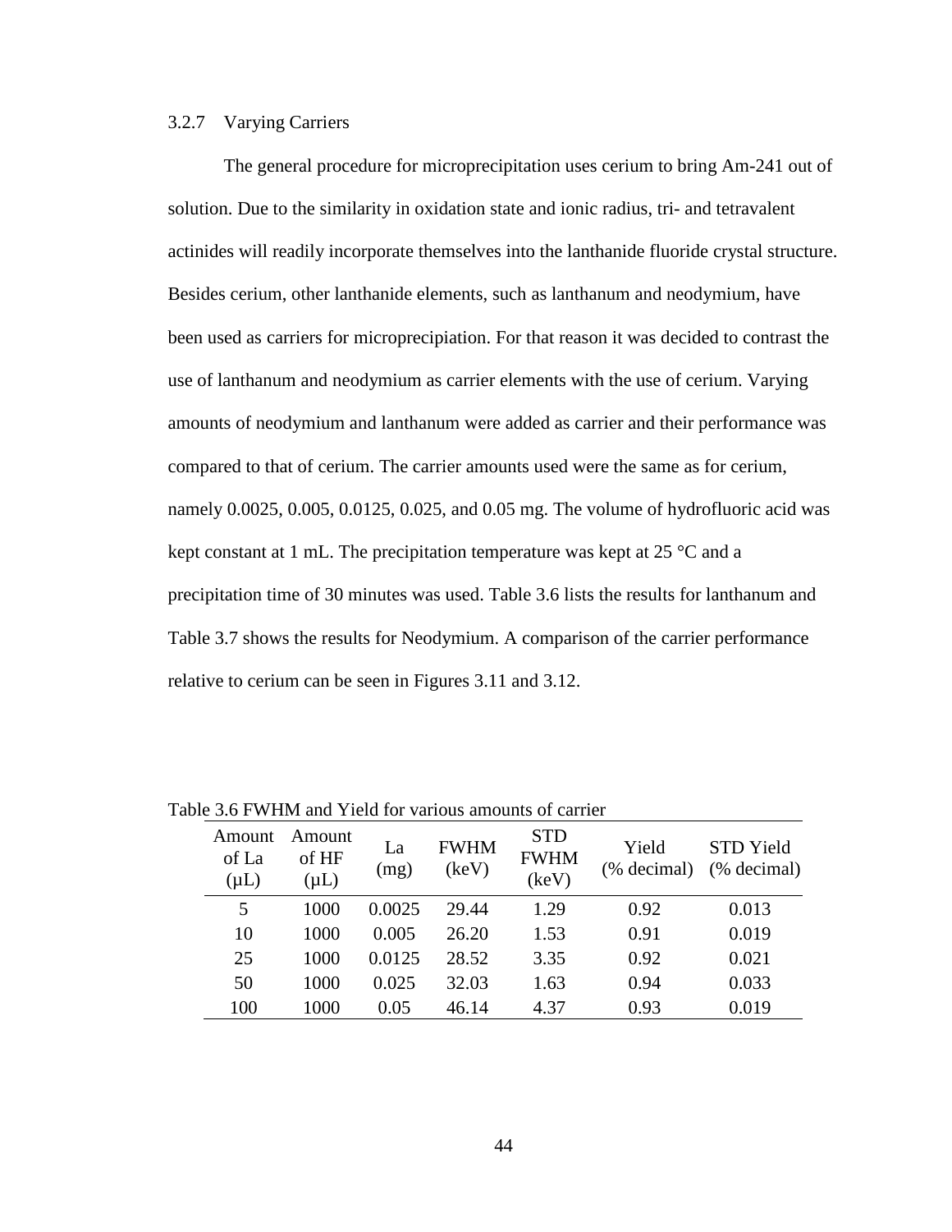### 3.2.7 Varying Carriers

The general procedure for microprecipitation uses cerium to bring Am-241 out of solution. Due to the similarity in oxidation state and ionic radius, tri- and tetravalent actinides will readily incorporate themselves into the lanthanide fluoride crystal structure. Besides cerium, other lanthanide elements, such as lanthanum and neodymium, have been used as carriers for microprecipiation. For that reason it was decided to contrast the use of lanthanum and neodymium as carrier elements with the use of cerium. Varying amounts of neodymium and lanthanum were added as carrier and their performance was compared to that of cerium. The carrier amounts used were the same as for cerium, namely 0.0025, 0.005, 0.0125, 0.025, and 0.05 mg. The volume of hydrofluoric acid was kept constant at 1 mL. The precipitation temperature was kept at 25 °C and a precipitation time of 30 minutes was used. Table 3.6 lists the results for lanthanum and Table 3.7 shows the results for Neodymium. A comparison of the carrier performance relative to cerium can be seen in Figures 3.11 and 3.12.

Table 3.6 FWHM and Yield for various amounts of carrier

| Amount of La (μL) | Amount of HF (μL) | La (mg) | FWHM (keV) | STD FWHM (keV) | Yield (% decimal) | STD Yield (% decimal) |
|---|---|---|---|---|---|---|
| 5 | 1000 | 0.0025 | 29.44 | 1.29 | 0.92 | 0.013 |
| 10 | 1000 | 0.005 | 26.20 | 1.53 | 0.91 | 0.019 |
| 25 | 1000 | 0.0125 | 28.52 | 3.35 | 0.92 | 0.021 |
| 50 | 1000 | 0.025 | 32.03 | 1.63 | 0.94 | 0.033 |
| 100 | 1000 | 0.05 | 46.14 | 4.37 | 0.93 | 0.019 |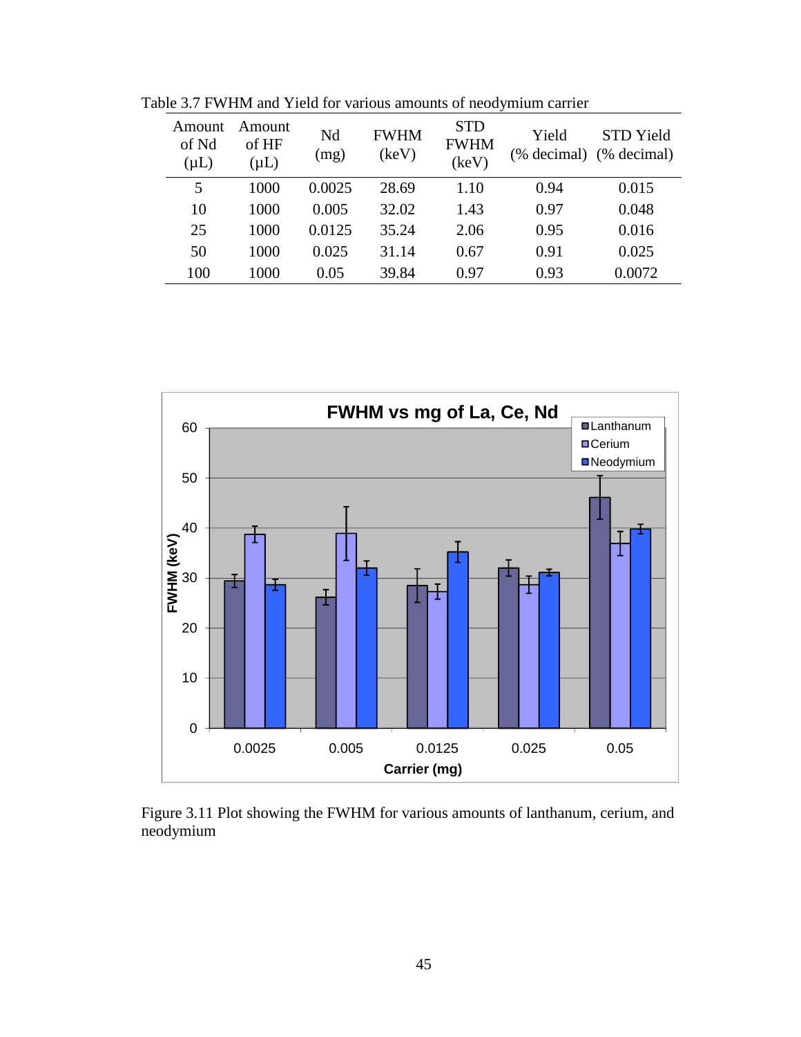Table 3.7 FWHM and Yield for various amounts of neodymium carrier

| Amount of Nd (μL) | Amount of HF (μL) | Nd (mg) | FWHM (keV) | STD FWHM (keV) | Yield (% decimal) | STD Yield (% decimal) |
|---|---|---|---|---|---|---|
| 5 | 1000 | 0.0025 | 28.69 | 1.10 | 0.94 | 0.015 |
| 10 | 1000 | 0.005 | 32.02 | 1.43 | 0.97 | 0.048 |
| 25 | 1000 | 0.0125 | 35.24 | 2.06 | 0.95 | 0.016 |
| 50 | 1000 | 0.025 | 31.14 | 0.67 | 0.91 | 0.025 |
| 100 | 1000 | 0.05 | 39.84 | 0.97 | 0.93 | 0.0072 |

Figure 3.11 Plot showing the FWHM for various amounts of lanthanum, cerium, and neodymium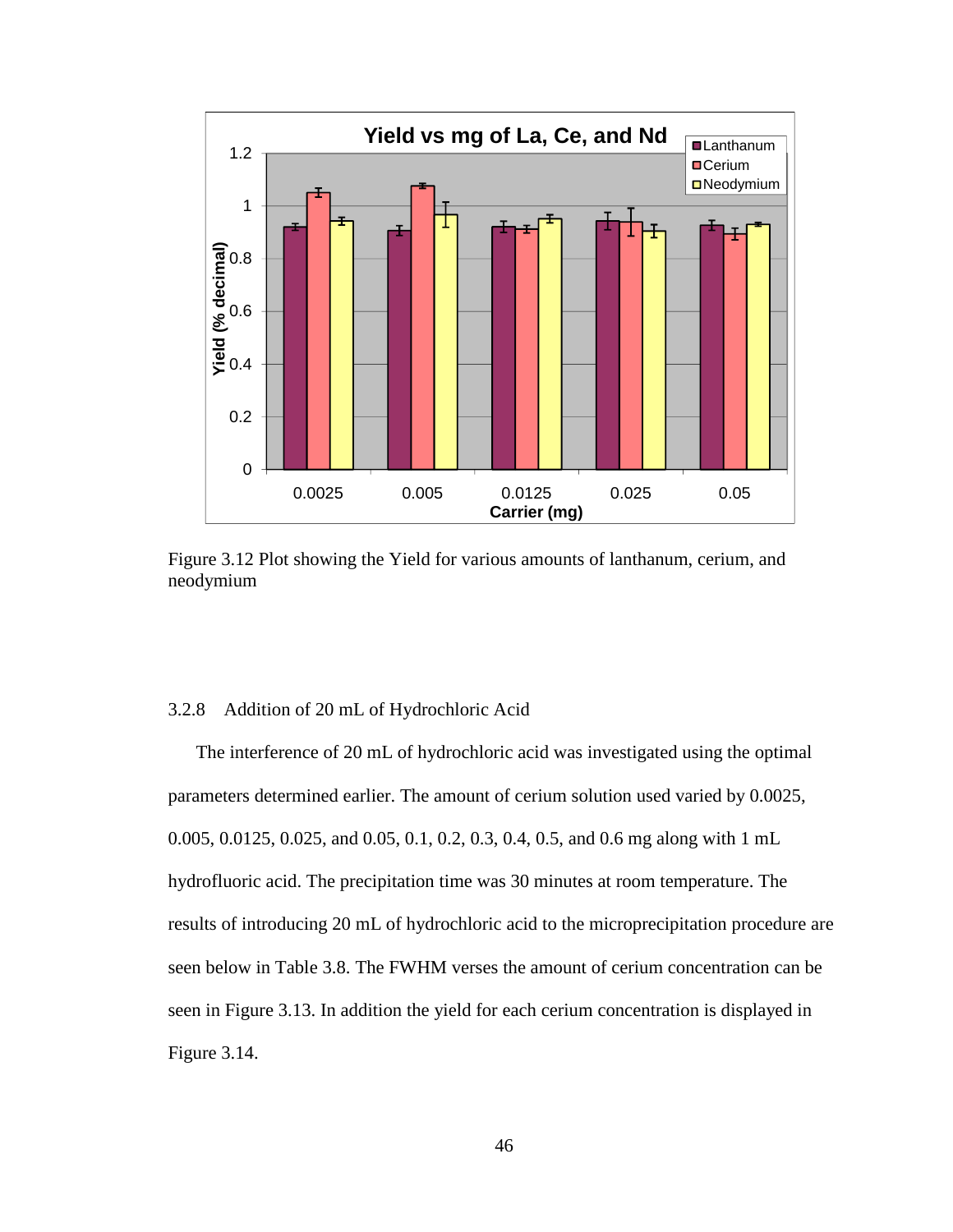Figure 3.12 Plot showing the Yield for various amounts of lanthanum, cerium, and neodymium

### 3.2.8 Addition of 20 mL of Hydrochloric Acid

The interference of 20 mL of hydrochloric acid was investigated using the optimal parameters determined earlier. The amount of cerium solution used varied by 0.0025, 0.005, 0.0125, 0.025, and 0.05, 0.1, 0.2, 0.3, 0.4, 0.5, and 0.6 mg along with 1 mL hydrofluoric acid. The precipitation time was 30 minutes at room temperature. The results of introducing 20 mL of hydrochloric acid to the microprecipitation procedure are seen below in Table 3.8. The FWHM verses the amount of cerium concentration can be seen in Figure 3.13. In addition the yield for each cerium concentration is displayed in Figure 3.14.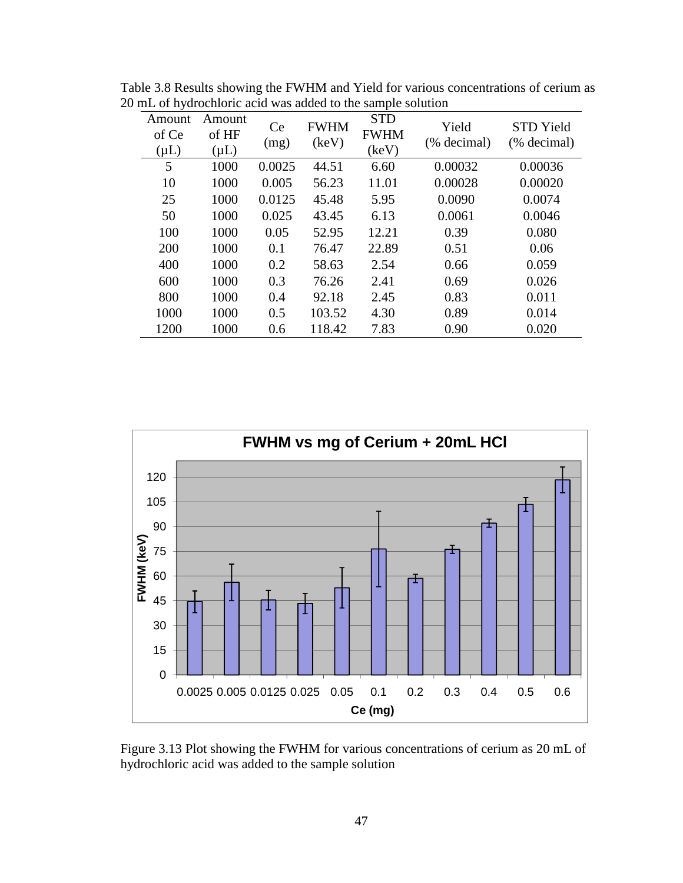Table 3.8 Results showing the FWHM and Yield for various concentrations of cerium as 20 mL of hydrochloric acid was added to the sample solution

| Amount of Ce (μL) | Amount of HF (μL) | Ce (mg) | FWHM (keV) | STD FWHM (keV) | Yield (% decimal) | STD Yield (% decimal) |
|---|---|---|---|---|---|---|
| 5 | 1000 | 0.0025 | 44.51 | 6.60 | 0.00032 | 0.00036 |
| 10 | 1000 | 0.005 | 56.23 | 11.01 | 0.00028 | 0.00020 |
| 25 | 1000 | 0.0125 | 45.48 | 5.95 | 0.0090 | 0.0074 |
| 50 | 1000 | 0.025 | 43.45 | 6.13 | 0.0061 | 0.0046 |
| 100 | 1000 | 0.05 | 52.95 | 12.21 | 0.39 | 0.080 |
| 200 | 1000 | 0.1 | 76.47 | 22.89 | 0.51 | 0.06 |
| 400 | 1000 | 0.2 | 58.63 | 2.54 | 0.66 | 0.059 |
| 600 | 1000 | 0.3 | 76.26 | 2.41 | 0.69 | 0.026 |
| 800 | 1000 | 0.4 | 92.18 | 2.45 | 0.83 | 0.011 |
| 1000 | 1000 | 0.5 | 103.52 | 4.30 | 0.89 | 0.014 |
| 1200 | 1000 | 0.6 | 118.42 | 7.83 | 0.90 | 0.020 |

Figure 3.13 Plot showing the FWHM for various concentrations of cerium as 20 mL of hydrochloric acid was added to the sample solution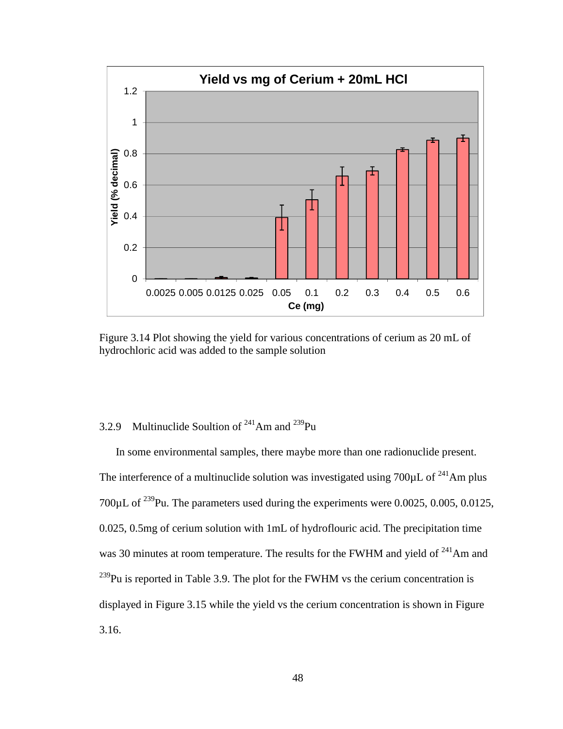Figure 3.14 Plot showing the yield for various concentrations of cerium as 20 mL of hydrochloric acid was added to the sample solution

### 3.2.9 Multinuclide Soultion of $^{241}$Am and $^{239}$Pu

In some environmental samples, there maybe more than one radionuclide present. The interference of a multinuclide solution was investigated using 700µL of $^{241}$Am plus 700µL of $^{239}$Pu. The parameters used during the experiments were 0.0025, 0.005, 0.0125, 0.025, 0.5mg of cerium solution with 1mL of hydroflouric acid. The precipitation time was 30 minutes at room temperature. The results for the FWHM and yield of $^{241}$Am and $^{239}$Pu is reported in Table 3.9. The plot for the FWHM vs the cerium concentration is displayed in Figure 3.15 while the yield vs the cerium concentration is shown in Figure 3.16.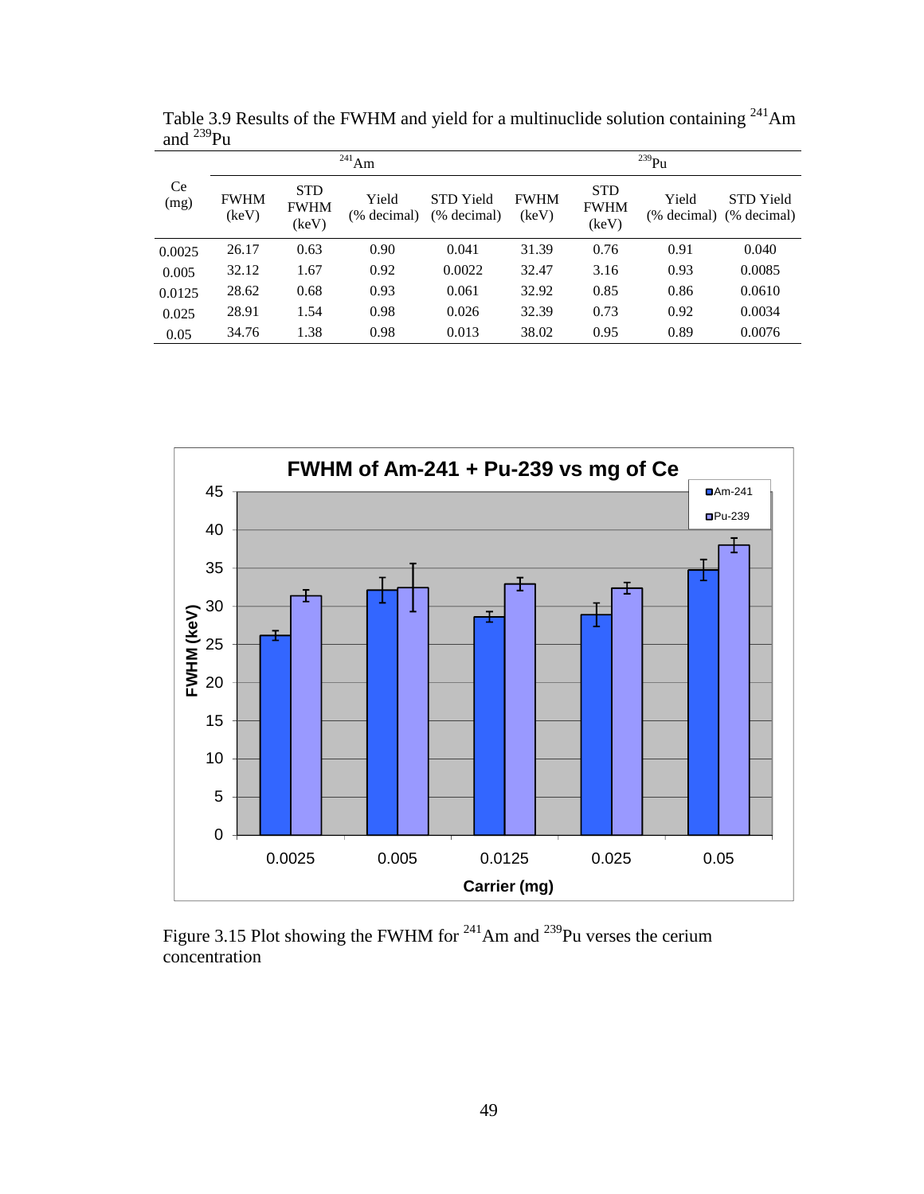Table 3.9 Results of the FWHM and yield for a multinuclide solution containing $^{241}$Am and $^{239}$Pu

| Ce (mg) | $^{241}$Am | | | | $^{239}$Pu | | | |
|---|---|---|---|---|---|---|---|---|
| | FWHM (keV) | STD FWHM (keV) | Yield (% decimal) | STD Yield (% decimal) | FWHM (keV) | STD FWHM (keV) | Yield (% decimal) | STD Yield (% decimal) |
| 0.0025 | 26.17 | 0.63 | 0.90 | 0.041 | 31.39 | 0.76 | 0.91 | 0.040 |
| 0.005 | 32.12 | 1.67 | 0.92 | 0.0022 | 32.47 | 3.16 | 0.93 | 0.0085 |
| 0.0125 | 28.62 | 0.68 | 0.93 | 0.061 | 32.92 | 0.85 | 0.86 | 0.0610 |
| 0.025 | 28.91 | 1.54 | 0.98 | 0.026 | 32.39 | 0.73 | 0.92 | 0.0034 |
| 0.05 | 34.76 | 1.38 | 0.98 | 0.013 | 38.02 | 0.95 | 0.89 | 0.0076 |

Figure 3.15 Plot showing the FWHM for $^{241}$Am and $^{239}$Pu verses the cerium concentration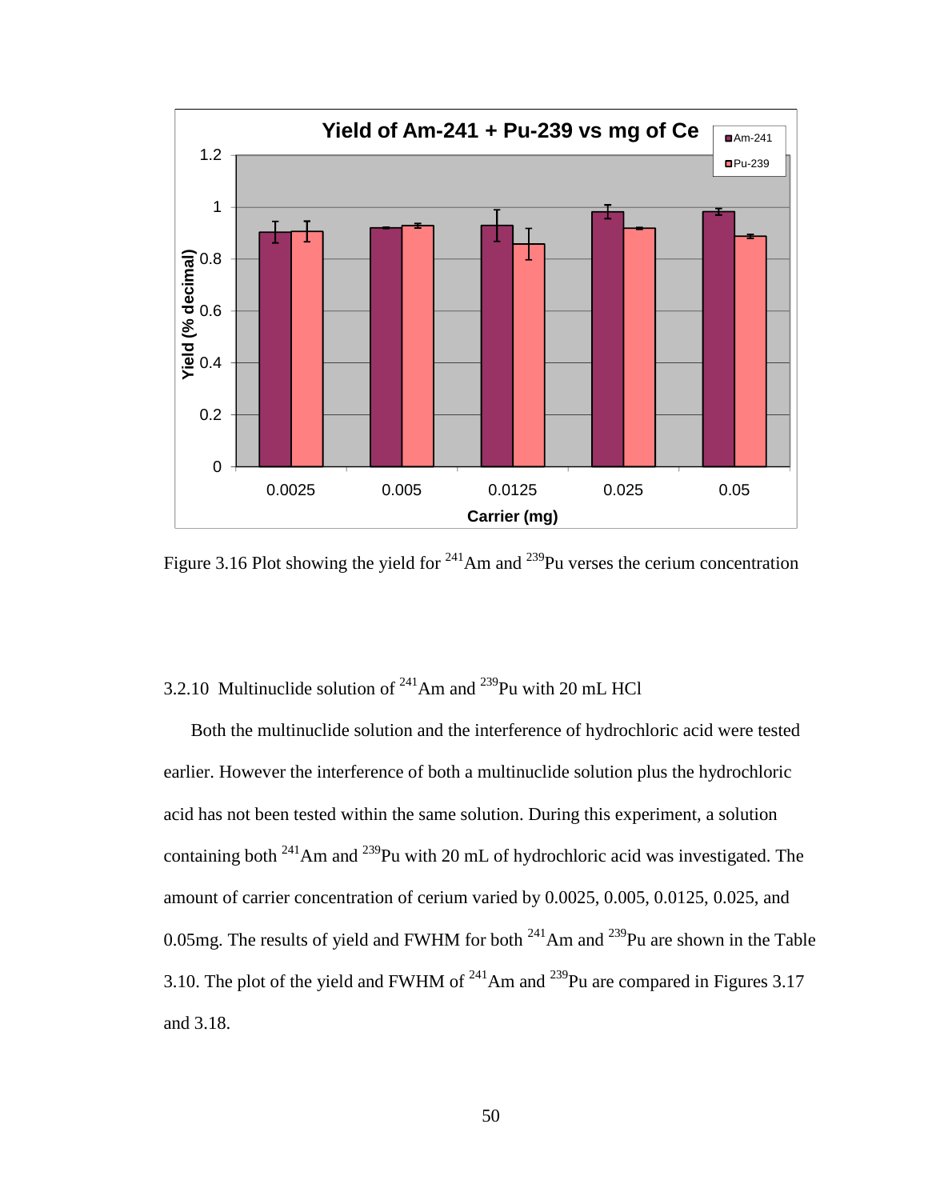Figure 3.16 Plot showing the yield for $^{241}$Am and $^{239}$Pu verses the cerium concentration

### 3.2.10 Multinuclide solution of $^{241}$Am and $^{239}$Pu with 20 mL HCl

Both the multinuclide solution and the interference of hydrochloric acid were tested earlier. However the interference of both a multinuclide solution plus the hydrochloric acid has not been tested within the same solution. During this experiment, a solution containing both $^{241}$Am and $^{239}$Pu with 20 mL of hydrochloric acid was investigated. The amount of carrier concentration of cerium varied by 0.0025, 0.005, 0.0125, 0.025, and 0.05mg. The results of yield and FWHM for both $^{241}$Am and $^{239}$Pu are shown in the Table 3.10. The plot of the yield and FWHM of $^{241}$Am and $^{239}$Pu are compared in Figures 3.17 and 3.18.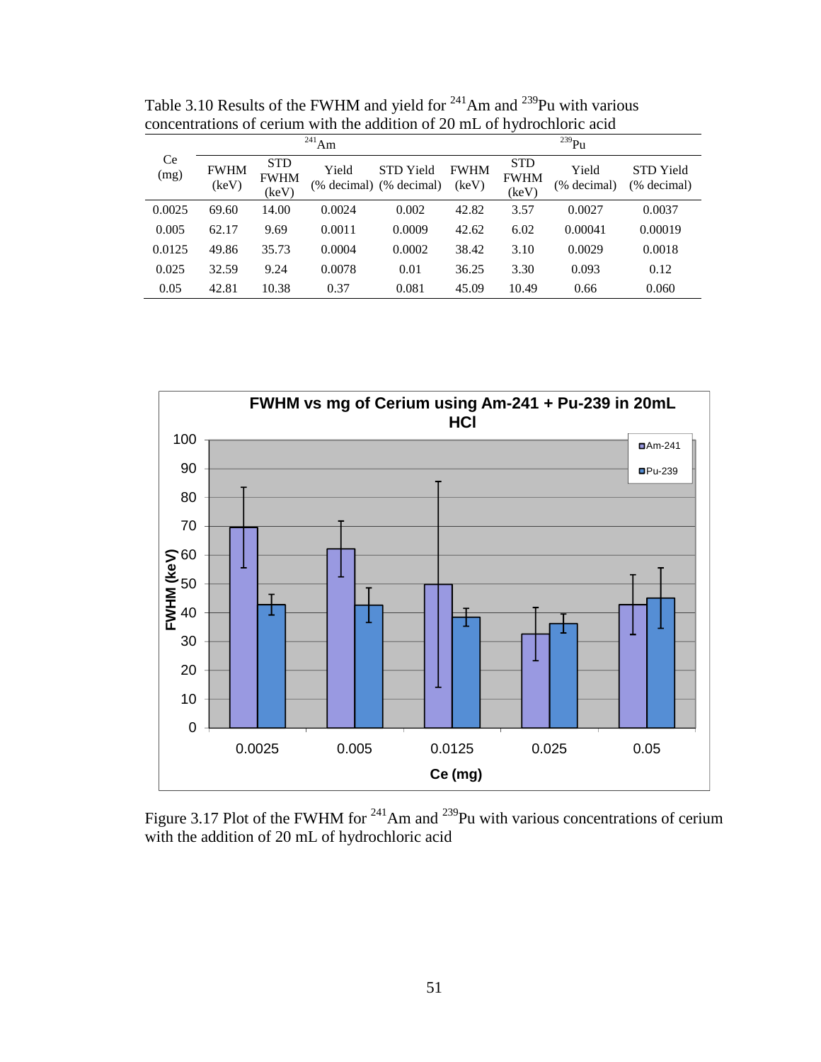Table 3.10 Results of the FWHM and yield for $^{241}$Am and $^{239}$Pu with various concentrations of cerium with the addition of 20 mL of hydrochloric acid

| Ce (mg) | $^{241}$Am | | | | $^{239}$Pu | | | |
|---|---|---|---|---|---|---|---|---|
| | FWHM (keV) | STD FWHM (keV) | Yield (% decimal) | STD Yield (% decimal) | FWHM (keV) | STD FWHM (keV) | Yield (% decimal) | STD Yield (% decimal) |
| 0.0025 | 69.60 | 14.00 | 0.0024 | 0.002 | 42.82 | 3.57 | 0.0027 | 0.0037 |
| 0.005 | 62.17 | 9.69 | 0.0011 | 0.0009 | 42.62 | 6.02 | 0.00041 | 0.00019 |
| 0.0125 | 49.86 | 35.73 | 0.0004 | 0.0002 | 38.42 | 3.10 | 0.0029 | 0.0018 |
| 0.025 | 32.59 | 9.24 | 0.0078 | 0.01 | 36.25 | 3.30 | 0.093 | 0.12 |
| 0.05 | 42.81 | 10.38 | 0.37 | 0.081 | 45.09 | 10.49 | 0.66 | 0.060 |

Figure 3.17 Plot of the FWHM for $^{241}$Am and $^{239}$Pu with various concentrations of cerium with the addition of 20 mL of hydrochloric acid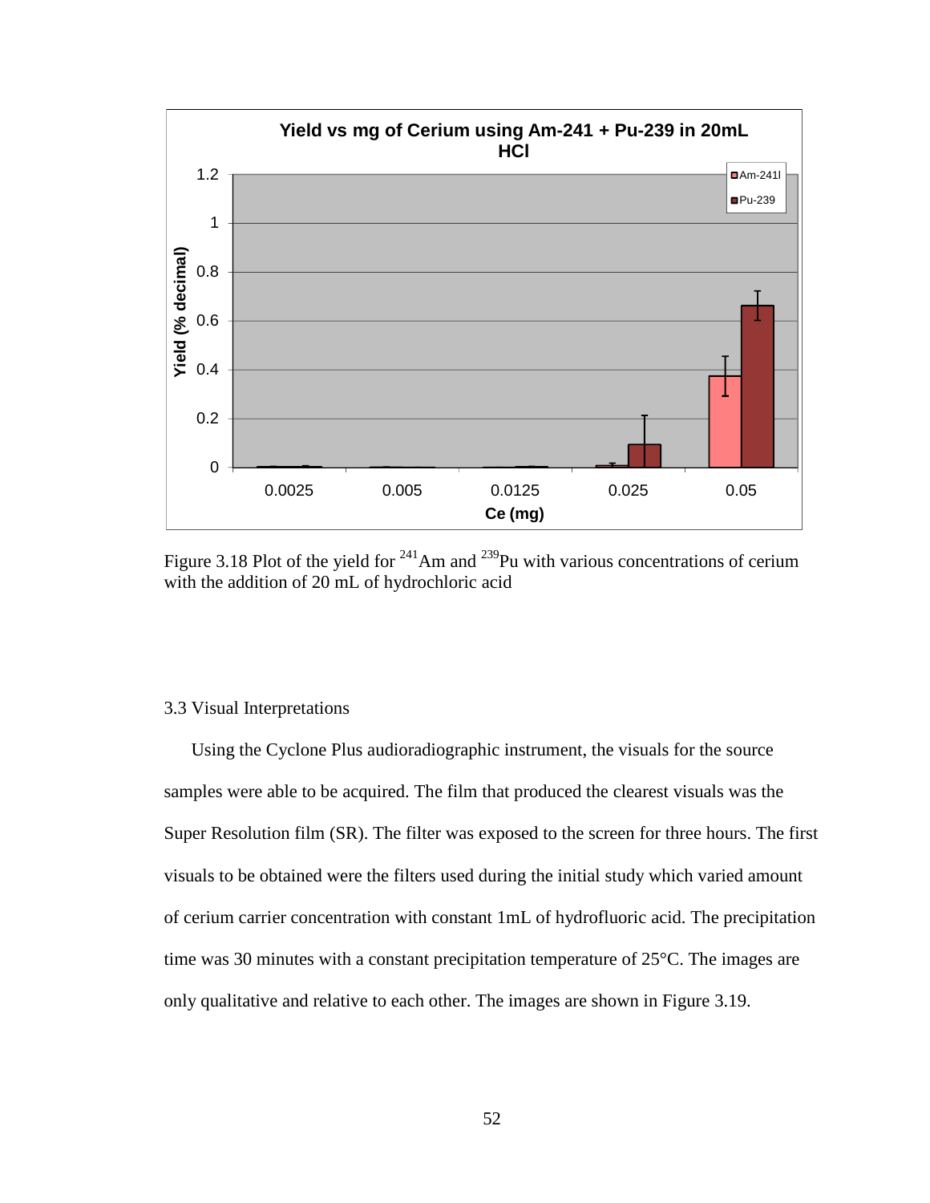Figure 3.18 Plot of the yield for $^{241}$Am and $^{239}$Pu with various concentrations of cerium with the addition of 20 mL of hydrochloric acid

### 3.3 Visual Interpretations

Using the Cyclone Plus audioradiographic instrument, the visuals for the source samples were able to be acquired. The film that produced the clearest visuals was the Super Resolution film (SR). The filter was exposed to the screen for three hours. The first visuals to be obtained were the filters used during the initial study which varied amount of cerium carrier concentration with constant 1mL of hydrofluoric acid. The precipitation time was 30 minutes with a constant precipitation temperature of 25°C. The images are only qualitative and relative to each other. The images are shown in Figure 3.19.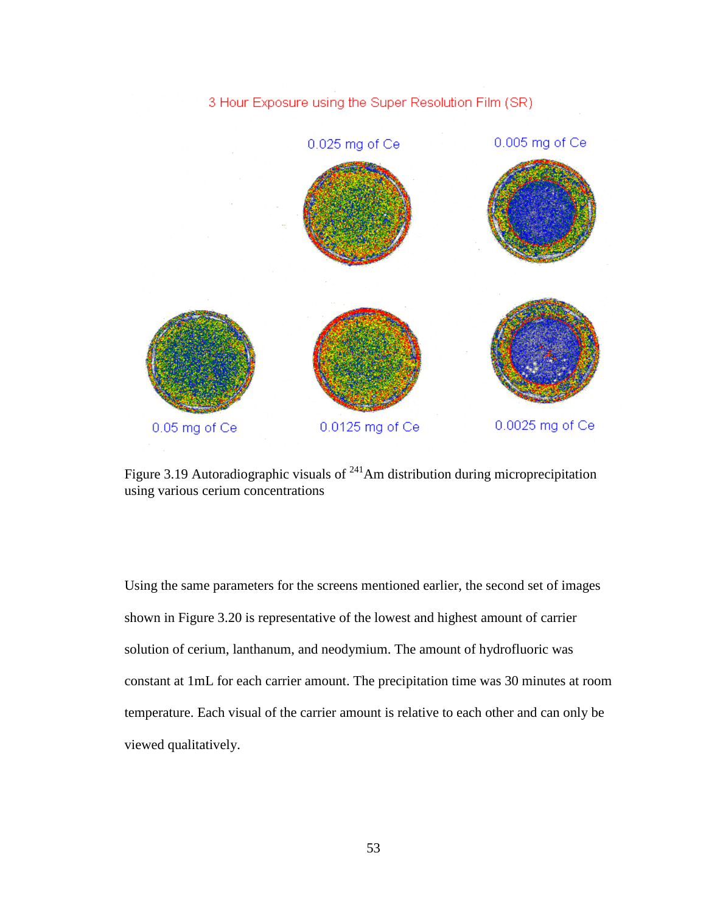3 Hour Exposure using the Super Resolution Film (SR)

0.025 mg of Ce

0.005 mg of Ce

0.05 mg of Ce

0.0125 mg of Ce

0.0025 mg of Ce

Figure 3.19 Autoradiographic visuals of $^{241}$Am distribution during microprecipitation using various cerium concentrations

Using the same parameters for the screens mentioned earlier, the second set of images shown in Figure 3.20 is representative of the lowest and highest amount of carrier solution of cerium, lanthanum, and neodymium. The amount of hydrofluoric was constant at 1mL for each carrier amount. The precipitation time was 30 minutes at room temperature. Each visual of the carrier amount is relative to each other and can only be viewed qualitatively.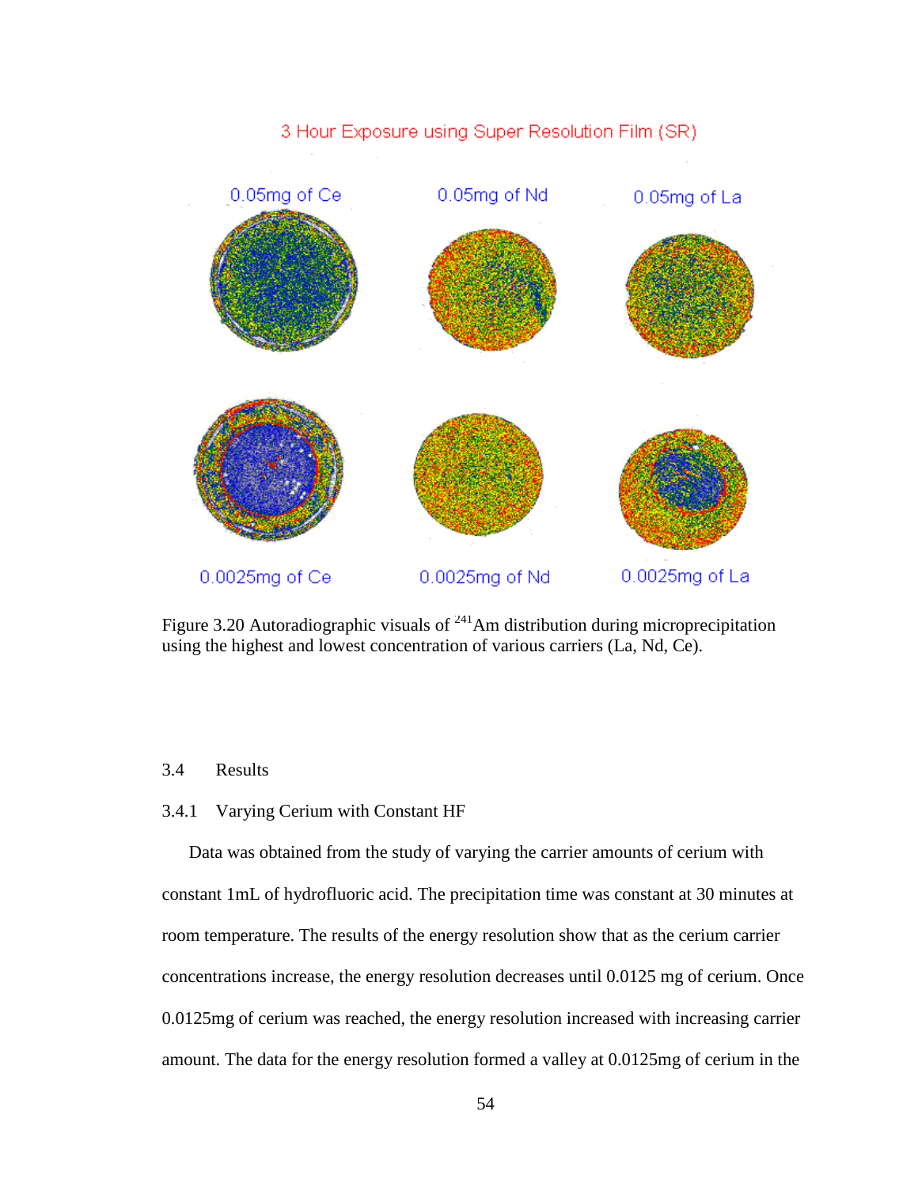Figure 3.20 Autoradiographic visuals of $^{241}Am$ distribution during microprecipitation using the highest and lowest concentration of various carriers (La, Nd, Ce).

## 3.4 Results

### 3.4.1 Varying Cerium with Constant HF

Data was obtained from the study of varying the carrier amounts of cerium with constant 1mL of hydrofluoric acid. The precipitation time was constant at 30 minutes at room temperature. The results of the energy resolution show that as the cerium carrier concentrations increase, the energy resolution decreases until 0.0125 mg of cerium. Once 0.0125mg of cerium was reached, the energy resolution increased with increasing carrier amount. The data for the energy resolution formed a valley at 0.0125mg of cerium in the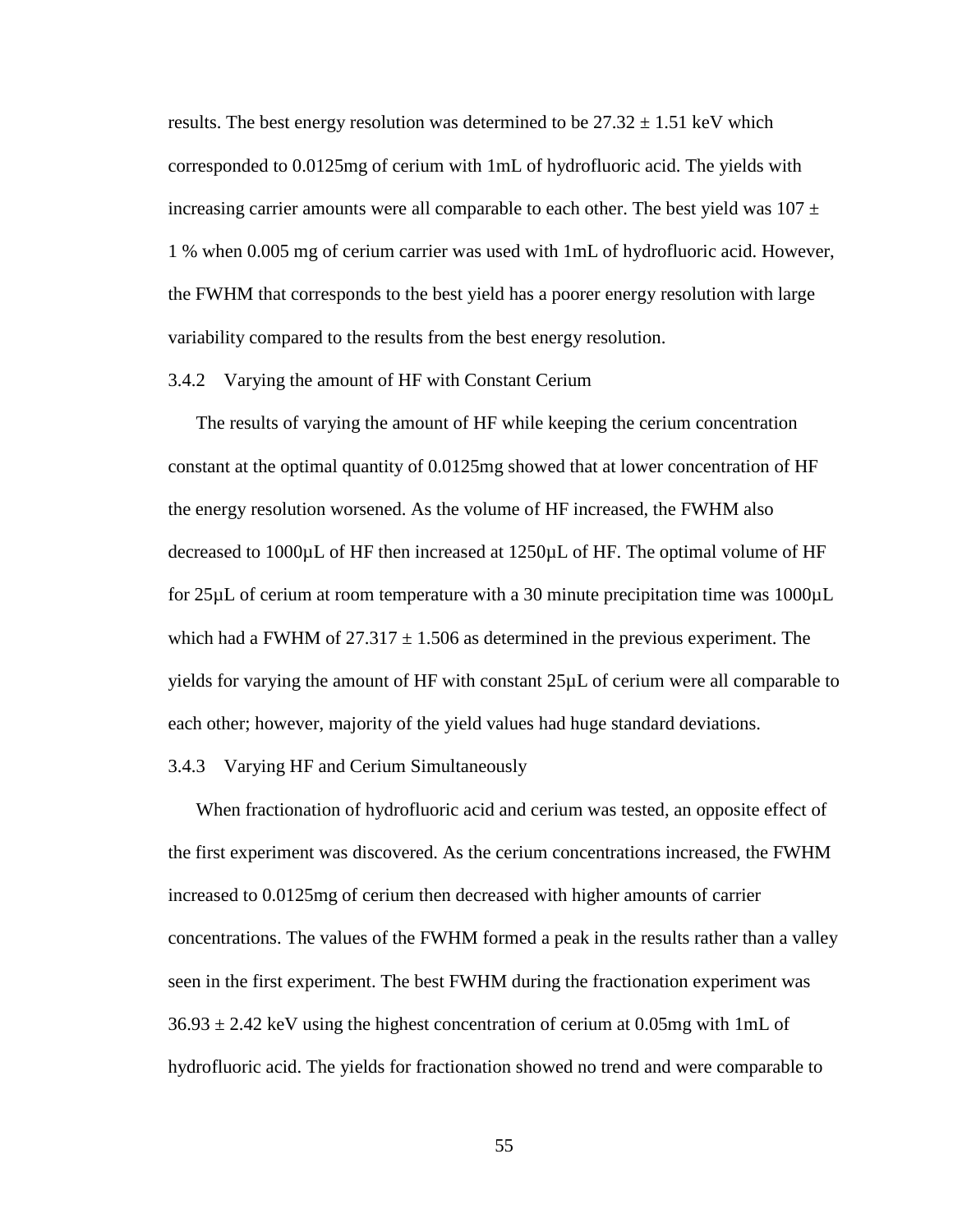results. The best energy resolution was determined to be 27.32 ± 1.51 keV which corresponded to 0.0125mg of cerium with 1mL of hydrofluoric acid. The yields with increasing carrier amounts were all comparable to each other. The best yield was 107 ± 1 % when 0.005 mg of cerium carrier was used with 1mL of hydrofluoric acid. However, the FWHM that corresponds to the best yield has a poorer energy resolution with large variability compared to the results from the best energy resolution.

### 3.4.2 Varying the amount of HF with Constant Cerium

The results of varying the amount of HF while keeping the cerium concentration constant at the optimal quantity of 0.0125mg showed that at lower concentration of HF the energy resolution worsened. As the volume of HF increased, the FWHM also decreased to 1000μL of HF then increased at 1250μL of HF. The optimal volume of HF for 25μL of cerium at room temperature with a 30 minute precipitation time was 1000μL which had a FWHM of 27.317 ± 1.506 as determined in the previous experiment. The yields for varying the amount of HF with constant 25μL of cerium were all comparable to each other; however, majority of the yield values had huge standard deviations.

### 3.4.3 Varying HF and Cerium Simultaneously

When fractionation of hydrofluoric acid and cerium was tested, an opposite effect of the first experiment was discovered. As the cerium concentrations increased, the FWHM increased to 0.0125mg of cerium then decreased with higher amounts of carrier concentrations. The values of the FWHM formed a peak in the results rather than a valley seen in the first experiment. The best FWHM during the fractionation experiment was 36.93 ± 2.42 keV using the highest concentration of cerium at 0.05mg with 1mL of hydrofluoric acid. The yields for fractionation showed no trend and were comparable to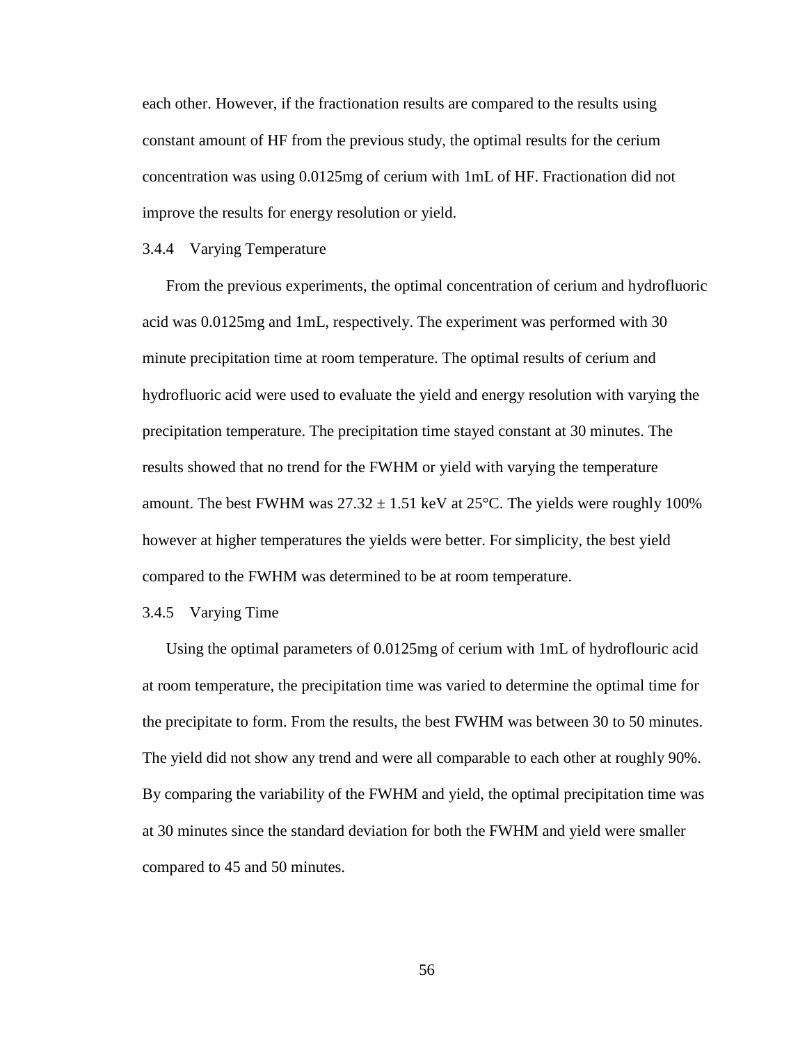each other. However, if the fractionation results are compared to the results using constant amount of HF from the previous study, the optimal results for the cerium concentration was using 0.0125mg of cerium with 1mL of HF. Fractionation did not improve the results for energy resolution or yield.

### 3.4.4 Varying Temperature

From the previous experiments, the optimal concentration of cerium and hydrofluoric acid was 0.0125mg and 1mL, respectively. The experiment was performed with 30 minute precipitation time at room temperature. The optimal results of cerium and hydrofluoric acid were used to evaluate the yield and energy resolution with varying the precipitation temperature. The precipitation time stayed constant at 30 minutes. The results showed that no trend for the FWHM or yield with varying the temperature amount. The best FWHM was $27.32 \pm 1.51$ keV at 25°C. The yields were roughly 100% however at higher temperatures the yields were better. For simplicity, the best yield compared to the FWHM was determined to be at room temperature.

### 3.4.5 Varying Time

Using the optimal parameters of 0.0125mg of cerium with 1mL of hydroflouric acid at room temperature, the precipitation time was varied to determine the optimal time for the precipitate to form. From the results, the best FWHM was between 30 to 50 minutes. The yield did not show any trend and were all comparable to each other at roughly 90%. By comparing the variability of the FWHM and yield, the optimal precipitation time was at 30 minutes since the standard deviation for both the FWHM and yield were smaller compared to 45 and 50 minutes.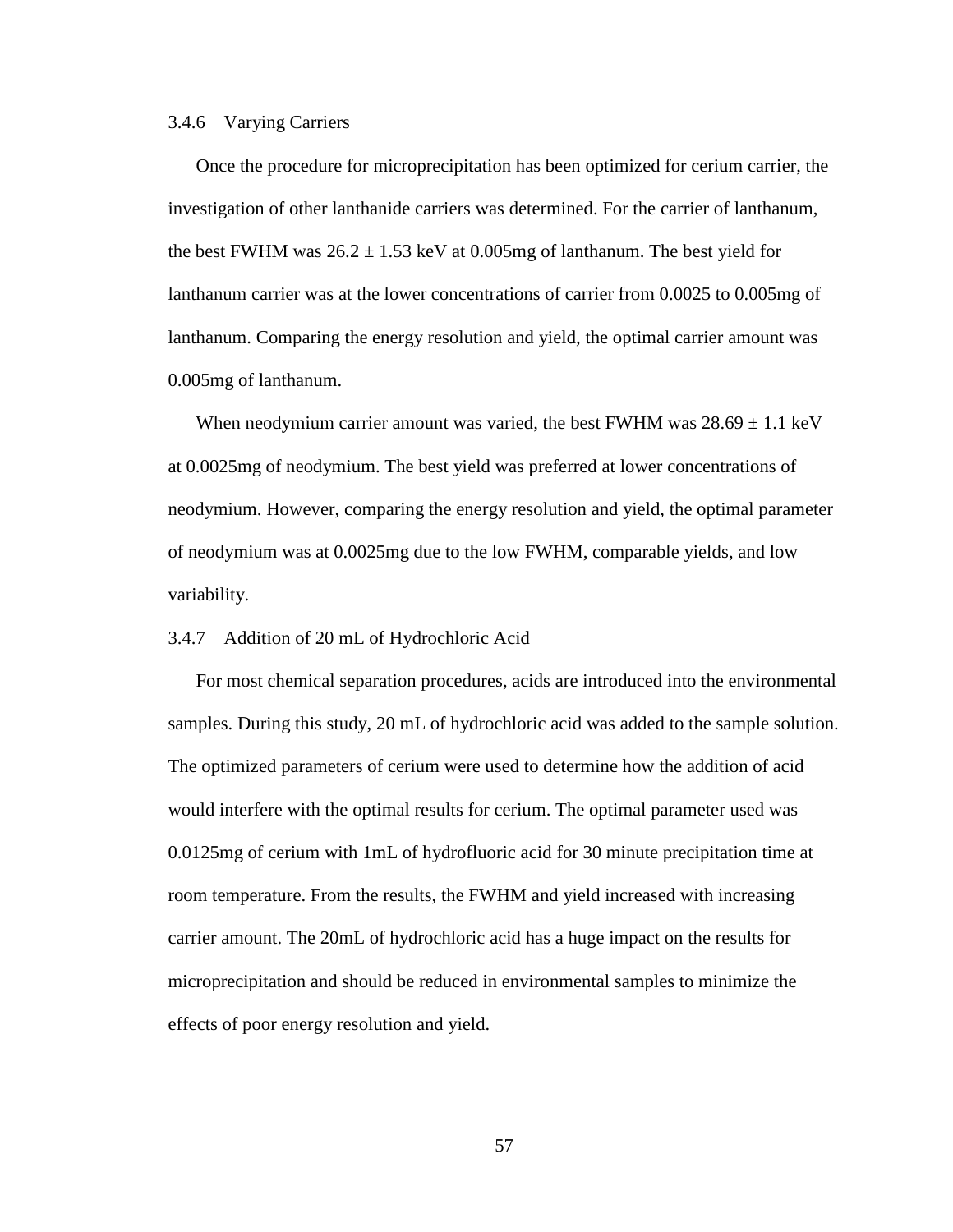### 3.4.6 Varying Carriers

Once the procedure for microprecipitation has been optimized for cerium carrier, the investigation of other lanthanide carriers was determined. For the carrier of lanthanum, the best FWHM was 26.2 ± 1.53 keV at 0.005mg of lanthanum. The best yield for lanthanum carrier was at the lower concentrations of carrier from 0.0025 to 0.005mg of lanthanum. Comparing the energy resolution and yield, the optimal carrier amount was 0.005mg of lanthanum.

When neodymium carrier amount was varied, the best FWHM was 28.69 ± 1.1 keV at 0.0025mg of neodymium. The best yield was preferred at lower concentrations of neodymium. However, comparing the energy resolution and yield, the optimal parameter of neodymium was at 0.0025mg due to the low FWHM, comparable yields, and low variability.

### 3.4.7 Addition of 20 mL of Hydrochloric Acid

For most chemical separation procedures, acids are introduced into the environmental samples. During this study, 20 mL of hydrochloric acid was added to the sample solution. The optimized parameters of cerium were used to determine how the addition of acid would interfere with the optimal results for cerium. The optimal parameter used was 0.0125mg of cerium with 1mL of hydrofluoric acid for 30 minute precipitation time at room temperature. From the results, the FWHM and yield increased with increasing carrier amount. The 20mL of hydrochloric acid has a huge impact on the results for microprecipitation and should be reduced in environmental samples to minimize the effects of poor energy resolution and yield.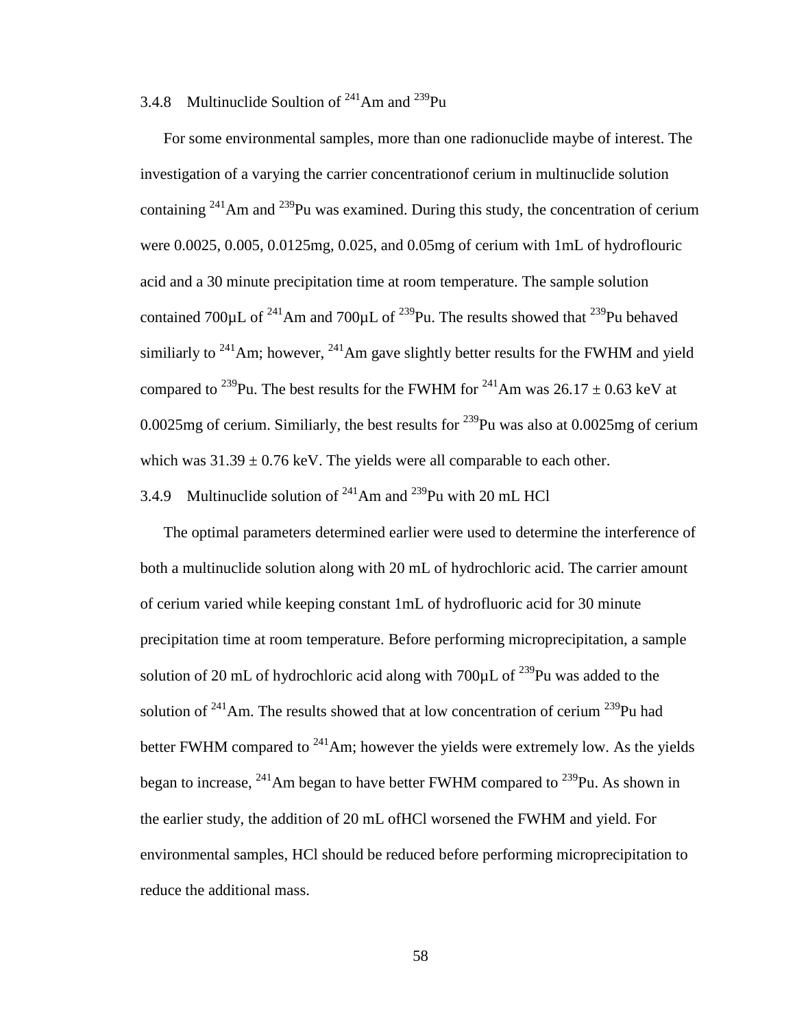### 3.4.8 Multinuclide Soultion of $^{241}$Am and $^{239}$Pu

For some environmental samples, more than one radionuclide maybe of interest. The investigation of a varying the carrier concentrationof cerium in multinuclide solution containing $^{241}$Am and $^{239}$Pu was examined. During this study, the concentration of cerium were 0.0025, 0.005, 0.0125mg, 0.025, and 0.05mg of cerium with 1mL of hydroflouric acid and a 30 minute precipitation time at room temperature. The sample solution contained 700µL of $^{241}$Am and 700µL of $^{239}$Pu. The results showed that $^{239}$Pu behaved similiarly to $^{241}$Am; however, $^{241}$Am gave slightly better results for the FWHM and yield compared to $^{239}$Pu. The best results for the FWHM for $^{241}$Am was 26.17 ± 0.63 keV at 0.0025mg of cerium. Similiarly, the best results for $^{239}$Pu was also at 0.0025mg of cerium which was 31.39 ± 0.76 keV. The yields were all comparable to each other.

### 3.4.9 Multinuclide solution of $^{241}$Am and $^{239}$Pu with 20 mL HCl

The optimal parameters determined earlier were used to determine the interference of both a multinuclide solution along with 20 mL of hydrochloric acid. The carrier amount of cerium varied while keeping constant 1mL of hydrofluoric acid for 30 minute precipitation time at room temperature. Before performing microprecipitation, a sample solution of 20 mL of hydrochloric acid along with 700µL of $^{239}$Pu was added to the solution of $^{241}$Am. The results showed that at low concentration of cerium $^{239}$Pu had better FWHM compared to $^{241}$Am; however the yields were extremely low. As the yields began to increase, $^{241}$Am began to have better FWHM compared to $^{239}$Pu. As shown in the earlier study, the addition of 20 mL ofHCl worsened the FWHM and yield. For environmental samples, HCl should be reduced before performing microprecipitation to reduce the additional mass.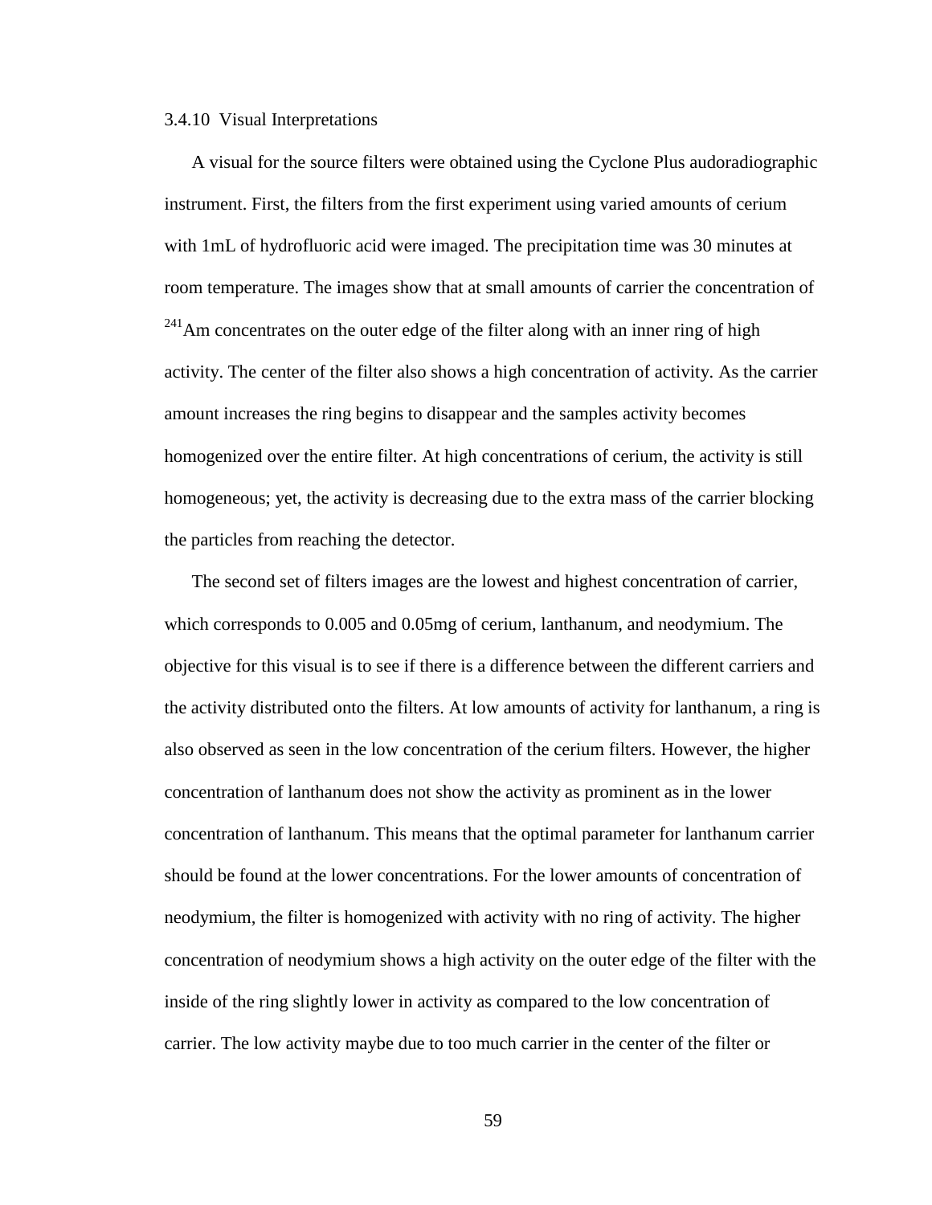### 3.4.10 Visual Interpretations

A visual for the source filters were obtained using the Cyclone Plus audoradiographic instrument. First, the filters from the first experiment using varied amounts of cerium with 1mL of hydrofluoric acid were imaged. The precipitation time was 30 minutes at room temperature. The images show that at small amounts of carrier the concentration of $^{241}$Am concentrates on the outer edge of the filter along with an inner ring of high activity. The center of the filter also shows a high concentration of activity. As the carrier amount increases the ring begins to disappear and the samples activity becomes homogenized over the entire filter. At high concentrations of cerium, the activity is still homogeneous; yet, the activity is decreasing due to the extra mass of the carrier blocking the particles from reaching the detector.

The second set of filters images are the lowest and highest concentration of carrier, which corresponds to 0.005 and 0.05mg of cerium, lanthanum, and neodymium. The objective for this visual is to see if there is a difference between the different carriers and the activity distributed onto the filters. At low amounts of activity for lanthanum, a ring is also observed as seen in the low concentration of the cerium filters. However, the higher concentration of lanthanum does not show the activity as prominent as in the lower concentration of lanthanum. This means that the optimal parameter for lanthanum carrier should be found at the lower concentrations. For the lower amounts of concentration of neodymium, the filter is homogenized with activity with no ring of activity. The higher concentration of neodymium shows a high activity on the outer edge of the filter with the inside of the ring slightly lower in activity as compared to the low concentration of carrier. The low activity maybe due to too much carrier in the center of the filter or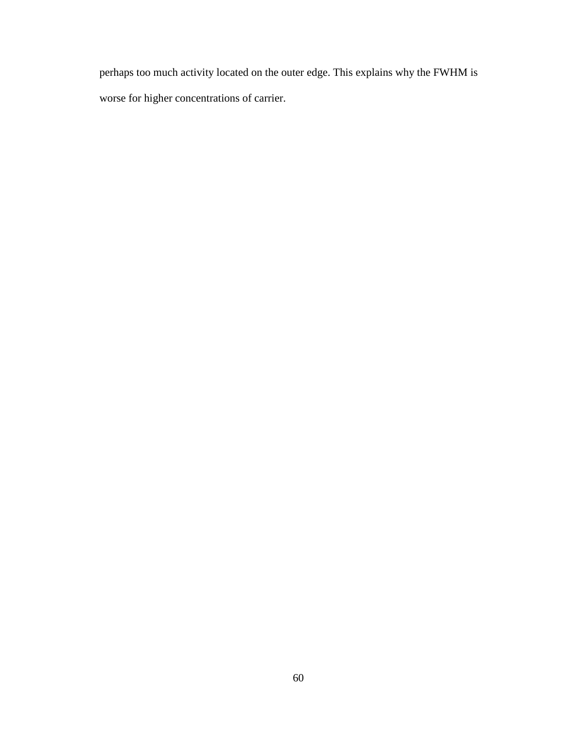perhaps too much activity located on the outer edge. This explains why the FWHM is worse for higher concentrations of carrier.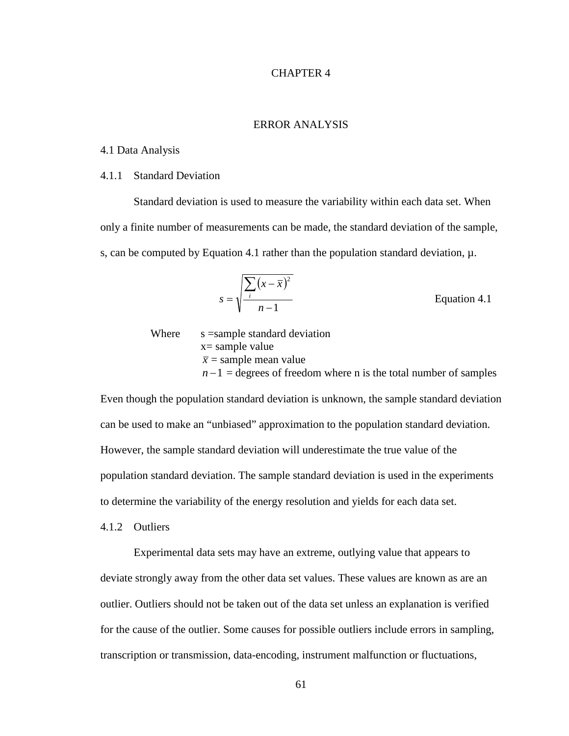# CHAPTER 4

# ERROR ANALYSIS

## 4.1 Data Analysis

### 4.1.1 Standard Deviation

Standard deviation is used to measure the variability within each data set. When only a finite number of measurements can be made, the standard deviation of the sample, s, can be computed by Equation 4.1 rather than the population standard deviation, µ.

$$s = \sqrt{\frac{\sum_i (x - \bar{x})^2}{n - 1}} \qquad \text{Equation 4.1}$$

Where s =sample standard deviation
x= sample value
$\bar{x}$ = sample mean value
$n-1$ = degrees of freedom where n is the total number of samples

Even though the population standard deviation is unknown, the sample standard deviation can be used to make an "unbiased" approximation to the population standard deviation. However, the sample standard deviation will underestimate the true value of the population standard deviation. The sample standard deviation is used in the experiments to determine the variability of the energy resolution and yields for each data set.

### 4.1.2 Outliers

Experimental data sets may have an extreme, outlying value that appears to deviate strongly away from the other data set values. These values are known as are an outlier. Outliers should not be taken out of the data set unless an explanation is verified for the cause of the outlier. Some causes for possible outliers include errors in sampling, transcription or transmission, data-encoding, instrument malfunction or fluctuations,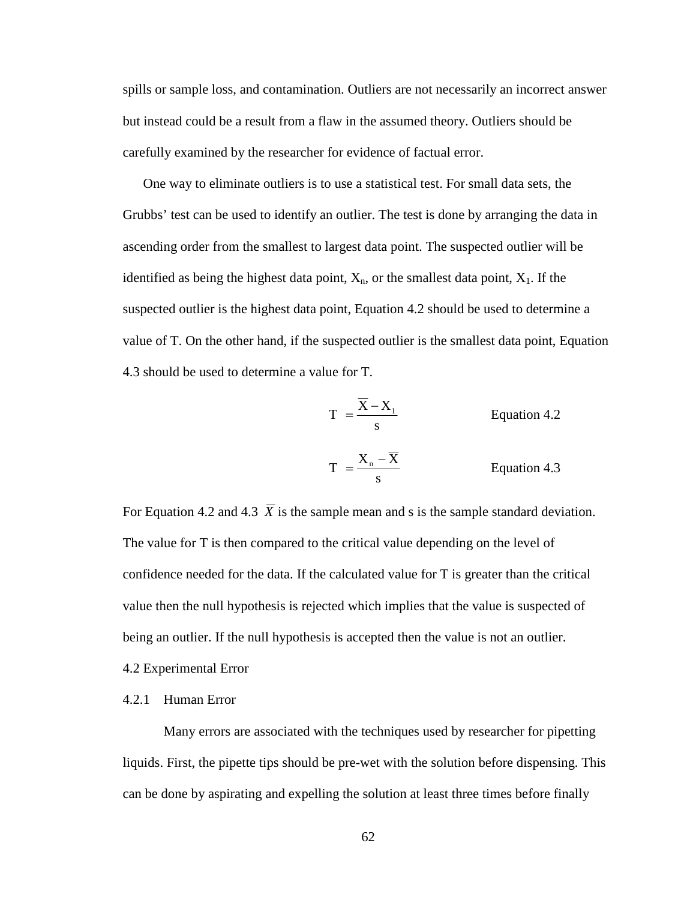spills or sample loss, and contamination. Outliers are not necessarily an incorrect answer but instead could be a result from a flaw in the assumed theory. Outliers should be carefully examined by the researcher for evidence of factual error.

One way to eliminate outliers is to use a statistical test. For small data sets, the Grubbs' test can be used to identify an outlier. The test is done by arranging the data in ascending order from the smallest to largest data point. The suspected outlier will be identified as being the highest data point, $X_n$, or the smallest data point, $X_1$. If the suspected outlier is the highest data point, Equation 4.2 should be used to determine a value of T. On the other hand, if the suspected outlier is the smallest data point, Equation 4.3 should be used to determine a value for T.

$$T = \frac{\overline{X} - X_1}{s} \qquad \text{Equation 4.2}$$

$$T = \frac{X_n - \overline{X}}{s} \qquad \text{Equation 4.3}$$

For Equation 4.2 and 4.3 $\overline{X}$ is the sample mean and s is the sample standard deviation. The value for T is then compared to the critical value depending on the level of confidence needed for the data. If the calculated value for T is greater than the critical value then the null hypothesis is rejected which implies that the value is suspected of being an outlier. If the null hypothesis is accepted then the value is not an outlier.

## 4.2 Experimental Error

### 4.2.1 Human Error

Many errors are associated with the techniques used by researcher for pipetting liquids. First, the pipette tips should be pre-wet with the solution before dispensing. This can be done by aspirating and expelling the solution at least three times before finally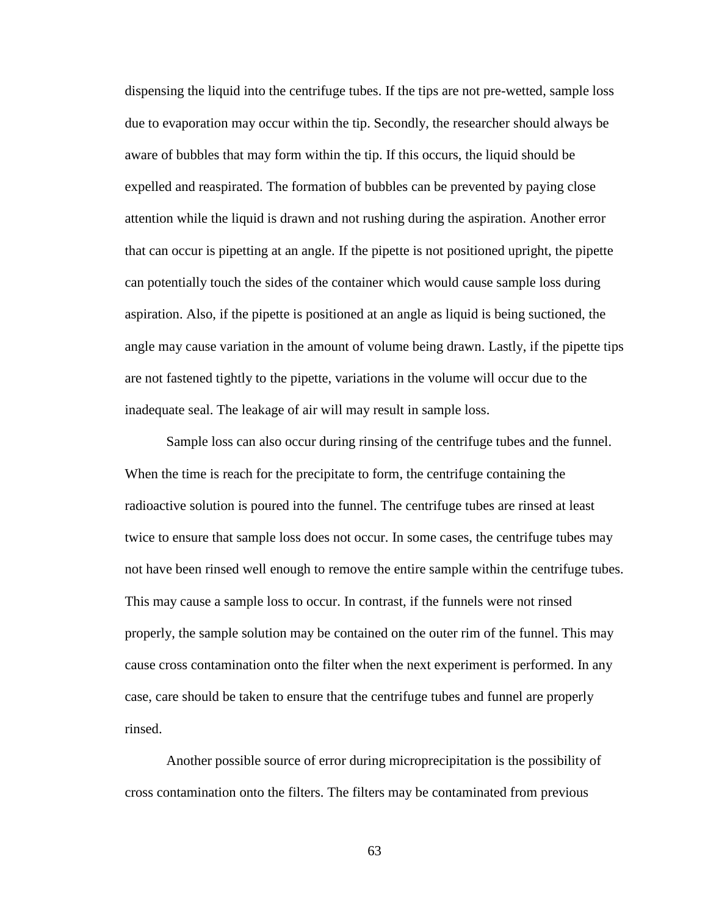dispensing the liquid into the centrifuge tubes. If the tips are not pre-wetted, sample loss due to evaporation may occur within the tip. Secondly, the researcher should always be aware of bubbles that may form within the tip. If this occurs, the liquid should be expelled and reaspirated. The formation of bubbles can be prevented by paying close attention while the liquid is drawn and not rushing during the aspiration. Another error that can occur is pipetting at an angle. If the pipette is not positioned upright, the pipette can potentially touch the sides of the container which would cause sample loss during aspiration. Also, if the pipette is positioned at an angle as liquid is being suctioned, the angle may cause variation in the amount of volume being drawn. Lastly, if the pipette tips are not fastened tightly to the pipette, variations in the volume will occur due to the inadequate seal. The leakage of air will may result in sample loss.

Sample loss can also occur during rinsing of the centrifuge tubes and the funnel. When the time is reach for the precipitate to form, the centrifuge containing the radioactive solution is poured into the funnel. The centrifuge tubes are rinsed at least twice to ensure that sample loss does not occur. In some cases, the centrifuge tubes may not have been rinsed well enough to remove the entire sample within the centrifuge tubes. This may cause a sample loss to occur. In contrast, if the funnels were not rinsed properly, the sample solution may be contained on the outer rim of the funnel. This may cause cross contamination onto the filter when the next experiment is performed. In any case, care should be taken to ensure that the centrifuge tubes and funnel are properly rinsed.

Another possible source of error during microprecipitation is the possibility of cross contamination onto the filters. The filters may be contaminated from previous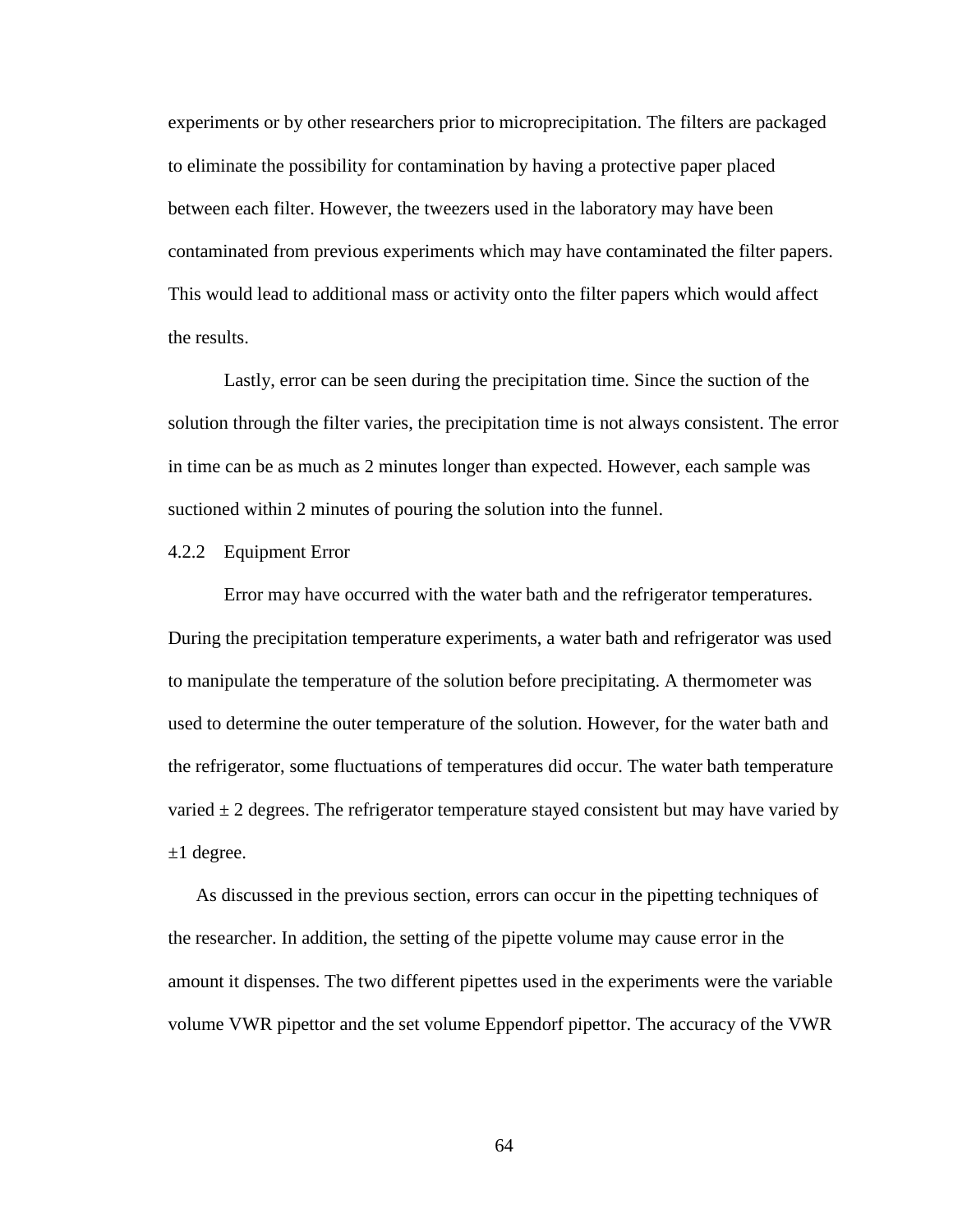experiments or by other researchers prior to microprecipitation. The filters are packaged to eliminate the possibility for contamination by having a protective paper placed between each filter. However, the tweezers used in the laboratory may have been contaminated from previous experiments which may have contaminated the filter papers. This would lead to additional mass or activity onto the filter papers which would affect the results.

Lastly, error can be seen during the precipitation time. Since the suction of the solution through the filter varies, the precipitation time is not always consistent. The error in time can be as much as 2 minutes longer than expected. However, each sample was suctioned within 2 minutes of pouring the solution into the funnel.

### 4.2.2 Equipment Error

Error may have occurred with the water bath and the refrigerator temperatures. During the precipitation temperature experiments, a water bath and refrigerator was used to manipulate the temperature of the solution before precipitating. A thermometer was used to determine the outer temperature of the solution. However, for the water bath and the refrigerator, some fluctuations of temperatures did occur. The water bath temperature varied $\pm$ 2 degrees. The refrigerator temperature stayed consistent but may have varied by $\pm$1 degree.

As discussed in the previous section, errors can occur in the pipetting techniques of the researcher. In addition, the setting of the pipette volume may cause error in the amount it dispenses. The two different pipettes used in the experiments were the variable volume VWR pipettor and the set volume Eppendorf pipettor. The accuracy of the VWR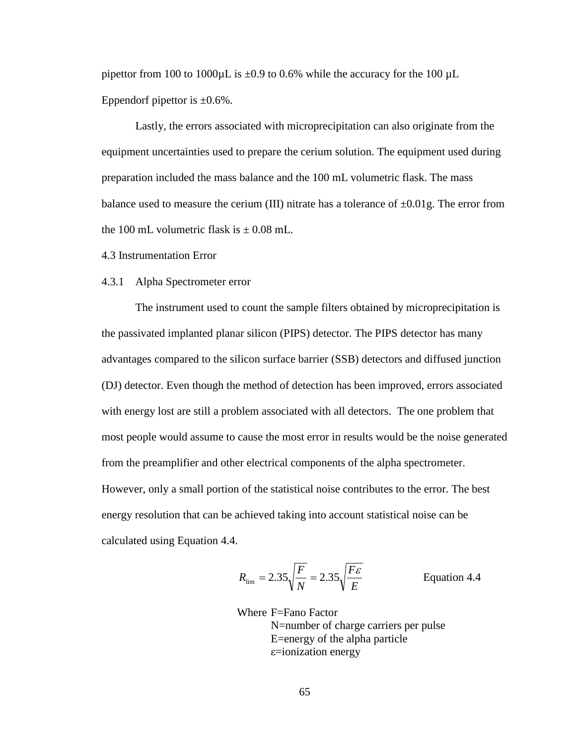pipettor from 100 to 1000μL is ±0.9 to 0.6% while the accuracy for the 100 μL Eppendorf pipettor is ±0.6%.

Lastly, the errors associated with microprecipitation can also originate from the equipment uncertainties used to prepare the cerium solution. The equipment used during preparation included the mass balance and the 100 mL volumetric flask. The mass balance used to measure the cerium (III) nitrate has a tolerance of ±0.01g. The error from the 100 mL volumetric flask is ± 0.08 mL.

## 4.3 Instrumentation Error

### 4.3.1 Alpha Spectrometer error

The instrument used to count the sample filters obtained by microprecipitation is the passivated implanted planar silicon (PIPS) detector. The PIPS detector has many advantages compared to the silicon surface barrier (SSB) detectors and diffused junction (DJ) detector. Even though the method of detection has been improved, errors associated with energy lost are still a problem associated with all detectors. The one problem that most people would assume to cause the most error in results would be the noise generated from the preamplifier and other electrical components of the alpha spectrometer. However, only a small portion of the statistical noise contributes to the error. The best energy resolution that can be achieved taking into account statistical noise can be calculated using Equation 4.4.

$$R_{\lim} = 2.35\sqrt{\frac{F}{N}} = 2.35\sqrt{\frac{F\varepsilon}{E}} \qquad \text{Equation 4.4}$$

Where F=Fano Factor
N=number of charge carriers per pulse
E=energy of the alpha particle
ε=ionization energy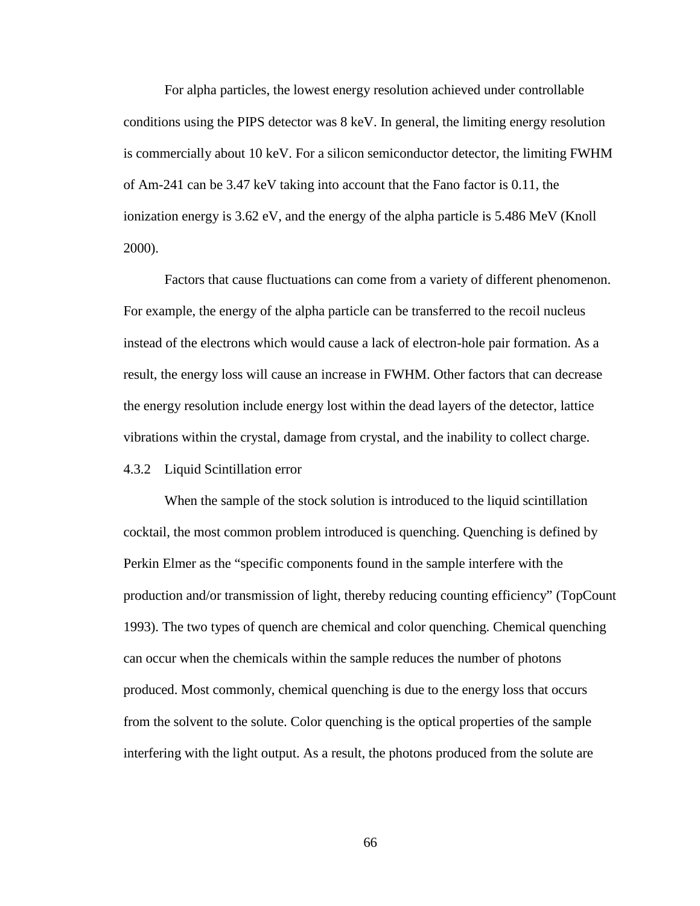For alpha particles, the lowest energy resolution achieved under controllable conditions using the PIPS detector was 8 keV. In general, the limiting energy resolution is commercially about 10 keV. For a silicon semiconductor detector, the limiting FWHM of Am-241 can be 3.47 keV taking into account that the Fano factor is 0.11, the ionization energy is 3.62 eV, and the energy of the alpha particle is 5.486 MeV (Knoll 2000).

Factors that cause fluctuations can come from a variety of different phenomenon. For example, the energy of the alpha particle can be transferred to the recoil nucleus instead of the electrons which would cause a lack of electron-hole pair formation. As a result, the energy loss will cause an increase in FWHM. Other factors that can decrease the energy resolution include energy lost within the dead layers of the detector, lattice vibrations within the crystal, damage from crystal, and the inability to collect charge.

### 4.3.2 Liquid Scintillation error

When the sample of the stock solution is introduced to the liquid scintillation cocktail, the most common problem introduced is quenching. Quenching is defined by Perkin Elmer as the "specific components found in the sample interfere with the production and/or transmission of light, thereby reducing counting efficiency" (TopCount 1993). The two types of quench are chemical and color quenching. Chemical quenching can occur when the chemicals within the sample reduces the number of photons produced. Most commonly, chemical quenching is due to the energy loss that occurs from the solvent to the solute. Color quenching is the optical properties of the sample interfering with the light output. As a result, the photons produced from the solute are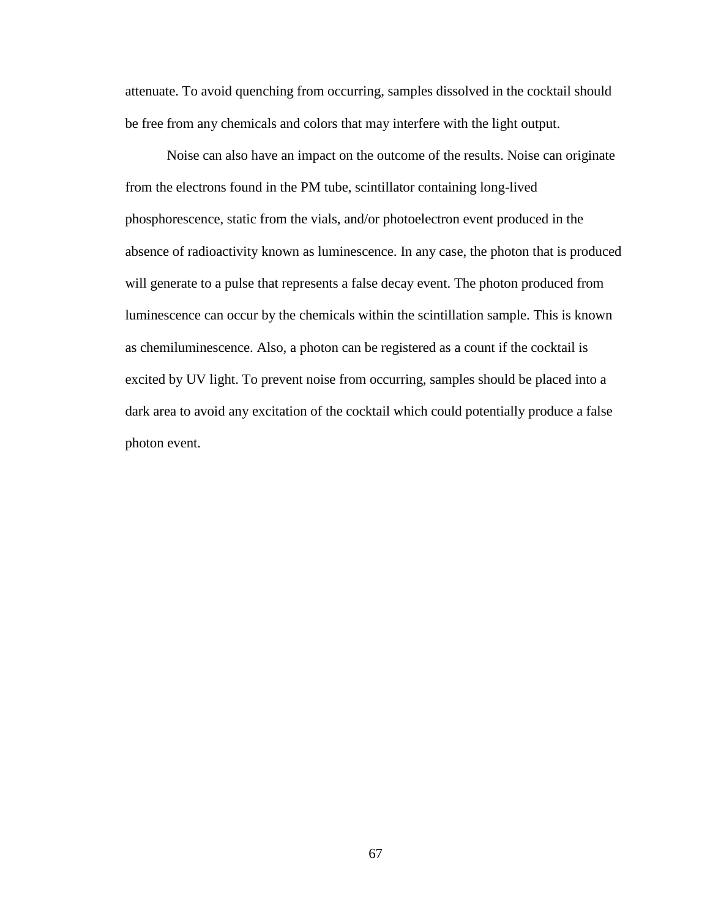attenuate. To avoid quenching from occurring, samples dissolved in the cocktail should be free from any chemicals and colors that may interfere with the light output.

Noise can also have an impact on the outcome of the results. Noise can originate from the electrons found in the PM tube, scintillator containing long-lived phosphorescence, static from the vials, and/or photoelectron event produced in the absence of radioactivity known as luminescence. In any case, the photon that is produced will generate to a pulse that represents a false decay event. The photon produced from luminescence can occur by the chemicals within the scintillation sample. This is known as chemiluminescence. Also, a photon can be registered as a count if the cocktail is excited by UV light. To prevent noise from occurring, samples should be placed into a dark area to avoid any excitation of the cocktail which could potentially produce a false photon event.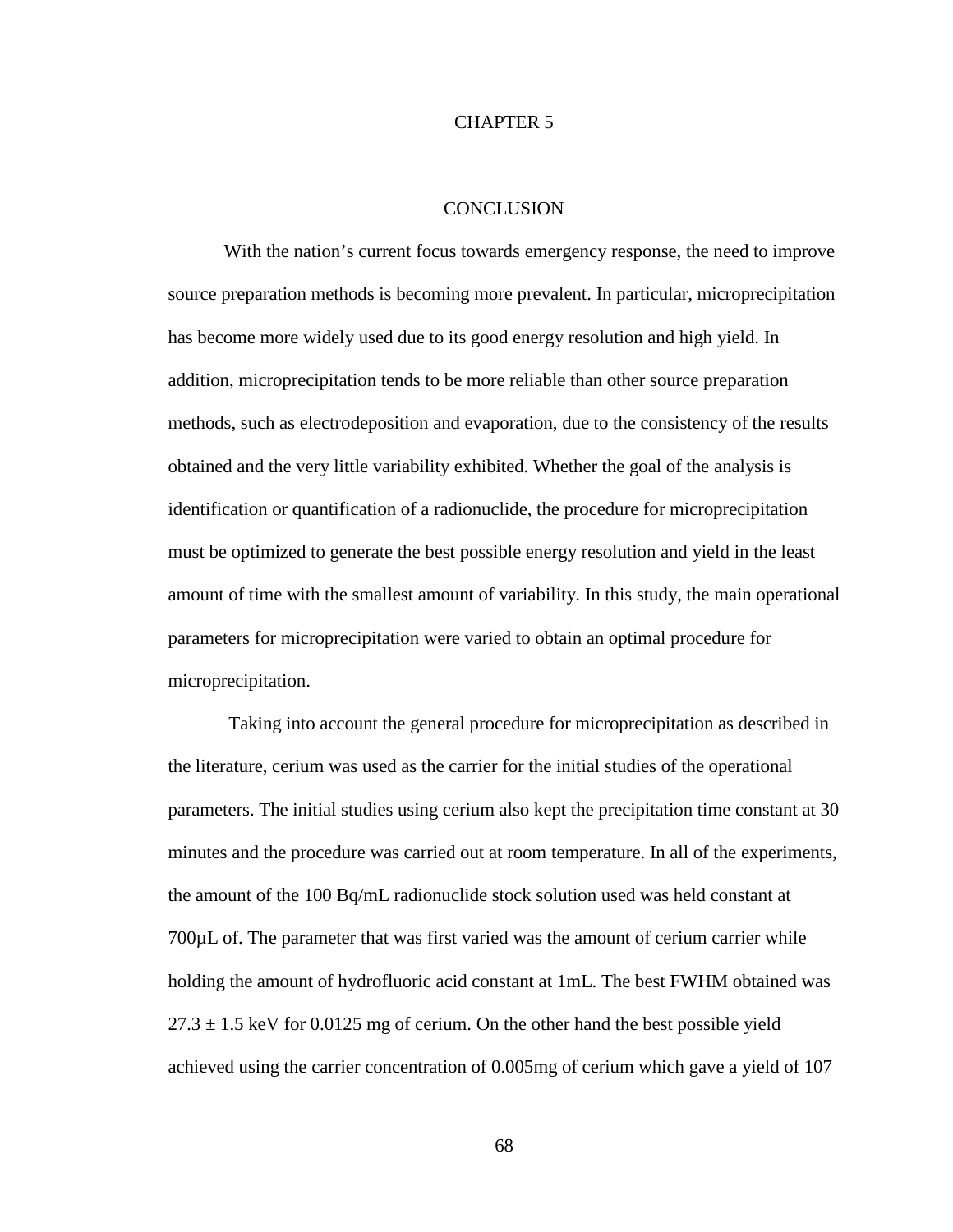# CHAPTER 5

## CONCLUSION

With the nation's current focus towards emergency response, the need to improve source preparation methods is becoming more prevalent. In particular, microprecipitation has become more widely used due to its good energy resolution and high yield. In addition, microprecipitation tends to be more reliable than other source preparation methods, such as electrodeposition and evaporation, due to the consistency of the results obtained and the very little variability exhibited. Whether the goal of the analysis is identification or quantification of a radionuclide, the procedure for microprecipitation must be optimized to generate the best possible energy resolution and yield in the least amount of time with the smallest amount of variability. In this study, the main operational parameters for microprecipitation were varied to obtain an optimal procedure for microprecipitation.

Taking into account the general procedure for microprecipitation as described in the literature, cerium was used as the carrier for the initial studies of the operational parameters. The initial studies using cerium also kept the precipitation time constant at 30 minutes and the procedure was carried out at room temperature. In all of the experiments, the amount of the 100 Bq/mL radionuclide stock solution used was held constant at 700µL of. The parameter that was first varied was the amount of cerium carrier while holding the amount of hydrofluoric acid constant at 1mL. The best FWHM obtained was $27.3 \pm 1.5$ keV for 0.0125 mg of cerium. On the other hand the best possible yield achieved using the carrier concentration of 0.005mg of cerium which gave a yield of 107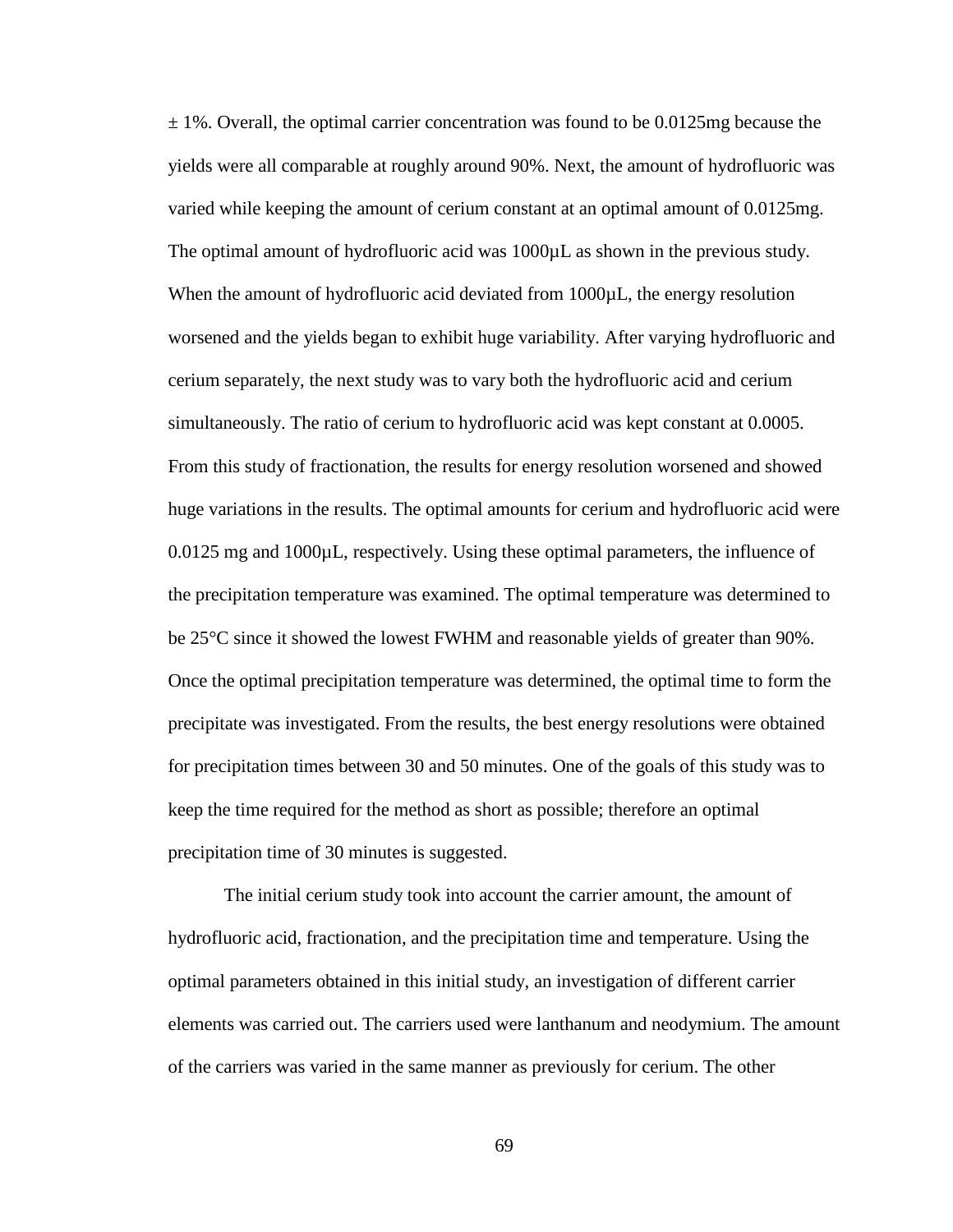± 1%. Overall, the optimal carrier concentration was found to be 0.0125mg because the yields were all comparable at roughly around 90%. Next, the amount of hydrofluoric was varied while keeping the amount of cerium constant at an optimal amount of 0.0125mg. The optimal amount of hydrofluoric acid was 1000µL as shown in the previous study. When the amount of hydrofluoric acid deviated from 1000µL, the energy resolution worsened and the yields began to exhibit huge variability. After varying hydrofluoric and cerium separately, the next study was to vary both the hydrofluoric acid and cerium simultaneously. The ratio of cerium to hydrofluoric acid was kept constant at 0.0005. From this study of fractionation, the results for energy resolution worsened and showed huge variations in the results. The optimal amounts for cerium and hydrofluoric acid were 0.0125 mg and 1000µL, respectively. Using these optimal parameters, the influence of the precipitation temperature was examined. The optimal temperature was determined to be 25°C since it showed the lowest FWHM and reasonable yields of greater than 90%. Once the optimal precipitation temperature was determined, the optimal time to form the precipitate was investigated. From the results, the best energy resolutions were obtained for precipitation times between 30 and 50 minutes. One of the goals of this study was to keep the time required for the method as short as possible; therefore an optimal precipitation time of 30 minutes is suggested.

The initial cerium study took into account the carrier amount, the amount of hydrofluoric acid, fractionation, and the precipitation time and temperature. Using the optimal parameters obtained in this initial study, an investigation of different carrier elements was carried out. The carriers used were lanthanum and neodymium. The amount of the carriers was varied in the same manner as previously for cerium. The other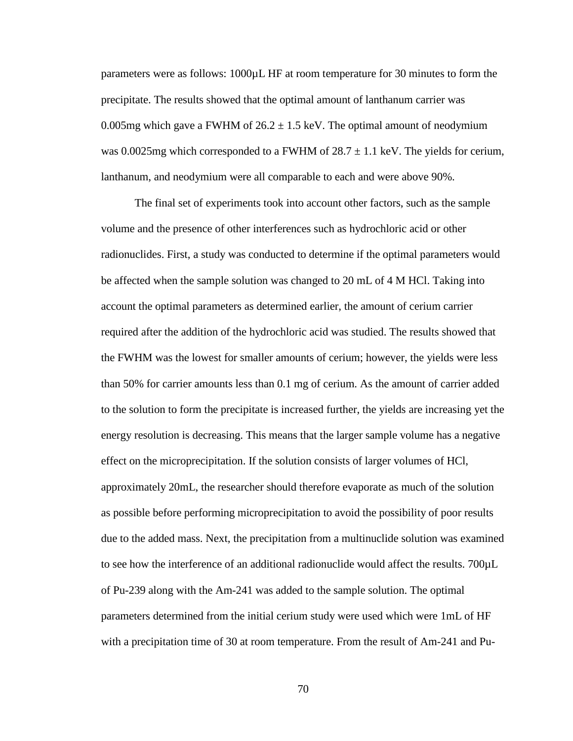parameters were as follows: 1000µL HF at room temperature for 30 minutes to form the precipitate. The results showed that the optimal amount of lanthanum carrier was 0.005mg which gave a FWHM of $26.2 \pm 1.5$ keV. The optimal amount of neodymium was 0.0025mg which corresponded to a FWHM of $28.7 \pm 1.1$ keV. The yields for cerium, lanthanum, and neodymium were all comparable to each and were above 90%.

The final set of experiments took into account other factors, such as the sample volume and the presence of other interferences such as hydrochloric acid or other radionuclides. First, a study was conducted to determine if the optimal parameters would be affected when the sample solution was changed to 20 mL of 4 M HCl. Taking into account the optimal parameters as determined earlier, the amount of cerium carrier required after the addition of the hydrochloric acid was studied. The results showed that the FWHM was the lowest for smaller amounts of cerium; however, the yields were less than 50% for carrier amounts less than 0.1 mg of cerium. As the amount of carrier added to the solution to form the precipitate is increased further, the yields are increasing yet the energy resolution is decreasing. This means that the larger sample volume has a negative effect on the microprecipitation. If the solution consists of larger volumes of HCl, approximately 20mL, the researcher should therefore evaporate as much of the solution as possible before performing microprecipitation to avoid the possibility of poor results due to the added mass. Next, the precipitation from a multinuclide solution was examined to see how the interference of an additional radionuclide would affect the results. 700µL of Pu-239 along with the Am-241 was added to the sample solution. The optimal parameters determined from the initial cerium study were used which were 1mL of HF with a precipitation time of 30 at room temperature. From the result of Am-241 and Pu-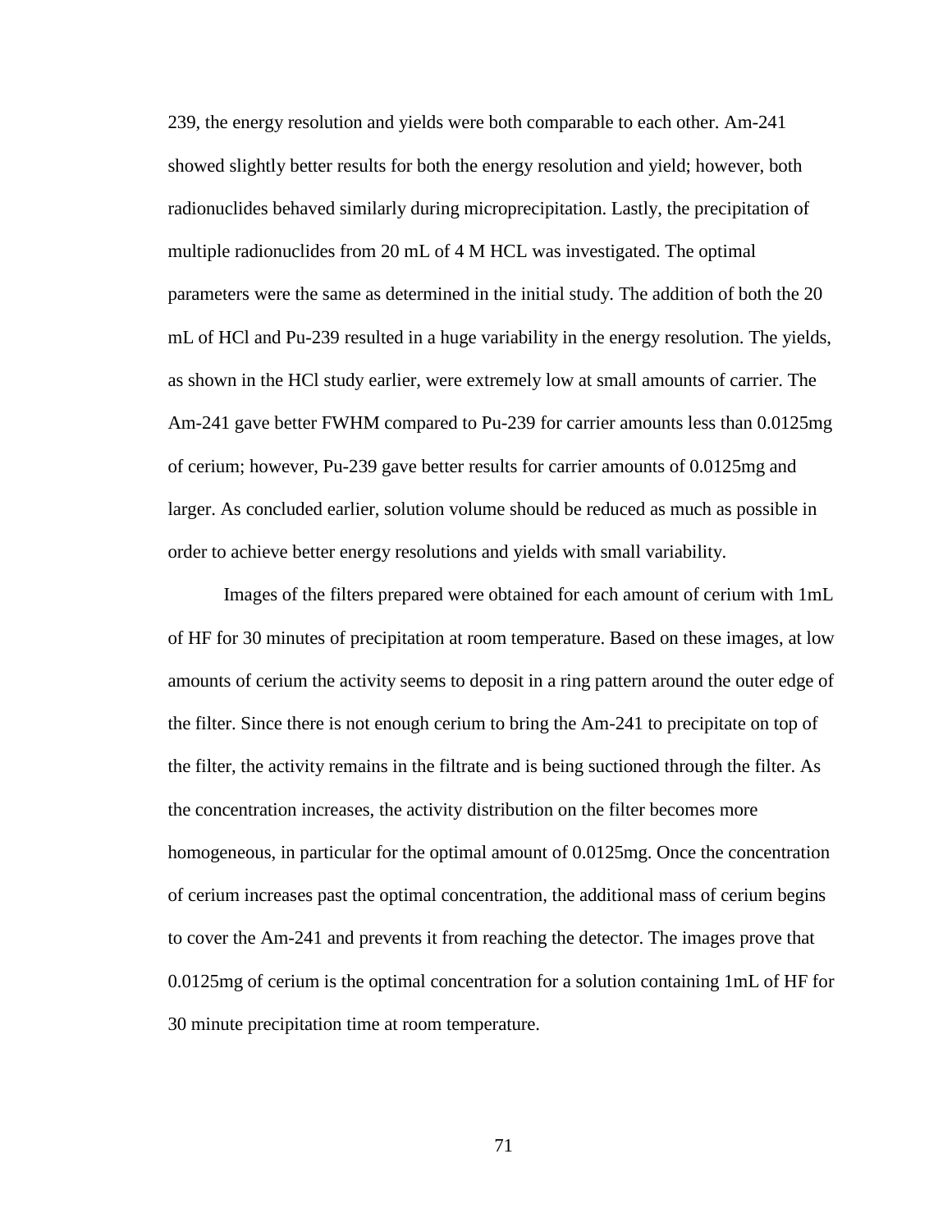239, the energy resolution and yields were both comparable to each other. Am-241 showed slightly better results for both the energy resolution and yield; however, both radionuclides behaved similarly during microprecipitation. Lastly, the precipitation of multiple radionuclides from 20 mL of 4 M HCL was investigated. The optimal parameters were the same as determined in the initial study. The addition of both the 20 mL of HCl and Pu-239 resulted in a huge variability in the energy resolution. The yields, as shown in the HCl study earlier, were extremely low at small amounts of carrier. The Am-241 gave better FWHM compared to Pu-239 for carrier amounts less than 0.0125mg of cerium; however, Pu-239 gave better results for carrier amounts of 0.0125mg and larger. As concluded earlier, solution volume should be reduced as much as possible in order to achieve better energy resolutions and yields with small variability.

Images of the filters prepared were obtained for each amount of cerium with 1mL of HF for 30 minutes of precipitation at room temperature. Based on these images, at low amounts of cerium the activity seems to deposit in a ring pattern around the outer edge of the filter. Since there is not enough cerium to bring the Am-241 to precipitate on top of the filter, the activity remains in the filtrate and is being suctioned through the filter. As the concentration increases, the activity distribution on the filter becomes more homogeneous, in particular for the optimal amount of 0.0125mg. Once the concentration of cerium increases past the optimal concentration, the additional mass of cerium begins to cover the Am-241 and prevents it from reaching the detector. The images prove that 0.0125mg of cerium is the optimal concentration for a solution containing 1mL of HF for 30 minute precipitation time at room temperature.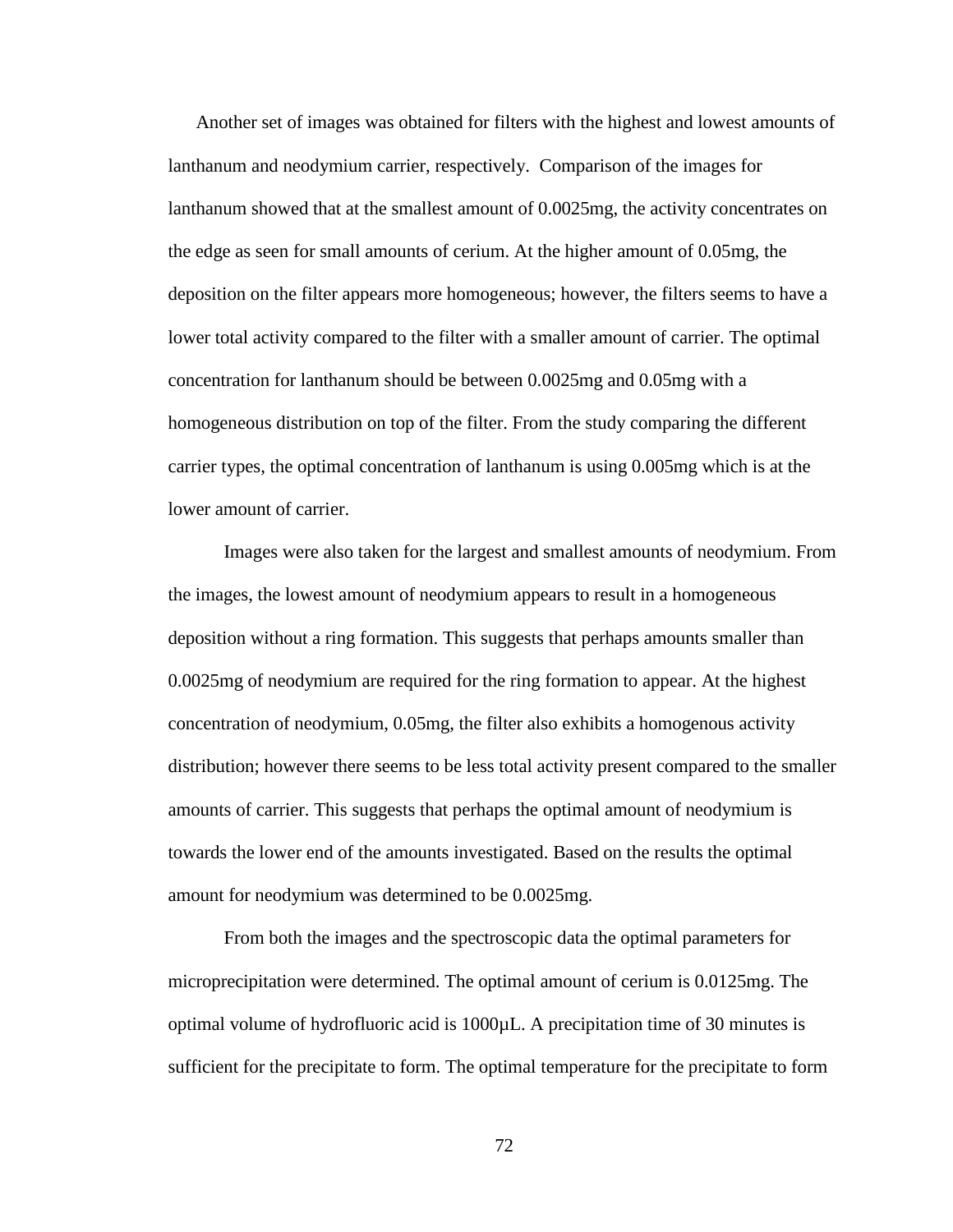Another set of images was obtained for filters with the highest and lowest amounts of lanthanum and neodymium carrier, respectively. Comparison of the images for lanthanum showed that at the smallest amount of 0.0025mg, the activity concentrates on the edge as seen for small amounts of cerium. At the higher amount of 0.05mg, the deposition on the filter appears more homogeneous; however, the filters seems to have a lower total activity compared to the filter with a smaller amount of carrier. The optimal concentration for lanthanum should be between 0.0025mg and 0.05mg with a homogeneous distribution on top of the filter. From the study comparing the different carrier types, the optimal concentration of lanthanum is using 0.005mg which is at the lower amount of carrier.

Images were also taken for the largest and smallest amounts of neodymium. From the images, the lowest amount of neodymium appears to result in a homogeneous deposition without a ring formation. This suggests that perhaps amounts smaller than 0.0025mg of neodymium are required for the ring formation to appear. At the highest concentration of neodymium, 0.05mg, the filter also exhibits a homogenous activity distribution; however there seems to be less total activity present compared to the smaller amounts of carrier. This suggests that perhaps the optimal amount of neodymium is towards the lower end of the amounts investigated. Based on the results the optimal amount for neodymium was determined to be 0.0025mg.

From both the images and the spectroscopic data the optimal parameters for microprecipitation were determined. The optimal amount of cerium is 0.0125mg. The optimal volume of hydrofluoric acid is 1000μL. A precipitation time of 30 minutes is sufficient for the precipitate to form. The optimal temperature for the precipitate to form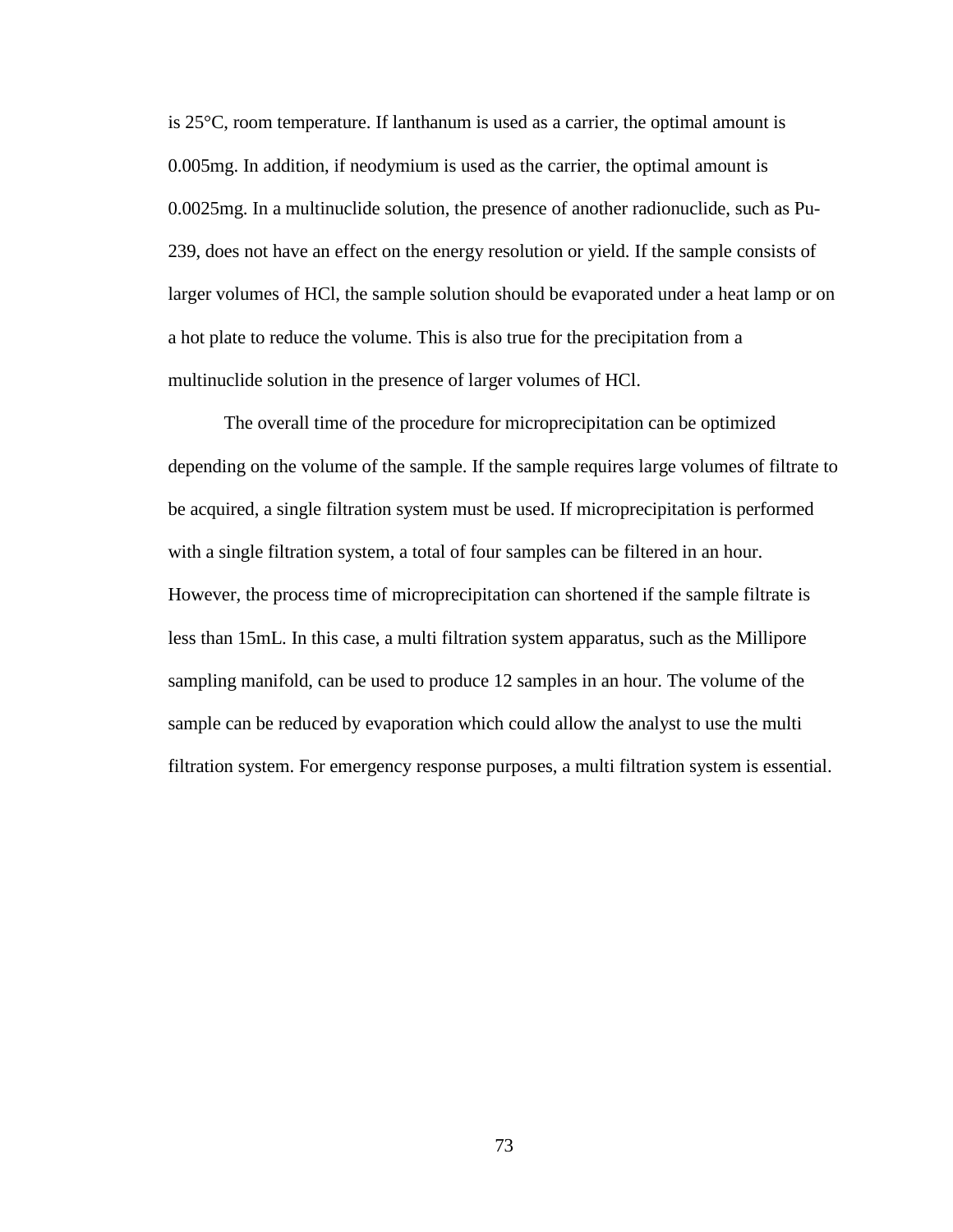is 25°C, room temperature. If lanthanum is used as a carrier, the optimal amount is 0.005mg. In addition, if neodymium is used as the carrier, the optimal amount is 0.0025mg. In a multinuclide solution, the presence of another radionuclide, such as Pu-239, does not have an effect on the energy resolution or yield. If the sample consists of larger volumes of HCl, the sample solution should be evaporated under a heat lamp or on a hot plate to reduce the volume. This is also true for the precipitation from a multinuclide solution in the presence of larger volumes of HCl.

The overall time of the procedure for microprecipitation can be optimized depending on the volume of the sample. If the sample requires large volumes of filtrate to be acquired, a single filtration system must be used. If microprecipitation is performed with a single filtration system, a total of four samples can be filtered in an hour. However, the process time of microprecipitation can shortened if the sample filtrate is less than 15mL. In this case, a multi filtration system apparatus, such as the Millipore sampling manifold, can be used to produce 12 samples in an hour. The volume of the sample can be reduced by evaporation which could allow the analyst to use the multi filtration system. For emergency response purposes, a multi filtration system is essential.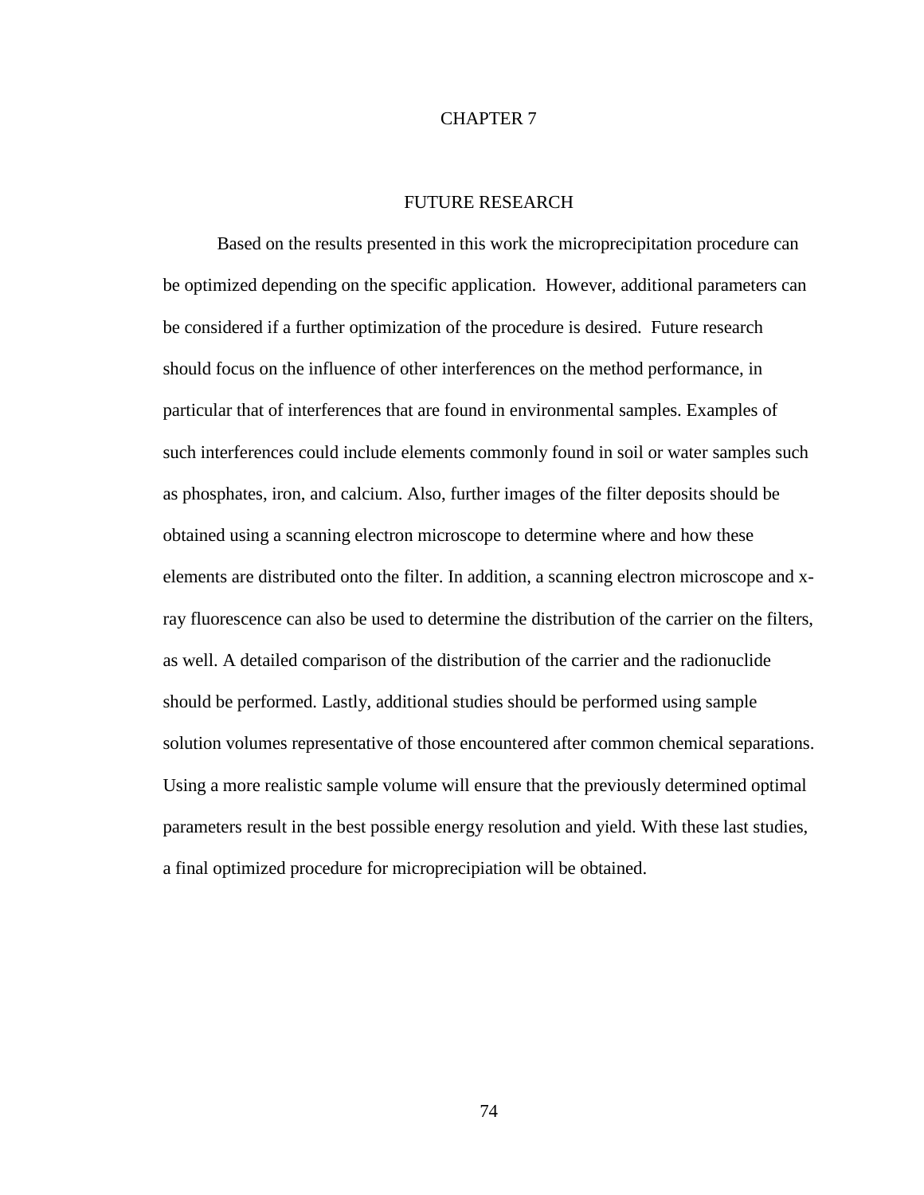# CHAPTER 7

## FUTURE RESEARCH

Based on the results presented in this work the microprecipitation procedure can be optimized depending on the specific application. However, additional parameters can be considered if a further optimization of the procedure is desired. Future research should focus on the influence of other interferences on the method performance, in particular that of interferences that are found in environmental samples. Examples of such interferences could include elements commonly found in soil or water samples such as phosphates, iron, and calcium. Also, further images of the filter deposits should be obtained using a scanning electron microscope to determine where and how these elements are distributed onto the filter. In addition, a scanning electron microscope and x-ray fluorescence can also be used to determine the distribution of the carrier on the filters, as well. A detailed comparison of the distribution of the carrier and the radionuclide should be performed. Lastly, additional studies should be performed using sample solution volumes representative of those encountered after common chemical separations. Using a more realistic sample volume will ensure that the previously determined optimal parameters result in the best possible energy resolution and yield. With these last studies, a final optimized procedure for micropreciipiation will be obtained.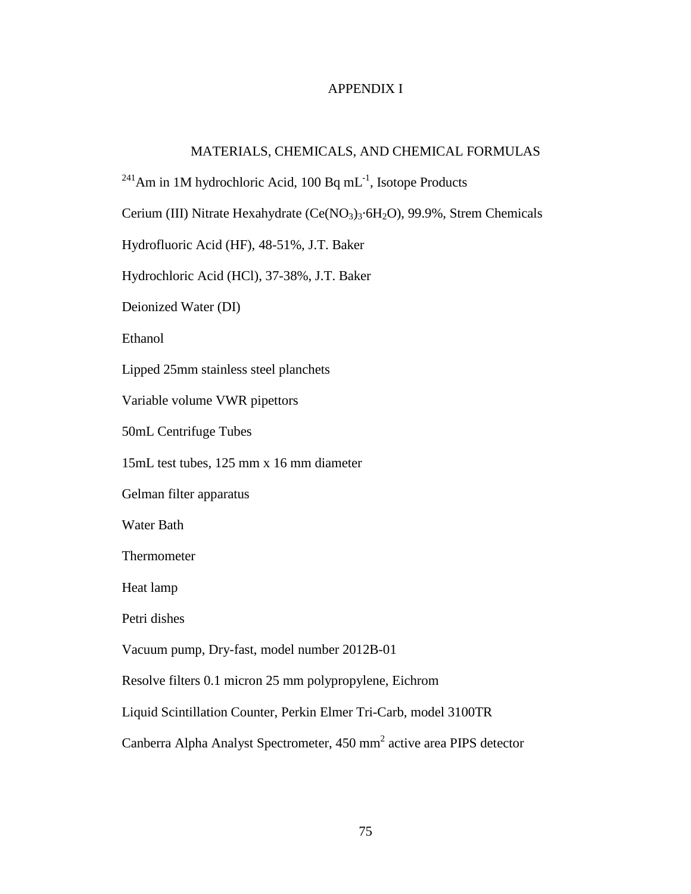# APPENDIX I

## MATERIALS, CHEMICALS, AND CHEMICAL FORMULAS

$^{241}$Am in 1M hydrochloric Acid, 100 Bq mL$^{-1}$, Isotope Products

Cerium (III) Nitrate Hexahydrate ($Ce(NO_3)_3 \cdot 6H_2O$), 99.9%, Strem Chemicals

Hydrofluoric Acid (HF), 48-51%, J.T. Baker

Hydrochloric Acid (HCl), 37-38%, J.T. Baker

Deionized Water (DI)

Ethanol

Lipped 25mm stainless steel planchets

Variable volume VWR pipettors

50mL Centrifuge Tubes

15mL test tubes, 125 mm x 16 mm diameter

Gelman filter apparatus

Water Bath

Thermometer

Heat lamp

Petri dishes

Vacuum pump, Dry-fast, model number 2012B-01

Resolve filters 0.1 micron 25 mm polypropylene, Eichrom

Liquid Scintillation Counter, Perkin Elmer Tri-Carb, model 3100TR

Canberra Alpha Analyst Spectrometer, 450 mm$^2$ active area PIPS detector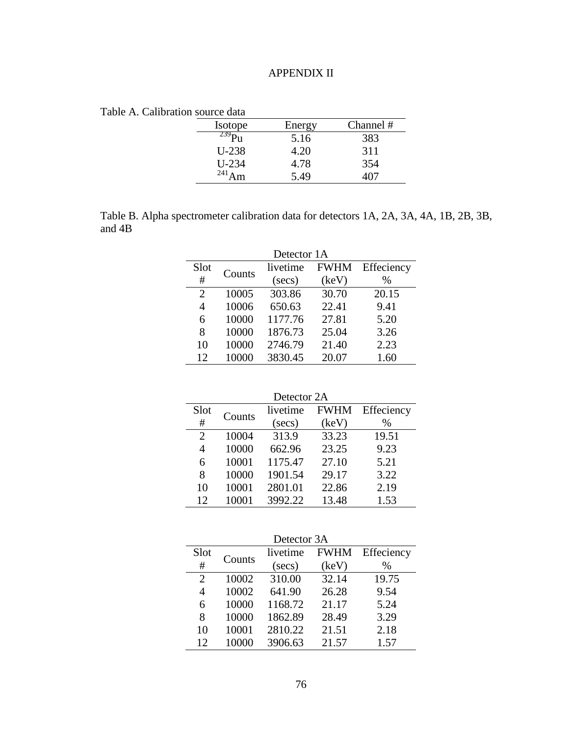# APPENDIX II

Table A. Calibration source data

| Isotope | Energy | Channel # |
|---|---|---|
| $^{239}$Pu | 5.16 | 383 |
| U-238 | 4.20 | 311 |
| U-234 | 4.78 | 354 |
| $^{241}$Am | 5.49 | 407 |

Table B. Alpha spectrometer calibration data for detectors 1A, 2A, 3A, 4A, 1B, 2B, 3B, and 4B

Detector 1A

| Slot # | Counts | livetime (secs) | FWHM (keV) | Effeciency % |
|---|---|---|---|---|
| 2 | 10005 | 303.86 | 30.70 | 20.15 |
| 4 | 10006 | 650.63 | 22.41 | 9.41 |
| 6 | 10000 | 1177.76 | 27.81 | 5.20 |
| 8 | 10000 | 1876.73 | 25.04 | 3.26 |
| 10 | 10000 | 2746.79 | 21.40 | 2.23 |
| 12 | 10000 | 3830.45 | 20.07 | 1.60 |

Detector 2A

| Slot # | Counts | livetime (secs) | FWHM (keV) | Effeciency % |
|---|---|---|---|---|
| 2 | 10004 | 313.9 | 33.23 | 19.51 |
| 4 | 10000 | 662.96 | 23.25 | 9.23 |
| 6 | 10001 | 1175.47 | 27.10 | 5.21 |
| 8 | 10000 | 1901.54 | 29.17 | 3.22 |
| 10 | 10001 | 2801.01 | 22.86 | 2.19 |
| 12 | 10001 | 3992.22 | 13.48 | 1.53 |

Detector 3A

| Slot # | Counts | livetime (secs) | FWHM (keV) | Effeciency % |
|---|---|---|---|---|
| 2 | 10002 | 310.00 | 32.14 | 19.75 |
| 4 | 10002 | 641.90 | 26.28 | 9.54 |
| 6 | 10000 | 1168.72 | 21.17 | 5.24 |
| 8 | 10000 | 1862.89 | 28.49 | 3.29 |
| 10 | 10001 | 2810.22 | 21.51 | 2.18 |
| 12 | 10000 | 3906.63 | 21.57 | 1.57 |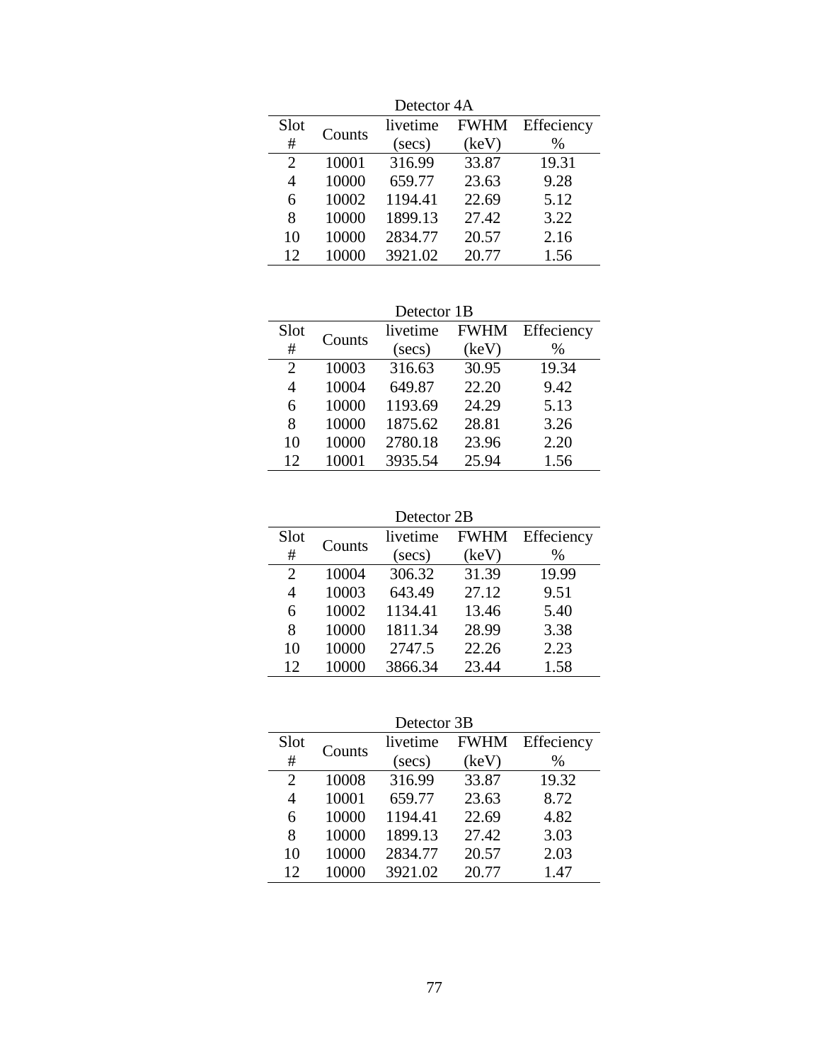Detector 4A

| Slot # | Counts | livetime (secs) | FWHM (keV) | Effeciency % |
|---|---|---|---|---|
| 2 | 10001 | 316.99 | 33.87 | 19.31 |
| 4 | 10000 | 659.77 | 23.63 | 9.28 |
| 6 | 10002 | 1194.41 | 22.69 | 5.12 |
| 8 | 10000 | 1899.13 | 27.42 | 3.22 |
| 10 | 10000 | 2834.77 | 20.57 | 2.16 |
| 12 | 10000 | 3921.02 | 20.77 | 1.56 |

Detector 1B

| Slot # | Counts | livetime (secs) | FWHM (keV) | Effeciency % |
|---|---|---|---|---|
| 2 | 10003 | 316.63 | 30.95 | 19.34 |
| 4 | 10004 | 649.87 | 22.20 | 9.42 |
| 6 | 10000 | 1193.69 | 24.29 | 5.13 |
| 8 | 10000 | 1875.62 | 28.81 | 3.26 |
| 10 | 10000 | 2780.18 | 23.96 | 2.20 |
| 12 | 10001 | 3935.54 | 25.94 | 1.56 |

Detector 2B

| Slot # | Counts | livetime (secs) | FWHM (keV) | Effeciency % |
|---|---|---|---|---|
| 2 | 10004 | 306.32 | 31.39 | 19.99 |
| 4 | 10003 | 643.49 | 27.12 | 9.51 |
| 6 | 10002 | 1134.41 | 13.46 | 5.40 |
| 8 | 10000 | 1811.34 | 28.99 | 3.38 |
| 10 | 10000 | 2747.5 | 22.26 | 2.23 |
| 12 | 10000 | 3866.34 | 23.44 | 1.58 |

Detector 3B

| Slot # | Counts | livetime (secs) | FWHM (keV) | Effeciency % |
|---|---|---|---|---|
| 2 | 10008 | 316.99 | 33.87 | 19.32 |
| 4 | 10001 | 659.77 | 23.63 | 8.72 |
| 6 | 10000 | 1194.41 | 22.69 | 4.82 |
| 8 | 10000 | 1899.13 | 27.42 | 3.03 |
| 10 | 10000 | 2834.77 | 20.57 | 2.03 |
| 12 | 10000 | 3921.02 | 20.77 | 1.47 |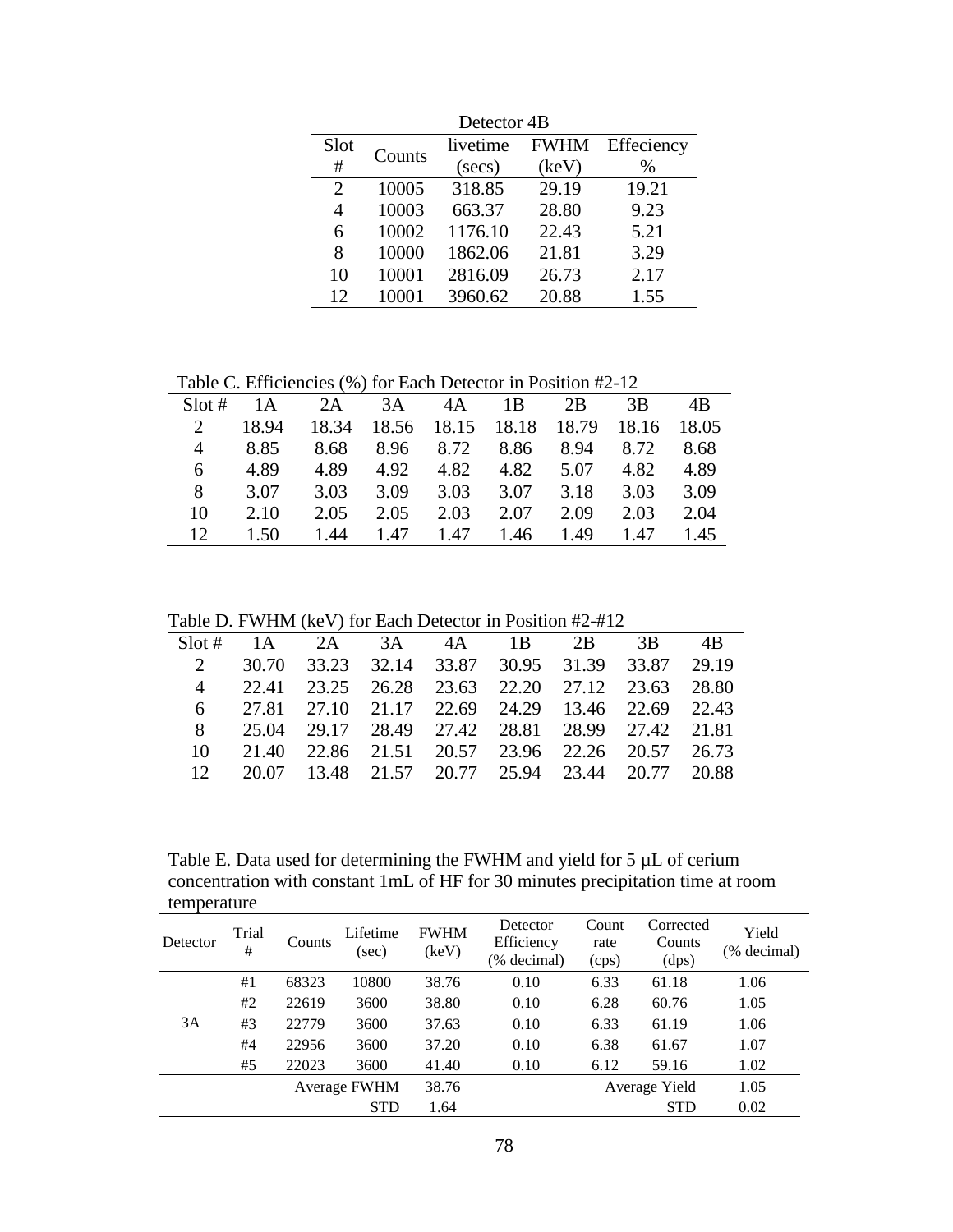| Detector 4B | | | | |
|---|---|---|---|---|
| Slot # | Counts | livetime (secs) | FWHM (keV) | Effeciency % |
| 2 | 10005 | 318.85 | 29.19 | 19.21 |
| 4 | 10003 | 663.37 | 28.80 | 9.23 |
| 6 | 10002 | 1176.10 | 22.43 | 5.21 |
| 8 | 10000 | 1862.06 | 21.81 | 3.29 |
| 10 | 10001 | 2816.09 | 26.73 | 2.17 |
| 12 | 10001 | 3960.62 | 20.88 | 1.55 |

Table C. Efficiencies (%) for Each Detector in Position #2-12

| Slot # | 1A | 2A | 3A | 4A | 1B | 2B | 3B | 4B |
|---|---|---|---|---|---|---|---|---|
| 2 | 18.94 | 18.34 | 18.56 | 18.15 | 18.18 | 18.79 | 18.16 | 18.05 |
| 4 | 8.85 | 8.68 | 8.96 | 8.72 | 8.86 | 8.94 | 8.72 | 8.68 |
| 6 | 4.89 | 4.89 | 4.92 | 4.82 | 4.82 | 5.07 | 4.82 | 4.89 |
| 8 | 3.07 | 3.03 | 3.09 | 3.03 | 3.07 | 3.18 | 3.03 | 3.09 |
| 10 | 2.10 | 2.05 | 2.05 | 2.03 | 2.07 | 2.09 | 2.03 | 2.04 |
| 12 | 1.50 | 1.44 | 1.47 | 1.47 | 1.46 | 1.49 | 1.47 | 1.45 |

Table D. FWHM (keV) for Each Detector in Position #2-#12

| Slot # | 1A | 2A | 3A | 4A | 1B | 2B | 3B | 4B |
|---|---|---|---|---|---|---|---|---|
| 2 | 30.70 | 33.23 | 32.14 | 33.87 | 30.95 | 31.39 | 33.87 | 29.19 |
| 4 | 22.41 | 23.25 | 26.28 | 23.63 | 22.20 | 27.12 | 23.63 | 28.80 |
| 6 | 27.81 | 27.10 | 21.17 | 22.69 | 24.29 | 13.46 | 22.69 | 22.43 |
| 8 | 25.04 | 29.17 | 28.49 | 27.42 | 28.81 | 28.99 | 27.42 | 21.81 |
| 10 | 21.40 | 22.86 | 21.51 | 20.57 | 23.96 | 22.26 | 20.57 | 26.73 |
| 12 | 20.07 | 13.48 | 21.57 | 20.77 | 25.94 | 23.44 | 20.77 | 20.88 |

Table E. Data used for determining the FWHM and yield for 5 µL of cerium concentration with constant 1mL of HF for 30 minutes precipitation time at room temperature

| Detector | Trial # | Counts | Lifetime (sec) | FWHM (keV) | Detector Efficiency (% decimal) | Count rate (cps) | Corrected Counts (dps) | Yield (% decimal) |
|---|---|---|---|---|---|---|---|---|
| 3A | #1 | 68323 | 10800 | 38.76 | 0.10 | 6.33 | 61.18 | 1.06 |
| | #2 | 22619 | 3600 | 38.80 | 0.10 | 6.28 | 60.76 | 1.05 |
| | #3 | 22779 | 3600 | 37.63 | 0.10 | 6.33 | 61.19 | 1.06 |
| | #4 | 22956 | 3600 | 37.20 | 0.10 | 6.38 | 61.67 | 1.07 |
| | #5 | 22023 | 3600 | 41.40 | 0.10 | 6.12 | 59.16 | 1.02 |
| | | Average FWHM | | 38.76 | | Average Yield | | 1.05 |
| | | | STD | 1.64 | | | STD | 0.02 |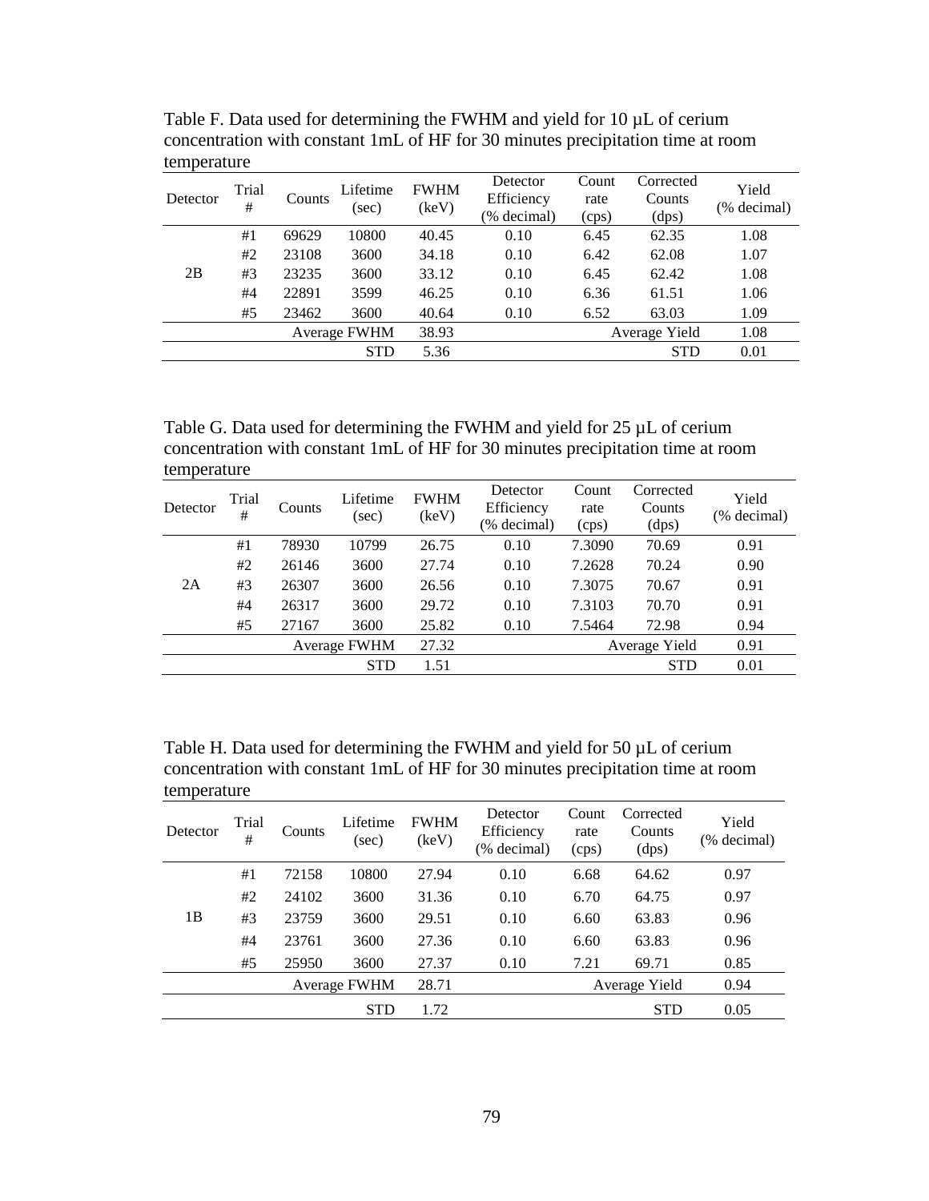Table F. Data used for determining the FWHM and yield for 10 µL of cerium concentration with constant 1mL of HF for 30 minutes precipitation time at room temperature

| Detector | Trial # | Counts | Lifetime (sec) | FWHM (keV) | Detector Efficiency (% decimal) | Count rate (cps) | Corrected Counts (dps) | Yield (% decimal) |
|---|---|---|---|---|---|---|---|---|
| 2B | #1 | 69629 | 10800 | 40.45 | 0.10 | 6.45 | 62.35 | 1.08 |
| | #2 | 23108 | 3600 | 34.18 | 0.10 | 6.42 | 62.08 | 1.07 |
| | #3 | 23235 | 3600 | 33.12 | 0.10 | 6.45 | 62.42 | 1.08 |
| | #4 | 22891 | 3599 | 46.25 | 0.10 | 6.36 | 61.51 | 1.06 |
| | #5 | 23462 | 3600 | 40.64 | 0.10 | 6.52 | 63.03 | 1.09 |
| | | Average FWHM | | 38.93 | | Average Yield | | 1.08 |
| | | | STD | 5.36 | | | STD | 0.01 |

Table G. Data used for determining the FWHM and yield for 25 µL of cerium concentration with constant 1mL of HF for 30 minutes precipitation time at room temperature

| Detector | Trial # | Counts | Lifetime (sec) | FWHM (keV) | Detector Efficiency (% decimal) | Count rate (cps) | Corrected Counts (dps) | Yield (% decimal) |
|---|---|---|---|---|---|---|---|---|
| 2A | #1 | 78930 | 10799 | 26.75 | 0.10 | 7.3090 | 70.69 | 0.91 |
| | #2 | 26146 | 3600 | 27.74 | 0.10 | 7.2628 | 70.24 | 0.90 |
| | #3 | 26307 | 3600 | 26.56 | 0.10 | 7.3075 | 70.67 | 0.91 |
| | #4 | 26317 | 3600 | 29.72 | 0.10 | 7.3103 | 70.70 | 0.91 |
| | #5 | 27167 | 3600 | 25.82 | 0.10 | 7.5464 | 72.98 | 0.94 |
| | | Average FWHM | | 27.32 | | Average Yield | | 0.91 |
| | | | STD | 1.51 | | | STD | 0.01 |

Table H. Data used for determining the FWHM and yield for 50 µL of cerium concentration with constant 1mL of HF for 30 minutes precipitation time at room temperature

| Detector | Trial # | Counts | Lifetime (sec) | FWHM (keV) | Detector Efficiency (% decimal) | Count rate (cps) | Corrected Counts (dps) | Yield (% decimal) |
|---|---|---|---|---|---|---|---|---|
| 1B | #1 | 72158 | 10800 | 27.94 | 0.10 | 6.68 | 64.62 | 0.97 |
| | #2 | 24102 | 3600 | 31.36 | 0.10 | 6.70 | 64.75 | 0.97 |
| | #3 | 23759 | 3600 | 29.51 | 0.10 | 6.60 | 63.83 | 0.96 |
| | #4 | 23761 | 3600 | 27.36 | 0.10 | 6.60 | 63.83 | 0.96 |
| | #5 | 25950 | 3600 | 27.37 | 0.10 | 7.21 | 69.71 | 0.85 |
| | | Average FWHM | | 28.71 | | Average Yield | | 0.94 |
| | | | STD | 1.72 | | | STD | 0.05 |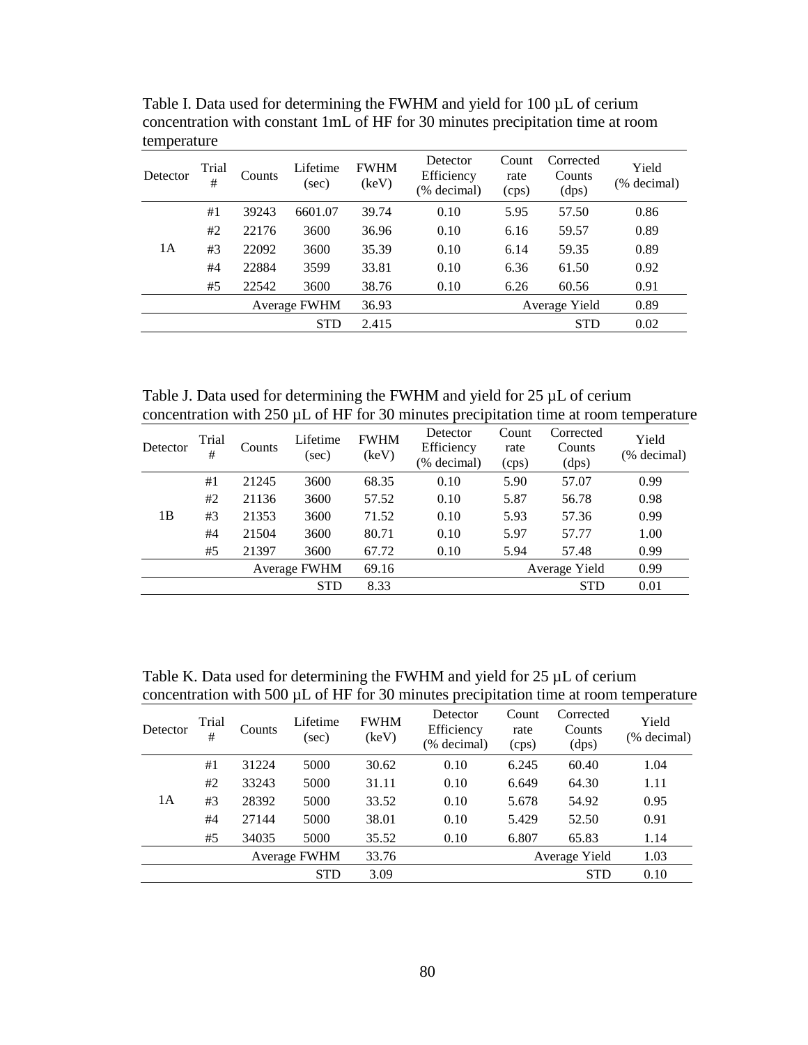Table I. Data used for determining the FWHM and yield for 100 µL of cerium concentration with constant 1mL of HF for 30 minutes precipitation time at room temperature

| Detector | Trial # | Counts | Lifetime (sec) | FWHM (keV) | Detector Efficiency (% decimal) | Count rate (cps) | Corrected Counts (dps) | Yield (% decimal) |
|---|---|---|---|---|---|---|---|---|
| 1A | #1 | 39243 | 6601.07 | 39.74 | 0.10 | 5.95 | 57.50 | 0.86 |
| | #2 | 22176 | 3600 | 36.96 | 0.10 | 6.16 | 59.57 | 0.89 |
| | #3 | 22092 | 3600 | 35.39 | 0.10 | 6.14 | 59.35 | 0.89 |
| | #4 | 22884 | 3599 | 33.81 | 0.10 | 6.36 | 61.50 | 0.92 |
| | #5 | 22542 | 3600 | 38.76 | 0.10 | 6.26 | 60.56 | 0.91 |
| | | | Average FWHM | 36.93 | | | Average Yield | 0.89 |
| | | | STD | 2.415 | | | STD | 0.02 |

Table J. Data used for determining the FWHM and yield for 25 µL of cerium concentration with 250 µL of HF for 30 minutes precipitation time at room temperature

| Detector | Trial # | Counts | Lifetime (sec) | FWHM (keV) | Detector Efficiency (% decimal) | Count rate (cps) | Corrected Counts (dps) | Yield (% decimal) |
|---|---|---|---|---|---|---|---|---|
| 1B | #1 | 21245 | 3600 | 68.35 | 0.10 | 5.90 | 57.07 | 0.99 |
| | #2 | 21136 | 3600 | 57.52 | 0.10 | 5.87 | 56.78 | 0.98 |
| | #3 | 21353 | 3600 | 71.52 | 0.10 | 5.93 | 57.36 | 0.99 |
| | #4 | 21504 | 3600 | 80.71 | 0.10 | 5.97 | 57.77 | 1.00 |
| | #5 | 21397 | 3600 | 67.72 | 0.10 | 5.94 | 57.48 | 0.99 |
| | | | Average FWHM | 69.16 | | | Average Yield | 0.99 |
| | | | STD | 8.33 | | | STD | 0.01 |

Table K. Data used for determining the FWHM and yield for 25 µL of cerium concentration with 500 µL of HF for 30 minutes precipitation time at room temperature

| Detector | Trial # | Counts | Lifetime (sec) | FWHM (keV) | Detector Efficiency (% decimal) | Count rate (cps) | Corrected Counts (dps) | Yield (% decimal) |
|---|---|---|---|---|---|---|---|---|
| 1A | #1 | 31224 | 5000 | 30.62 | 0.10 | 6.245 | 60.40 | 1.04 |
| | #2 | 33243 | 5000 | 31.11 | 0.10 | 6.649 | 64.30 | 1.11 |
| | #3 | 28392 | 5000 | 33.52 | 0.10 | 5.678 | 54.92 | 0.95 |
| | #4 | 27144 | 5000 | 38.01 | 0.10 | 5.429 | 52.50 | 0.91 |
| | #5 | 34035 | 5000 | 35.52 | 0.10 | 6.807 | 65.83 | 1.14 |
| | | | Average FWHM | 33.76 | | | Average Yield | 1.03 |
| | | | STD | 3.09 | | | STD | 0.10 |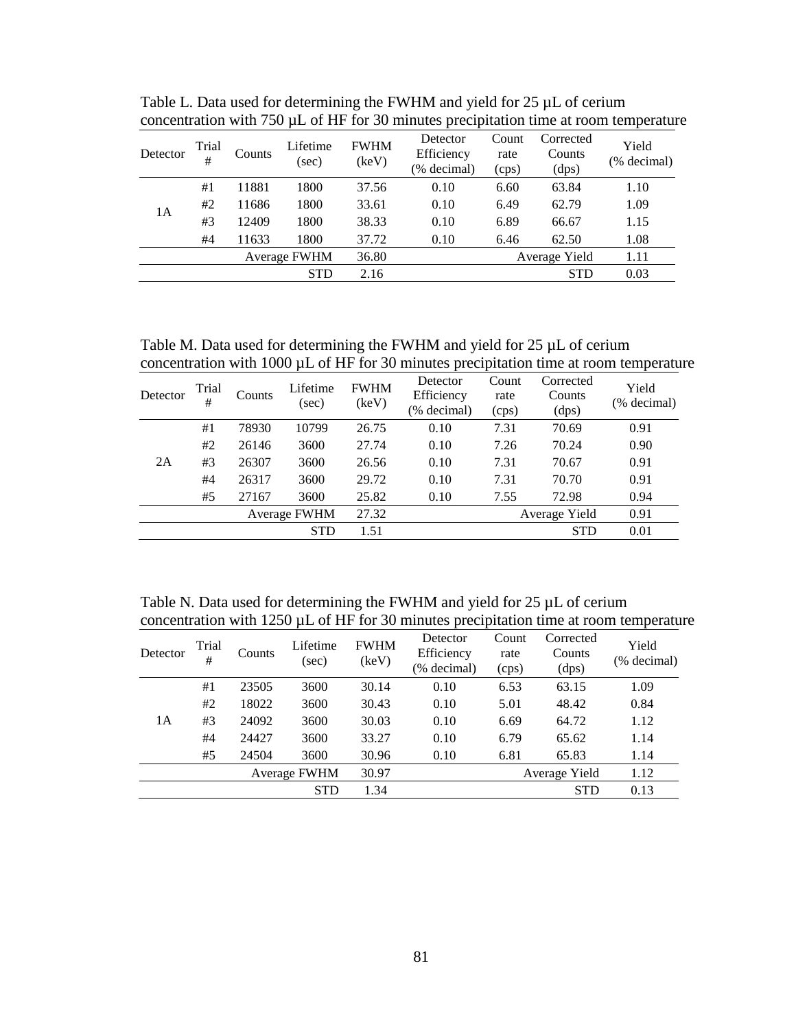Table L. Data used for determining the FWHM and yield for 25 µL of cerium concentration with 750 µL of HF for 30 minutes precipitation time at room temperature

| Detector | Trial # | Counts | Lifetime (sec) | FWHM (keV) | Detector Efficiency (% decimal) | Count rate (cps) | Corrected Counts (dps) | Yield (% decimal) |
|---|---|---|---|---|---|---|---|---|
| 1A | #1 | 11881 | 1800 | 37.56 | 0.10 | 6.60 | 63.84 | 1.10 |
| | #2 | 11686 | 1800 | 33.61 | 0.10 | 6.49 | 62.79 | 1.09 |
| | #3 | 12409 | 1800 | 38.33 | 0.10 | 6.89 | 66.67 | 1.15 |
| | #4 | 11633 | 1800 | 37.72 | 0.10 | 6.46 | 62.50 | 1.08 |
| | | | Average FWHM | 36.80 | | | Average Yield | 1.11 |
| | | | STD | 2.16 | | | STD | 0.03 |

Table M. Data used for determining the FWHM and yield for 25 µL of cerium concentration with 1000 µL of HF for 30 minutes precipitation time at room temperature

| Detector | Trial # | Counts | Lifetime (sec) | FWHM (keV) | Detector Efficiency (% decimal) | Count rate (cps) | Corrected Counts (dps) | Yield (% decimal) |
|---|---|---|---|---|---|---|---|---|
| 2A | #1 | 78930 | 10799 | 26.75 | 0.10 | 7.31 | 70.69 | 0.91 |
| | #2 | 26146 | 3600 | 27.74 | 0.10 | 7.26 | 70.24 | 0.90 |
| | #3 | 26307 | 3600 | 26.56 | 0.10 | 7.31 | 70.67 | 0.91 |
| | #4 | 26317 | 3600 | 29.72 | 0.10 | 7.31 | 70.70 | 0.91 |
| | #5 | 27167 | 3600 | 25.82 | 0.10 | 7.55 | 72.98 | 0.94 |
| | | | Average FWHM | 27.32 | | | Average Yield | 0.91 |
| | | | STD | 1.51 | | | STD | 0.01 |

Table N. Data used for determining the FWHM and yield for 25 µL of cerium concentration with 1250 µL of HF for 30 minutes precipitation time at room temperature

| Detector | Trial # | Counts | Lifetime (sec) | FWHM (keV) | Detector Efficiency (% decimal) | Count rate (cps) | Corrected Counts (dps) | Yield (% decimal) |
|---|---|---|---|---|---|---|---|---|
| 1A | #1 | 23505 | 3600 | 30.14 | 0.10 | 6.53 | 63.15 | 1.09 |
| | #2 | 18022 | 3600 | 30.43 | 0.10 | 5.01 | 48.42 | 0.84 |
| | #3 | 24092 | 3600 | 30.03 | 0.10 | 6.69 | 64.72 | 1.12 |
| | #4 | 24427 | 3600 | 33.27 | 0.10 | 6.79 | 65.62 | 1.14 |
| | #5 | 24504 | 3600 | 30.96 | 0.10 | 6.81 | 65.83 | 1.14 |
| | | | Average FWHM | 30.97 | | | Average Yield | 1.12 |
| | | | STD | 1.34 | | | STD | 0.13 |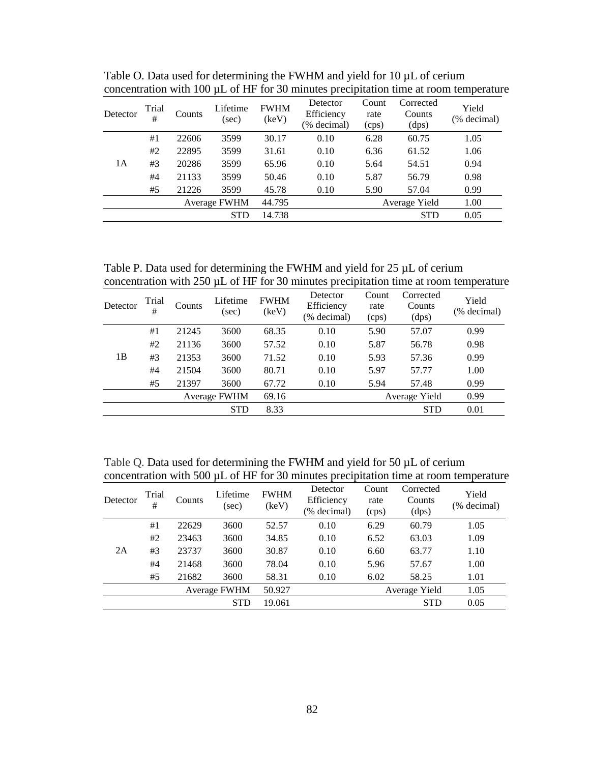Table O. Data used for determining the FWHM and yield for 10 µL of cerium concentration with 100 µL of HF for 30 minutes precipitation time at room temperature

| Detector | Trial # | Counts | Lifetime (sec) | FWHM (keV) | Detector Efficiency (% decimal) | Count rate (cps) | Corrected Counts (dps) | Yield (% decimal) |
|---|---|---|---|---|---|---|---|---|
| 1A | #1 | 22606 | 3599 | 30.17 | 0.10 | 6.28 | 60.75 | 1.05 |
| | #2 | 22895 | 3599 | 31.61 | 0.10 | 6.36 | 61.52 | 1.06 |
| | #3 | 20286 | 3599 | 65.96 | 0.10 | 5.64 | 54.51 | 0.94 |
| | #4 | 21133 | 3599 | 50.46 | 0.10 | 5.87 | 56.79 | 0.98 |
| | #5 | 21226 | 3599 | 45.78 | 0.10 | 5.90 | 57.04 | 0.99 |
| | | | Average FWHM | 44.795 | | | Average Yield | 1.00 |
| | | | STD | 14.738 | | | STD | 0.05 |

Table P. Data used for determining the FWHM and yield for 25 µL of cerium concentration with 250 µL of HF for 30 minutes precipitation time at room temperature

| Detector | Trial # | Counts | Lifetime (sec) | FWHM (keV) | Detector Efficiency (% decimal) | Count rate (cps) | Corrected Counts (dps) | Yield (% decimal) |
|---|---|---|---|---|---|---|---|---|
| 1B | #1 | 21245 | 3600 | 68.35 | 0.10 | 5.90 | 57.07 | 0.99 |
| | #2 | 21136 | 3600 | 57.52 | 0.10 | 5.87 | 56.78 | 0.98 |
| | #3 | 21353 | 3600 | 71.52 | 0.10 | 5.93 | 57.36 | 0.99 |
| | #4 | 21504 | 3600 | 80.71 | 0.10 | 5.97 | 57.77 | 1.00 |
| | #5 | 21397 | 3600 | 67.72 | 0.10 | 5.94 | 57.48 | 0.99 |
| | | | Average FWHM | 69.16 | | | Average Yield | 0.99 |
| | | | STD | 8.33 | | | STD | 0.01 |

Table Q. Data used for determining the FWHM and yield for 50 µL of cerium concentration with 500 µL of HF for 30 minutes precipitation time at room temperature

| Detector | Trial # | Counts | Lifetime (sec) | FWHM (keV) | Detector Efficiency (% decimal) | Count rate (cps) | Corrected Counts (dps) | Yield (% decimal) |
|---|---|---|---|---|---|---|---|---|
| 2A | #1 | 22629 | 3600 | 52.57 | 0.10 | 6.29 | 60.79 | 1.05 |
| | #2 | 23463 | 3600 | 34.85 | 0.10 | 6.52 | 63.03 | 1.09 |
| | #3 | 23737 | 3600 | 30.87 | 0.10 | 6.60 | 63.77 | 1.10 |
| | #4 | 21468 | 3600 | 78.04 | 0.10 | 5.96 | 57.67 | 1.00 |
| | #5 | 21682 | 3600 | 58.31 | 0.10 | 6.02 | 58.25 | 1.01 |
| | | | Average FWHM | 50.927 | | | Average Yield | 1.05 |
| | | | STD | 19.061 | | | STD | 0.05 |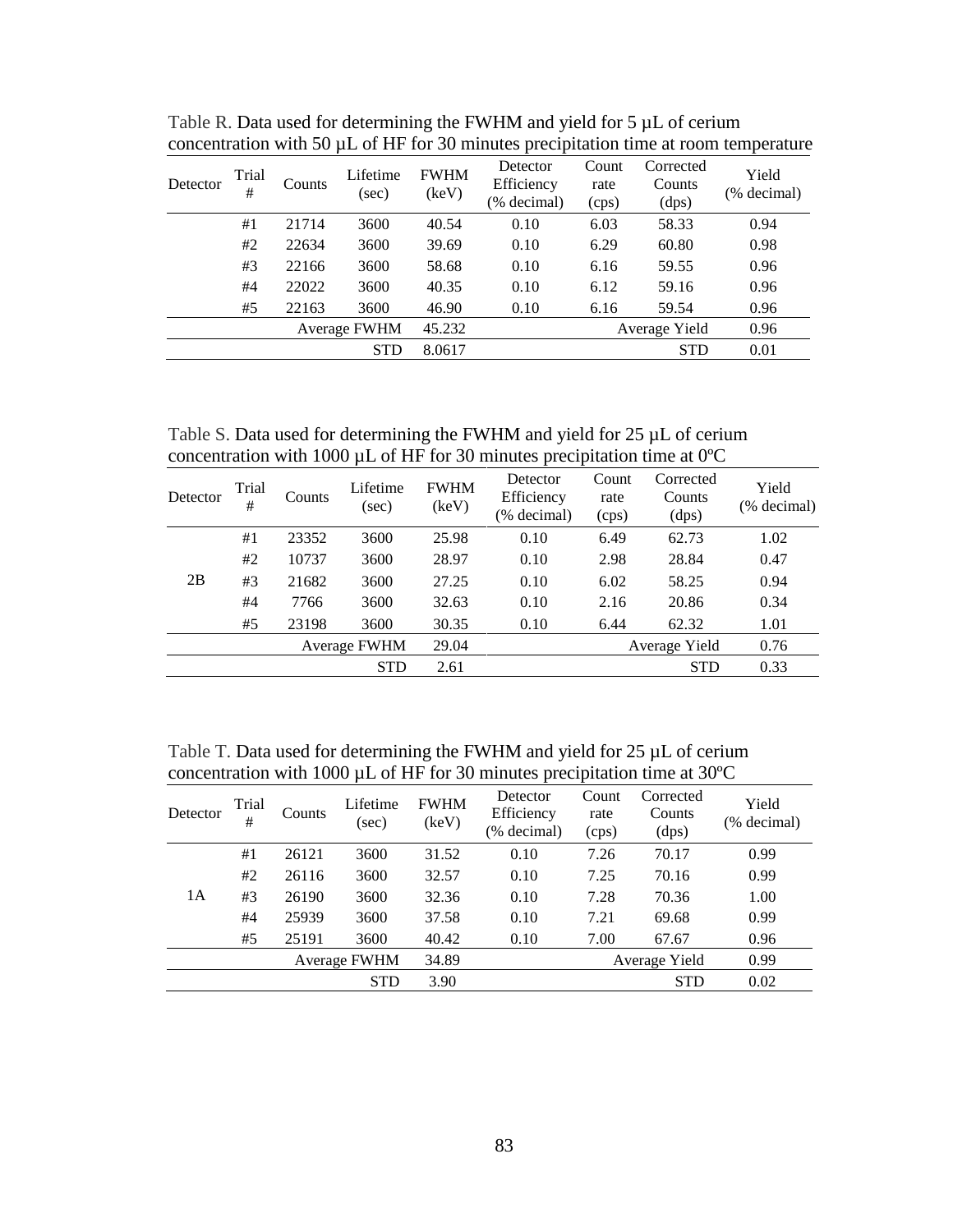Table R. Data used for determining the FWHM and yield for 5 µL of cerium concentration with 50 µL of HF for 30 minutes precipitation time at room temperature

| Detector | Trial # | Counts | Lifetime (sec) | FWHM (keV) | Detector Efficiency (% decimal) | Count rate (cps) | Corrected Counts (dps) | Yield (% decimal) |
|---|---|---|---|---|---|---|---|---|
| | #1 | 21714 | 3600 | 40.54 | 0.10 | 6.03 | 58.33 | 0.94 |
| | #2 | 22634 | 3600 | 39.69 | 0.10 | 6.29 | 60.80 | 0.98 |
| | #3 | 22166 | 3600 | 58.68 | 0.10 | 6.16 | 59.55 | 0.96 |
| | #4 | 22022 | 3600 | 40.35 | 0.10 | 6.12 | 59.16 | 0.96 |
| | #5 | 22163 | 3600 | 46.90 | 0.10 | 6.16 | 59.54 | 0.96 |
| | | | Average FWHM | 45.232 | | | Average Yield | 0.96 |
| | | | STD | 8.0617 | | | STD | 0.01 |

Table S. Data used for determining the FWHM and yield for 25 µL of cerium concentration with 1000 µL of HF for 30 minutes precipitation time at 0ºC

| Detector | Trial # | Counts | Lifetime (sec) | FWHM (keV) | Detector Efficiency (% decimal) | Count rate (cps) | Corrected Counts (dps) | Yield (% decimal) |
|---|---|---|---|---|---|---|---|---|
| 2B | #1 | 23352 | 3600 | 25.98 | 0.10 | 6.49 | 62.73 | 1.02 |
| | #2 | 10737 | 3600 | 28.97 | 0.10 | 2.98 | 28.84 | 0.47 |
| | #3 | 21682 | 3600 | 27.25 | 0.10 | 6.02 | 58.25 | 0.94 |
| | #4 | 7766 | 3600 | 32.63 | 0.10 | 2.16 | 20.86 | 0.34 |
| | #5 | 23198 | 3600 | 30.35 | 0.10 | 6.44 | 62.32 | 1.01 |
| | | | Average FWHM | 29.04 | | | Average Yield | 0.76 |
| | | | STD | 2.61 | | | STD | 0.33 |

Table T. Data used for determining the FWHM and yield for 25 µL of cerium concentration with 1000 µL of HF for 30 minutes precipitation time at 30ºC

| Detector | Trial # | Counts | Lifetime (sec) | FWHM (keV) | Detector Efficiency (% decimal) | Count rate (cps) | Corrected Counts (dps) | Yield (% decimal) |
|---|---|---|---|---|---|---|---|---|
| 1A | #1 | 26121 | 3600 | 31.52 | 0.10 | 7.26 | 70.17 | 0.99 |
| | #2 | 26116 | 3600 | 32.57 | 0.10 | 7.25 | 70.16 | 0.99 |
| | #3 | 26190 | 3600 | 32.36 | 0.10 | 7.28 | 70.36 | 1.00 |
| | #4 | 25939 | 3600 | 37.58 | 0.10 | 7.21 | 69.68 | 0.99 |
| | #5 | 25191 | 3600 | 40.42 | 0.10 | 7.00 | 67.67 | 0.96 |
| | | | Average FWHM | 34.89 | | | Average Yield | 0.99 |
| | | | STD | 3.90 | | | STD | 0.02 |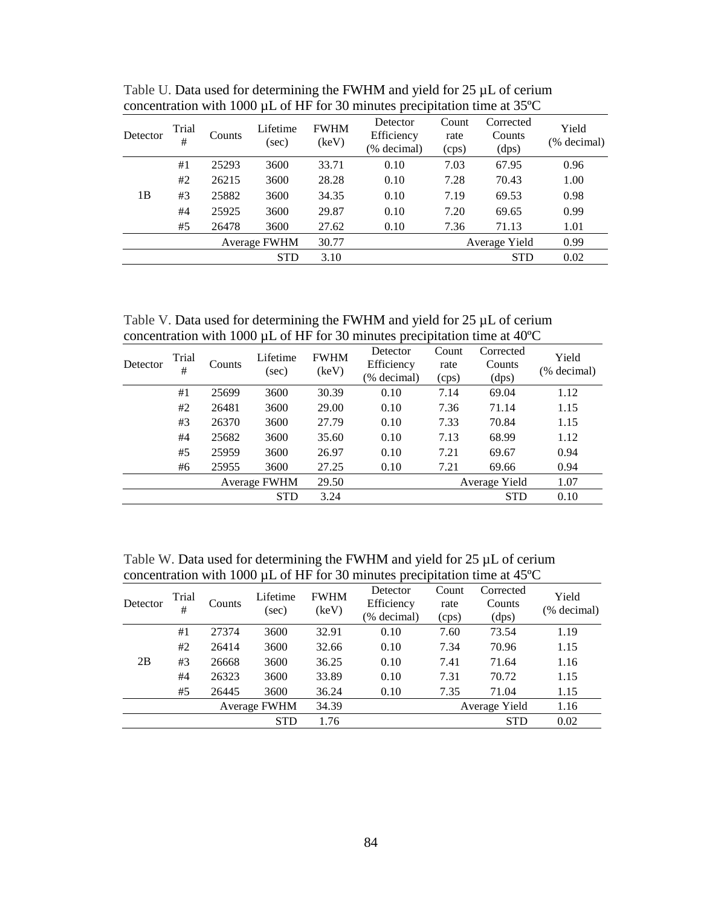Table U. Data used for determining the FWHM and yield for 25 µL of cerium concentration with 1000 µL of HF for 30 minutes precipitation time at 35ºC

| Detector | Trial # | Counts | Lifetime (sec) | FWHM (keV) | Detector Efficiency (% decimal) | Count rate (cps) | Corrected Counts (dps) | Yield (% decimal) |
|---|---|---|---|---|---|---|---|---|
| 1B | #1 | 25293 | 3600 | 33.71 | 0.10 | 7.03 | 67.95 | 0.96 |
| | #2 | 26215 | 3600 | 28.28 | 0.10 | 7.28 | 70.43 | 1.00 |
| | #3 | 25882 | 3600 | 34.35 | 0.10 | 7.19 | 69.53 | 0.98 |
| | #4 | 25925 | 3600 | 29.87 | 0.10 | 7.20 | 69.65 | 0.99 |
| | #5 | 26478 | 3600 | 27.62 | 0.10 | 7.36 | 71.13 | 1.01 |
| | | | Average FWHM | 30.77 | | | Average Yield | 0.99 |
| | | | STD | 3.10 | | | STD | 0.02 |

Table V. Data used for determining the FWHM and yield for 25 µL of cerium concentration with 1000 µL of HF for 30 minutes precipitation time at 40ºC

| Detector | Trial # | Counts | Lifetime (sec) | FWHM (keV) | Detector Efficiency (% decimal) | Count rate (cps) | Corrected Counts (dps) | Yield (% decimal) |
|---|---|---|---|---|---|---|---|---|
| | #1 | 25699 | 3600 | 30.39 | 0.10 | 7.14 | 69.04 | 1.12 |
| | #2 | 26481 | 3600 | 29.00 | 0.10 | 7.36 | 71.14 | 1.15 |
| | #3 | 26370 | 3600 | 27.79 | 0.10 | 7.33 | 70.84 | 1.15 |
| | #4 | 25682 | 3600 | 35.60 | 0.10 | 7.13 | 68.99 | 1.12 |
| | #5 | 25959 | 3600 | 26.97 | 0.10 | 7.21 | 69.67 | 0.94 |
| | #6 | 25955 | 3600 | 27.25 | 0.10 | 7.21 | 69.66 | 0.94 |
| | | | Average FWHM | 29.50 | | | Average Yield | 1.07 |
| | | | STD | 3.24 | | | STD | 0.10 |

Table W. Data used for determining the FWHM and yield for 25 µL of cerium concentration with 1000 µL of HF for 30 minutes precipitation time at 45ºC

| Detector | Trial # | Counts | Lifetime (sec) | FWHM (keV) | Detector Efficiency (% decimal) | Count rate (cps) | Corrected Counts (dps) | Yield (% decimal) |
|---|---|---|---|---|---|---|---|---|
| 2B | #1 | 27374 | 3600 | 32.91 | 0.10 | 7.60 | 73.54 | 1.19 |
| | #2 | 26414 | 3600 | 32.66 | 0.10 | 7.34 | 70.96 | 1.15 |
| | #3 | 26668 | 3600 | 36.25 | 0.10 | 7.41 | 71.64 | 1.16 |
| | #4 | 26323 | 3600 | 33.89 | 0.10 | 7.31 | 70.72 | 1.15 |
| | #5 | 26445 | 3600 | 36.24 | 0.10 | 7.35 | 71.04 | 1.15 |
| | | | Average FWHM | 34.39 | | | Average Yield | 1.16 |
| | | | STD | 1.76 | | | STD | 0.02 |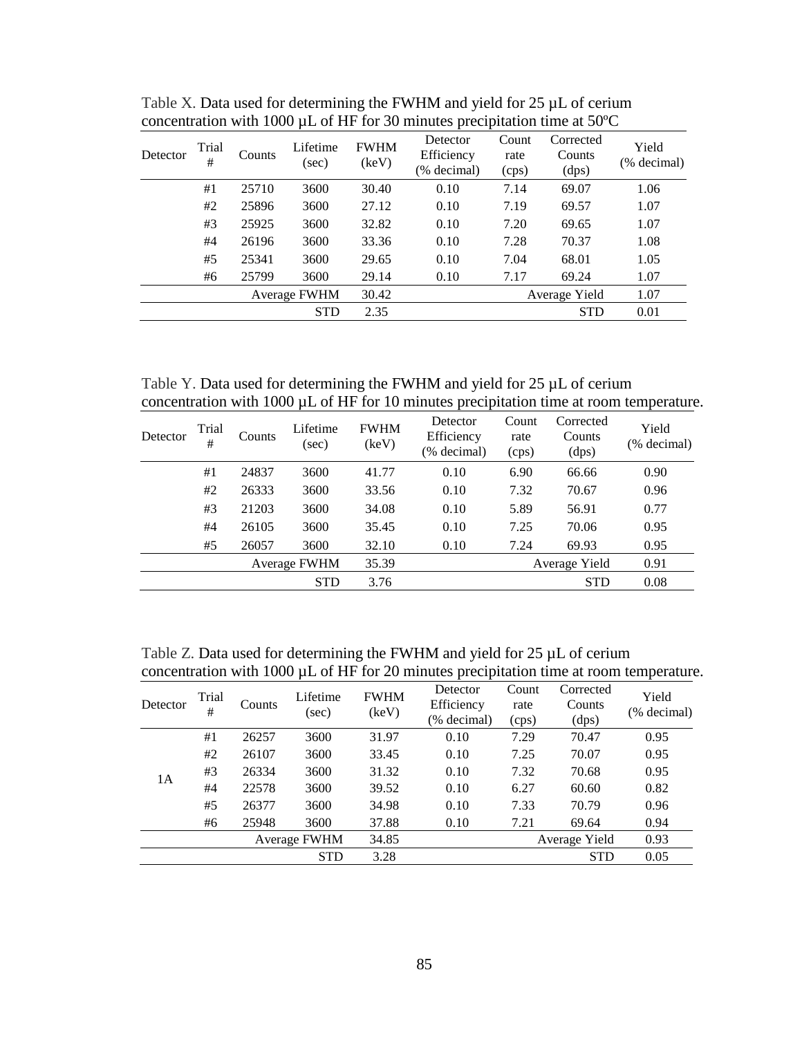Table X. Data used for determining the FWHM and yield for 25 µL of cerium concentration with 1000 µL of HF for 30 minutes precipitation time at 50ºC

| Detector | Trial # | Counts | Lifetime (sec) | FWHM (keV) | Detector Efficiency (% decimal) | Count rate (cps) | Corrected Counts (dps) | Yield (% decimal) |
|---|---|---|---|---|---|---|---|---|
| | #1 | 25710 | 3600 | 30.40 | 0.10 | 7.14 | 69.07 | 1.06 |
| | #2 | 25896 | 3600 | 27.12 | 0.10 | 7.19 | 69.57 | 1.07 |
| | #3 | 25925 | 3600 | 32.82 | 0.10 | 7.20 | 69.65 | 1.07 |
| | #4 | 26196 | 3600 | 33.36 | 0.10 | 7.28 | 70.37 | 1.08 |
| | #5 | 25341 | 3600 | 29.65 | 0.10 | 7.04 | 68.01 | 1.05 |
| | #6 | 25799 | 3600 | 29.14 | 0.10 | 7.17 | 69.24 | 1.07 |
| | | | Average FWHM | 30.42 | | | Average Yield | 1.07 |
| | | | STD | 2.35 | | | STD | 0.01 |

Table Y. Data used for determining the FWHM and yield for 25 µL of cerium concentration with 1000 µL of HF for 10 minutes precipitation time at room temperature.

| Detector | Trial # | Counts | Lifetime (sec) | FWHM (keV) | Detector Efficiency (% decimal) | Count rate (cps) | Corrected Counts (dps) | Yield (% decimal) |
|---|---|---|---|---|---|---|---|---|
| | #1 | 24837 | 3600 | 41.77 | 0.10 | 6.90 | 66.66 | 0.90 |
| | #2 | 26333 | 3600 | 33.56 | 0.10 | 7.32 | 70.67 | 0.96 |
| | #3 | 21203 | 3600 | 34.08 | 0.10 | 5.89 | 56.91 | 0.77 |
| | #4 | 26105 | 3600 | 35.45 | 0.10 | 7.25 | 70.06 | 0.95 |
| | #5 | 26057 | 3600 | 32.10 | 0.10 | 7.24 | 69.93 | 0.95 |
| | | | Average FWHM | 35.39 | | | Average Yield | 0.91 |
| | | | STD | 3.76 | | | STD | 0.08 |

Table Z. Data used for determining the FWHM and yield for 25 µL of cerium concentration with 1000 µL of HF for 20 minutes precipitation time at room temperature.

| Detector | Trial # | Counts | Lifetime (sec) | FWHM (keV) | Detector Efficiency (% decimal) | Count rate (cps) | Corrected Counts (dps) | Yield (% decimal) |
|---|---|---|---|---|---|---|---|---|
| 1A | #1 | 26257 | 3600 | 31.97 | 0.10 | 7.29 | 70.47 | 0.95 |
| | #2 | 26107 | 3600 | 33.45 | 0.10 | 7.25 | 70.07 | 0.95 |
| | #3 | 26334 | 3600 | 31.32 | 0.10 | 7.32 | 70.68 | 0.95 |
| | #4 | 22578 | 3600 | 39.52 | 0.10 | 6.27 | 60.60 | 0.82 |
| | #5 | 26377 | 3600 | 34.98 | 0.10 | 7.33 | 70.79 | 0.96 |
| | #6 | 25948 | 3600 | 37.88 | 0.10 | 7.21 | 69.64 | 0.94 |
| | | | Average FWHM | 34.85 | | | Average Yield | 0.93 |
| | | | STD | 3.28 | | | STD | 0.05 |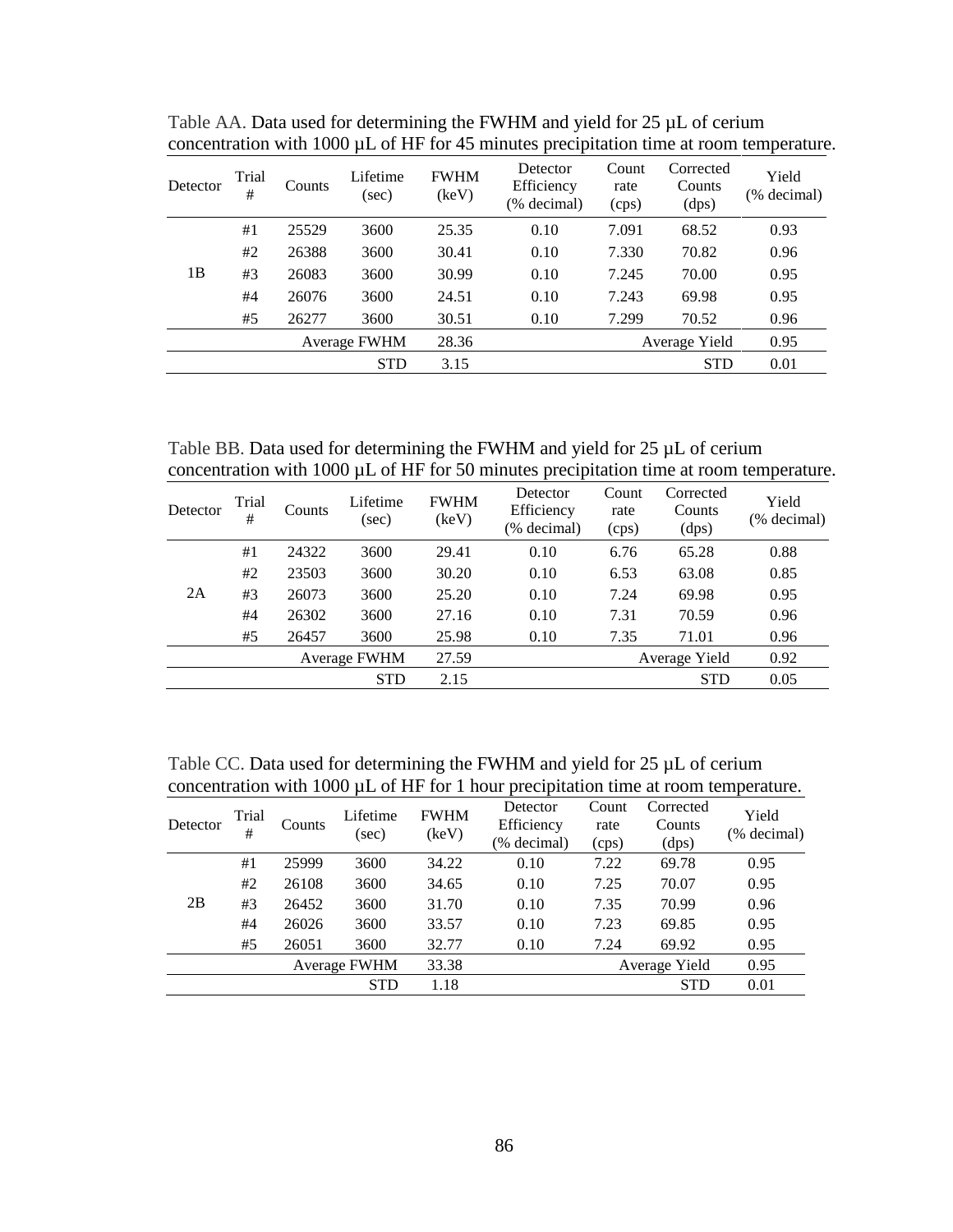Table AA. Data used for determining the FWHM and yield for 25 µL of cerium concentration with 1000 µL of HF for 45 minutes precipitation time at room temperature.

| Detector | Trial # | Counts | Lifetime (sec) | FWHM (keV) | Detector Efficiency (% decimal) | Count rate (cps) | Corrected Counts (dps) | Yield (% decimal) |
|---|---|---|---|---|---|---|---|---|
| 1B | #1 | 25529 | 3600 | 25.35 | 0.10 | 7.091 | 68.52 | 0.93 |
| | #2 | 26388 | 3600 | 30.41 | 0.10 | 7.330 | 70.82 | 0.96 |
| | #3 | 26083 | 3600 | 30.99 | 0.10 | 7.245 | 70.00 | 0.95 |
| | #4 | 26076 | 3600 | 24.51 | 0.10 | 7.243 | 69.98 | 0.95 |
| | #5 | 26277 | 3600 | 30.51 | 0.10 | 7.299 | 70.52 | 0.96 |
| | | | Average FWHM | 28.36 | | | Average Yield | 0.95 |
| | | | STD | 3.15 | | | STD | 0.01 |

Table BB. Data used for determining the FWHM and yield for 25 µL of cerium concentration with 1000 µL of HF for 50 minutes precipitation time at room temperature.

| Detector | Trial # | Counts | Lifetime (sec) | FWHM (keV) | Detector Efficiency (% decimal) | Count rate (cps) | Corrected Counts (dps) | Yield (% decimal) |
|---|---|---|---|---|---|---|---|---|
| 2A | #1 | 24322 | 3600 | 29.41 | 0.10 | 6.76 | 65.28 | 0.88 |
| | #2 | 23503 | 3600 | 30.20 | 0.10 | 6.53 | 63.08 | 0.85 |
| | #3 | 26073 | 3600 | 25.20 | 0.10 | 7.24 | 69.98 | 0.95 |
| | #4 | 26302 | 3600 | 27.16 | 0.10 | 7.31 | 70.59 | 0.96 |
| | #5 | 26457 | 3600 | 25.98 | 0.10 | 7.35 | 71.01 | 0.96 |
| | | | Average FWHM | 27.59 | | | Average Yield | 0.92 |
| | | | STD | 2.15 | | | STD | 0.05 |

Table CC. Data used for determining the FWHM and yield for 25 µL of cerium concentration with 1000 µL of HF for 1 hour precipitation time at room temperature.

| Detector | Trial # | Counts | Lifetime (sec) | FWHM (keV) | Detector Efficiency (% decimal) | Count rate (cps) | Corrected Counts (dps) | Yield (% decimal) |
|---|---|---|---|---|---|---|---|---|
| 2B | #1 | 25999 | 3600 | 34.22 | 0.10 | 7.22 | 69.78 | 0.95 |
| | #2 | 26108 | 3600 | 34.65 | 0.10 | 7.25 | 70.07 | 0.95 |
| | #3 | 26452 | 3600 | 31.70 | 0.10 | 7.35 | 70.99 | 0.96 |
| | #4 | 26026 | 3600 | 33.57 | 0.10 | 7.23 | 69.85 | 0.95 |
| | #5 | 26051 | 3600 | 32.77 | 0.10 | 7.24 | 69.92 | 0.95 |
| | | | Average FWHM | 33.38 | | | Average Yield | 0.95 |
| | | | STD | 1.18 | | | STD | 0.01 |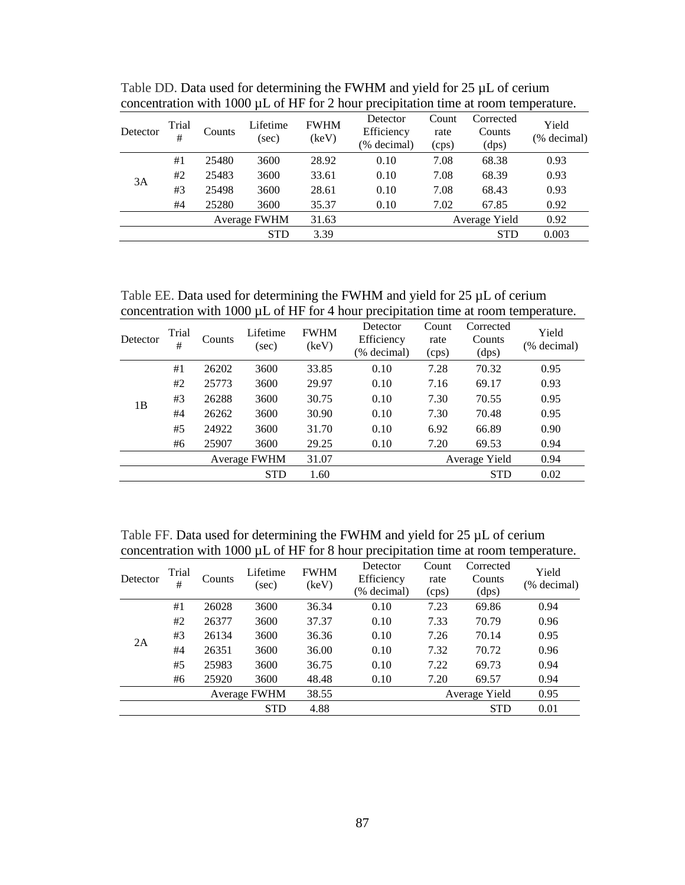Table DD. Data used for determining the FWHM and yield for 25 µL of cerium concentration with 1000 µL of HF for 2 hour precipitation time at room temperature.

| Detector | Trial # | Counts | Lifetime (sec) | FWHM (keV) | Detector Efficiency (% decimal) | Count rate (cps) | Corrected Counts (dps) | Yield (% decimal) |
|---|---|---|---|---|---|---|---|---|
| 3A | #1 | 25480 | 3600 | 28.92 | 0.10 | 7.08 | 68.38 | 0.93 |
| | #2 | 25483 | 3600 | 33.61 | 0.10 | 7.08 | 68.39 | 0.93 |
| | #3 | 25498 | 3600 | 28.61 | 0.10 | 7.08 | 68.43 | 0.93 |
| | #4 | 25280 | 3600 | 35.37 | 0.10 | 7.02 | 67.85 | 0.92 |
| | | | Average FWHM | 31.63 | | | Average Yield | 0.92 |
| | | | STD | 3.39 | | | STD | 0.003 |

Table EE. Data used for determining the FWHM and yield for 25 µL of cerium concentration with 1000 µL of HF for 4 hour precipitation time at room temperature.

| Detector | Trial # | Counts | Lifetime (sec) | FWHM (keV) | Detector Efficiency (% decimal) | Count rate (cps) | Corrected Counts (dps) | Yield (% decimal) |
|---|---|---|---|---|---|---|---|---|
| 1B | #1 | 26202 | 3600 | 33.85 | 0.10 | 7.28 | 70.32 | 0.95 |
| | #2 | 25773 | 3600 | 29.97 | 0.10 | 7.16 | 69.17 | 0.93 |
| | #3 | 26288 | 3600 | 30.75 | 0.10 | 7.30 | 70.55 | 0.95 |
| | #4 | 26262 | 3600 | 30.90 | 0.10 | 7.30 | 70.48 | 0.95 |
| | #5 | 24922 | 3600 | 31.70 | 0.10 | 6.92 | 66.89 | 0.90 |
| | #6 | 25907 | 3600 | 29.25 | 0.10 | 7.20 | 69.53 | 0.94 |
| | | | Average FWHM | 31.07 | | | Average Yield | 0.94 |
| | | | STD | 1.60 | | | STD | 0.02 |

Table FF. Data used for determining the FWHM and yield for 25 µL of cerium concentration with 1000 µL of HF for 8 hour precipitation time at room temperature.

| Detector | Trial # | Counts | Lifetime (sec) | FWHM (keV) | Detector Efficiency (% decimal) | Count rate (cps) | Corrected Counts (dps) | Yield (% decimal) |
|---|---|---|---|---|---|---|---|---|
| 2A | #1 | 26028 | 3600 | 36.34 | 0.10 | 7.23 | 69.86 | 0.94 |
| | #2 | 26377 | 3600 | 37.37 | 0.10 | 7.33 | 70.79 | 0.96 |
| | #3 | 26134 | 3600 | 36.36 | 0.10 | 7.26 | 70.14 | 0.95 |
| | #4 | 26351 | 3600 | 36.00 | 0.10 | 7.32 | 70.72 | 0.96 |
| | #5 | 25983 | 3600 | 36.75 | 0.10 | 7.22 | 69.73 | 0.94 |
| | #6 | 25920 | 3600 | 48.48 | 0.10 | 7.20 | 69.57 | 0.94 |
| | | | Average FWHM | 38.55 | | | Average Yield | 0.95 |
| | | | STD | 4.88 | | | STD | 0.01 |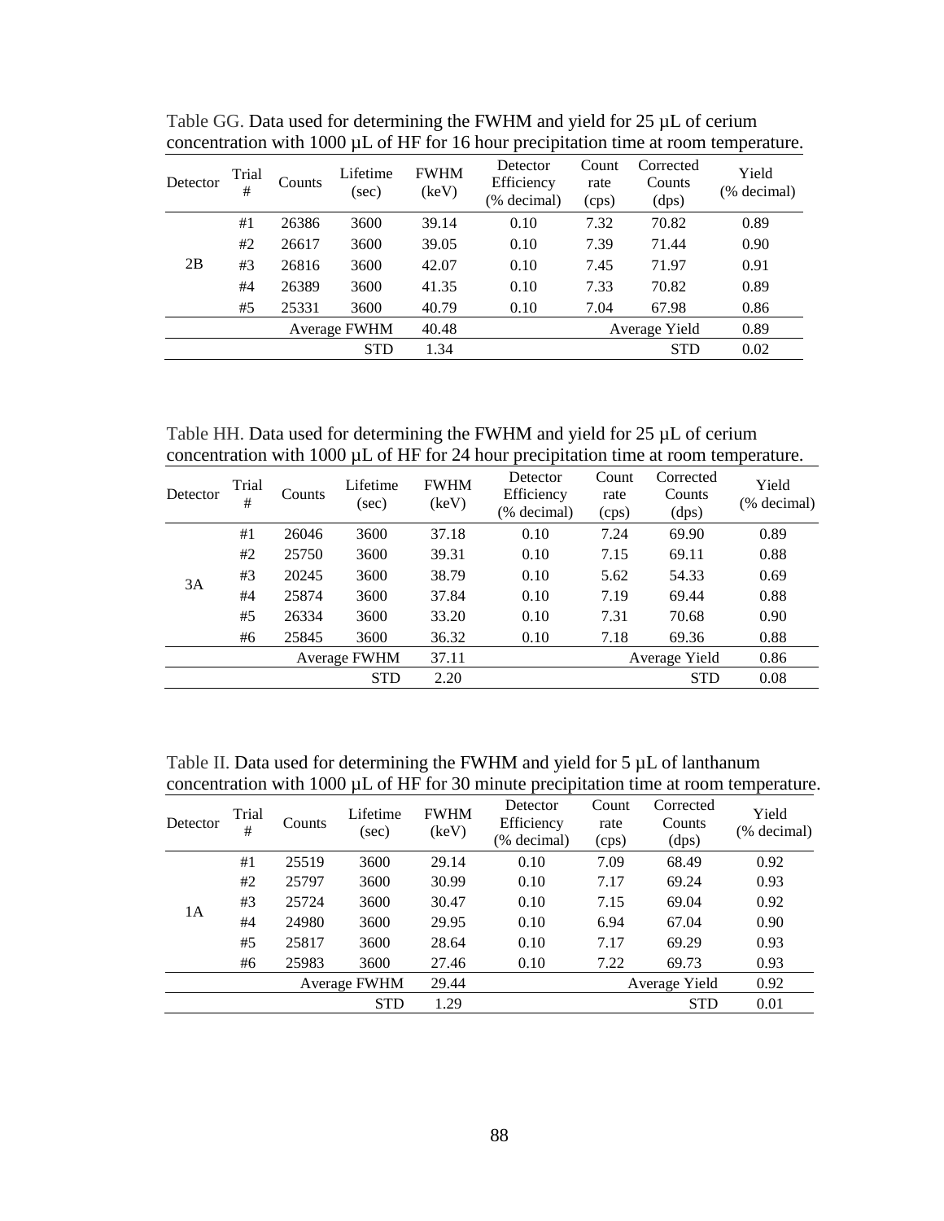Table GG. Data used for determining the FWHM and yield for 25 µL of cerium concentration with 1000 µL of HF for 16 hour precipitation time at room temperature.

| Detector | Trial # | Counts | Lifetime (sec) | FWHM (keV) | Detector Efficiency (% decimal) | Count rate (cps) | Corrected Counts (dps) | Yield (% decimal) |
|---|---|---|---|---|---|---|---|---|
| 2B | #1 | 26386 | 3600 | 39.14 | 0.10 | 7.32 | 70.82 | 0.89 |
| | #2 | 26617 | 3600 | 39.05 | 0.10 | 7.39 | 71.44 | 0.90 |
| | #3 | 26816 | 3600 | 42.07 | 0.10 | 7.45 | 71.97 | 0.91 |
| | #4 | 26389 | 3600 | 41.35 | 0.10 | 7.33 | 70.82 | 0.89 |
| | #5 | 25331 | 3600 | 40.79 | 0.10 | 7.04 | 67.98 | 0.86 |
| | | | Average FWHM | 40.48 | | | Average Yield | 0.89 |
| | | | STD | 1.34 | | | STD | 0.02 |

Table HH. Data used for determining the FWHM and yield for 25 µL of cerium concentration with 1000 µL of HF for 24 hour precipitation time at room temperature.

| Detector | Trial # | Counts | Lifetime (sec) | FWHM (keV) | Detector Efficiency (% decimal) | Count rate (cps) | Corrected Counts (dps) | Yield (% decimal) |
|---|---|---|---|---|---|---|---|---|
| 3A | #1 | 26046 | 3600 | 37.18 | 0.10 | 7.24 | 69.90 | 0.89 |
| | #2 | 25750 | 3600 | 39.31 | 0.10 | 7.15 | 69.11 | 0.88 |
| | #3 | 20245 | 3600 | 38.79 | 0.10 | 5.62 | 54.33 | 0.69 |
| | #4 | 25874 | 3600 | 37.84 | 0.10 | 7.19 | 69.44 | 0.88 |
| | #5 | 26334 | 3600 | 33.20 | 0.10 | 7.31 | 70.68 | 0.90 |
| | #6 | 25845 | 3600 | 36.32 | 0.10 | 7.18 | 69.36 | 0.88 |
| | | | Average FWHM | 37.11 | | | Average Yield | 0.86 |
| | | | STD | 2.20 | | | STD | 0.08 |

Table II. Data used for determining the FWHM and yield for 5 µL of lanthanum concentration with 1000 µL of HF for 30 minute precipitation time at room temperature.

| Detector | Trial # | Counts | Lifetime (sec) | FWHM (keV) | Detector Efficiency (% decimal) | Count rate (cps) | Corrected Counts (dps) | Yield (% decimal) |
|---|---|---|---|---|---|---|---|---|
| 1A | #1 | 25519 | 3600 | 29.14 | 0.10 | 7.09 | 68.49 | 0.92 |
| | #2 | 25797 | 3600 | 30.99 | 0.10 | 7.17 | 69.24 | 0.93 |
| | #3 | 25724 | 3600 | 30.47 | 0.10 | 7.15 | 69.04 | 0.92 |
| | #4 | 24980 | 3600 | 29.95 | 0.10 | 6.94 | 67.04 | 0.90 |
| | #5 | 25817 | 3600 | 28.64 | 0.10 | 7.17 | 69.29 | 0.93 |
| | #6 | 25983 | 3600 | 27.46 | 0.10 | 7.22 | 69.73 | 0.93 |
| | | | Average FWHM | 29.44 | | | Average Yield | 0.92 |
| | | | STD | 1.29 | | | STD | 0.01 |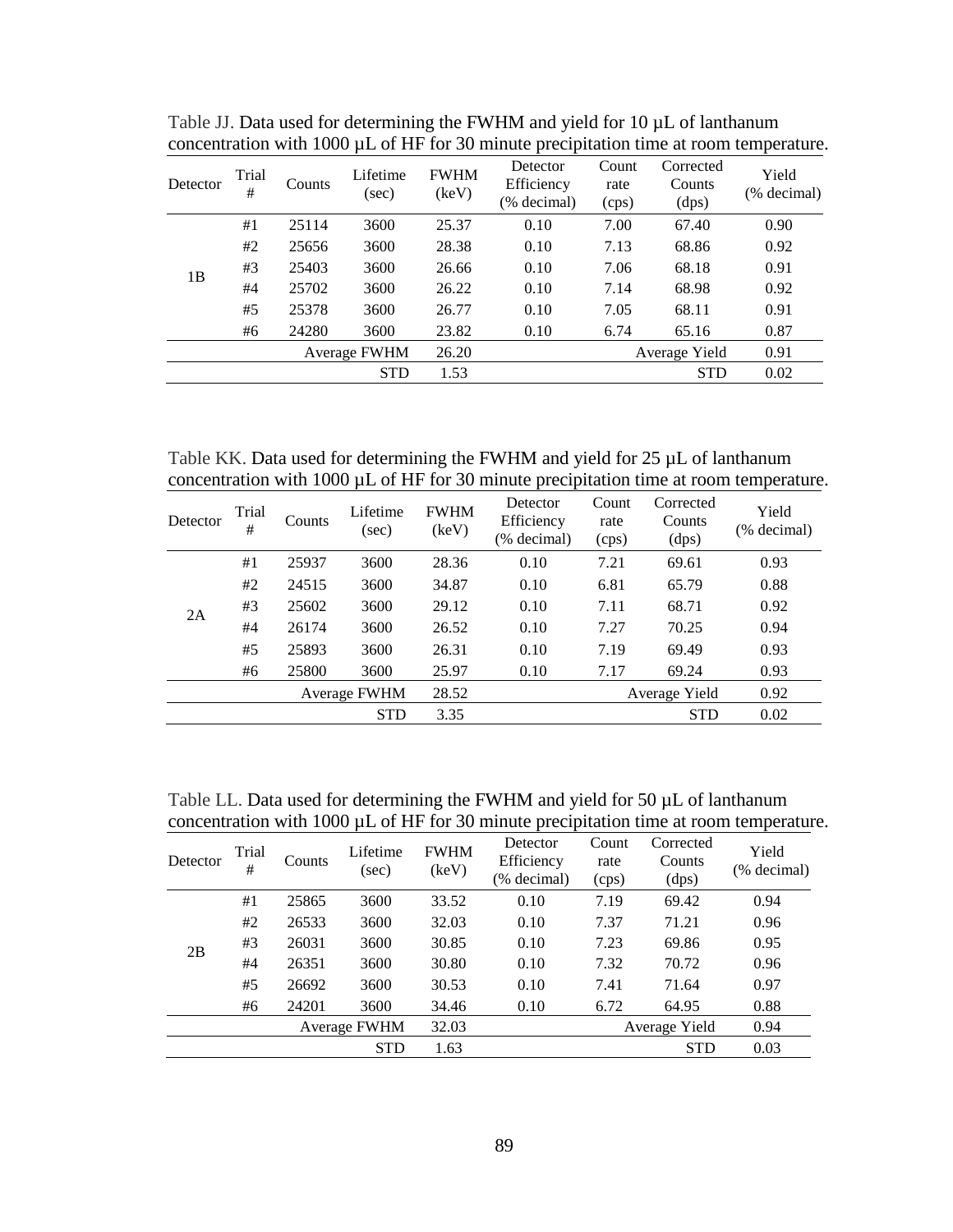Table JJ. Data used for determining the FWHM and yield for 10 µL of lanthanum concentration with 1000 µL of HF for 30 minute precipitation time at room temperature.

| Detector | Trial # | Counts | Lifetime (sec) | FWHM (keV) | Detector Efficiency (% decimal) | Count rate (cps) | Corrected Counts (dps) | Yield (% decimal) |
|---|---|---|---|---|---|---|---|---|
| 1B | #1 | 25114 | 3600 | 25.37 | 0.10 | 7.00 | 67.40 | 0.90 |
| | #2 | 25656 | 3600 | 28.38 | 0.10 | 7.13 | 68.86 | 0.92 |
| | #3 | 25403 | 3600 | 26.66 | 0.10 | 7.06 | 68.18 | 0.91 |
| | #4 | 25702 | 3600 | 26.22 | 0.10 | 7.14 | 68.98 | 0.92 |
| | #5 | 25378 | 3600 | 26.77 | 0.10 | 7.05 | 68.11 | 0.91 |
| | #6 | 24280 | 3600 | 23.82 | 0.10 | 6.74 | 65.16 | 0.87 |
| | | | Average FWHM | 26.20 | | | Average Yield | 0.91 |
| | | | STD | 1.53 | | | STD | 0.02 |

Table KK. Data used for determining the FWHM and yield for 25 µL of lanthanum concentration with 1000 µL of HF for 30 minute precipitation time at room temperature.

| Detector | Trial # | Counts | Lifetime (sec) | FWHM (keV) | Detector Efficiency (% decimal) | Count rate (cps) | Corrected Counts (dps) | Yield (% decimal) |
|---|---|---|---|---|---|---|---|---|
| 2A | #1 | 25937 | 3600 | 28.36 | 0.10 | 7.21 | 69.61 | 0.93 |
| | #2 | 24515 | 3600 | 34.87 | 0.10 | 6.81 | 65.79 | 0.88 |
| | #3 | 25602 | 3600 | 29.12 | 0.10 | 7.11 | 68.71 | 0.92 |
| | #4 | 26174 | 3600 | 26.52 | 0.10 | 7.27 | 70.25 | 0.94 |
| | #5 | 25893 | 3600 | 26.31 | 0.10 | 7.19 | 69.49 | 0.93 |
| | #6 | 25800 | 3600 | 25.97 | 0.10 | 7.17 | 69.24 | 0.93 |
| | | | Average FWHM | 28.52 | | | Average Yield | 0.92 |
| | | | STD | 3.35 | | | STD | 0.02 |

Table LL. Data used for determining the FWHM and yield for 50 µL of lanthanum concentration with 1000 µL of HF for 30 minute precipitation time at room temperature.

| Detector | Trial # | Counts | Lifetime (sec) | FWHM (keV) | Detector Efficiency (% decimal) | Count rate (cps) | Corrected Counts (dps) | Yield (% decimal) |
|---|---|---|---|---|---|---|---|---|
| 2B | #1 | 25865 | 3600 | 33.52 | 0.10 | 7.19 | 69.42 | 0.94 |
| | #2 | 26533 | 3600 | 32.03 | 0.10 | 7.37 | 71.21 | 0.96 |
| | #3 | 26031 | 3600 | 30.85 | 0.10 | 7.23 | 69.86 | 0.95 |
| | #4 | 26351 | 3600 | 30.80 | 0.10 | 7.32 | 70.72 | 0.96 |
| | #5 | 26692 | 3600 | 30.53 | 0.10 | 7.41 | 71.64 | 0.97 |
| | #6 | 24201 | 3600 | 34.46 | 0.10 | 6.72 | 64.95 | 0.88 |
| | | | Average FWHM | 32.03 | | | Average Yield | 0.94 |
| | | | STD | 1.63 | | | STD | 0.03 |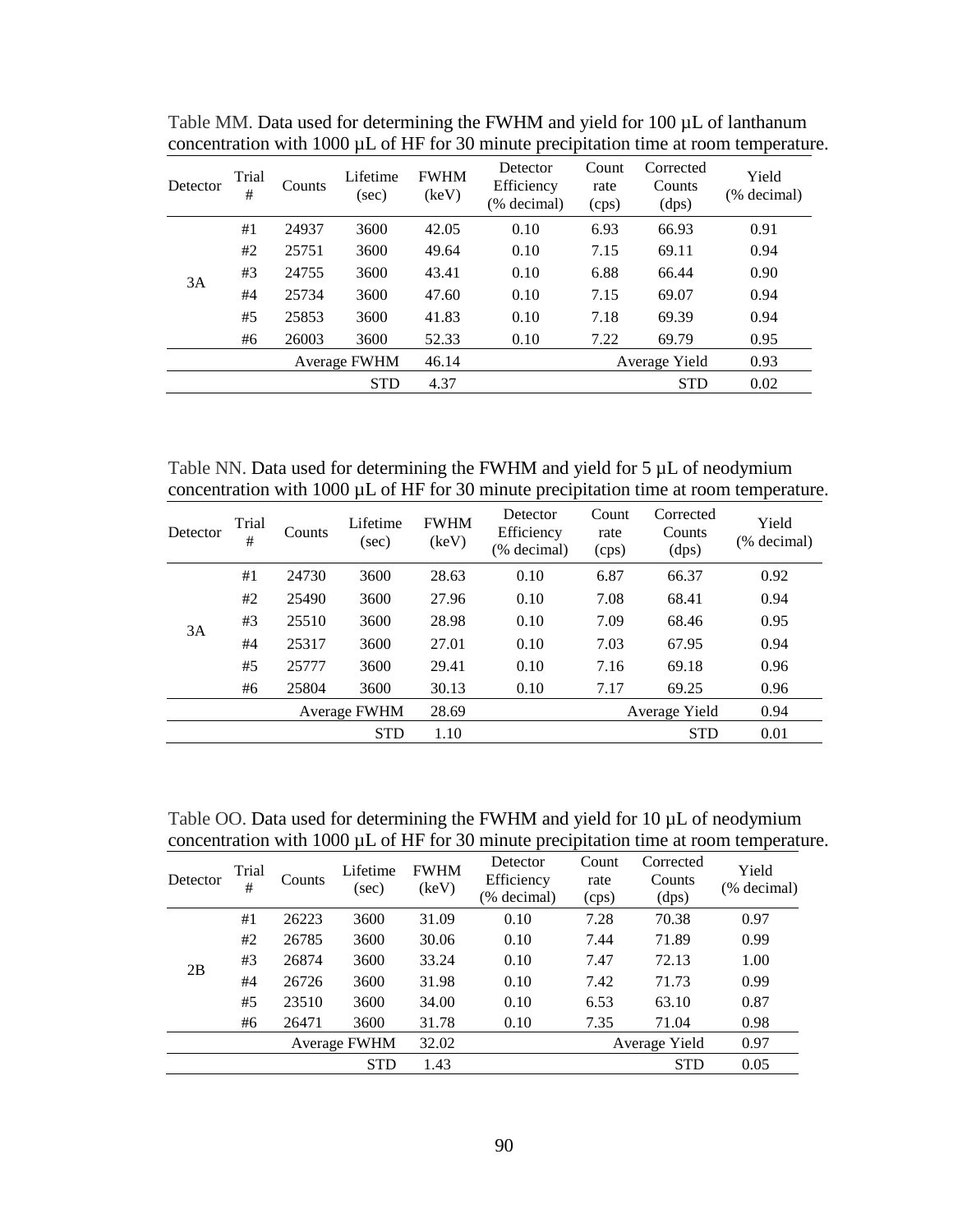Table MM. Data used for determining the FWHM and yield for 100 µL of lanthanum concentration with 1000 µL of HF for 30 minute precipitation time at room temperature.

| Detector | Trial # | Counts | Lifetime (sec) | FWHM (keV) | Detector Efficiency (% decimal) | Count rate (cps) | Corrected Counts (dps) | Yield (% decimal) |
|---|---|---|---|---|---|---|---|---|
| 3A | #1 | 24937 | 3600 | 42.05 | 0.10 | 6.93 | 66.93 | 0.91 |
| | #2 | 25751 | 3600 | 49.64 | 0.10 | 7.15 | 69.11 | 0.94 |
| | #3 | 24755 | 3600 | 43.41 | 0.10 | 6.88 | 66.44 | 0.90 |
| | #4 | 25734 | 3600 | 47.60 | 0.10 | 7.15 | 69.07 | 0.94 |
| | #5 | 25853 | 3600 | 41.83 | 0.10 | 7.18 | 69.39 | 0.94 |
| | #6 | 26003 | 3600 | 52.33 | 0.10 | 7.22 | 69.79 | 0.95 |
| | | | Average FWHM | 46.14 | | | Average Yield | 0.93 |
| | | | STD | 4.37 | | | STD | 0.02 |

Table NN. Data used for determining the FWHM and yield for 5 µL of neodymium concentration with 1000 µL of HF for 30 minute precipitation time at room temperature.

| Detector | Trial # | Counts | Lifetime (sec) | FWHM (keV) | Detector Efficiency (% decimal) | Count rate (cps) | Corrected Counts (dps) | Yield (% decimal) |
|---|---|---|---|---|---|---|---|---|
| 3A | #1 | 24730 | 3600 | 28.63 | 0.10 | 6.87 | 66.37 | 0.92 |
| | #2 | 25490 | 3600 | 27.96 | 0.10 | 7.08 | 68.41 | 0.94 |
| | #3 | 25510 | 3600 | 28.98 | 0.10 | 7.09 | 68.46 | 0.95 |
| | #4 | 25317 | 3600 | 27.01 | 0.10 | 7.03 | 67.95 | 0.94 |
| | #5 | 25777 | 3600 | 29.41 | 0.10 | 7.16 | 69.18 | 0.96 |
| | #6 | 25804 | 3600 | 30.13 | 0.10 | 7.17 | 69.25 | 0.96 |
| | | | Average FWHM | 28.69 | | | Average Yield | 0.94 |
| | | | STD | 1.10 | | | STD | 0.01 |

Table OO. Data used for determining the FWHM and yield for 10 µL of neodymium concentration with 1000 µL of HF for 30 minute precipitation time at room temperature.

| Detector | Trial # | Counts | Lifetime (sec) | FWHM (keV) | Detector Efficiency (% decimal) | Count rate (cps) | Corrected Counts (dps) | Yield (% decimal) |
|---|---|---|---|---|---|---|---|---|
| 2B | #1 | 26223 | 3600 | 31.09 | 0.10 | 7.28 | 70.38 | 0.97 |
| | #2 | 26785 | 3600 | 30.06 | 0.10 | 7.44 | 71.89 | 0.99 |
| | #3 | 26874 | 3600 | 33.24 | 0.10 | 7.47 | 72.13 | 1.00 |
| | #4 | 26726 | 3600 | 31.98 | 0.10 | 7.42 | 71.73 | 0.99 |
| | #5 | 23510 | 3600 | 34.00 | 0.10 | 6.53 | 63.10 | 0.87 |
| | #6 | 26471 | 3600 | 31.78 | 0.10 | 7.35 | 71.04 | 0.98 |
| | | | Average FWHM | 32.02 | | | Average Yield | 0.97 |
| | | | STD | 1.43 | | | STD | 0.05 |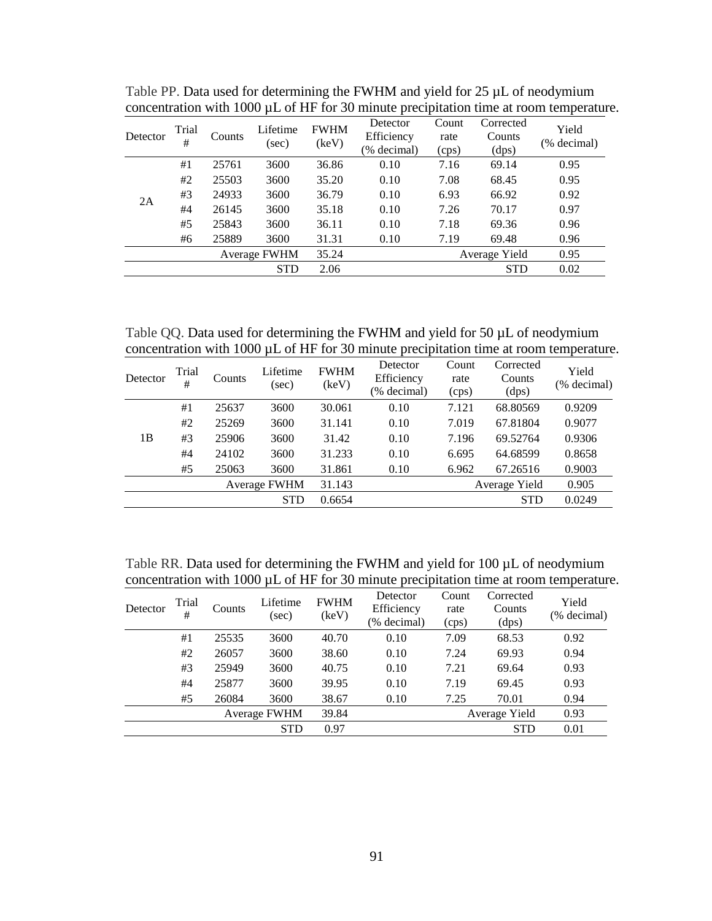Table PP. Data used for determining the FWHM and yield for 25 µL of neodymium concentration with 1000 µL of HF for 30 minute precipitation time at room temperature.

| Detector | Trial # | Counts | Lifetime (sec) | FWHM (keV) | Detector Efficiency (% decimal) | Count rate (cps) | Corrected Counts (dps) | Yield (% decimal) |
|---|---|---|---|---|---|---|---|---|
| 2A | #1 | 25761 | 3600 | 36.86 | 0.10 | 7.16 | 69.14 | 0.95 |
| | #2 | 25503 | 3600 | 35.20 | 0.10 | 7.08 | 68.45 | 0.95 |
| | #3 | 24933 | 3600 | 36.79 | 0.10 | 6.93 | 66.92 | 0.92 |
| | #4 | 26145 | 3600 | 35.18 | 0.10 | 7.26 | 70.17 | 0.97 |
| | #5 | 25843 | 3600 | 36.11 | 0.10 | 7.18 | 69.36 | 0.96 |
| | #6 | 25889 | 3600 | 31.31 | 0.10 | 7.19 | 69.48 | 0.96 |
| | | | Average FWHM | 35.24 | | | Average Yield | 0.95 |
| | | | STD | 2.06 | | | STD | 0.02 |

Table QQ. Data used for determining the FWHM and yield for 50 µL of neodymium concentration with 1000 µL of HF for 30 minute precipitation time at room temperature.

| Detector | Trial # | Counts | Lifetime (sec) | FWHM (keV) | Detector Efficiency (% decimal) | Count rate (cps) | Corrected Counts (dps) | Yield (% decimal) |
|---|---|---|---|---|---|---|---|---|
| 1B | #1 | 25637 | 3600 | 30.061 | 0.10 | 7.121 | 68.80569 | 0.9209 |
| | #2 | 25269 | 3600 | 31.141 | 0.10 | 7.019 | 67.81804 | 0.9077 |
| | #3 | 25906 | 3600 | 31.42 | 0.10 | 7.196 | 69.52764 | 0.9306 |
| | #4 | 24102 | 3600 | 31.233 | 0.10 | 6.695 | 64.68599 | 0.8658 |
| | #5 | 25063 | 3600 | 31.861 | 0.10 | 6.962 | 67.26516 | 0.9003 |
| | | | Average FWHM | 31.143 | | | Average Yield | 0.905 |
| | | | STD | 0.6654 | | | STD | 0.0249 |

Table RR. Data used for determining the FWHM and yield for 100 µL of neodymium concentration with 1000 µL of HF for 30 minute precipitation time at room temperature.

| Detector | Trial # | Counts | Lifetime (sec) | FWHM (keV) | Detector Efficiency (% decimal) | Count rate (cps) | Corrected Counts (dps) | Yield (% decimal) |
|---|---|---|---|---|---|---|---|---|
| | #1 | 25535 | 3600 | 40.70 | 0.10 | 7.09 | 68.53 | 0.92 |
| | #2 | 26057 | 3600 | 38.60 | 0.10 | 7.24 | 69.93 | 0.94 |
| | #3 | 25949 | 3600 | 40.75 | 0.10 | 7.21 | 69.64 | 0.93 |
| | #4 | 25877 | 3600 | 39.95 | 0.10 | 7.19 | 69.45 | 0.93 |
| | #5 | 26084 | 3600 | 38.67 | 0.10 | 7.25 | 70.01 | 0.94 |
| | | | Average FWHM | 39.84 | | | Average Yield | 0.93 |
| | | | STD | 0.97 | | | STD | 0.01 |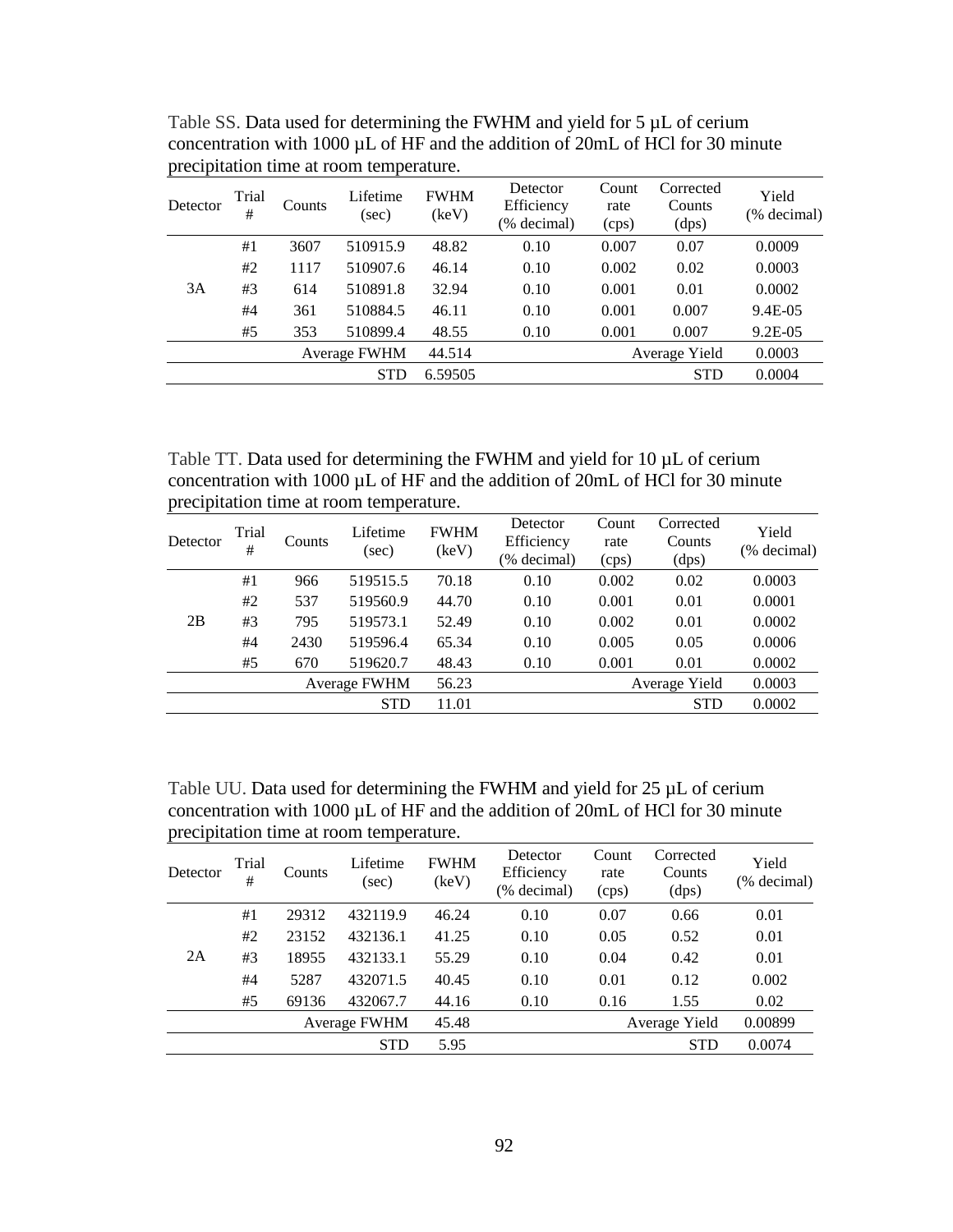Table SS. Data used for determining the FWHM and yield for 5 µL of cerium concentration with 1000 µL of HF and the addition of 20mL of HCl for 30 minute precipitation time at room temperature.

| Detector | Trial # | Counts | Lifetime (sec) | FWHM (keV) | Detector Efficiency (% decimal) | Count rate (cps) | Corrected Counts (dps) | Yield (% decimal) |
|---|---|---|---|---|---|---|---|---|
| 3A | #1 | 3607 | 510915.9 | 48.82 | 0.10 | 0.007 | 0.07 | 0.0009 |
| | #2 | 1117 | 510907.6 | 46.14 | 0.10 | 0.002 | 0.02 | 0.0003 |
| | #3 | 614 | 510891.8 | 32.94 | 0.10 | 0.001 | 0.01 | 0.0002 |
| | #4 | 361 | 510884.5 | 46.11 | 0.10 | 0.001 | 0.007 | 9.4E-05 |
| | #5 | 353 | 510899.4 | 48.55 | 0.10 | 0.001 | 0.007 | 9.2E-05 |
| | | | Average FWHM | 44.514 | | | Average Yield | 0.0003 |
| | | | STD | 6.59505 | | | STD | 0.0004 |

Table TT. Data used for determining the FWHM and yield for 10 µL of cerium concentration with 1000 µL of HF and the addition of 20mL of HCl for 30 minute precipitation time at room temperature.

| Detector | Trial # | Counts | Lifetime (sec) | FWHM (keV) | Detector Efficiency (% decimal) | Count rate (cps) | Corrected Counts (dps) | Yield (% decimal) |
|---|---|---|---|---|---|---|---|---|
| 2B | #1 | 966 | 519515.5 | 70.18 | 0.10 | 0.002 | 0.02 | 0.0003 |
| | #2 | 537 | 519560.9 | 44.70 | 0.10 | 0.001 | 0.01 | 0.0001 |
| | #3 | 795 | 519573.1 | 52.49 | 0.10 | 0.002 | 0.01 | 0.0002 |
| | #4 | 2430 | 519596.4 | 65.34 | 0.10 | 0.005 | 0.05 | 0.0006 |
| | #5 | 670 | 519620.7 | 48.43 | 0.10 | 0.001 | 0.01 | 0.0002 |
| | | | Average FWHM | 56.23 | | | Average Yield | 0.0003 |
| | | | STD | 11.01 | | | STD | 0.0002 |

Table UU. Data used for determining the FWHM and yield for 25 µL of cerium concentration with 1000 µL of HF and the addition of 20mL of HCl for 30 minute precipitation time at room temperature.

| Detector | Trial # | Counts | Lifetime (sec) | FWHM (keV) | Detector Efficiency (% decimal) | Count rate (cps) | Corrected Counts (dps) | Yield (% decimal) |
|---|---|---|---|---|---|---|---|---|
| 2A | #1 | 29312 | 432119.9 | 46.24 | 0.10 | 0.07 | 0.66 | 0.01 |
| | #2 | 23152 | 432136.1 | 41.25 | 0.10 | 0.05 | 0.52 | 0.01 |
| | #3 | 18955 | 432133.1 | 55.29 | 0.10 | 0.04 | 0.42 | 0.01 |
| | #4 | 5287 | 432071.5 | 40.45 | 0.10 | 0.01 | 0.12 | 0.002 |
| | #5 | 69136 | 432067.7 | 44.16 | 0.10 | 0.16 | 1.55 | 0.02 |
| | | | Average FWHM | 45.48 | | | Average Yield | 0.00899 |
| | | | STD | 5.95 | | | STD | 0.0074 |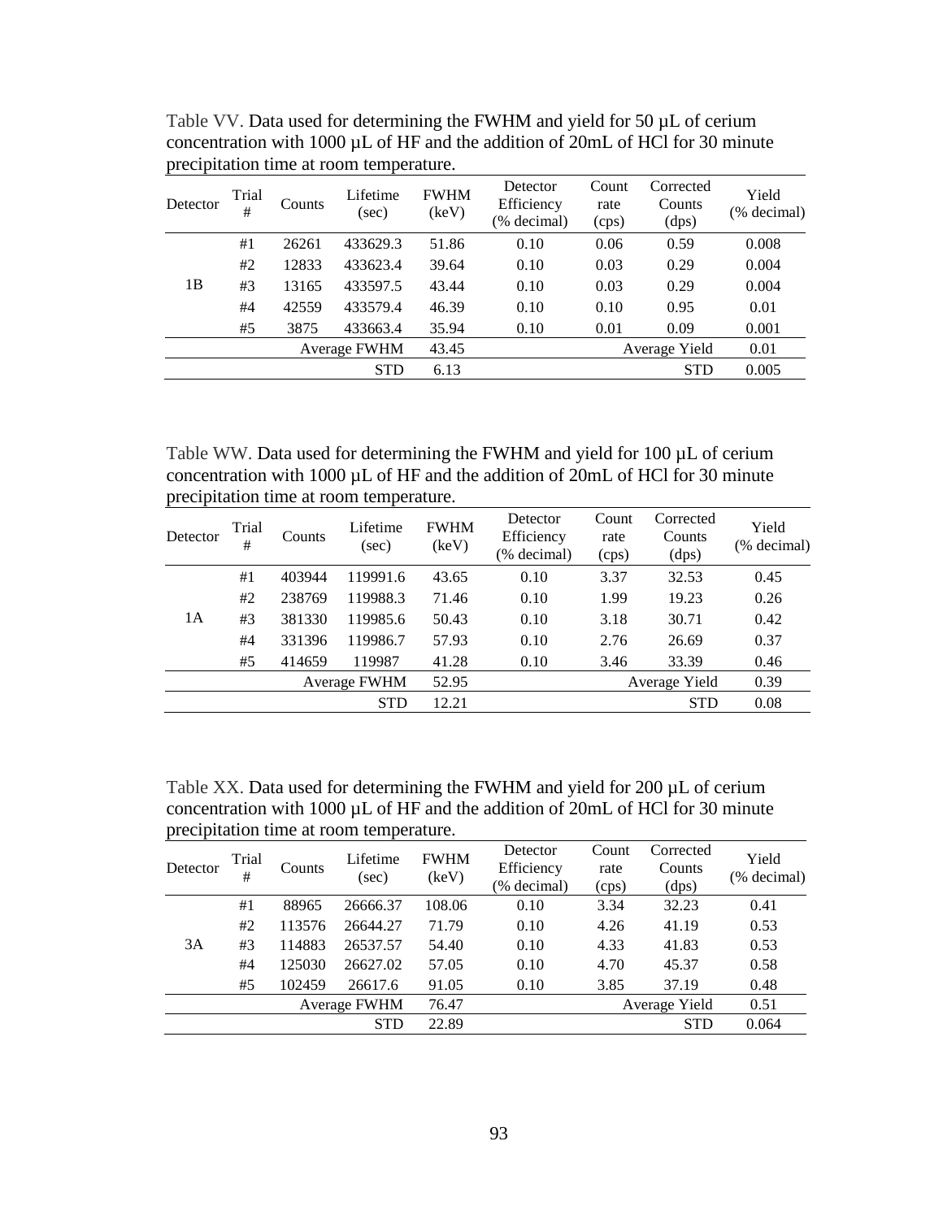Table VV. Data used for determining the FWHM and yield for 50 µL of cerium concentration with 1000 µL of HF and the addition of 20mL of HCl for 30 minute precipitation time at room temperature.

| Detector | Trial # | Counts | Lifetime (sec) | FWHM (keV) | Detector Efficiency (% decimal) | Count rate (cps) | Corrected Counts (dps) | Yield (% decimal) |
|---|---|---|---|---|---|---|---|---|
| 1B | #1 | 26261 | 433629.3 | 51.86 | 0.10 | 0.06 | 0.59 | 0.008 |
| | #2 | 12833 | 433623.4 | 39.64 | 0.10 | 0.03 | 0.29 | 0.004 |
| | #3 | 13165 | 433597.5 | 43.44 | 0.10 | 0.03 | 0.29 | 0.004 |
| | #4 | 42559 | 433579.4 | 46.39 | 0.10 | 0.10 | 0.95 | 0.01 |
| | #5 | 3875 | 433663.4 | 35.94 | 0.10 | 0.01 | 0.09 | 0.001 |
| | | | Average FWHM | 43.45 | | | Average Yield | 0.01 |
| | | | STD | 6.13 | | | STD | 0.005 |

Table WW. Data used for determining the FWHM and yield for 100 µL of cerium concentration with 1000 µL of HF and the addition of 20mL of HCl for 30 minute precipitation time at room temperature.

| Detector | Trial # | Counts | Lifetime (sec) | FWHM (keV) | Detector Efficiency (% decimal) | Count rate (cps) | Corrected Counts (dps) | Yield (% decimal) |
|---|---|---|---|---|---|---|---|---|
| 1A | #1 | 403944 | 119991.6 | 43.65 | 0.10 | 3.37 | 32.53 | 0.45 |
| | #2 | 238769 | 119988.3 | 71.46 | 0.10 | 1.99 | 19.23 | 0.26 |
| | #3 | 381330 | 119985.6 | 50.43 | 0.10 | 3.18 | 30.71 | 0.42 |
| | #4 | 331396 | 119986.7 | 57.93 | 0.10 | 2.76 | 26.69 | 0.37 |
| | #5 | 414659 | 119987 | 41.28 | 0.10 | 3.46 | 33.39 | 0.46 |
| | | | Average FWHM | 52.95 | | | Average Yield | 0.39 |
| | | | STD | 12.21 | | | STD | 0.08 |

Table XX. Data used for determining the FWHM and yield for 200 µL of cerium concentration with 1000 µL of HF and the addition of 20mL of HCl for 30 minute precipitation time at room temperature.

| Detector | Trial # | Counts | Lifetime (sec) | FWHM (keV) | Detector Efficiency (% decimal) | Count rate (cps) | Corrected Counts (dps) | Yield (% decimal) |
|---|---|---|---|---|---|---|---|---|
| 3A | #1 | 88965 | 26666.37 | 108.06 | 0.10 | 3.34 | 32.23 | 0.41 |
| | #2 | 113576 | 26644.27 | 71.79 | 0.10 | 4.26 | 41.19 | 0.53 |
| | #3 | 114883 | 26537.57 | 54.40 | 0.10 | 4.33 | 41.83 | 0.53 |
| | #4 | 125030 | 26627.02 | 57.05 | 0.10 | 4.70 | 45.37 | 0.58 |
| | #5 | 102459 | 26617.6 | 91.05 | 0.10 | 3.85 | 37.19 | 0.48 |
| | | | Average FWHM | 76.47 | | | Average Yield | 0.51 |
| | | | STD | 22.89 | | | STD | 0.064 |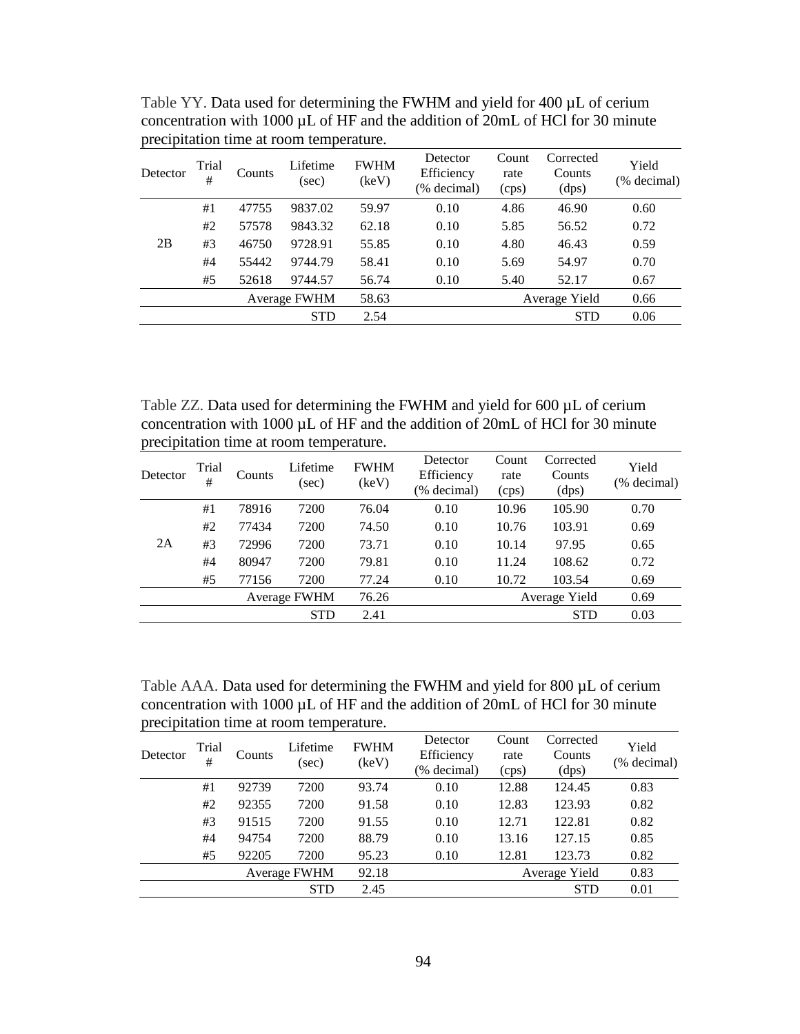Table YY. Data used for determining the FWHM and yield for 400 µL of cerium concentration with 1000 µL of HF and the addition of 20mL of HCl for 30 minute precipitation time at room temperature.

| Detector | Trial # | Counts | Lifetime (sec) | FWHM (keV) | Detector Efficiency (% decimal) | Count rate (cps) | Corrected Counts (dps) | Yield (% decimal) |
|---|---|---|---|---|---|---|---|---|
| 2B | #1 | 47755 | 9837.02 | 59.97 | 0.10 | 4.86 | 46.90 | 0.60 |
| | #2 | 57578 | 9843.32 | 62.18 | 0.10 | 5.85 | 56.52 | 0.72 |
| | #3 | 46750 | 9728.91 | 55.85 | 0.10 | 4.80 | 46.43 | 0.59 |
| | #4 | 55442 | 9744.79 | 58.41 | 0.10 | 5.69 | 54.97 | 0.70 |
| | #5 | 52618 | 9744.57 | 56.74 | 0.10 | 5.40 | 52.17 | 0.67 |
| | | | Average FWHM | 58.63 | | | Average Yield | 0.66 |
| | | | STD | 2.54 | | | STD | 0.06 |

Table ZZ. Data used for determining the FWHM and yield for 600 µL of cerium concentration with 1000 µL of HF and the addition of 20mL of HCl for 30 minute precipitation time at room temperature.

| Detector | Trial # | Counts | Lifetime (sec) | FWHM (keV) | Detector Efficiency (% decimal) | Count rate (cps) | Corrected Counts (dps) | Yield (% decimal) |
|---|---|---|---|---|---|---|---|---|
| 2A | #1 | 78916 | 7200 | 76.04 | 0.10 | 10.96 | 105.90 | 0.70 |
| | #2 | 77434 | 7200 | 74.50 | 0.10 | 10.76 | 103.91 | 0.69 |
| | #3 | 72996 | 7200 | 73.71 | 0.10 | 10.14 | 97.95 | 0.65 |
| | #4 | 80947 | 7200 | 79.81 | 0.10 | 11.24 | 108.62 | 0.72 |
| | #5 | 77156 | 7200 | 77.24 | 0.10 | 10.72 | 103.54 | 0.69 |
| | | | Average FWHM | 76.26 | | | Average Yield | 0.69 |
| | | | STD | 2.41 | | | STD | 0.03 |

Table AAA. Data used for determining the FWHM and yield for 800 µL of cerium concentration with 1000 µL of HF and the addition of 20mL of HCl for 30 minute precipitation time at room temperature.

| Detector | Trial # | Counts | Lifetime (sec) | FWHM (keV) | Detector Efficiency (% decimal) | Count rate (cps) | Corrected Counts (dps) | Yield (% decimal) |
|---|---|---|---|---|---|---|---|---|
| | #1 | 92739 | 7200 | 93.74 | 0.10 | 12.88 | 124.45 | 0.83 |
| | #2 | 92355 | 7200 | 91.58 | 0.10 | 12.83 | 123.93 | 0.82 |
| | #3 | 91515 | 7200 | 91.55 | 0.10 | 12.71 | 122.81 | 0.82 |
| | #4 | 94754 | 7200 | 88.79 | 0.10 | 13.16 | 127.15 | 0.85 |
| | #5 | 92205 | 7200 | 95.23 | 0.10 | 12.81 | 123.73 | 0.82 |
| | | | Average FWHM | 92.18 | | | Average Yield | 0.83 |
| | | | STD | 2.45 | | | STD | 0.01 |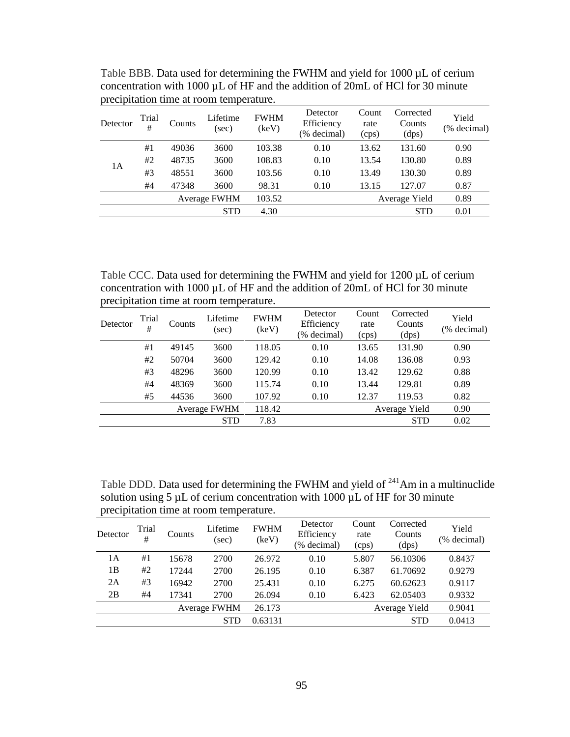Table BBB. Data used for determining the FWHM and yield for 1000 µL of cerium concentration with 1000 µL of HF and the addition of 20mL of HCl for 30 minute precipitation time at room temperature.

| Detector | Trial # | Counts | Lifetime (sec) | FWHM (keV) | Detector Efficiency (% decimal) | Count rate (cps) | Corrected Counts (dps) | Yield (% decimal) |
|---|---|---|---|---|---|---|---|---|
| 1A | #1 | 49036 | 3600 | 103.38 | 0.10 | 13.62 | 131.60 | 0.90 |
| | #2 | 48735 | 3600 | 108.83 | 0.10 | 13.54 | 130.80 | 0.89 |
| | #3 | 48551 | 3600 | 103.56 | 0.10 | 13.49 | 130.30 | 0.89 |
| | #4 | 47348 | 3600 | 98.31 | 0.10 | 13.15 | 127.07 | 0.87 |
| | | | Average FWHM | 103.52 | | | Average Yield | 0.89 |
| | | | STD | 4.30 | | | STD | 0.01 |

Table CCC. Data used for determining the FWHM and yield for 1200 µL of cerium concentration with 1000 µL of HF and the addition of 20mL of HCl for 30 minute precipitation time at room temperature.

| Detector | Trial # | Counts | Lifetime (sec) | FWHM (keV) | Detector Efficiency (% decimal) | Count rate (cps) | Corrected Counts (dps) | Yield (% decimal) |
|---|---|---|---|---|---|---|---|---|
| | #1 | 49145 | 3600 | 118.05 | 0.10 | 13.65 | 131.90 | 0.90 |
| | #2 | 50704 | 3600 | 129.42 | 0.10 | 14.08 | 136.08 | 0.93 |
| | #3 | 48296 | 3600 | 120.99 | 0.10 | 13.42 | 129.62 | 0.88 |
| | #4 | 48369 | 3600 | 115.74 | 0.10 | 13.44 | 129.81 | 0.89 |
| | #5 | 44536 | 3600 | 107.92 | 0.10 | 12.37 | 119.53 | 0.82 |
| | | | Average FWHM | 118.42 | | | Average Yield | 0.90 |
| | | | STD | 7.83 | | | STD | 0.02 |

Table DDD. Data used for determining the FWHM and yield of $^{241}Am$ in a multinuclide solution using 5 µL of cerium concentration with 1000 µL of HF for 30 minute precipitation time at room temperature.

| Detector | Trial # | Counts | Lifetime (sec) | FWHM (keV) | Detector Efficiency (% decimal) | Count rate (cps) | Corrected Counts (dps) | Yield (% decimal) |
|---|---|---|---|---|---|---|---|---|
| 1A | #1 | 15678 | 2700 | 26.972 | 0.10 | 5.807 | 56.10306 | 0.8437 |
| 1B | #2 | 17244 | 2700 | 26.195 | 0.10 | 6.387 | 61.70692 | 0.9279 |
| 2A | #3 | 16942 | 2700 | 25.431 | 0.10 | 6.275 | 60.62623 | 0.9117 |
| 2B | #4 | 17341 | 2700 | 26.094 | 0.10 | 6.423 | 62.05403 | 0.9332 |
| | | | Average FWHM | 26.173 | | | Average Yield | 0.9041 |
| | | | STD | 0.63131 | | | STD | 0.0413 |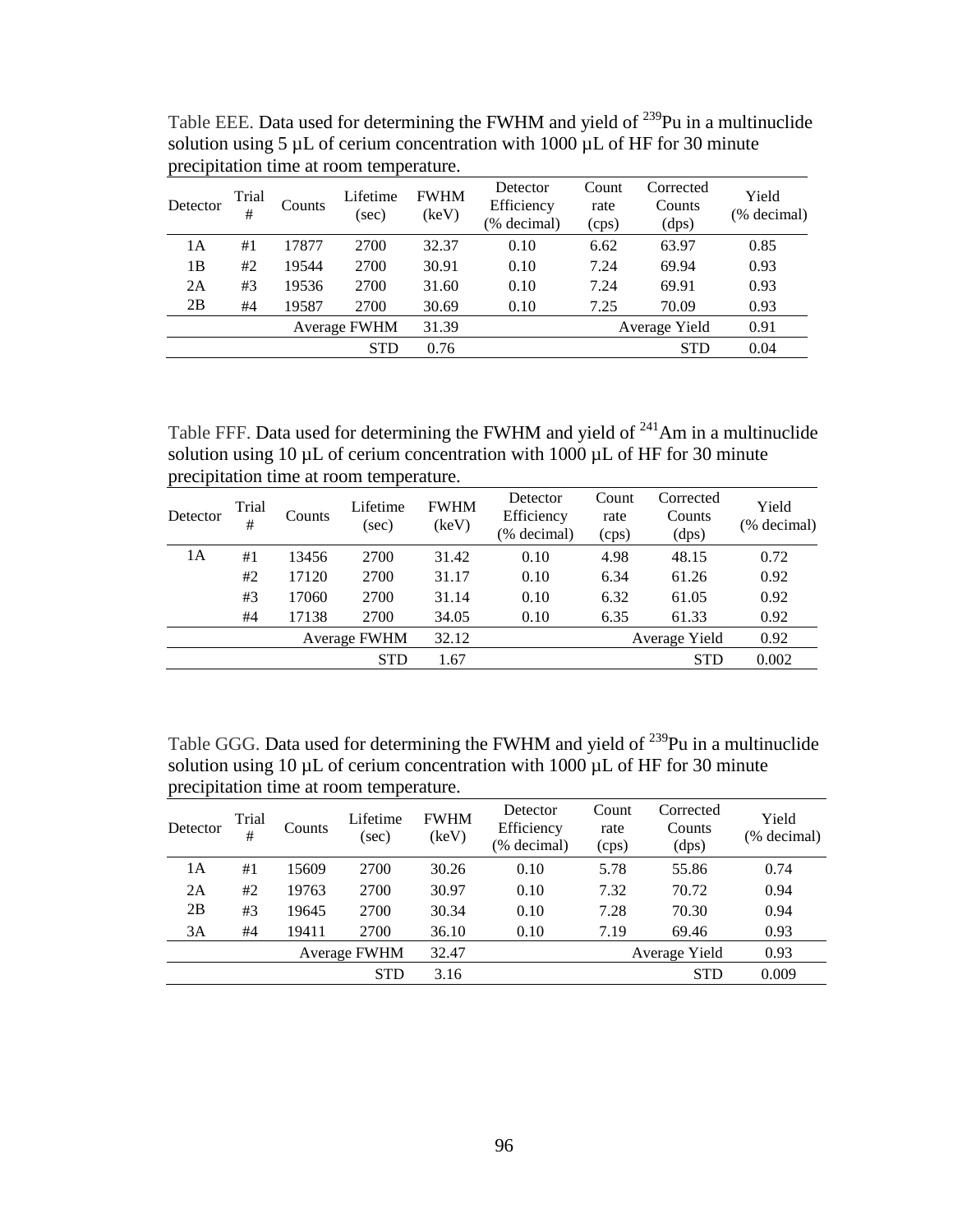Table EEE. Data used for determining the FWHM and yield of $^{239}$Pu in a multinuclide solution using 5 µL of cerium concentration with 1000 µL of HF for 30 minute precipitation time at room temperature.

| Detector | Trial # | Counts | Lifetime (sec) | FWHM (keV) | Detector Efficiency (% decimal) | Count rate (cps) | Corrected Counts (dps) | Yield (% decimal) |
|---|---|---|---|---|---|---|---|---|
| 1A | #1 | 17877 | 2700 | 32.37 | 0.10 | 6.62 | 63.97 | 0.85 |
| 1B | #2 | 19544 | 2700 | 30.91 | 0.10 | 7.24 | 69.94 | 0.93 |
| 2A | #3 | 19536 | 2700 | 31.60 | 0.10 | 7.24 | 69.91 | 0.93 |
| 2B | #4 | 19587 | 2700 | 30.69 | 0.10 | 7.25 | 70.09 | 0.93 |
| | | | Average FWHM | 31.39 | | | Average Yield | 0.91 |
| | | | STD | 0.76 | | | STD | 0.04 |

Table FFF. Data used for determining the FWHM and yield of $^{241}$Am in a multinuclide solution using 10 µL of cerium concentration with 1000 µL of HF for 30 minute precipitation time at room temperature.

| Detector | Trial # | Counts | Lifetime (sec) | FWHM (keV) | Detector Efficiency (% decimal) | Count rate (cps) | Corrected Counts (dps) | Yield (% decimal) |
|---|---|---|---|---|---|---|---|---|
| 1A | #1 | 13456 | 2700 | 31.42 | 0.10 | 4.98 | 48.15 | 0.72 |
| | #2 | 17120 | 2700 | 31.17 | 0.10 | 6.34 | 61.26 | 0.92 |
| | #3 | 17060 | 2700 | 31.14 | 0.10 | 6.32 | 61.05 | 0.92 |
| | #4 | 17138 | 2700 | 34.05 | 0.10 | 6.35 | 61.33 | 0.92 |
| | | | Average FWHM | 32.12 | | | Average Yield | 0.92 |
| | | | STD | 1.67 | | | STD | 0.002 |

Table GGG. Data used for determining the FWHM and yield of $^{239}$Pu in a multinuclide solution using 10 µL of cerium concentration with 1000 µL of HF for 30 minute precipitation time at room temperature.

| Detector | Trial # | Counts | Lifetime (sec) | FWHM (keV) | Detector Efficiency (% decimal) | Count rate (cps) | Corrected Counts (dps) | Yield (% decimal) |
|---|---|---|---|---|---|---|---|---|
| 1A | #1 | 15609 | 2700 | 30.26 | 0.10 | 5.78 | 55.86 | 0.74 |
| 2A | #2 | 19763 | 2700 | 30.97 | 0.10 | 7.32 | 70.72 | 0.94 |
| 2B | #3 | 19645 | 2700 | 30.34 | 0.10 | 7.28 | 70.30 | 0.94 |
| 3A | #4 | 19411 | 2700 | 36.10 | 0.10 | 7.19 | 69.46 | 0.93 |
| | | | Average FWHM | 32.47 | | | Average Yield | 0.93 |
| | | | STD | 3.16 | | | STD | 0.009 |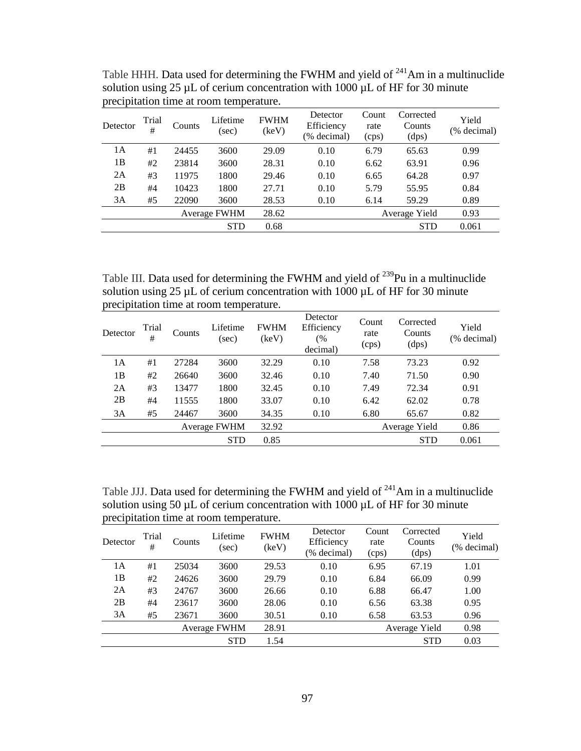Table HHH. Data used for determining the FWHM and yield of $^{241}$Am in a multinuclide solution using 25 µL of cerium concentration with 1000 µL of HF for 30 minute precipitation time at room temperature.

| Detector | Trial # | Counts | Lifetime (sec) | FWHM (keV) | Detector Efficiency (% decimal) | Count rate (cps) | Corrected Counts (dps) | Yield (% decimal) |
|---|---|---|---|---|---|---|---|---|
| 1A | #1 | 24455 | 3600 | 29.09 | 0.10 | 6.79 | 65.63 | 0.99 |
| 1B | #2 | 23814 | 3600 | 28.31 | 0.10 | 6.62 | 63.91 | 0.96 |
| 2A | #3 | 11975 | 1800 | 29.46 | 0.10 | 6.65 | 64.28 | 0.97 |
| 2B | #4 | 10423 | 1800 | 27.71 | 0.10 | 5.79 | 55.95 | 0.84 |
| 3A | #5 | 22090 | 3600 | 28.53 | 0.10 | 6.14 | 59.29 | 0.89 |
| | | Average FWHM | | 28.62 | | Average Yield | | 0.93 |
| | | | STD | 0.68 | | | STD | 0.061 |

Table III. Data used for determining the FWHM and yield of $^{239}$Pu in a multinuclide solution using 25 µL of cerium concentration with 1000 µL of HF for 30 minute precipitation time at room temperature.

| Detector | Trial # | Counts | Lifetime (sec) | FWHM (keV) | Detector Efficiency (% decimal) | Count rate (cps) | Corrected Counts (dps) | Yield (% decimal) |
|---|---|---|---|---|---|---|---|---|
| 1A | #1 | 27284 | 3600 | 32.29 | 0.10 | 7.58 | 73.23 | 0.92 |
| 1B | #2 | 26640 | 3600 | 32.46 | 0.10 | 7.40 | 71.50 | 0.90 |
| 2A | #3 | 13477 | 1800 | 32.45 | 0.10 | 7.49 | 72.34 | 0.91 |
| 2B | #4 | 11555 | 1800 | 33.07 | 0.10 | 6.42 | 62.02 | 0.78 |
| 3A | #5 | 24467 | 3600 | 34.35 | 0.10 | 6.80 | 65.67 | 0.82 |
| | | Average FWHM | | 32.92 | | Average Yield | | 0.86 |
| | | | STD | 0.85 | | | STD | 0.061 |

Table JJJ. Data used for determining the FWHM and yield of $^{241}$Am in a multinuclide solution using 50 µL of cerium concentration with 1000 µL of HF for 30 minute precipitation time at room temperature.

| Detector | Trial # | Counts | Lifetime (sec) | FWHM (keV) | Detector Efficiency (% decimal) | Count rate (cps) | Corrected Counts (dps) | Yield (% decimal) |
|---|---|---|---|---|---|---|---|---|
| 1A | #1 | 25034 | 3600 | 29.53 | 0.10 | 6.95 | 67.19 | 1.01 |
| 1B | #2 | 24626 | 3600 | 29.79 | 0.10 | 6.84 | 66.09 | 0.99 |
| 2A | #3 | 24767 | 3600 | 26.66 | 0.10 | 6.88 | 66.47 | 1.00 |
| 2B | #4 | 23617 | 3600 | 28.06 | 0.10 | 6.56 | 63.38 | 0.95 |
| 3A | #5 | 23671 | 3600 | 30.51 | 0.10 | 6.58 | 63.53 | 0.96 |
| | | Average FWHM | | 28.91 | | Average Yield | | 0.98 |
| | | | STD | 1.54 | | | STD | 0.03 |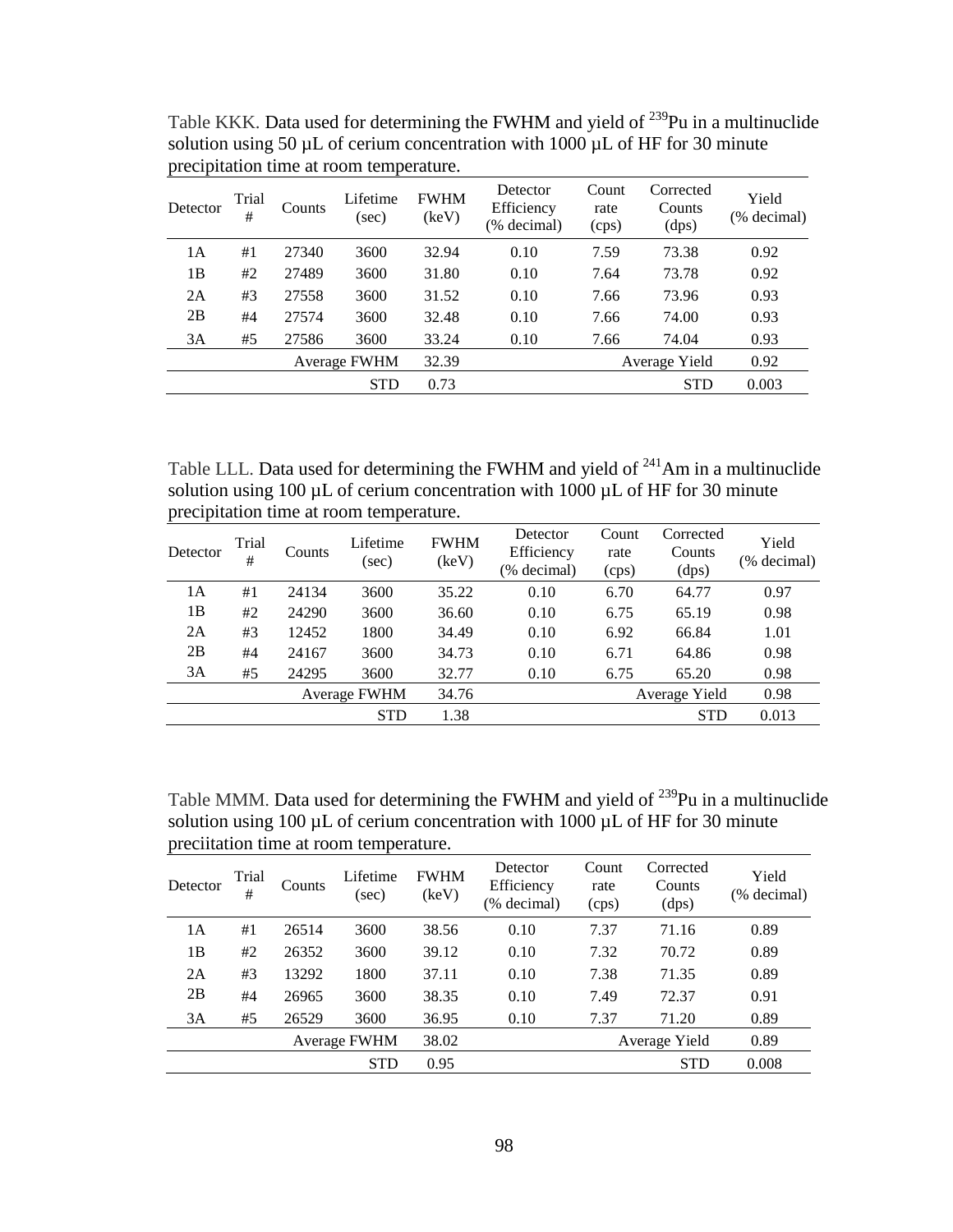Table KKK. Data used for determining the FWHM and yield of $^{239}$Pu in a multinuclide solution using 50 µL of cerium concentration with 1000 µL of HF for 30 minute precipitation time at room temperature.

| Detector | Trial # | Counts | Lifetime (sec) | FWHM (keV) | Detector Efficiency (% decimal) | Count rate (cps) | Corrected Counts (dps) | Yield (% decimal) |
|---|---|---|---|---|---|---|---|---|
| 1A | #1 | 27340 | 3600 | 32.94 | 0.10 | 7.59 | 73.38 | 0.92 |
| 1B | #2 | 27489 | 3600 | 31.80 | 0.10 | 7.64 | 73.78 | 0.92 |
| 2A | #3 | 27558 | 3600 | 31.52 | 0.10 | 7.66 | 73.96 | 0.93 |
| 2B | #4 | 27574 | 3600 | 32.48 | 0.10 | 7.66 | 74.00 | 0.93 |
| 3A | #5 | 27586 | 3600 | 33.24 | 0.10 | 7.66 | 74.04 | 0.93 |
| | | | Average FWHM | 32.39 | | | Average Yield | 0.92 |
| | | | STD | 0.73 | | | STD | 0.003 |

Table LLL. Data used for determining the FWHM and yield of $^{241}$Am in a multinuclide solution using 100 µL of cerium concentration with 1000 µL of HF for 30 minute precipitation time at room temperature.

| Detector | Trial # | Counts | Lifetime (sec) | FWHM (keV) | Detector Efficiency (% decimal) | Count rate (cps) | Corrected Counts (dps) | Yield (% decimal) |
|---|---|---|---|---|---|---|---|---|
| 1A | #1 | 24134 | 3600 | 35.22 | 0.10 | 6.70 | 64.77 | 0.97 |
| 1B | #2 | 24290 | 3600 | 36.60 | 0.10 | 6.75 | 65.19 | 0.98 |
| 2A | #3 | 12452 | 1800 | 34.49 | 0.10 | 6.92 | 66.84 | 1.01 |
| 2B | #4 | 24167 | 3600 | 34.73 | 0.10 | 6.71 | 64.86 | 0.98 |
| 3A | #5 | 24295 | 3600 | 32.77 | 0.10 | 6.75 | 65.20 | 0.98 |
| | | | Average FWHM | 34.76 | | | Average Yield | 0.98 |
| | | | STD | 1.38 | | | STD | 0.013 |

Table MMM. Data used for determining the FWHM and yield of $^{239}$Pu in a multinuclide solution using 100 µL of cerium concentration with 1000 µL of HF for 30 minute preciitation time at room temperature.

| Detector | Trial # | Counts | Lifetime (sec) | FWHM (keV) | Detector Efficiency (% decimal) | Count rate (cps) | Corrected Counts (dps) | Yield (% decimal) |
|---|---|---|---|---|---|---|---|---|
| 1A | #1 | 26514 | 3600 | 38.56 | 0.10 | 7.37 | 71.16 | 0.89 |
| 1B | #2 | 26352 | 3600 | 39.12 | 0.10 | 7.32 | 70.72 | 0.89 |
| 2A | #3 | 13292 | 1800 | 37.11 | 0.10 | 7.38 | 71.35 | 0.89 |
| 2B | #4 | 26965 | 3600 | 38.35 | 0.10 | 7.49 | 72.37 | 0.91 |
| 3A | #5 | 26529 | 3600 | 36.95 | 0.10 | 7.37 | 71.20 | 0.89 |
| | | | Average FWHM | 38.02 | | | Average Yield | 0.89 |
| | | | STD | 0.95 | | | STD | 0.008 |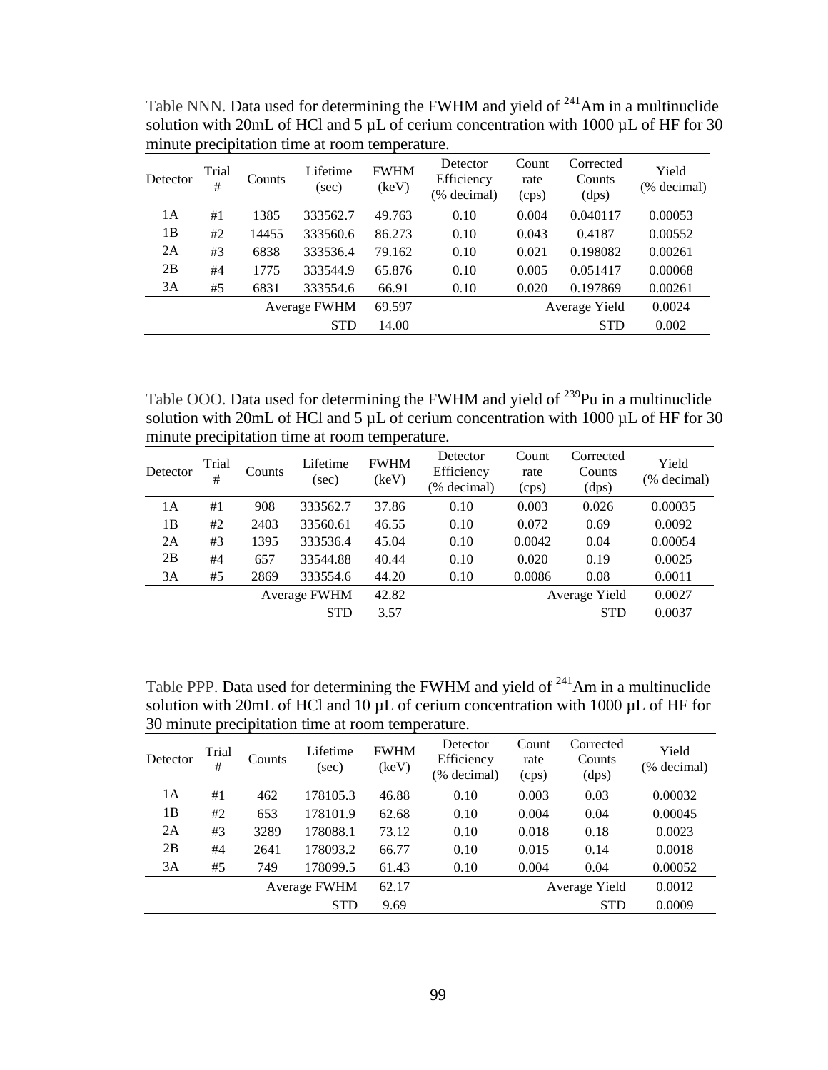Table NNN. Data used for determining the FWHM and yield of $^{241}$Am in a multinuclide solution with 20mL of HCl and 5 µL of cerium concentration with 1000 µL of HF for 30 minute precipitation time at room temperature.

| Detector | Trial # | Counts | Lifetime (sec) | FWHM (keV) | Detector Efficiency (% decimal) | Count rate (cps) | Corrected Counts (dps) | Yield (% decimal) |
|---|---|---|---|---|---|---|---|---|
| 1A | #1 | 1385 | 333562.7 | 49.763 | 0.10 | 0.004 | 0.040117 | 0.00053 |
| 1B | #2 | 14455 | 333560.6 | 86.273 | 0.10 | 0.043 | 0.4187 | 0.00552 |
| 2A | #3 | 6838 | 333536.4 | 79.162 | 0.10 | 0.021 | 0.198082 | 0.00261 |
| 2B | #4 | 1775 | 333544.9 | 65.876 | 0.10 | 0.005 | 0.051417 | 0.00068 |
| 3A | #5 | 6831 | 333554.6 | 66.91 | 0.10 | 0.020 | 0.197869 | 0.00261 |
| | | | Average FWHM | 69.597 | | | Average Yield | 0.0024 |
| | | | STD | 14.00 | | | STD | 0.002 |

Table OOO. Data used for determining the FWHM and yield of $^{239}$Pu in a multinuclide solution with 20mL of HCl and 5 µL of cerium concentration with 1000 µL of HF for 30 minute precipitation time at room temperature.

| Detector | Trial # | Counts | Lifetime (sec) | FWHM (keV) | Detector Efficiency (% decimal) | Count rate (cps) | Corrected Counts (dps) | Yield (% decimal) |
|---|---|---|---|---|---|---|---|---|
| 1A | #1 | 908 | 333562.7 | 37.86 | 0.10 | 0.003 | 0.026 | 0.00035 |
| 1B | #2 | 2403 | 33560.61 | 46.55 | 0.10 | 0.072 | 0.69 | 0.0092 |
| 2A | #3 | 1395 | 333536.4 | 45.04 | 0.10 | 0.0042 | 0.04 | 0.00054 |
| 2B | #4 | 657 | 33544.88 | 40.44 | 0.10 | 0.020 | 0.19 | 0.0025 |
| 3A | #5 | 2869 | 333554.6 | 44.20 | 0.10 | 0.0086 | 0.08 | 0.0011 |
| | | | Average FWHM | 42.82 | | | Average Yield | 0.0027 |
| | | | STD | 3.57 | | | STD | 0.0037 |

Table PPP. Data used for determining the FWHM and yield of $^{241}$Am in a multinuclide solution with 20mL of HCl and 10 µL of cerium concentration with 1000 µL of HF for 30 minute precipitation time at room temperature.

| Detector | Trial # | Counts | Lifetime (sec) | FWHM (keV) | Detector Efficiency (% decimal) | Count rate (cps) | Corrected Counts (dps) | Yield (% decimal) |
|---|---|---|---|---|---|---|---|---|
| 1A | #1 | 462 | 178105.3 | 46.88 | 0.10 | 0.003 | 0.03 | 0.00032 |
| 1B | #2 | 653 | 178101.9 | 62.68 | 0.10 | 0.004 | 0.04 | 0.00045 |
| 2A | #3 | 3289 | 178088.1 | 73.12 | 0.10 | 0.018 | 0.18 | 0.0023 |
| 2B | #4 | 2641 | 178093.2 | 66.77 | 0.10 | 0.015 | 0.14 | 0.0018 |
| 3A | #5 | 749 | 178099.5 | 61.43 | 0.10 | 0.004 | 0.04 | 0.00052 |
| | | | Average FWHM | 62.17 | | | Average Yield | 0.0012 |
| | | | STD | 9.69 | | | STD | 0.0009 |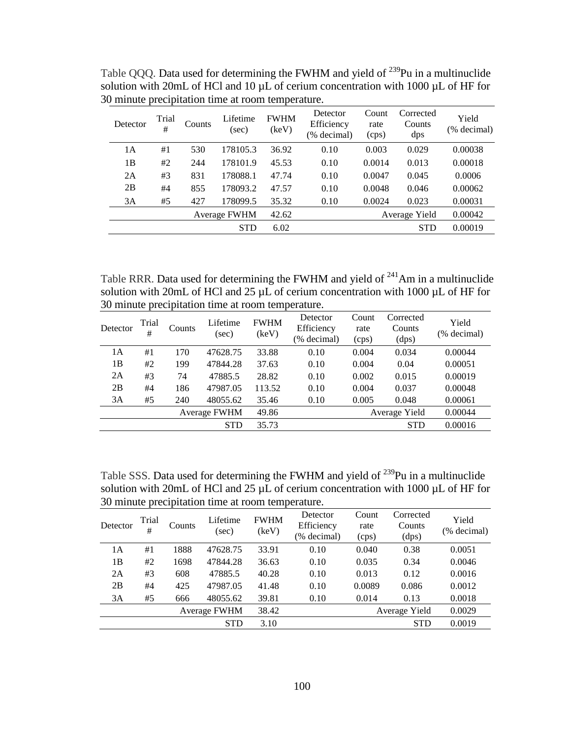Table QQQ. Data used for determining the FWHM and yield of $^{239}$Pu in a multinuclide solution with 20mL of HCl and 10 µL of cerium concentration with 1000 µL of HF for 30 minute precipitation time at room temperature.

| Detector | Trial # | Counts | Lifetime (sec) | FWHM (keV) | Detector Efficiency (% decimal) | Count rate (cps) | Corrected Counts dps | Yield (% decimal) |
|---|---|---|---|---|---|---|---|---|
| 1A | #1 | 530 | 178105.3 | 36.92 | 0.10 | 0.003 | 0.029 | 0.00038 |
| 1B | #2 | 244 | 178101.9 | 45.53 | 0.10 | 0.0014 | 0.013 | 0.00018 |
| 2A | #3 | 831 | 178088.1 | 47.74 | 0.10 | 0.0047 | 0.045 | 0.0006 |
| 2B | #4 | 855 | 178093.2 | 47.57 | 0.10 | 0.0048 | 0.046 | 0.00062 |
| 3A | #5 | 427 | 178099.5 | 35.32 | 0.10 | 0.0024 | 0.023 | 0.00031 |
| | | | Average FWHM | 42.62 | | | Average Yield | 0.00042 |
| | | | STD | 6.02 | | | STD | 0.00019 |

Table RRR. Data used for determining the FWHM and yield of $^{241}$Am in a multinuclide solution with 20mL of HCl and 25 µL of cerium concentration with 1000 µL of HF for 30 minute precipitation time at room temperature.

| Detector | Trial # | Counts | Lifetime (sec) | FWHM (keV) | Detector Efficiency (% decimal) | Count rate (cps) | Corrected Counts (dps) | Yield (% decimal) |
|---|---|---|---|---|---|---|---|---|
| 1A | #1 | 170 | 47628.75 | 33.88 | 0.10 | 0.004 | 0.034 | 0.00044 |
| 1B | #2 | 199 | 47844.28 | 37.63 | 0.10 | 0.004 | 0.04 | 0.00051 |
| 2A | #3 | 74 | 47885.5 | 28.82 | 0.10 | 0.002 | 0.015 | 0.00019 |
| 2B | #4 | 186 | 47987.05 | 113.52 | 0.10 | 0.004 | 0.037 | 0.00048 |
| 3A | #5 | 240 | 48055.62 | 35.46 | 0.10 | 0.005 | 0.048 | 0.00061 |
| | | | Average FWHM | 49.86 | | | Average Yield | 0.00044 |
| | | | STD | 35.73 | | | STD | 0.00016 |

Table SSS. Data used for determining the FWHM and yield of $^{239}$Pu in a multinuclide solution with 20mL of HCl and 25 µL of cerium concentration with 1000 µL of HF for 30 minute precipitation time at room temperature.

| Detector | Trial # | Counts | Lifetime (sec) | FWHM (keV) | Detector Efficiency (% decimal) | Count rate (cps) | Corrected Counts (dps) | Yield (% decimal) |
|---|---|---|---|---|---|---|---|---|
| 1A | #1 | 1888 | 47628.75 | 33.91 | 0.10 | 0.040 | 0.38 | 0.0051 |
| 1B | #2 | 1698 | 47844.28 | 36.63 | 0.10 | 0.035 | 0.34 | 0.0046 |
| 2A | #3 | 608 | 47885.5 | 40.28 | 0.10 | 0.013 | 0.12 | 0.0016 |
| 2B | #4 | 425 | 47987.05 | 41.48 | 0.10 | 0.0089 | 0.086 | 0.0012 |
| 3A | #5 | 666 | 48055.62 | 39.81 | 0.10 | 0.014 | 0.13 | 0.0018 |
| | | | Average FWHM | 38.42 | | | Average Yield | 0.0029 |
| | | | STD | 3.10 | | | STD | 0.0019 |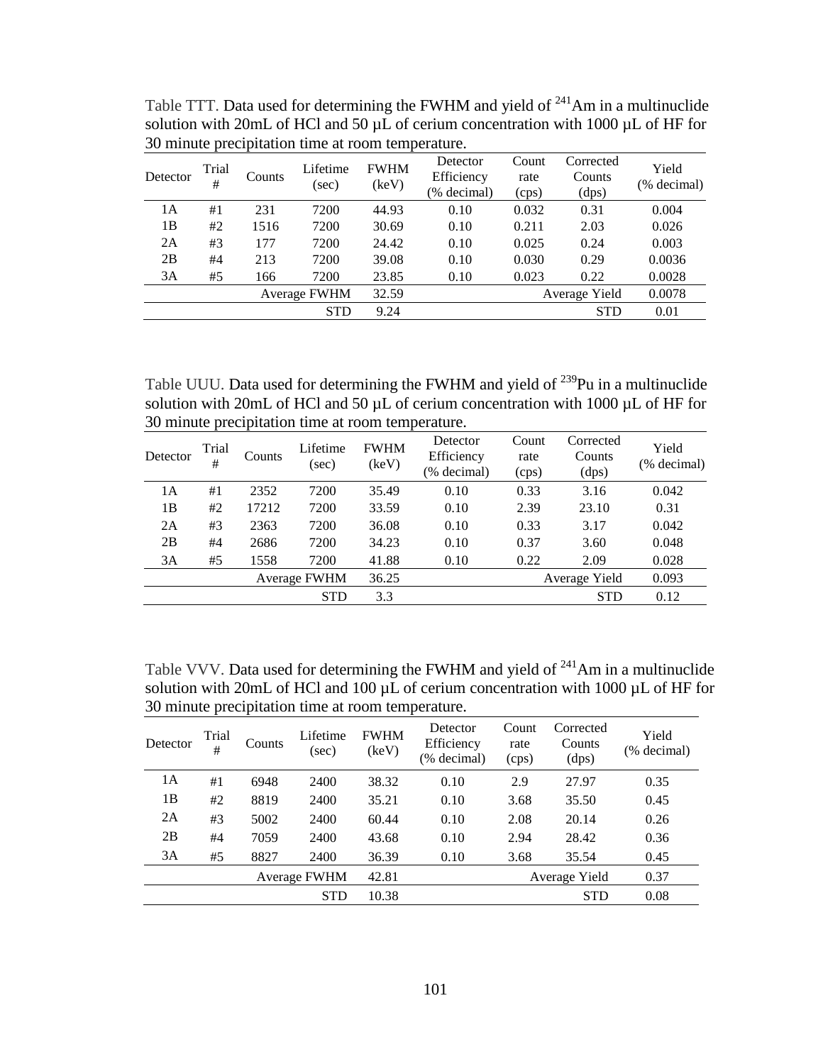Table TTT. Data used for determining the FWHM and yield of $^{241}$Am in a multinuclide solution with 20mL of HCl and 50 µL of cerium concentration with 1000 µL of HF for 30 minute precipitation time at room temperature.

| Detector | Trial # | Counts | Lifetime (sec) | FWHM (keV) | Detector Efficiency (% decimal) | Count rate (cps) | Corrected Counts (dps) | Yield (% decimal) |
|---|---|---|---|---|---|---|---|---|
| 1A | #1 | 231 | 7200 | 44.93 | 0.10 | 0.032 | 0.31 | 0.004 |
| 1B | #2 | 1516 | 7200 | 30.69 | 0.10 | 0.211 | 2.03 | 0.026 |
| 2A | #3 | 177 | 7200 | 24.42 | 0.10 | 0.025 | 0.24 | 0.003 |
| 2B | #4 | 213 | 7200 | 39.08 | 0.10 | 0.030 | 0.29 | 0.0036 |
| 3A | #5 | 166 | 7200 | 23.85 | 0.10 | 0.023 | 0.22 | 0.0028 |
| | | | Average FWHM | 32.59 | | | Average Yield | 0.0078 |
| | | | STD | 9.24 | | | STD | 0.01 |

Table UUU. Data used for determining the FWHM and yield of $^{239}$Pu in a multinuclide solution with 20mL of HCl and 50 µL of cerium concentration with 1000 µL of HF for 30 minute precipitation time at room temperature.

| Detector | Trial # | Counts | Lifetime (sec) | FWHM (keV) | Detector Efficiency (% decimal) | Count rate (cps) | Corrected Counts (dps) | Yield (% decimal) |
|---|---|---|---|---|---|---|---|---|
| 1A | #1 | 2352 | 7200 | 35.49 | 0.10 | 0.33 | 3.16 | 0.042 |
| 1B | #2 | 17212 | 7200 | 33.59 | 0.10 | 2.39 | 23.10 | 0.31 |
| 2A | #3 | 2363 | 7200 | 36.08 | 0.10 | 0.33 | 3.17 | 0.042 |
| 2B | #4 | 2686 | 7200 | 34.23 | 0.10 | 0.37 | 3.60 | 0.048 |
| 3A | #5 | 1558 | 7200 | 41.88 | 0.10 | 0.22 | 2.09 | 0.028 |
| | | | Average FWHM | 36.25 | | | Average Yield | 0.093 |
| | | | STD | 3.3 | | | STD | 0.12 |

Table VVV. Data used for determining the FWHM and yield of $^{241}$Am in a multinuclide solution with 20mL of HCl and 100 µL of cerium concentration with 1000 µL of HF for 30 minute precipitation time at room temperature.

| Detector | Trial # | Counts | Lifetime (sec) | FWHM (keV) | Detector Efficiency (% decimal) | Count rate (cps) | Corrected Counts (dps) | Yield (% decimal) |
|---|---|---|---|---|---|---|---|---|
| 1A | #1 | 6948 | 2400 | 38.32 | 0.10 | 2.9 | 27.97 | 0.35 |
| 1B | #2 | 8819 | 2400 | 35.21 | 0.10 | 3.68 | 35.50 | 0.45 |
| 2A | #3 | 5002 | 2400 | 60.44 | 0.10 | 2.08 | 20.14 | 0.26 |
| 2B | #4 | 7059 | 2400 | 43.68 | 0.10 | 2.94 | 28.42 | 0.36 |
| 3A | #5 | 8827 | 2400 | 36.39 | 0.10 | 3.68 | 35.54 | 0.45 |
| | | | Average FWHM | 42.81 | | | Average Yield | 0.37 |
| | | | STD | 10.38 | | | STD | 0.08 |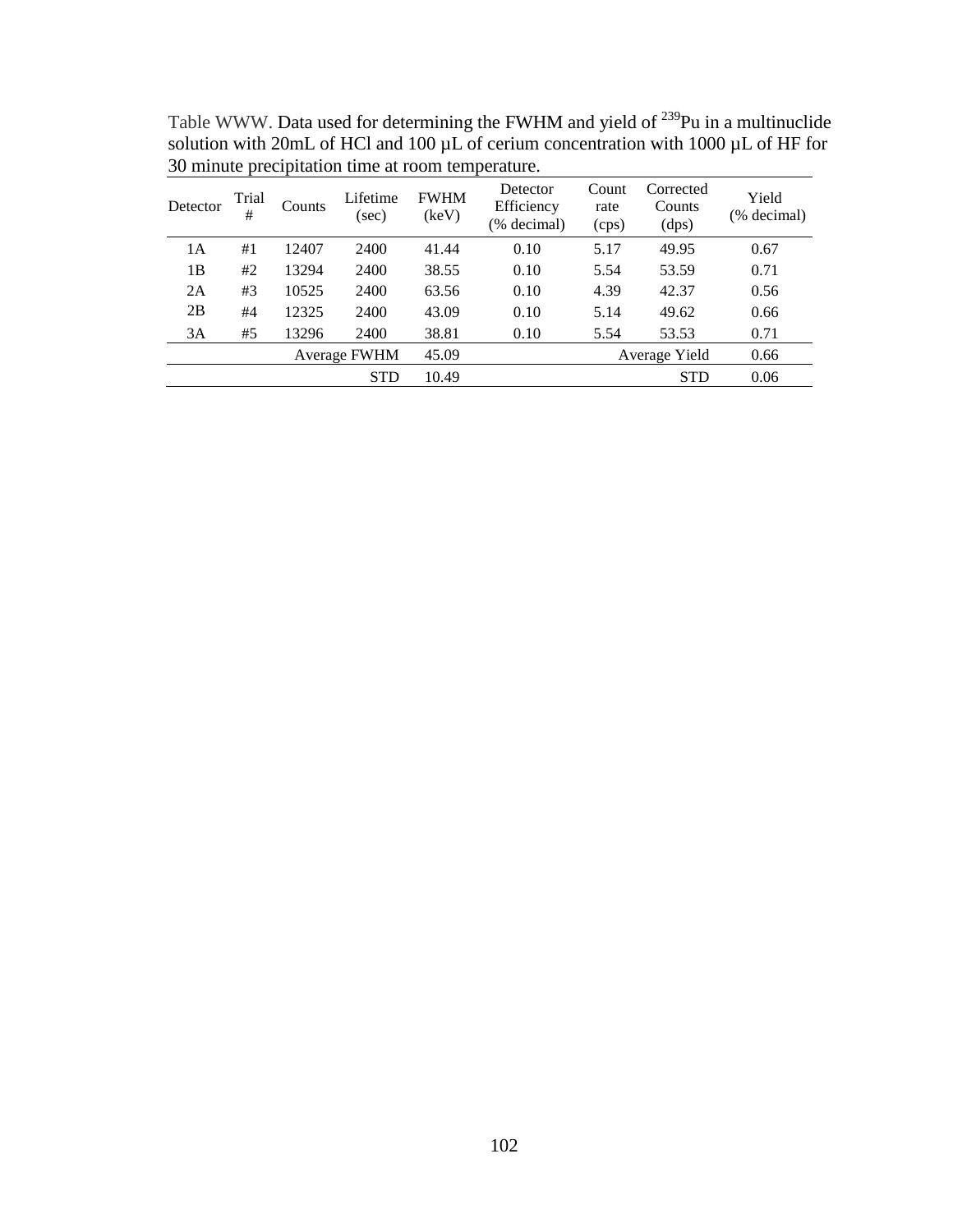Table WWW. Data used for determining the FWHM and yield of $^{239}Pu$ in a multinuclide solution with 20mL of HCl and 100 µL of cerium concentration with 1000 µL of HF for 30 minute precipitation time at room temperature.

| Detector | Trial # | Counts | Lifetime (sec) | FWHM (keV) | Detector Efficiency (% decimal) | Count rate (cps) | Corrected Counts (dps) | Yield (% decimal) |
|---|---|---|---|---|---|---|---|---|
| 1A | #1 | 12407 | 2400 | 41.44 | 0.10 | 5.17 | 49.95 | 0.67 |
| 1B | #2 | 13294 | 2400 | 38.55 | 0.10 | 5.54 | 53.59 | 0.71 |
| 2A | #3 | 10525 | 2400 | 63.56 | 0.10 | 4.39 | 42.37 | 0.56 |
| 2B | #4 | 12325 | 2400 | 43.09 | 0.10 | 5.14 | 49.62 | 0.66 |
| 3A | #5 | 13296 | 2400 | 38.81 | 0.10 | 5.54 | 53.53 | 0.71 |
| | | | Average FWHM | 45.09 | | | Average Yield | 0.66 |
| | | | STD | 10.49 | | | STD | 0.06 |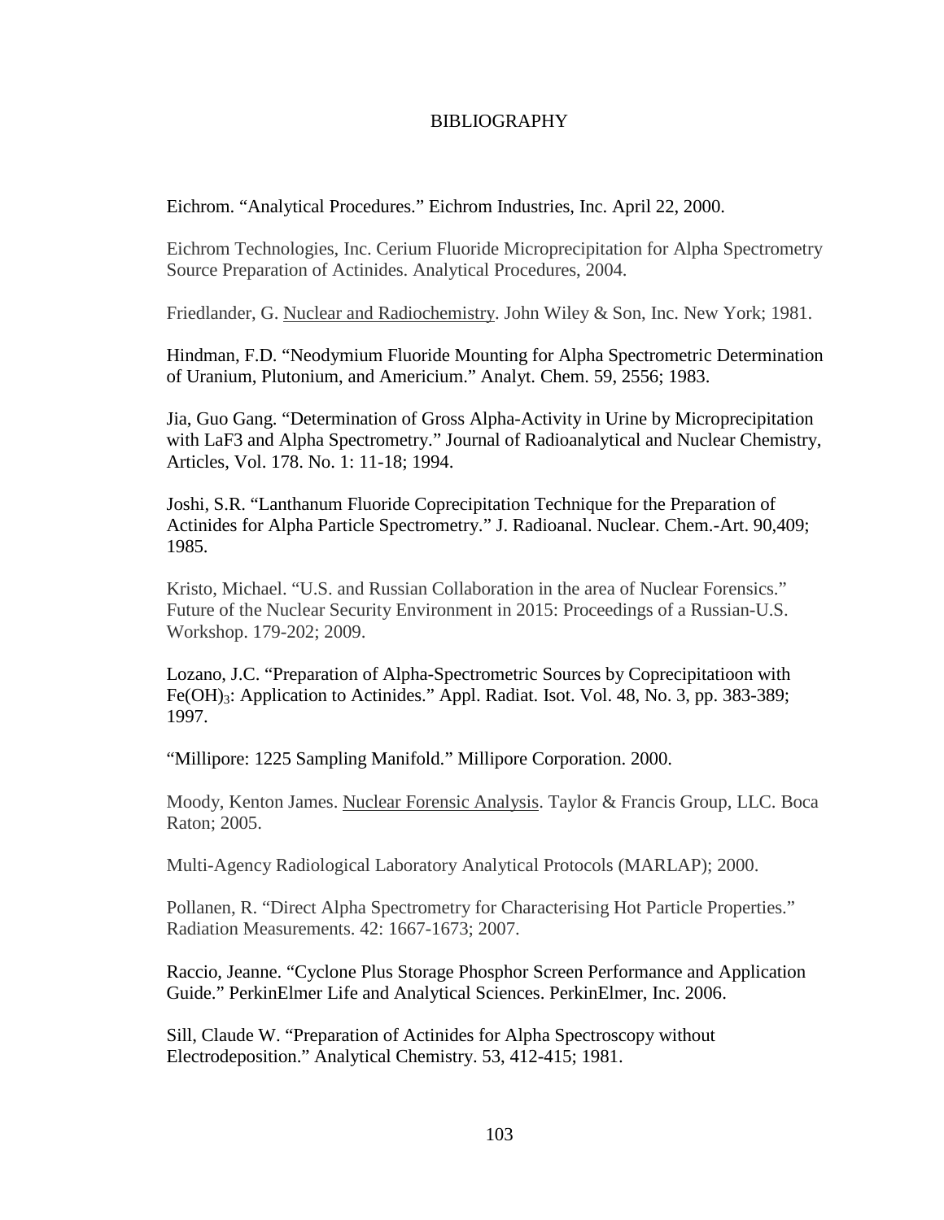# BIBLIOGRAPHY

Eichrom. “Analytical Procedures.” Eichrom Industries, Inc. April 22, 2000.

Eichrom Technologies, Inc. Cerium Fluoride Microprecipitation for Alpha Spectrometry Source Preparation of Actinides. Analytical Procedures, 2004.

Friedlander, G. Nuclear and Radiochemistry. John Wiley & Son, Inc. New York; 1981.

Hindman, F.D. “Neodymium Fluoride Mounting for Alpha Spectrometric Determination of Uranium, Plutonium, and Americium.” Analyt. Chem. 59, 2556; 1983.

Jia, Guo Gang. “Determination of Gross Alpha-Activity in Urine by Microprecipitation with LaF3 and Alpha Spectrometry.” Journal of Radioanalytical and Nuclear Chemistry, Articles, Vol. 178. No. 1: 11-18; 1994.

Joshi, S.R. “Lanthanum Fluoride Coprecipitation Technique for the Preparation of Actinides for Alpha Particle Spectrometry.” J. Radioanal. Nuclear. Chem.-Art. 90,409; 1985.

Kristo, Michael. “U.S. and Russian Collaboration in the area of Nuclear Forensics.” Future of the Nuclear Security Environment in 2015: Proceedings of a Russian-U.S. Workshop. 179-202; 2009.

Lozano, J.C. “Preparation of Alpha-Spectrometric Sources by Coprecipitatioon with $Fe(OH)_3$: Application to Actinides.” Appl. Radiat. Isot. Vol. 48, No. 3, pp. 383-389; 1997.

“Millipore: 1225 Sampling Manifold.” Millipore Corporation. 2000.

Moody, Kenton James. Nuclear Forensic Analysis. Taylor & Francis Group, LLC. Boca Raton; 2005.

Multi-Agency Radiological Laboratory Analytical Protocols (MARLAP); 2000.

Pollanen, R. “Direct Alpha Spectrometry for Characterising Hot Particle Properties.” Radiation Measurements. 42: 1667-1673; 2007.

Raccio, Jeanne. “Cyclone Plus Storage Phosphor Screen Performance and Application Guide.” PerkinElmer Life and Analytical Sciences. PerkinElmer, Inc. 2006.

Sill, Claude W. “Preparation of Actinides for Alpha Spectroscopy without Electrodeposition.” Analytical Chemistry. 53, 412-415; 1981.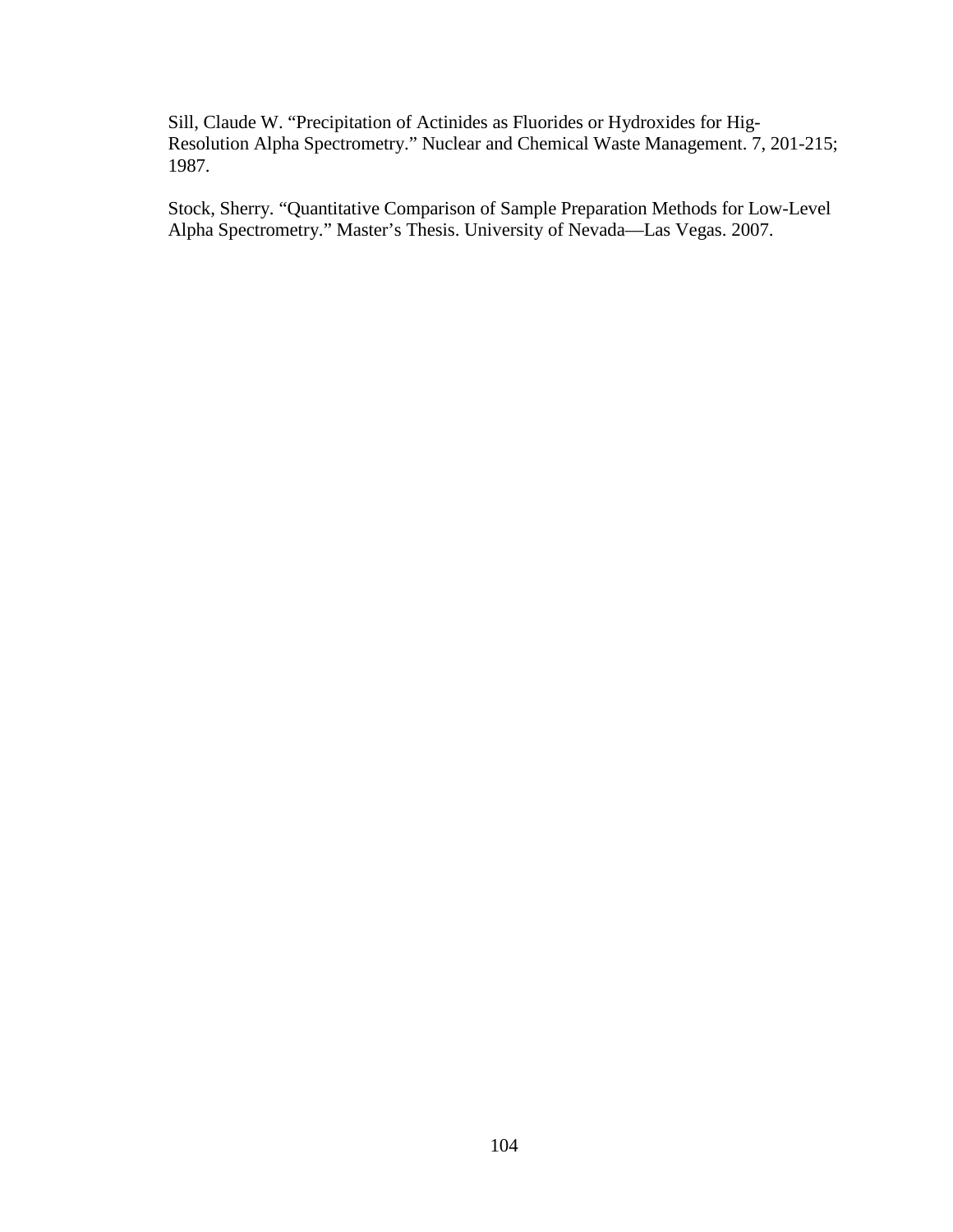Sill, Claude W. “Precipitation of Actinides as Fluorides or Hydroxides for Hig-Resolution Alpha Spectrometry.” Nuclear and Chemical Waste Management. 7, 201-215; 1987.

Stock, Sherry. “Quantitative Comparison of Sample Preparation Methods for Low-Level Alpha Spectrometry.” Master’s Thesis. University of Nevada—Las Vegas. 2007.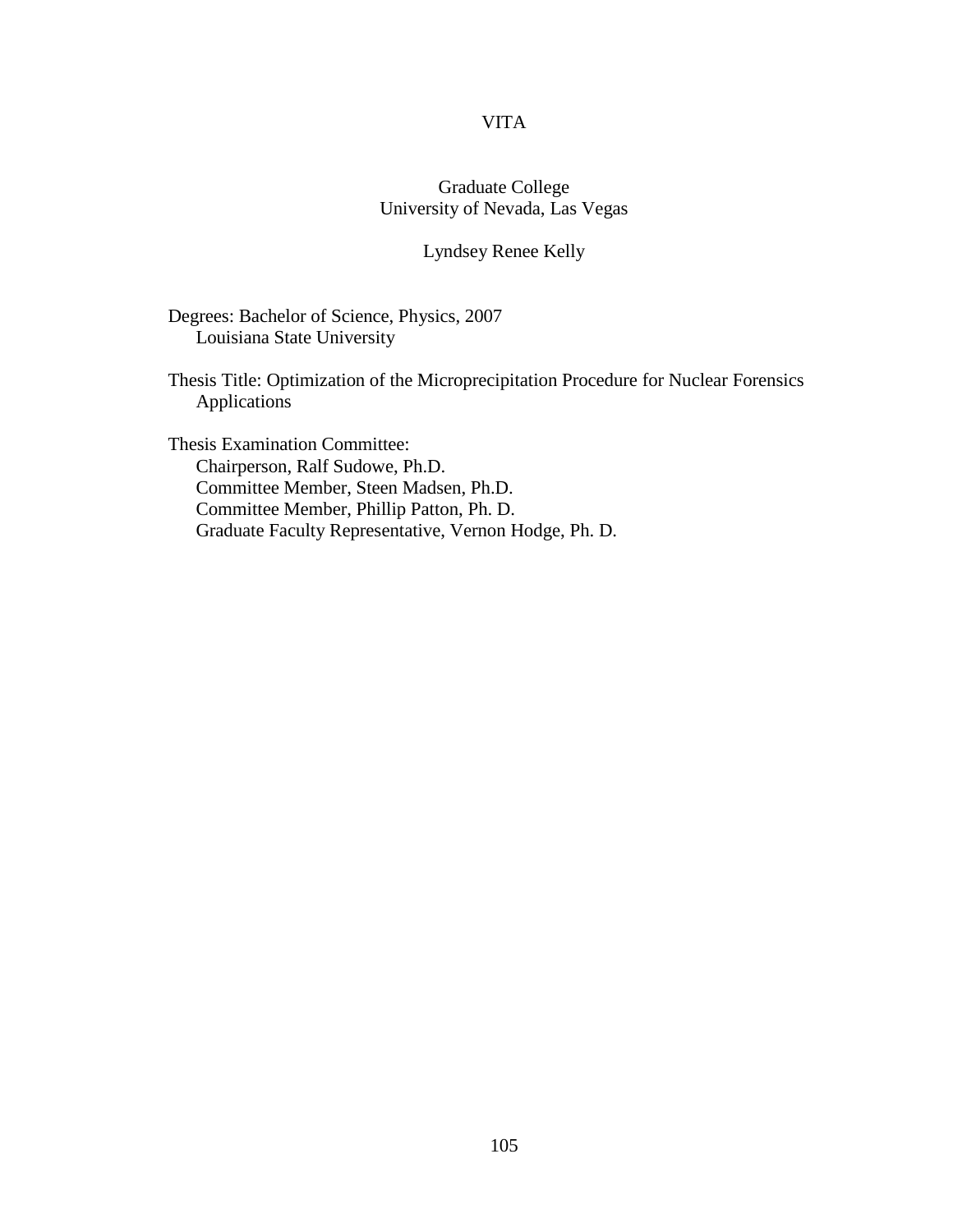# VITA

Graduate College
University of Nevada, Las Vegas

Lyndsey Renee Kelly

Degrees: Bachelor of Science, Physics, 2007
Louisiana State University

Thesis Title: Optimization of the Microprecipitation Procedure for Nuclear Forensics Applications

Thesis Examination Committee:
Chairperson, Ralf Sudowe, Ph.D.
Committee Member, Steen Madsen, Ph.D.
Committee Member, Phillip Patton, Ph. D.
Graduate Faculty Representative, Vernon Hodge, Ph. D.